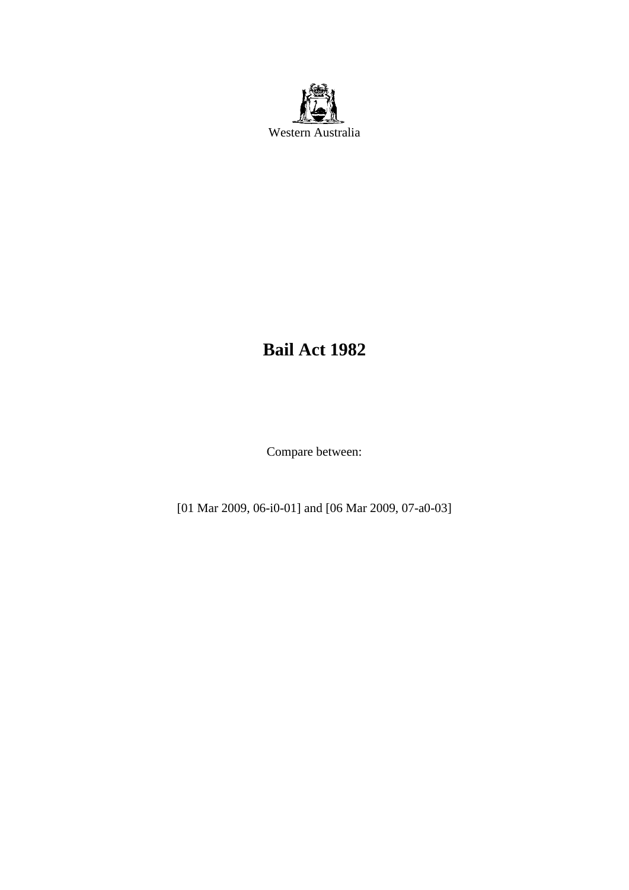Western Australia

# Bail Act 1982

Compare between:

[01 Mar 2009, 06-i0-01] and [06 Mar 2009, 07-a0-03]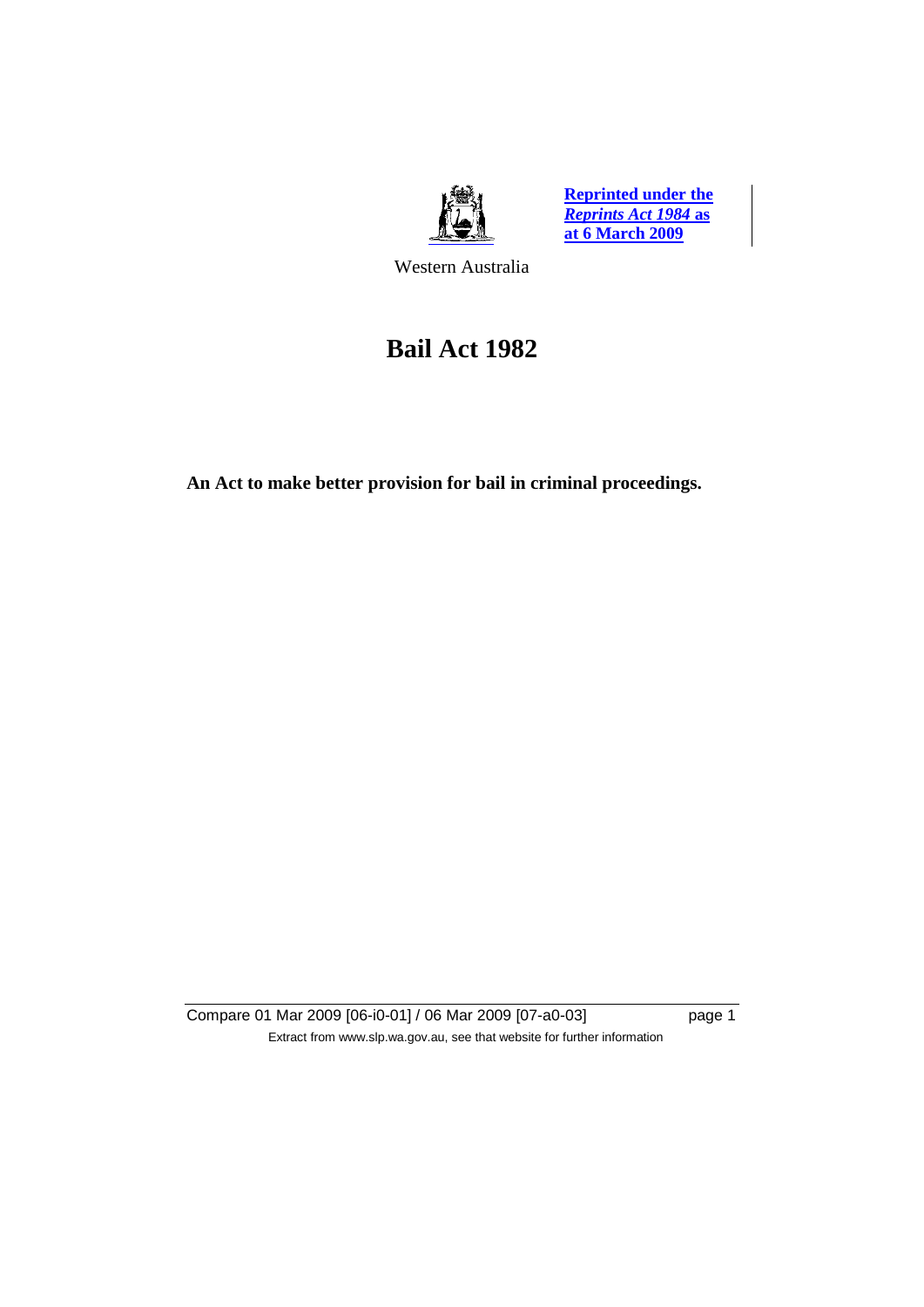**Reprinted under the *Reprints Act 1984* as at 6 March 2009**

Western Australia

# Bail Act 1982

**An Act to make better provision for bail in criminal proceedings.**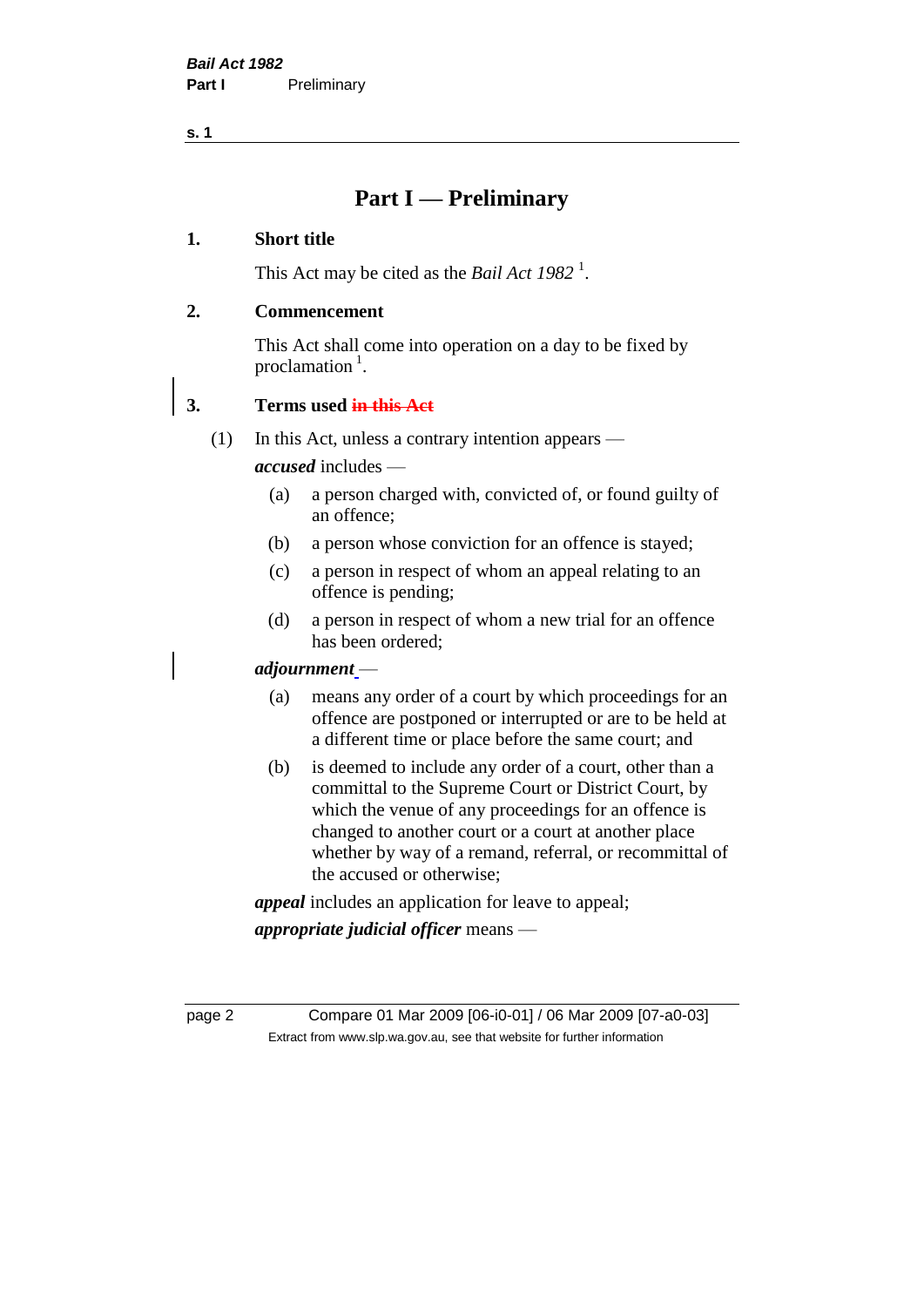# Part I — Preliminary

**1. Short title**

This Act may be cited as the *Bail Act 1982* [1].

**2. Commencement**

This Act shall come into operation on a day to be fixed by proclamation [1].

**3. Terms used ~~in this Act~~**

(1) In this Act, unless a contrary intention appears —

***accused*** includes —

(a) a person charged with, convicted of, or found guilty of an offence;

(b) a person whose conviction for an offence is stayed;

(c) a person in respect of whom an appeal relating to an offence is pending;

(d) a person in respect of whom a new trial for an offence has been ordered;

***adjournment*** —

(a) means any order of a court by which proceedings for an offence are postponed or interrupted or are to be held at a different time or place before the same court; and

(b) is deemed to include any order of a court, other than a committal to the Supreme Court or District Court, by which the venue of any proceedings for an offence is changed to another court or a court at another place whether by way of a remand, referral, or recommittal of the accused or otherwise;

***appeal*** includes an application for leave to appeal;

***appropriate judicial officer*** means —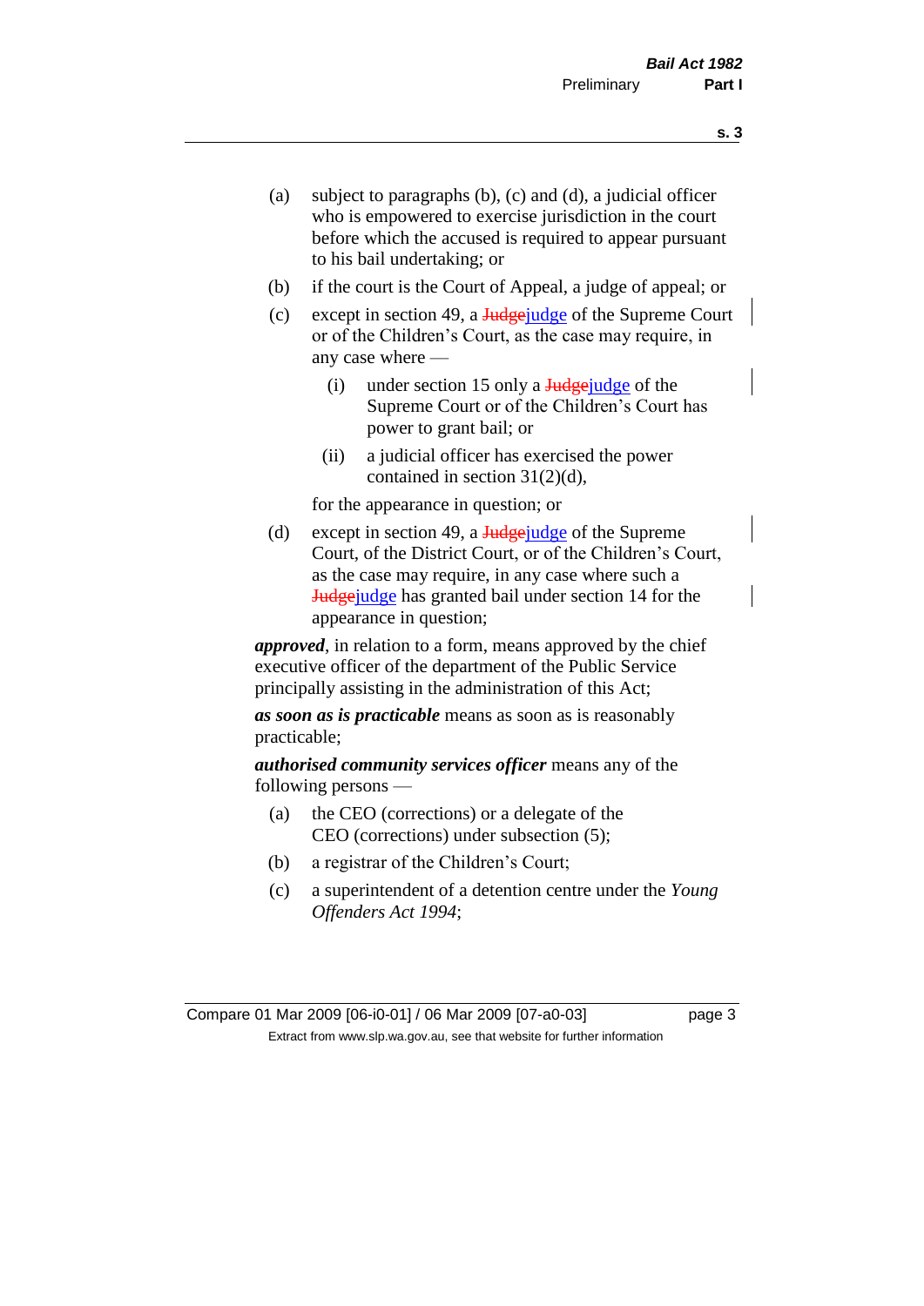(a) subject to paragraphs (b), (c) and (d), a judicial officer who is empowered to exercise jurisdiction in the court before which the accused is required to appear pursuant to his bail undertaking; or

(b) if the court is the Court of Appeal, a judge of appeal; or

(c) except in section 49, a ~~Judge~~judge of the Supreme Court or of the Children's Court, as the case may require, in any case where —

  (i) under section 15 only a ~~Judge~~judge of the Supreme Court or of the Children's Court has power to grant bail; or

  (ii) a judicial officer has exercised the power contained in section 31(2)(d),

 for the appearance in question; or

(d) except in section 49, a ~~Judge~~judge of the Supreme Court, of the District Court, or of the Children's Court, as the case may require, in any case where such a ~~Judge~~judge has granted bail under section 14 for the appearance in question;

***approved***, in relation to a form, means approved by the chief executive officer of the department of the Public Service principally assisting in the administration of this Act;

***as soon as is practicable*** means as soon as is reasonably practicable;

***authorised community services officer*** means any of the following persons —

(a) the CEO (corrections) or a delegate of the CEO (corrections) under subsection (5);

(b) a registrar of the Children's Court;

(c) a superintendent of a detention centre under the *Young Offenders Act 1994*;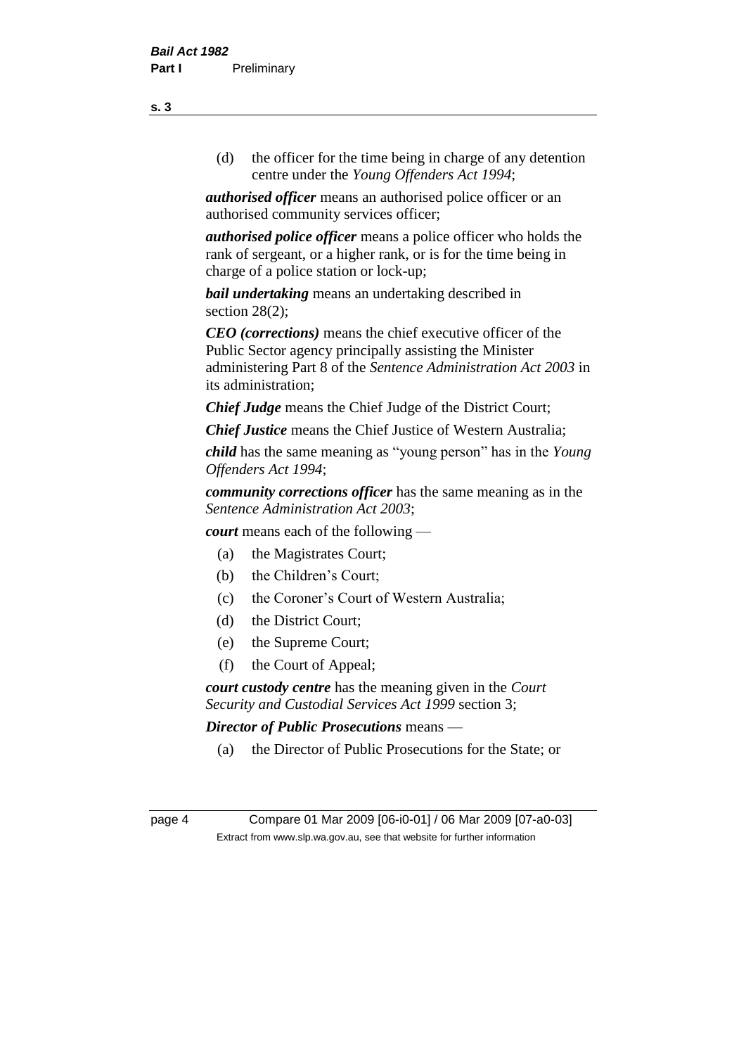(d) the officer for the time being in charge of any detention centre under the *Young Offenders Act 1994*;

***authorised officer*** means an authorised police officer or an authorised community services officer;

***authorised police officer*** means a police officer who holds the rank of sergeant, or a higher rank, or is for the time being in charge of a police station or lock-up;

***bail undertaking*** means an undertaking described in section 28(2);

***CEO (corrections)*** means the chief executive officer of the Public Sector agency principally assisting the Minister administering Part 8 of the *Sentence Administration Act 2003* in its administration;

***Chief Judge*** means the Chief Judge of the District Court;

***Chief Justice*** means the Chief Justice of Western Australia;

***child*** has the same meaning as "young person" has in the *Young Offenders Act 1994*;

***community corrections officer*** has the same meaning as in the *Sentence Administration Act 2003*;

***court*** means each of the following —

(a) the Magistrates Court;

(b) the Children's Court;

(c) the Coroner's Court of Western Australia;

(d) the District Court;

(e) the Supreme Court;

(f) the Court of Appeal;

***court custody centre*** has the meaning given in the *Court Security and Custodial Services Act 1999* section 3;

***Director of Public Prosecutions*** means —

(a) the Director of Public Prosecutions for the State; or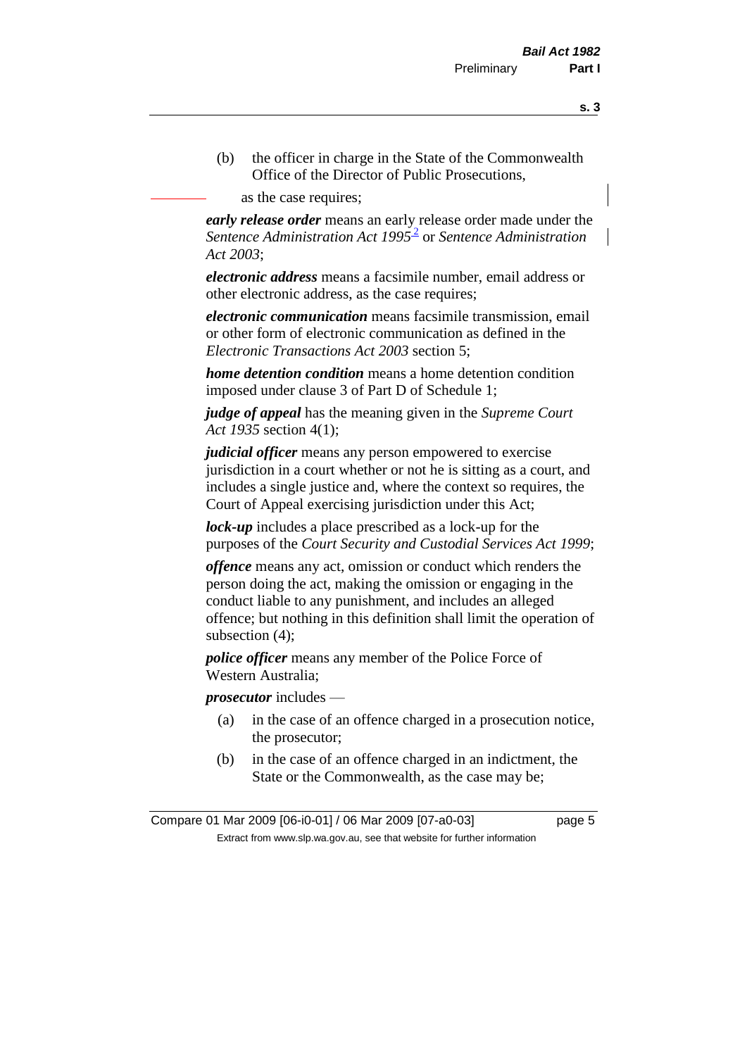(b) the officer in charge in the State of the Commonwealth Office of the Director of Public Prosecutions,

as the case requires;

***early release order*** means an early release order made under the *Sentence Administration Act 1995*[2] or *Sentence Administration Act 2003*;

***electronic address*** means a facsimile number, email address or other electronic address, as the case requires;

***electronic communication*** means facsimile transmission, email or other form of electronic communication as defined in the *Electronic Transactions Act 2003* section 5;

***home detention condition*** means a home detention condition imposed under clause 3 of Part D of Schedule 1;

***judge of appeal*** has the meaning given in the *Supreme Court Act 1935* section 4(1);

***judicial officer*** means any person empowered to exercise jurisdiction in a court whether or not he is sitting as a court, and includes a single justice and, where the context so requires, the Court of Appeal exercising jurisdiction under this Act;

***lock-up*** includes a place prescribed as a lock-up for the purposes of the *Court Security and Custodial Services Act 1999*;

***offence*** means any act, omission or conduct which renders the person doing the act, making the omission or engaging in the conduct liable to any punishment, and includes an alleged offence; but nothing in this definition shall limit the operation of subsection (4);

***police officer*** means any member of the Police Force of Western Australia;

***prosecutor*** includes —

(a) in the case of an offence charged in a prosecution notice, the prosecutor;

(b) in the case of an offence charged in an indictment, the State or the Commonwealth, as the case may be;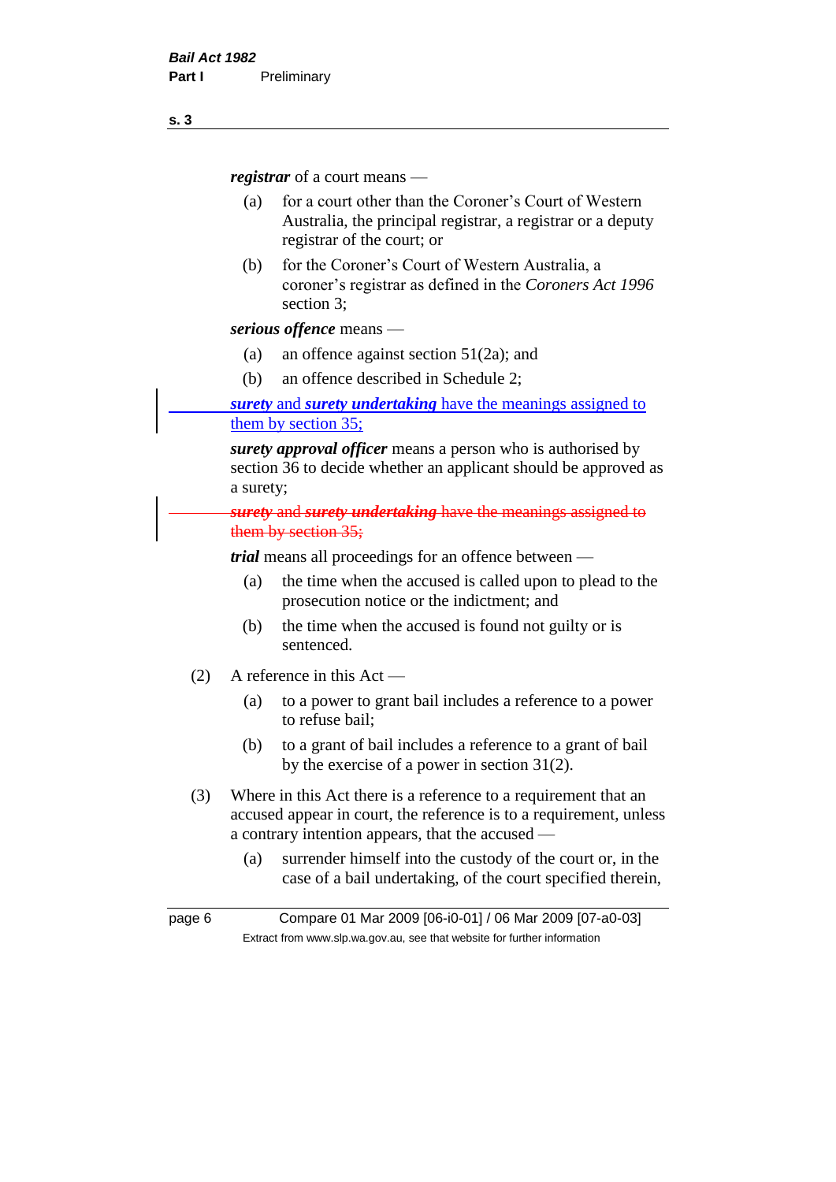**registrar** of a court means —

(a) for a court other than the Coroner's Court of Western Australia, the principal registrar, a registrar or a deputy registrar of the court; or

(b) for the Coroner's Court of Western Australia, a coroner's registrar as defined in the *Coroners Act 1996* section 3;

**serious offence** means —

(a) an offence against section 51(2a); and

(b) an offence described in Schedule 2;

***surety*** and ***surety undertaking*** have the meanings assigned to them by section 35;

***surety approval officer*** means a person who is authorised by section 36 to decide whether an applicant should be approved as a surety;

~~***surety*** and ***surety undertaking*** have the meanings assigned to them by section 35;~~

***trial*** means all proceedings for an offence between —

(a) the time when the accused is called upon to plead to the prosecution notice or the indictment; and

(b) the time when the accused is found not guilty or is sentenced.

(2) A reference in this Act —

(a) to a power to grant bail includes a reference to a power to refuse bail;

(b) to a grant of bail includes a reference to a grant of bail by the exercise of a power in section 31(2).

(3) Where in this Act there is a reference to a requirement that an accused appear in court, the reference is to a requirement, unless a contrary intention appears, that the accused —

(a) surrender himself into the custody of the court or, in the case of a bail undertaking, of the court specified therein,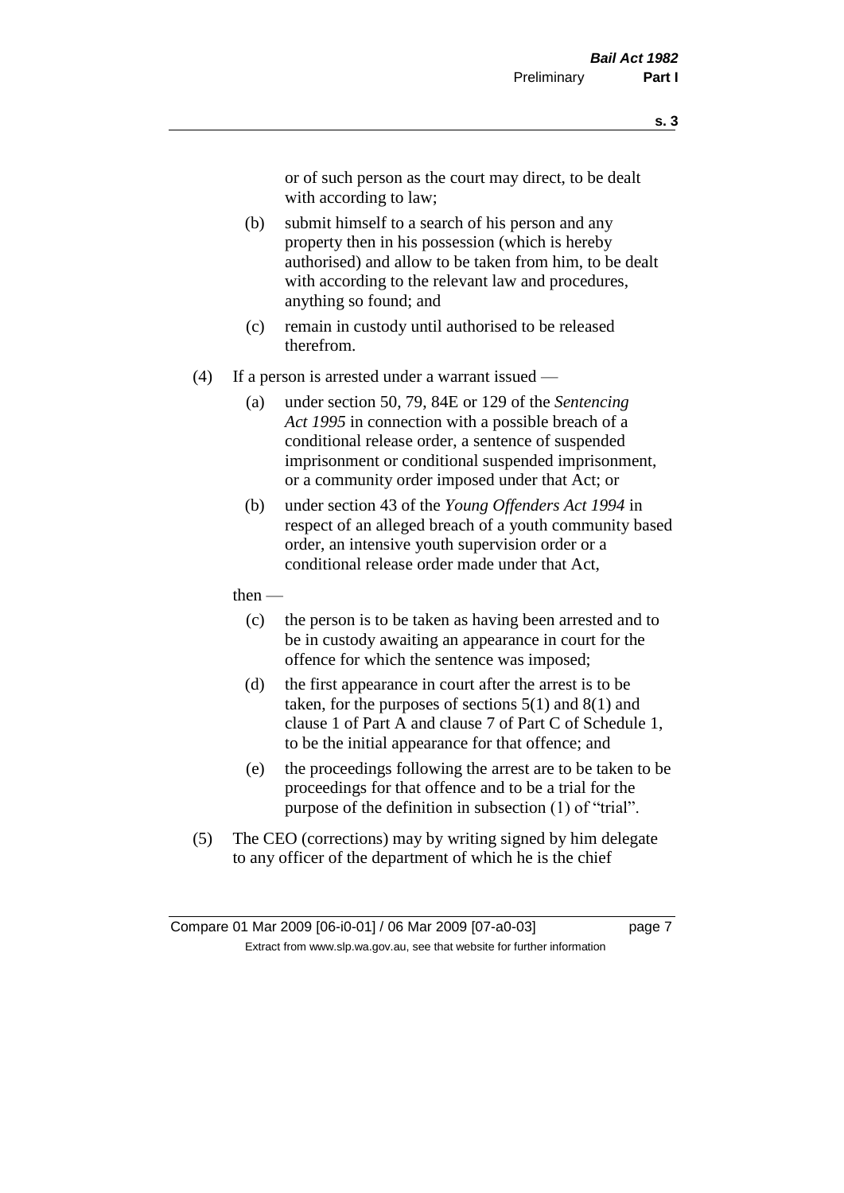or of such person as the court may direct, to be dealt with according to law;

(b) submit himself to a search of his person and any property then in his possession (which is hereby authorised) and allow to be taken from him, to be dealt with according to the relevant law and procedures, anything so found; and

(c) remain in custody until authorised to be released therefrom.

(4) If a person is arrested under a warrant issued —

(a) under section 50, 79, 84E or 129 of the *Sentencing Act 1995* in connection with a possible breach of a conditional release order, a sentence of suspended imprisonment or conditional suspended imprisonment, or a community order imposed under that Act; or

(b) under section 43 of the *Young Offenders Act 1994* in respect of an alleged breach of a youth community based order, an intensive youth supervision order or a conditional release order made under that Act,

then —

(c) the person is to be taken as having been arrested and to be in custody awaiting an appearance in court for the offence for which the sentence was imposed;

(d) the first appearance in court after the arrest is to be taken, for the purposes of sections 5(1) and 8(1) and clause 1 of Part A and clause 7 of Part C of Schedule 1, to be the initial appearance for that offence; and

(e) the proceedings following the arrest are to be taken to be proceedings for that offence and to be a trial for the purpose of the definition in subsection (1) of "trial".

(5) The CEO (corrections) may by writing signed by him delegate to any officer of the department of which he is the chief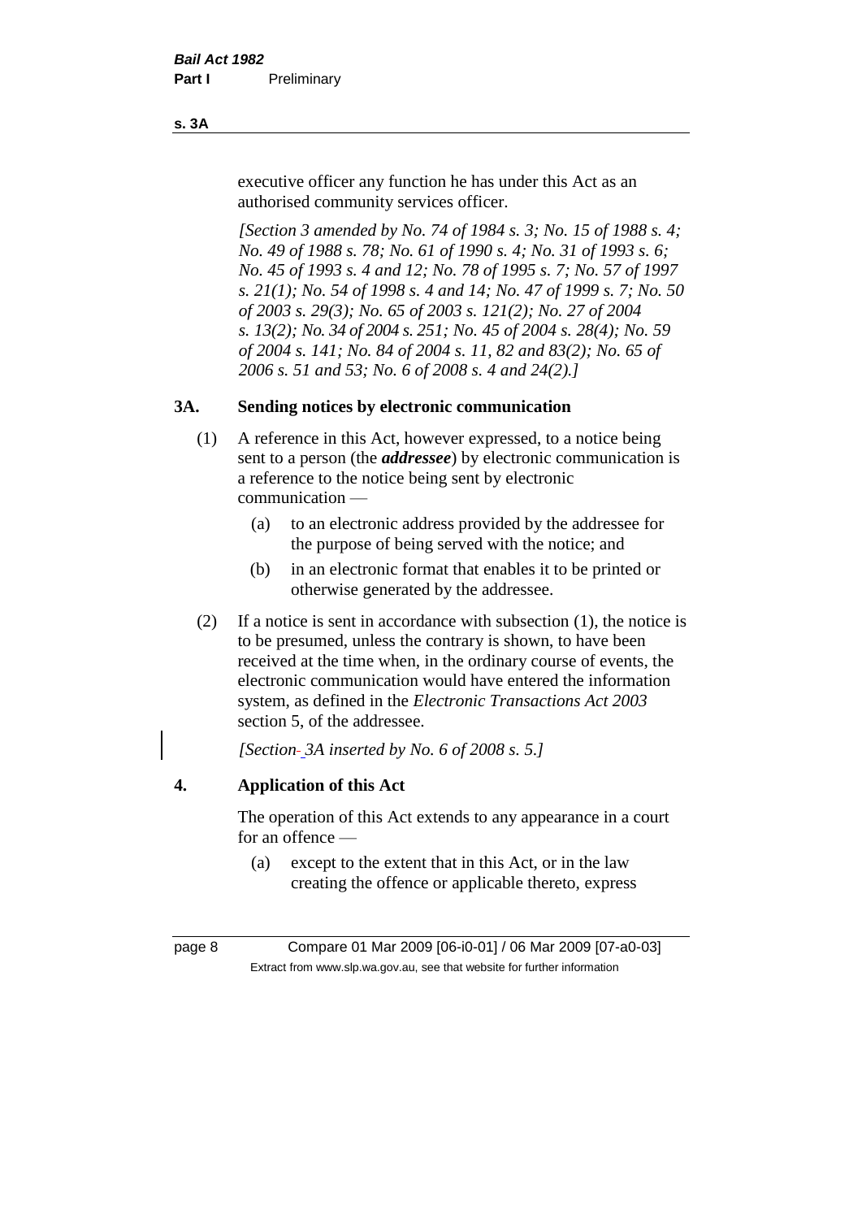executive officer any function he has under this Act as an authorised community services officer.

*[Section 3 amended by No. 74 of 1984 s. 3; No. 15 of 1988 s. 4; No. 49 of 1988 s. 78; No. 61 of 1990 s. 4; No. 31 of 1993 s. 6; No. 45 of 1993 s. 4 and 12; No. 78 of 1995 s. 7; No. 57 of 1997 s. 21(1); No. 54 of 1998 s. 4 and 14; No. 47 of 1999 s. 7; No. 50 of 2003 s. 29(3); No. 65 of 2003 s. 121(2); No. 27 of 2004 s. 13(2); No. 34 of 2004 s. 251; No. 45 of 2004 s. 28(4); No. 59 of 2004 s. 141; No. 84 of 2004 s. 11, 82 and 83(2); No. 65 of 2006 s. 51 and 53; No. 6 of 2008 s. 4 and 24(2).]*

## 3A. Sending notices by electronic communication

(1) A reference in this Act, however expressed, to a notice being sent to a person (the ***addressee***) by electronic communication is a reference to the notice being sent by electronic communication —

- (a) to an electronic address provided by the addressee for the purpose of being served with the notice; and
- (b) in an electronic format that enables it to be printed or otherwise generated by the addressee.

(2) If a notice is sent in accordance with subsection (1), the notice is to be presumed, unless the contrary is shown, to have been received at the time when, in the ordinary course of events, the electronic communication would have entered the information system, as defined in the *Electronic Transactions Act 2003* section 5, of the addressee.

*[Section 3A inserted by No. 6 of 2008 s. 5.]*

## 4. Application of this Act

The operation of this Act extends to any appearance in a court for an offence —

- (a) except to the extent that in this Act, or in the law creating the offence or applicable thereto, express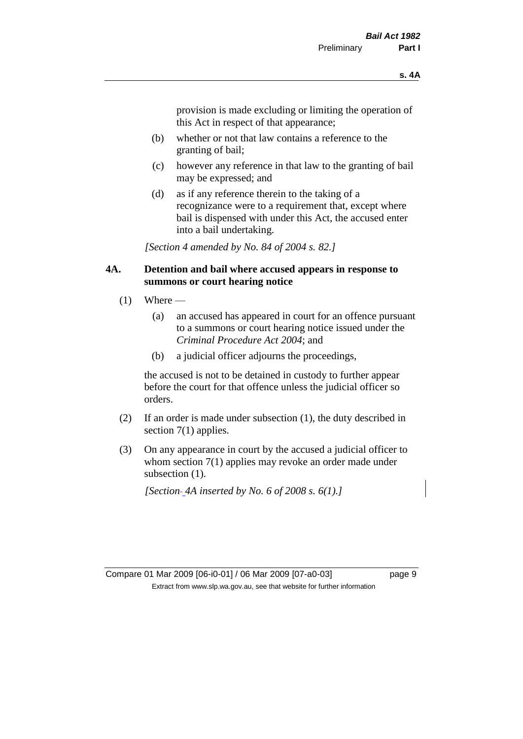provision is made excluding or limiting the operation of this Act in respect of that appearance;

(b) whether or not that law contains a reference to the granting of bail;

(c) however any reference in that law to the granting of bail may be expressed; and

(d) as if any reference therein to the taking of a recognizance were to a requirement that, except where bail is dispensed with under this Act, the accused enter into a bail undertaking.

*[Section 4 amended by No. 84 of 2004 s. 82.]*

### 4A. Detention and bail where accused appears in response to summons or court hearing notice

(1) Where —

(a) an accused has appeared in court for an offence pursuant to a summons or court hearing notice issued under the *Criminal Procedure Act 2004*; and

(b) a judicial officer adjourns the proceedings,

the accused is not to be detained in custody to further appear before the court for that offence unless the judicial officer so orders.

(2) If an order is made under subsection (1), the duty described in section 7(1) applies.

(3) On any appearance in court by the accused a judicial officer to whom section 7(1) applies may revoke an order made under subsection (1).

*[Section 4A inserted by No. 6 of 2008 s. 6(1).]*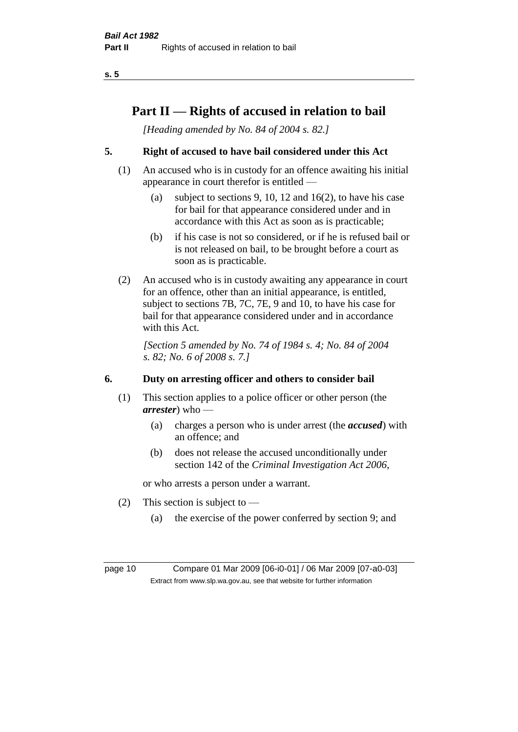# Part II — Rights of accused in relation to bail

*[Heading amended by No. 84 of 2004 s. 82.]*

## 5. Right of accused to have bail considered under this Act

(1) An accused who is in custody for an offence awaiting his initial appearance in court therefor is entitled —

  (a) subject to sections 9, 10, 12 and 16(2), to have his case for bail for that appearance considered under and in accordance with this Act as soon as is practicable;

  (b) if his case is not so considered, or if he is refused bail or is not released on bail, to be brought before a court as soon as is practicable.

(2) An accused who is in custody awaiting any appearance in court for an offence, other than an initial appearance, is entitled, subject to sections 7B, 7C, 7E, 9 and 10, to have his case for bail for that appearance considered under and in accordance with this Act.

*[Section 5 amended by No. 74 of 1984 s. 4; No. 84 of 2004 s. 82; No. 6 of 2008 s. 7.]*

## 6. Duty on arresting officer and others to consider bail

(1) This section applies to a police officer or other person (the ***arrester***) who —

  (a) charges a person who is under arrest (the ***accused***) with an offence; and

  (b) does not release the accused unconditionally under section 142 of the *Criminal Investigation Act 2006*,

or who arrests a person under a warrant.

(2) This section is subject to —

  (a) the exercise of the power conferred by section 9; and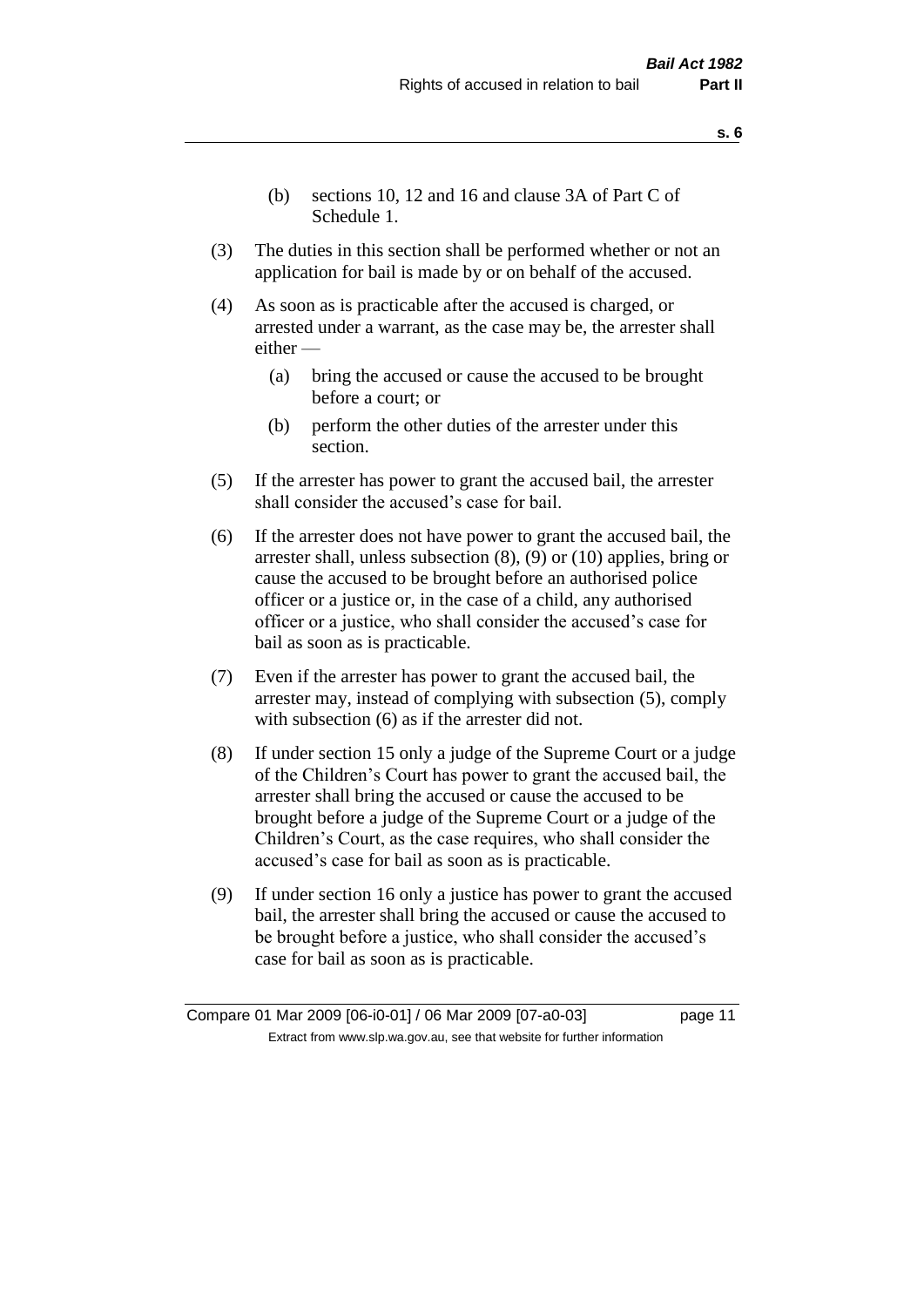(b) sections 10, 12 and 16 and clause 3A of Part C of Schedule 1.

(3) The duties in this section shall be performed whether or not an application for bail is made by or on behalf of the accused.

(4) As soon as is practicable after the accused is charged, or arrested under a warrant, as the case may be, the arrester shall either —

(a) bring the accused or cause the accused to be brought before a court; or

(b) perform the other duties of the arrester under this section.

(5) If the arrester has power to grant the accused bail, the arrester shall consider the accused's case for bail.

(6) If the arrester does not have power to grant the accused bail, the arrester shall, unless subsection (8), (9) or (10) applies, bring or cause the accused to be brought before an authorised police officer or a justice or, in the case of a child, any authorised officer or a justice, who shall consider the accused's case for bail as soon as is practicable.

(7) Even if the arrester has power to grant the accused bail, the arrester may, instead of complying with subsection (5), comply with subsection (6) as if the arrester did not.

(8) If under section 15 only a judge of the Supreme Court or a judge of the Children's Court has power to grant the accused bail, the arrester shall bring the accused or cause the accused to be brought before a judge of the Supreme Court or a judge of the Children's Court, as the case requires, who shall consider the accused's case for bail as soon as is practicable.

(9) If under section 16 only a justice has power to grant the accused bail, the arrester shall bring the accused or cause the accused to be brought before a justice, who shall consider the accused's case for bail as soon as is practicable.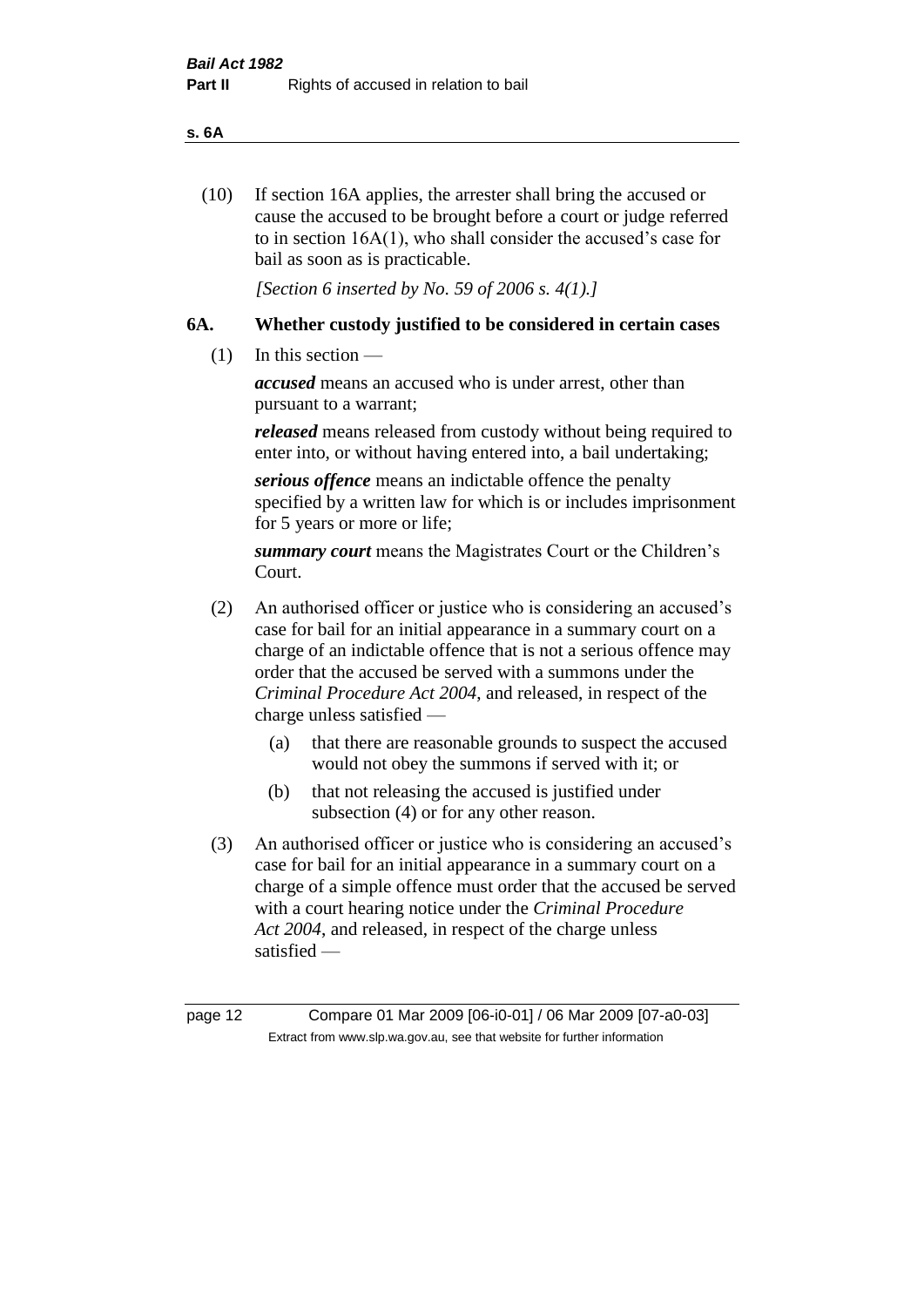(10) If section 16A applies, the arrester shall bring the accused or cause the accused to be brought before a court or judge referred to in section 16A(1), who shall consider the accused's case for bail as soon as is practicable.

*[Section 6 inserted by No. 59 of 2006 s. 4(1).]*

### 6A. Whether custody justified to be considered in certain cases

(1) In this section —

***accused*** means an accused who is under arrest, other than pursuant to a warrant;

***released*** means released from custody without being required to enter into, or without having entered into, a bail undertaking;

***serious offence*** means an indictable offence the penalty specified by a written law for which is or includes imprisonment for 5 years or more or life;

***summary court*** means the Magistrates Court or the Children's Court.

(2) An authorised officer or justice who is considering an accused's case for bail for an initial appearance in a summary court on a charge of an indictable offence that is not a serious offence may order that the accused be served with a summons under the *Criminal Procedure Act 2004*, and released, in respect of the charge unless satisfied —

- (a) that there are reasonable grounds to suspect the accused would not obey the summons if served with it; or
- (b) that not releasing the accused is justified under subsection (4) or for any other reason.

(3) An authorised officer or justice who is considering an accused's case for bail for an initial appearance in a summary court on a charge of a simple offence must order that the accused be served with a court hearing notice under the *Criminal Procedure Act 2004*, and released, in respect of the charge unless satisfied —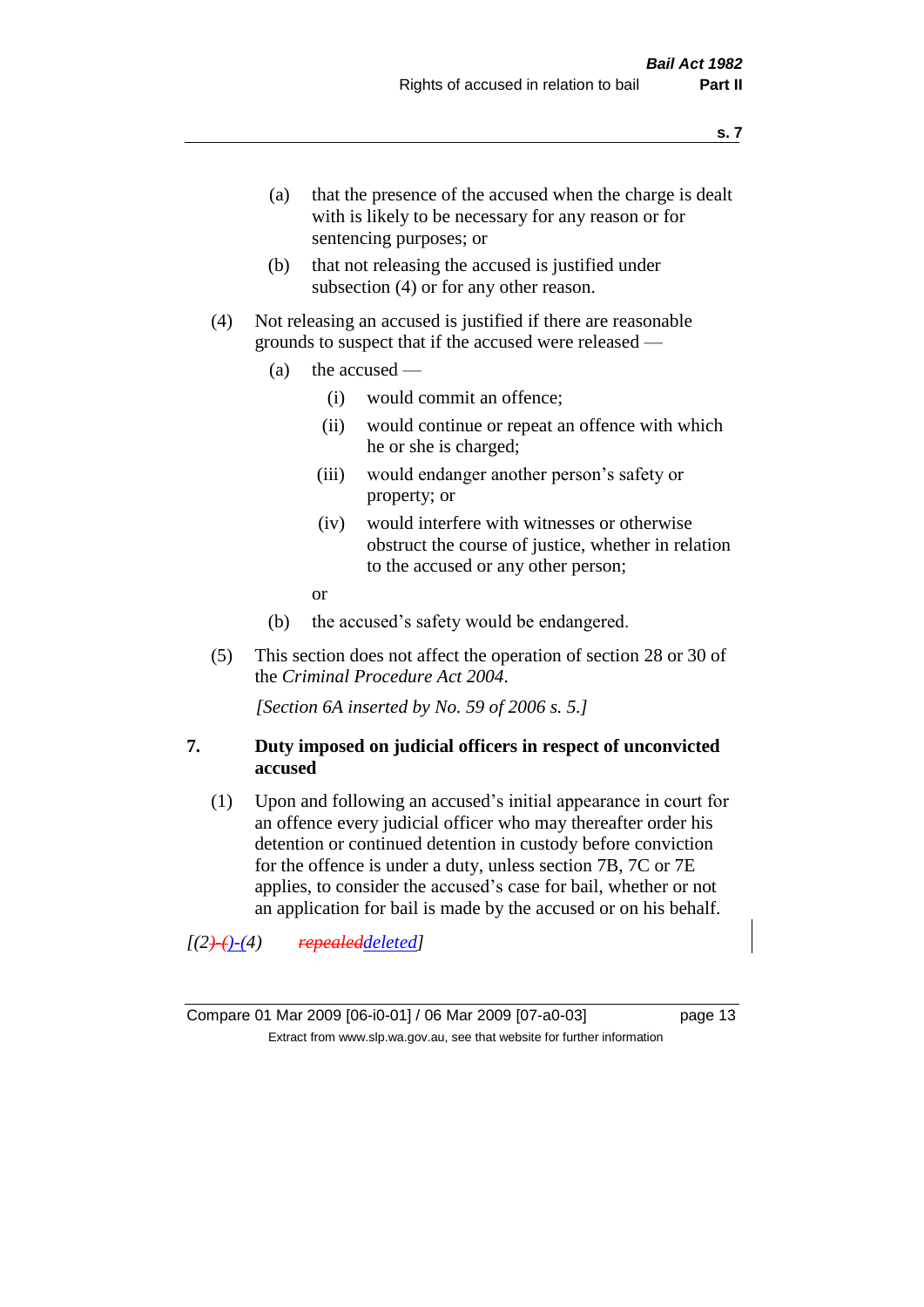(a) that the presence of the accused when the charge is dealt with is likely to be necessary for any reason or for sentencing purposes; or

(b) that not releasing the accused is justified under subsection (4) or for any other reason.

(4) Not releasing an accused is justified if there are reasonable grounds to suspect that if the accused were released —

(a) the accused —

(i) would commit an offence;

(ii) would continue or repeat an offence with which he or she is charged;

(iii) would endanger another person's safety or property; or

(iv) would interfere with witnesses or otherwise obstruct the course of justice, whether in relation to the accused or any other person;

or

(b) the accused's safety would be endangered.

(5) This section does not affect the operation of section 28 or 30 of the *Criminal Procedure Act 2004*.

*[Section 6A inserted by No. 59 of 2006 s. 5.]*

### 7. Duty imposed on judicial officers in respect of unconvicted accused

(1) Upon and following an accused's initial appearance in court for an offence every judicial officer who may thereafter order his detention or continued detention in custody before conviction for the offence is under a duty, unless section 7B, 7C or 7E applies, to consider the accused's case for bail, whether or not an application for bail is made by the accused or on his behalf.

*[(2)-()-(4) ~~repealed~~deleted]*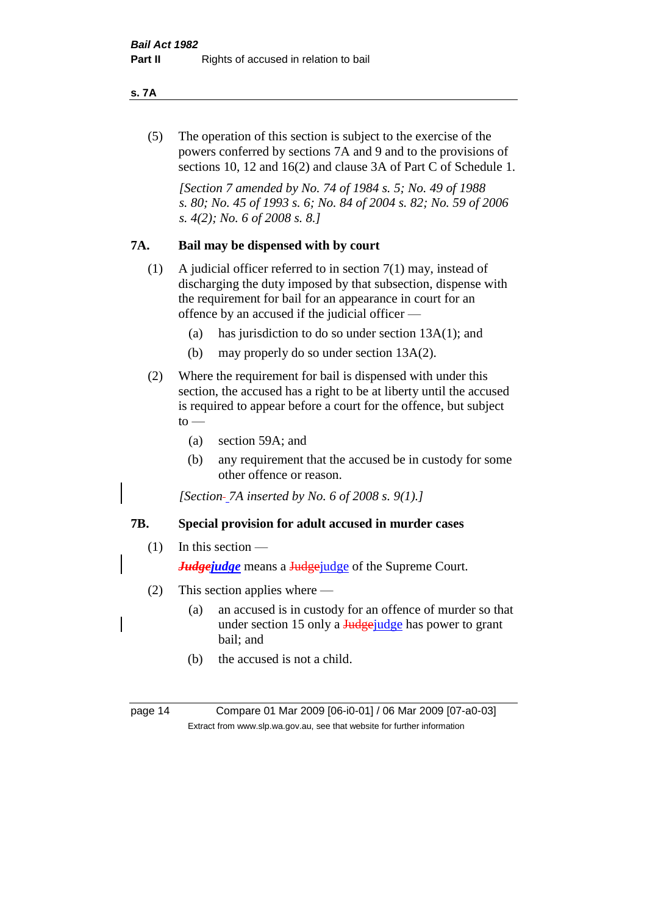(5) The operation of this section is subject to the exercise of the powers conferred by sections 7A and 9 and to the provisions of sections 10, 12 and 16(2) and clause 3A of Part C of Schedule 1.

*[Section 7 amended by No. 74 of 1984 s. 5; No. 49 of 1988 s. 80; No. 45 of 1993 s. 6; No. 84 of 2004 s. 82; No. 59 of 2006 s. 4(2); No. 6 of 2008 s. 8.]*

## 7A. Bail may be dispensed with by court

(1) A judicial officer referred to in section 7(1) may, instead of discharging the duty imposed by that subsection, dispense with the requirement for bail for an appearance in court for an offence by an accused if the judicial officer —

(a) has jurisdiction to do so under section 13A(1); and

(b) may properly do so under section 13A(2).

(2) Where the requirement for bail is dispensed with under this section, the accused has a right to be at liberty until the accused is required to appear before a court for the offence, but subject to —

(a) section 59A; and

(b) any requirement that the accused be in custody for some other offence or reason.

*[Section 7A inserted by No. 6 of 2008 s. 9(1).]*

## 7B. Special provision for adult accused in murder cases

(1) In this section —

***Judgejudge*** means a Judgejudge of the Supreme Court.

(2) This section applies where —

(a) an accused is in custody for an offence of murder so that under section 15 only a Judgejudge has power to grant bail; and

(b) the accused is not a child.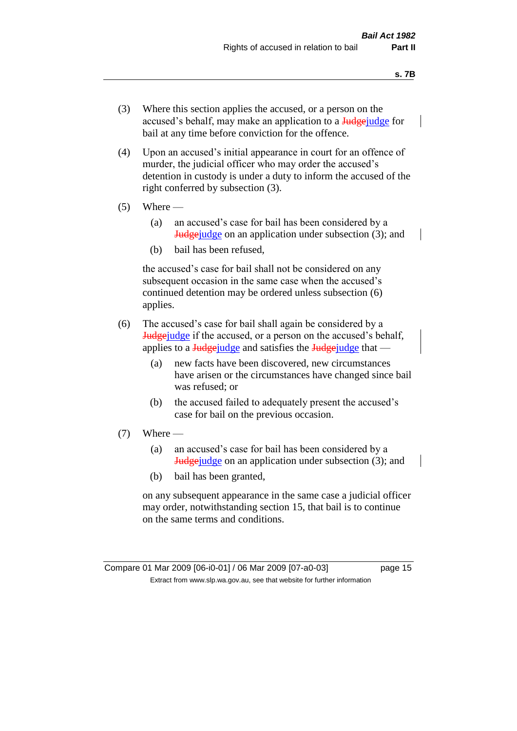(3) Where this section applies the accused, or a person on the accused's behalf, may make an application to a ~~Judge~~judge for bail at any time before conviction for the offence.

(4) Upon an accused's initial appearance in court for an offence of murder, the judicial officer who may order the accused's detention in custody is under a duty to inform the accused of the right conferred by subsection (3).

(5) Where —

  (a) an accused's case for bail has been considered by a ~~Judge~~judge on an application under subsection (3); and

  (b) bail has been refused,

the accused's case for bail shall not be considered on any subsequent occasion in the same case when the accused's continued detention may be ordered unless subsection (6) applies.

(6) The accused's case for bail shall again be considered by a ~~Judge~~judge if the accused, or a person on the accused's behalf, applies to a ~~Judge~~judge and satisfies the ~~Judge~~judge that —

  (a) new facts have been discovered, new circumstances have arisen or the circumstances have changed since bail was refused; or

  (b) the accused failed to adequately present the accused's case for bail on the previous occasion.

(7) Where —

  (a) an accused's case for bail has been considered by a ~~Judge~~judge on an application under subsection (3); and

  (b) bail has been granted,

on any subsequent appearance in the same case a judicial officer may order, notwithstanding section 15, that bail is to continue on the same terms and conditions.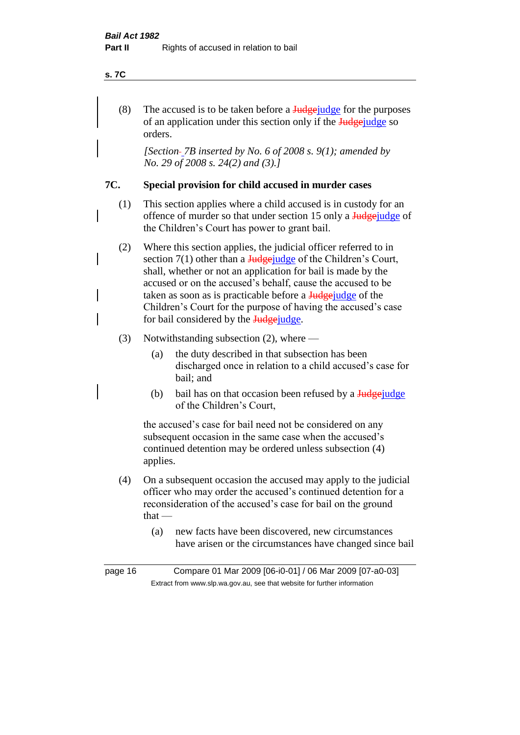(8) The accused is to be taken before a ~~Judge~~judge for the purposes of an application under this section only if the ~~Judge~~judge so orders.

*[Section 7B inserted by No. 6 of 2008 s. 9(1); amended by No. 29 of 2008 s. 24(2) and (3).]*

## 7C. Special provision for child accused in murder cases

(1) This section applies where a child accused is in custody for an offence of murder so that under section 15 only a ~~Judge~~judge of the Children's Court has power to grant bail.

(2) Where this section applies, the judicial officer referred to in section 7(1) other than a ~~Judge~~judge of the Children's Court, shall, whether or not an application for bail is made by the accused or on the accused's behalf, cause the accused to be taken as soon as is practicable before a ~~Judge~~judge of the Children's Court for the purpose of having the accused's case for bail considered by the ~~Judge~~judge.

(3) Notwithstanding subsection (2), where —

  (a) the duty described in that subsection has been discharged once in relation to a child accused's case for bail; and

  (b) bail has on that occasion been refused by a ~~Judge~~judge of the Children's Court,

the accused's case for bail need not be considered on any subsequent occasion in the same case when the accused's continued detention may be ordered unless subsection (4) applies.

(4) On a subsequent occasion the accused may apply to the judicial officer who may order the accused's continued detention for a reconsideration of the accused's case for bail on the ground that —

  (a) new facts have been discovered, new circumstances have arisen or the circumstances have changed since bail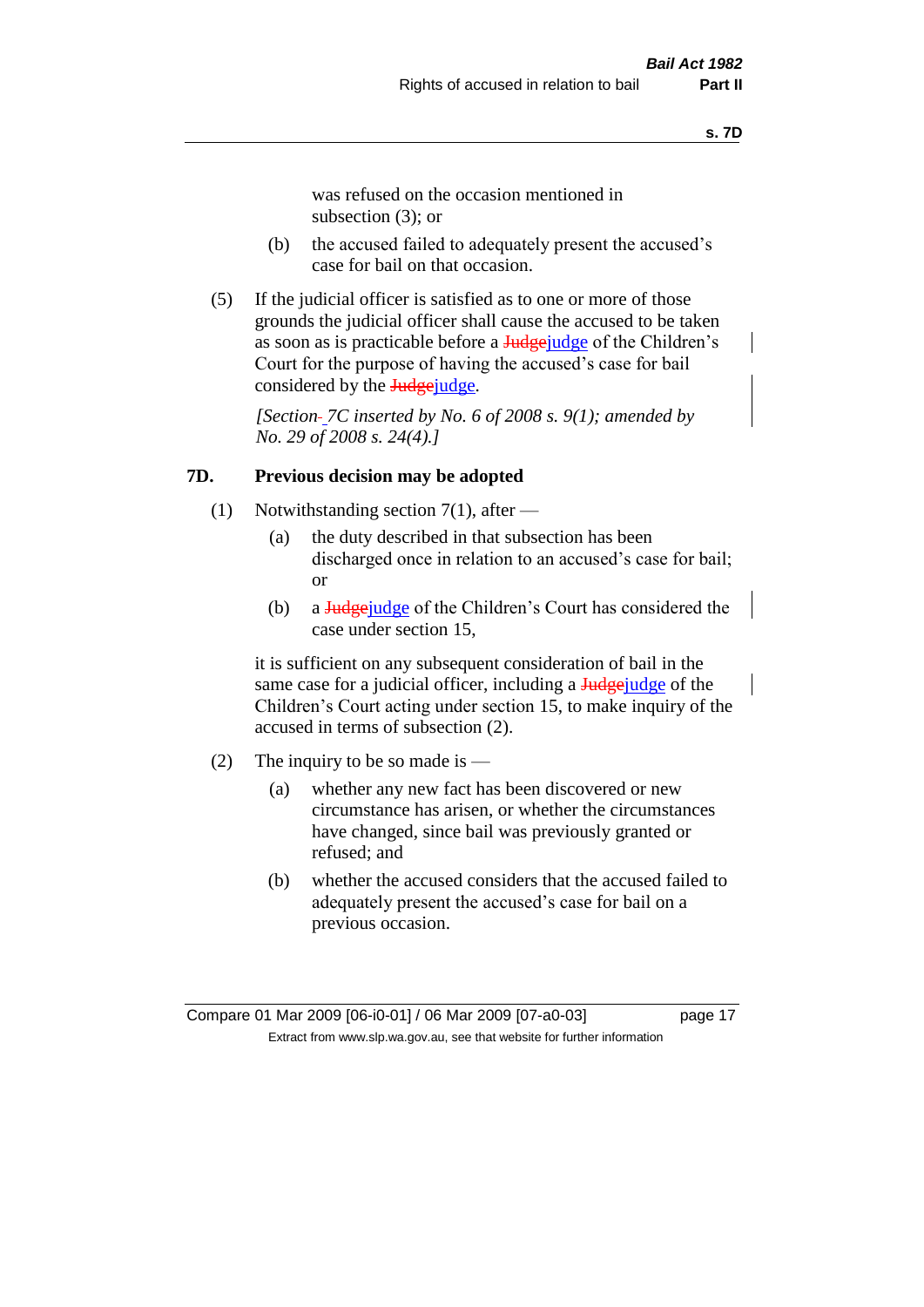was refused on the occasion mentioned in subsection (3); or

(b) the accused failed to adequately present the accused's case for bail on that occasion.

(5) If the judicial officer is satisfied as to one or more of those grounds the judicial officer shall cause the accused to be taken as soon as is practicable before a ~~Judge~~judge of the Children's Court for the purpose of having the accused's case for bail considered by the ~~Judge~~judge.

*[Section 7C inserted by No. 6 of 2008 s. 9(1); amended by No. 29 of 2008 s. 24(4).]*

### 7D. Previous decision may be adopted

(1) Notwithstanding section 7(1), after —

(a) the duty described in that subsection has been discharged once in relation to an accused's case for bail; or

(b) a ~~Judge~~judge of the Children's Court has considered the case under section 15,

it is sufficient on any subsequent consideration of bail in the same case for a judicial officer, including a ~~Judge~~judge of the Children's Court acting under section 15, to make inquiry of the accused in terms of subsection (2).

(2) The inquiry to be so made is —

(a) whether any new fact has been discovered or new circumstance has arisen, or whether the circumstances have changed, since bail was previously granted or refused; and

(b) whether the accused considers that the accused failed to adequately present the accused's case for bail on a previous occasion.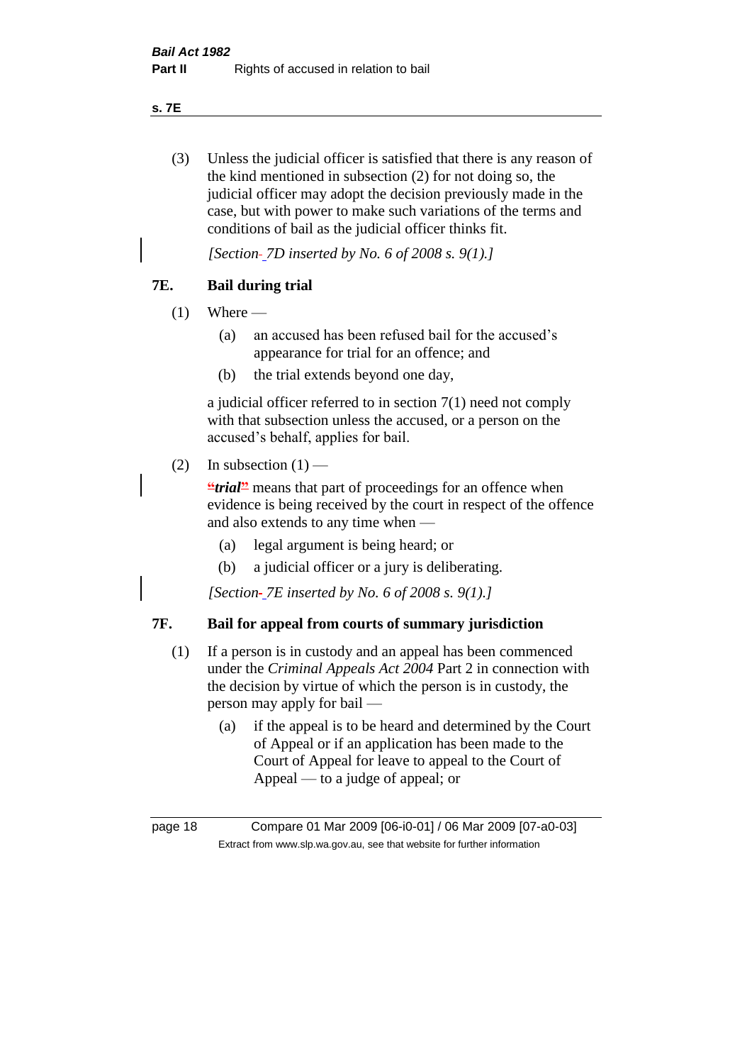(3) Unless the judicial officer is satisfied that there is any reason of the kind mentioned in subsection (2) for not doing so, the judicial officer may adopt the decision previously made in the case, but with power to make such variations of the terms and conditions of bail as the judicial officer thinks fit.

*[Section 7D inserted by No. 6 of 2008 s. 9(1).]*

## 7E. Bail during trial

(1) Where —

  (a) an accused has been refused bail for the accused's appearance for trial for an offence; and

  (b) the trial extends beyond one day,

a judicial officer referred to in section 7(1) need not comply with that subsection unless the accused, or a person on the accused's behalf, applies for bail.

(2) In subsection (1) —

***"trial"*** means that part of proceedings for an offence when evidence is being received by the court in respect of the offence and also extends to any time when —

  (a) legal argument is being heard; or

  (b) a judicial officer or a jury is deliberating.

*[Section 7E inserted by No. 6 of 2008 s. 9(1).]*

## 7F. Bail for appeal from courts of summary jurisdiction

(1) If a person is in custody and an appeal has been commenced under the *Criminal Appeals Act 2004* Part 2 in connection with the decision by virtue of which the person is in custody, the person may apply for bail —

  (a) if the appeal is to be heard and determined by the Court of Appeal or if an application has been made to the Court of Appeal for leave to appeal to the Court of Appeal — to a judge of appeal; or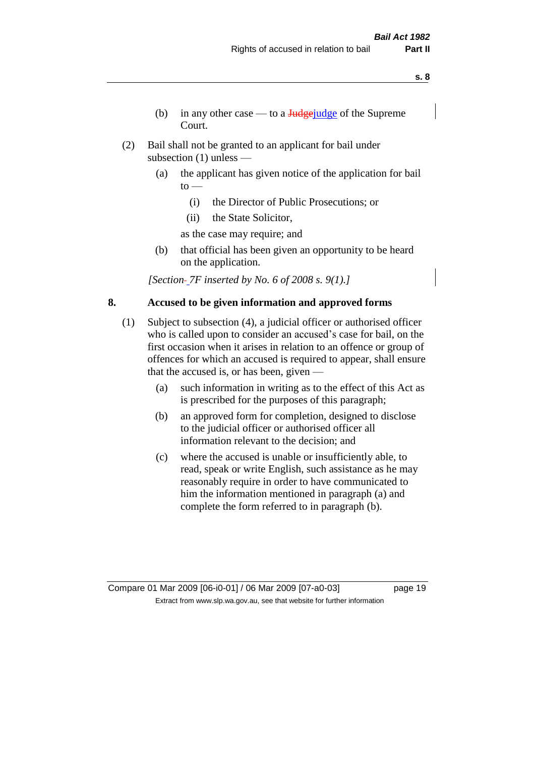(b) in any other case — to a ~~Judge~~judge of the Supreme Court.

(2) Bail shall not be granted to an applicant for bail under subsection (1) unless —

(a) the applicant has given notice of the application for bail to —

(i) the Director of Public Prosecutions; or

(ii) the State Solicitor,

as the case may require; and

(b) that official has been given an opportunity to be heard on the application.

*[Section-7F inserted by No. 6 of 2008 s. 9(1).]*

## 8. Accused to be given information and approved forms

(1) Subject to subsection (4), a judicial officer or authorised officer who is called upon to consider an accused's case for bail, on the first occasion when it arises in relation to an offence or group of offences for which an accused is required to appear, shall ensure that the accused is, or has been, given —

(a) such information in writing as to the effect of this Act as is prescribed for the purposes of this paragraph;

(b) an approved form for completion, designed to disclose to the judicial officer or authorised officer all information relevant to the decision; and

(c) where the accused is unable or insufficiently able, to read, speak or write English, such assistance as he may reasonably require in order to have communicated to him the information mentioned in paragraph (a) and complete the form referred to in paragraph (b).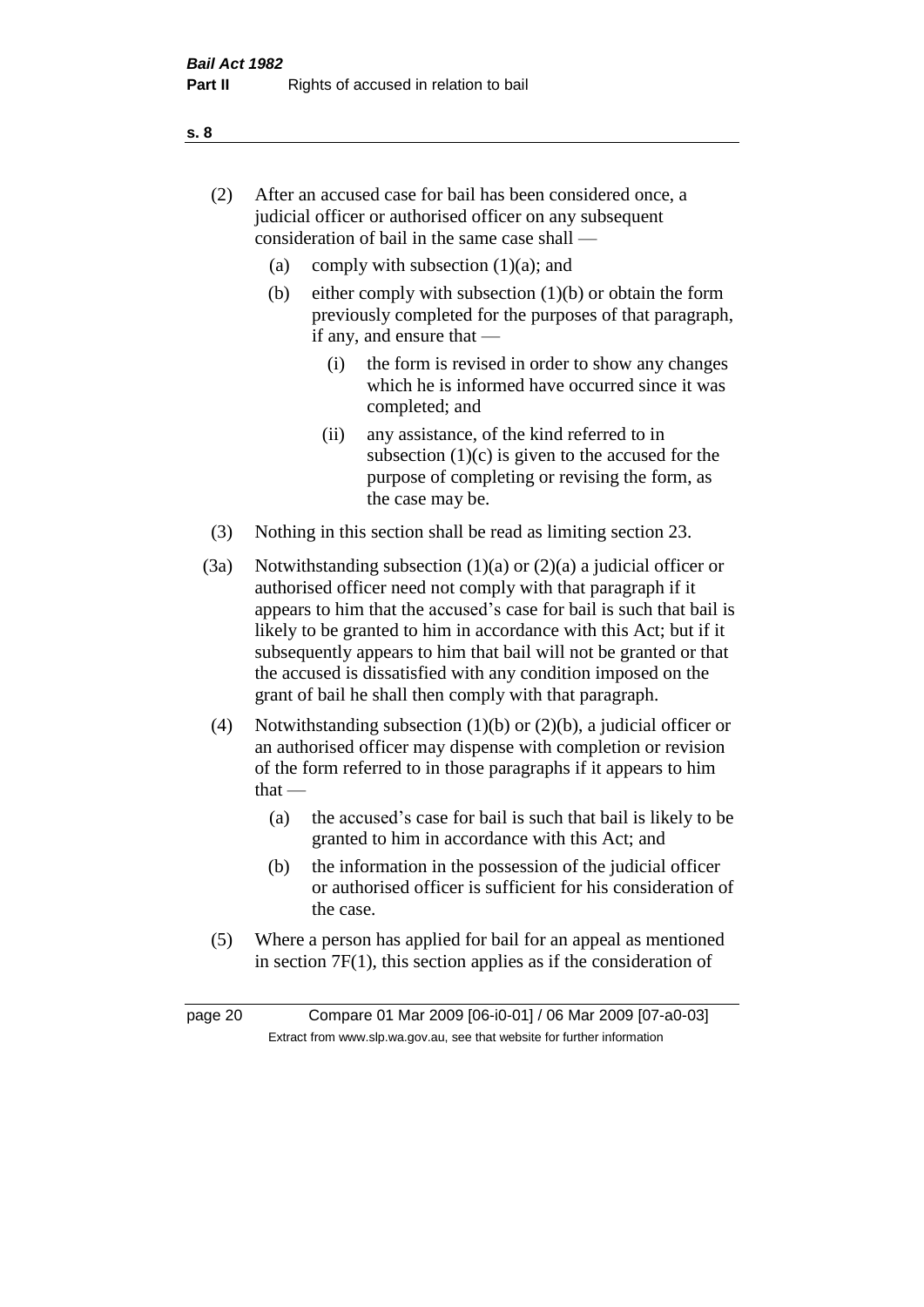(2) After an accused case for bail has been considered once, a judicial officer or authorised officer on any subsequent consideration of bail in the same case shall —

  (a) comply with subsection (1)(a); and

  (b) either comply with subsection (1)(b) or obtain the form previously completed for the purposes of that paragraph, if any, and ensure that —

    (i) the form is revised in order to show any changes which he is informed have occurred since it was completed; and

    (ii) any assistance, of the kind referred to in subsection (1)(c) is given to the accused for the purpose of completing or revising the form, as the case may be.

(3) Nothing in this section shall be read as limiting section 23.

(3a) Notwithstanding subsection (1)(a) or (2)(a) a judicial officer or authorised officer need not comply with that paragraph if it appears to him that the accused's case for bail is such that bail is likely to be granted to him in accordance with this Act; but if it subsequently appears to him that bail will not be granted or that the accused is dissatisfied with any condition imposed on the grant of bail he shall then comply with that paragraph.

(4) Notwithstanding subsection (1)(b) or (2)(b), a judicial officer or an authorised officer may dispense with completion or revision of the form referred to in those paragraphs if it appears to him that —

  (a) the accused's case for bail is such that bail is likely to be granted to him in accordance with this Act; and

  (b) the information in the possession of the judicial officer or authorised officer is sufficient for his consideration of the case.

(5) Where a person has applied for bail for an appeal as mentioned in section 7F(1), this section applies as if the consideration of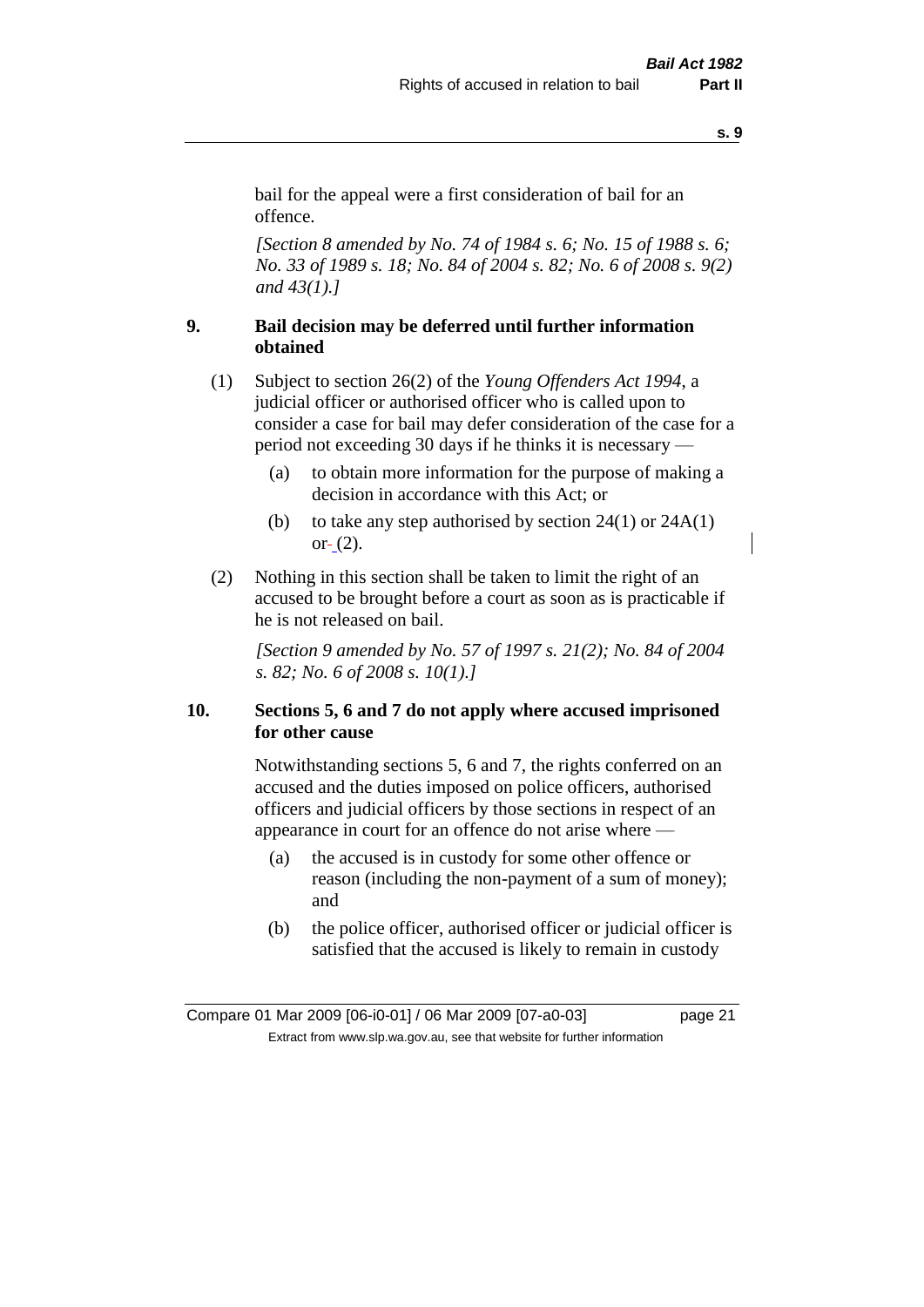bail for the appeal were a first consideration of bail for an offence.

*[Section 8 amended by No. 74 of 1984 s. 6; No. 15 of 1988 s. 6; No. 33 of 1989 s. 18; No. 84 of 2004 s. 82; No. 6 of 2008 s. 9(2) and 43(1).]*

### 9. Bail decision may be deferred until further information obtained

(1) Subject to section 26(2) of the *Young Offenders Act 1994*, a judicial officer or authorised officer who is called upon to consider a case for bail may defer consideration of the case for a period not exceeding 30 days if he thinks it is necessary —

- (a) to obtain more information for the purpose of making a decision in accordance with this Act; or
- (b) to take any step authorised by section 24(1) or 24A(1) or (2).

(2) Nothing in this section shall be taken to limit the right of an accused to be brought before a court as soon as is practicable if he is not released on bail.

*[Section 9 amended by No. 57 of 1997 s. 21(2); No. 84 of 2004 s. 82; No. 6 of 2008 s. 10(1).]*

### 10. Sections 5, 6 and 7 do not apply where accused imprisoned for other cause

Notwithstanding sections 5, 6 and 7, the rights conferred on an accused and the duties imposed on police officers, authorised officers and judicial officers by those sections in respect of an appearance in court for an offence do not arise where —

- (a) the accused is in custody for some other offence or reason (including the non-payment of a sum of money); and
- (b) the police officer, authorised officer or judicial officer is satisfied that the accused is likely to remain in custody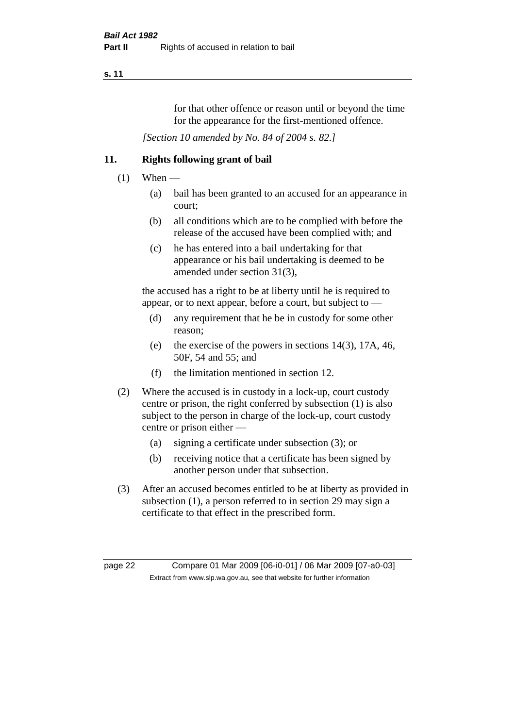for that other offence or reason until or beyond the time for the appearance for the first-mentioned offence.

*[Section 10 amended by No. 84 of 2004 s. 82.]*

## 11. Rights following grant of bail

(1) When —

   (a) bail has been granted to an accused for an appearance in court;

   (b) all conditions which are to be complied with before the release of the accused have been complied with; and

   (c) he has entered into a bail undertaking for that appearance or his bail undertaking is deemed to be amended under section 31(3),

   the accused has a right to be at liberty until he is required to appear, or to next appear, before a court, but subject to —

   (d) any requirement that he be in custody for some other reason;

   (e) the exercise of the powers in sections 14(3), 17A, 46, 50F, 54 and 55; and

   (f) the limitation mentioned in section 12.

(2) Where the accused is in custody in a lock-up, court custody centre or prison, the right conferred by subsection (1) is also subject to the person in charge of the lock-up, court custody centre or prison either —

   (a) signing a certificate under subsection (3); or

   (b) receiving notice that a certificate has been signed by another person under that subsection.

(3) After an accused becomes entitled to be at liberty as provided in subsection (1), a person referred to in section 29 may sign a certificate to that effect in the prescribed form.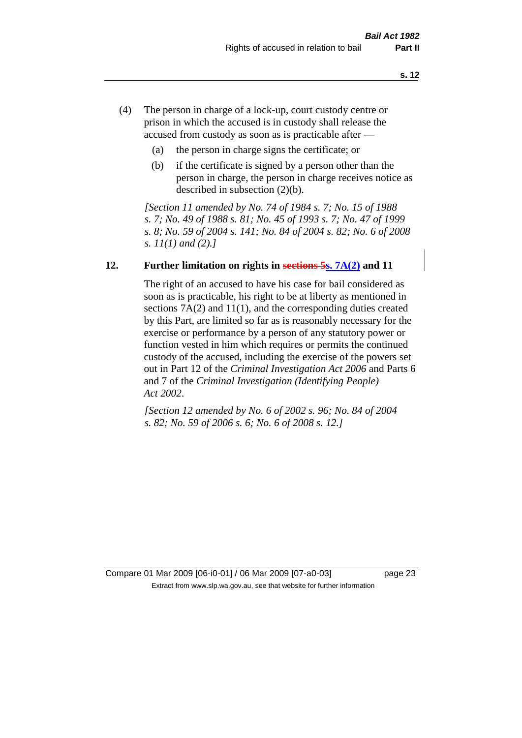(4) The person in charge of a lock-up, court custody centre or prison in which the accused is in custody shall release the accused from custody as soon as is practicable after —

  (a) the person in charge signs the certificate; or

  (b) if the certificate is signed by a person other than the person in charge, the person in charge receives notice as described in subsection (2)(b).

*[Section 11 amended by No. 74 of 1984 s. 7; No. 15 of 1988 s. 7; No. 49 of 1988 s. 81; No. 45 of 1993 s. 7; No. 47 of 1999 s. 8; No. 59 of 2004 s. 141; No. 84 of 2004 s. 82; No. 6 of 2008 s. 11(1) and (2).]*

## 12. Further limitation on rights in ~~sections 5~~s. 7A(2) and 11

The right of an accused to have his case for bail considered as soon as is practicable, his right to be at liberty as mentioned in sections 7A(2) and 11(1), and the corresponding duties created by this Part, are limited so far as is reasonably necessary for the exercise or performance by a person of any statutory power or function vested in him which requires or permits the continued custody of the accused, including the exercise of the powers set out in Part 12 of the *Criminal Investigation Act 2006* and Parts 6 and 7 of the *Criminal Investigation (Identifying People) Act 2002*.

*[Section 12 amended by No. 6 of 2002 s. 96; No. 84 of 2004 s. 82; No. 59 of 2006 s. 6; No. 6 of 2008 s. 12.]*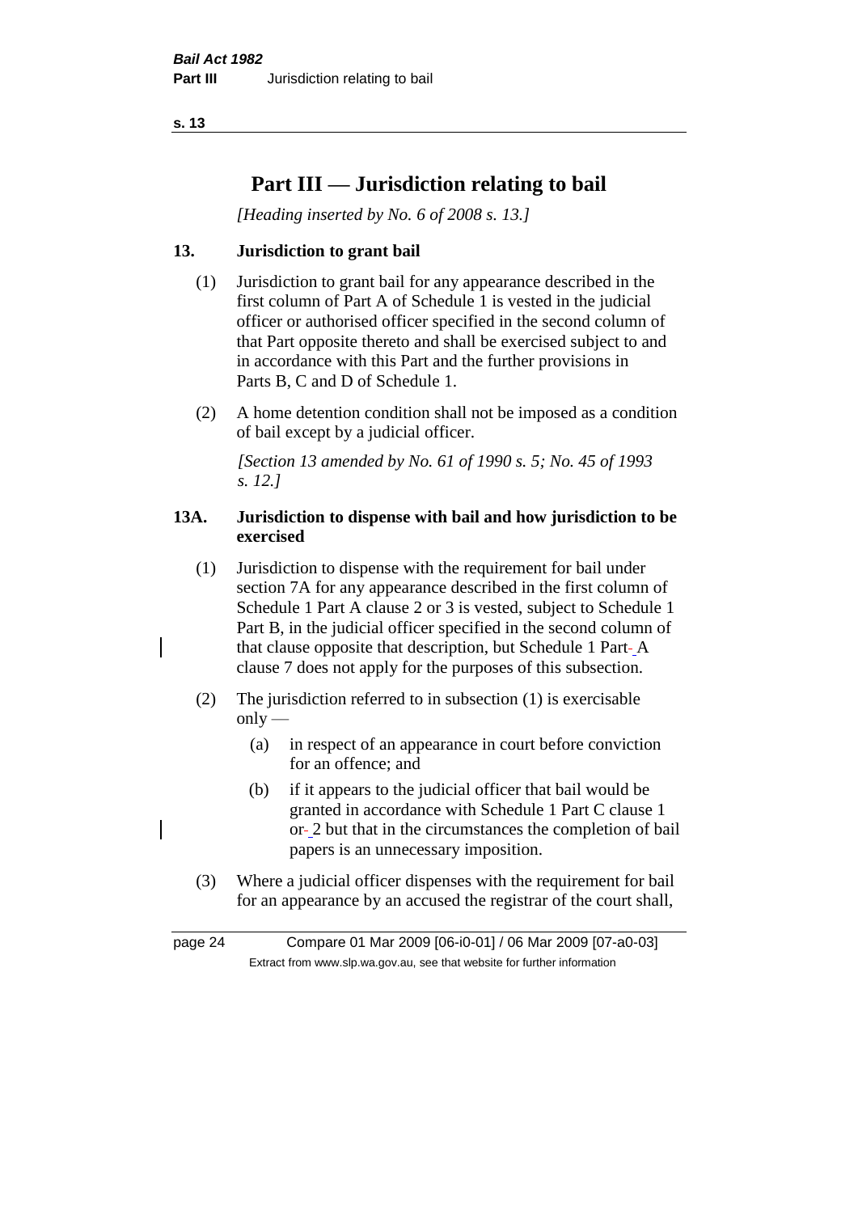# Part III — Jurisdiction relating to bail

*[Heading inserted by No. 6 of 2008 s. 13.]*

## 13. Jurisdiction to grant bail

(1) Jurisdiction to grant bail for any appearance described in the first column of Part A of Schedule 1 is vested in the judicial officer or authorised officer specified in the second column of that Part opposite thereto and shall be exercised subject to and in accordance with this Part and the further provisions in Parts B, C and D of Schedule 1.

(2) A home detention condition shall not be imposed as a condition of bail except by a judicial officer.

*[Section 13 amended by No. 61 of 1990 s. 5; No. 45 of 1993 s. 12.]*

## 13A. Jurisdiction to dispense with bail and how jurisdiction to be exercised

(1) Jurisdiction to dispense with the requirement for bail under section 7A for any appearance described in the first column of Schedule 1 Part A clause 2 or 3 is vested, subject to Schedule 1 Part B, in the judicial officer specified in the second column of that clause opposite that description, but Schedule 1 Part A clause 7 does not apply for the purposes of this subsection.

(2) The jurisdiction referred to in subsection (1) is exercisable only —

(a) in respect of an appearance in court before conviction for an offence; and

(b) if it appears to the judicial officer that bail would be granted in accordance with Schedule 1 Part C clause 1 or 2 but that in the circumstances the completion of bail papers is an unnecessary imposition.

(3) Where a judicial officer dispenses with the requirement for bail for an appearance by an accused the registrar of the court shall,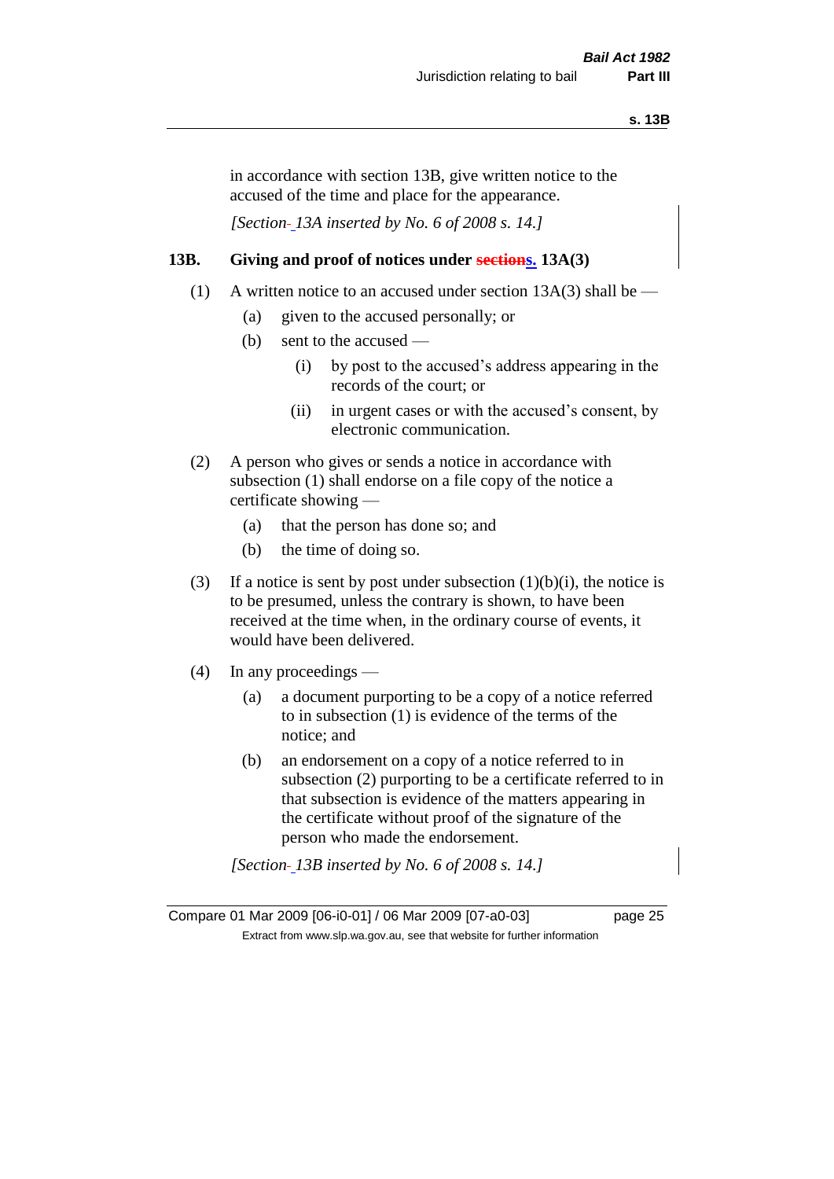in accordance with section 13B, give written notice to the accused of the time and place for the appearance.

*[Section 13A inserted by No. 6 of 2008 s. 14.]*

### 13B. Giving and proof of notices under s. 13A(3)

(1) A written notice to an accused under section 13A(3) shall be —

- (a) given to the accused personally; or
- (b) sent to the accused —
  - (i) by post to the accused's address appearing in the records of the court; or
  - (ii) in urgent cases or with the accused's consent, by electronic communication.

(2) A person who gives or sends a notice in accordance with subsection (1) shall endorse on a file copy of the notice a certificate showing —

- (a) that the person has done so; and
- (b) the time of doing so.

(3) If a notice is sent by post under subsection (1)(b)(i), the notice is to be presumed, unless the contrary is shown, to have been received at the time when, in the ordinary course of events, it would have been delivered.

(4) In any proceedings —

- (a) a document purporting to be a copy of a notice referred to in subsection (1) is evidence of the terms of the notice; and
- (b) an endorsement on a copy of a notice referred to in subsection (2) purporting to be a certificate referred to in that subsection is evidence of the matters appearing in the certificate without proof of the signature of the person who made the endorsement.

*[Section 13B inserted by No. 6 of 2008 s. 14.]*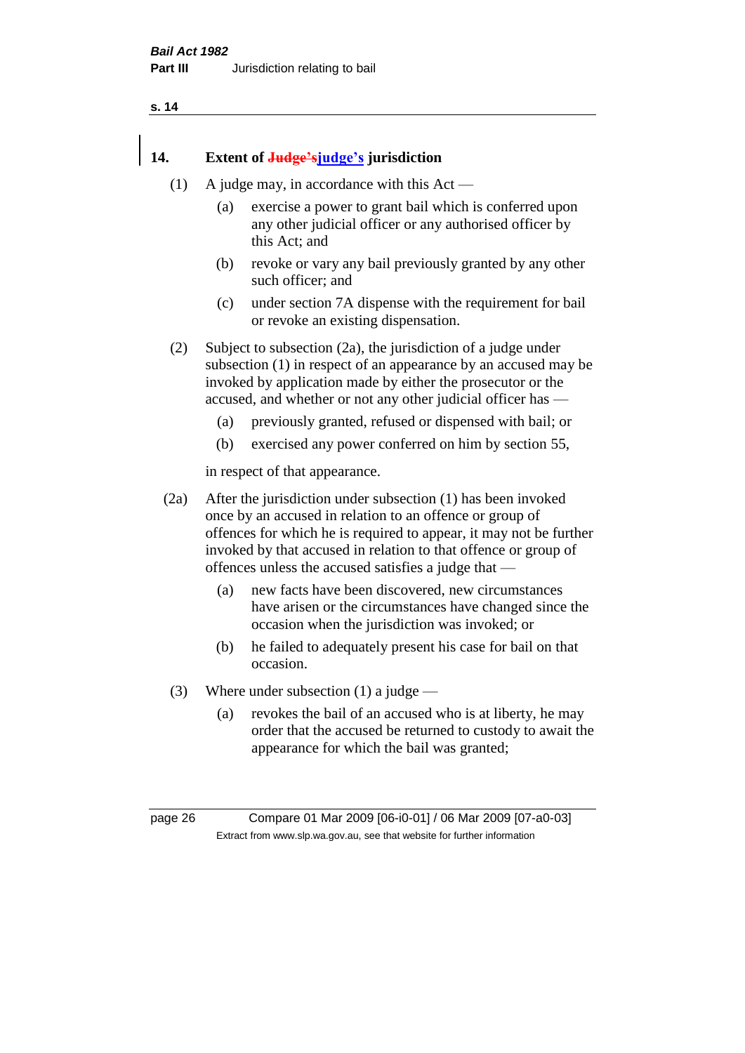## 14. Extent of ~~Judge's~~judge's jurisdiction

(1) A judge may, in accordance with this Act —

  (a) exercise a power to grant bail which is conferred upon any other judicial officer or any authorised officer by this Act; and

  (b) revoke or vary any bail previously granted by any other such officer; and

  (c) under section 7A dispense with the requirement for bail or revoke an existing dispensation.

(2) Subject to subsection (2a), the jurisdiction of a judge under subsection (1) in respect of an appearance by an accused may be invoked by application made by either the prosecutor or the accused, and whether or not any other judicial officer has —

  (a) previously granted, refused or dispensed with bail; or

  (b) exercised any power conferred on him by section 55,

in respect of that appearance.

(2a) After the jurisdiction under subsection (1) has been invoked once by an accused in relation to an offence or group of offences for which he is required to appear, it may not be further invoked by that accused in relation to that offence or group of offences unless the accused satisfies a judge that —

  (a) new facts have been discovered, new circumstances have arisen or the circumstances have changed since the occasion when the jurisdiction was invoked; or

  (b) he failed to adequately present his case for bail on that occasion.

(3) Where under subsection (1) a judge —

  (a) revokes the bail of an accused who is at liberty, he may order that the accused be returned to custody to await the appearance for which the bail was granted;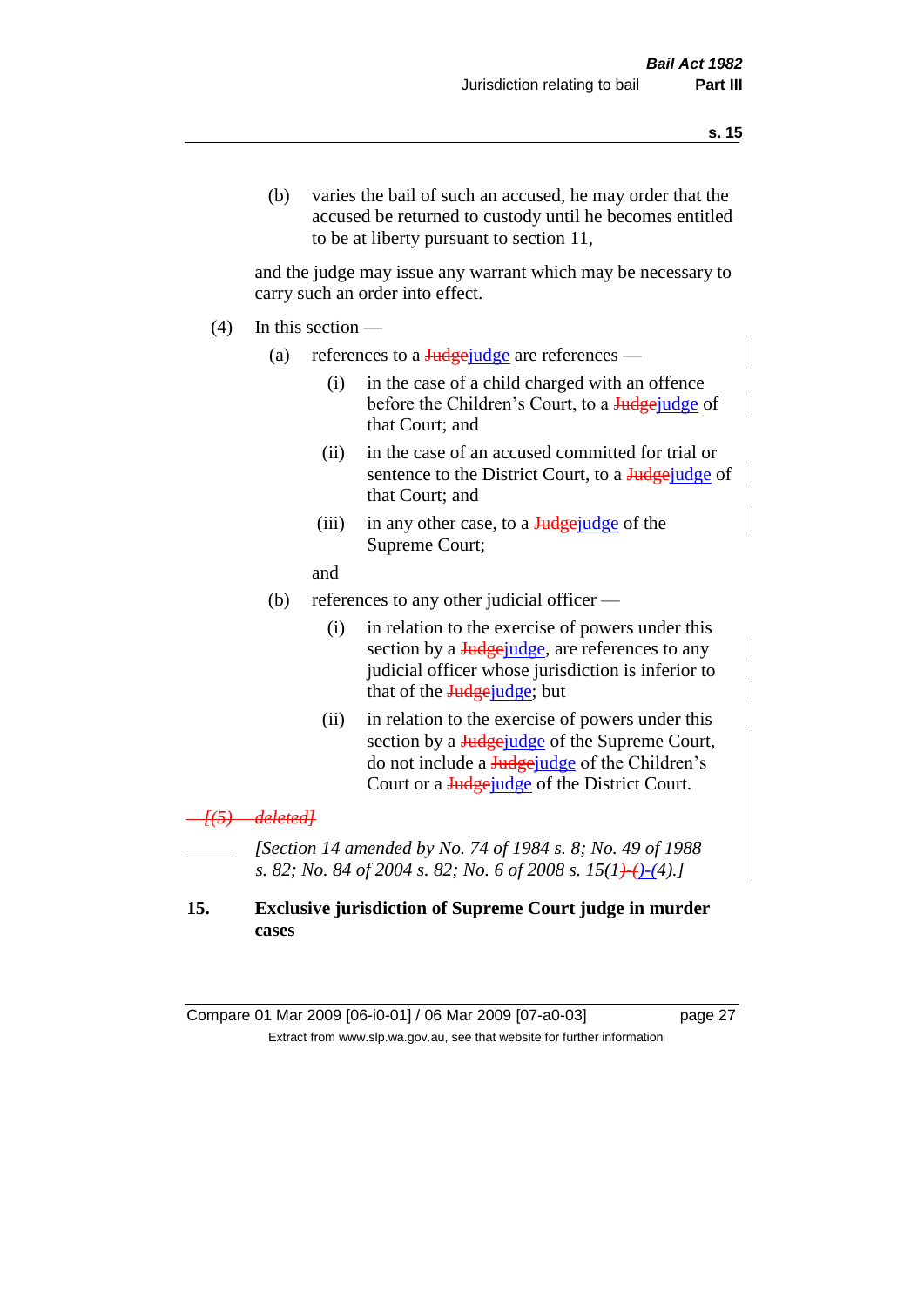(b) varies the bail of such an accused, he may order that the accused be returned to custody until he becomes entitled to be at liberty pursuant to section 11,

and the judge may issue any warrant which may be necessary to carry such an order into effect.

(4) In this section —

(a) references to a ~~Judge~~judge are references —

(i) in the case of a child charged with an offence before the Children's Court, to a ~~Judge~~judge of that Court; and

(ii) in the case of an accused committed for trial or sentence to the District Court, to a ~~Judge~~judge of that Court; and

(iii) in any other case, to a ~~Judge~~judge of the Supreme Court;

and

(b) references to any other judicial officer —

(i) in relation to the exercise of powers under this section by a ~~Judge~~judge, are references to any judicial officer whose jurisdiction is inferior to that of the ~~Judge~~judge; but

(ii) in relation to the exercise of powers under this section by a ~~Judge~~judge of the Supreme Court, do not include a ~~Judge~~judge of the Children's Court or a ~~Judge~~judge of the District Court.

~~*[(5) deleted]*~~

*[Section 14 amended by No. 74 of 1984 s. 8; No. 49 of 1988 s. 82; No. 84 of 2004 s. 82; No. 6 of 2008 s. 15(1~~) (~~)-(4).]*

## 15. Exclusive jurisdiction of Supreme Court judge in murder cases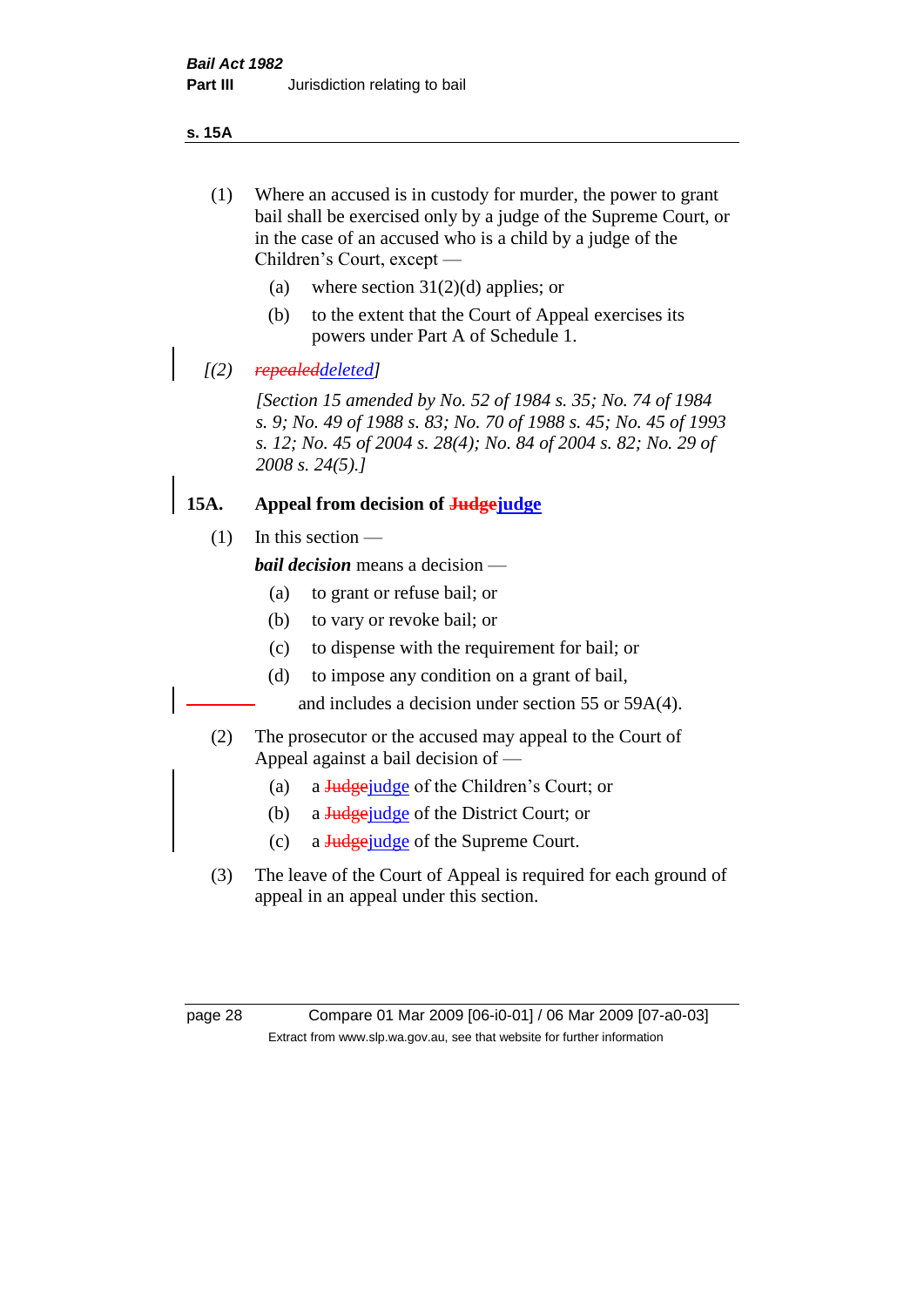(1) Where an accused is in custody for murder, the power to grant bail shall be exercised only by a judge of the Supreme Court, or in the case of an accused who is a child by a judge of the Children's Court, except —

   (a) where section 31(2)(d) applies; or

   (b) to the extent that the Court of Appeal exercises its powers under Part A of Schedule 1.

*[(2) ~~repealed~~deleted]*

*[Section 15 amended by No. 52 of 1984 s. 35; No. 74 of 1984 s. 9; No. 49 of 1988 s. 83; No. 70 of 1988 s. 45; No. 45 of 1993 s. 12; No. 45 of 2004 s. 28(4); No. 84 of 2004 s. 82; No. 29 of 2008 s. 24(5).]*

## 15A. Appeal from decision of ~~Judge~~judge

(1) In this section —

***bail decision*** means a decision —

   (a) to grant or refuse bail; or

   (b) to vary or revoke bail; or

   (c) to dispense with the requirement for bail; or

   (d) to impose any condition on a grant of bail,

   and includes a decision under section 55 or 59A(4).

(2) The prosecutor or the accused may appeal to the Court of Appeal against a bail decision of —

   (a) a ~~Judge~~judge of the Children's Court; or

   (b) a ~~Judge~~judge of the District Court; or

   (c) a ~~Judge~~judge of the Supreme Court.

(3) The leave of the Court of Appeal is required for each ground of appeal in an appeal under this section.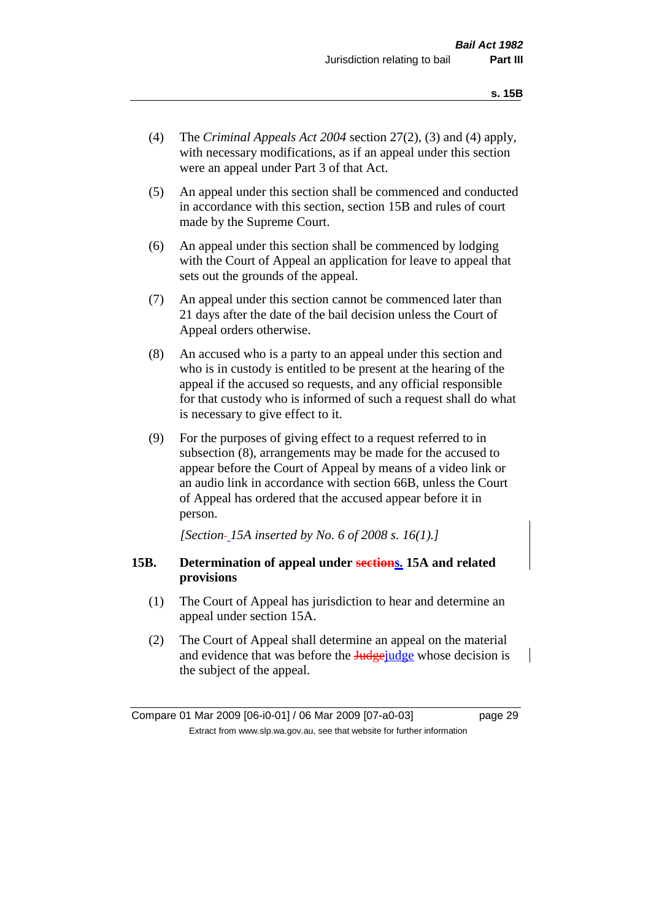(4) The *Criminal Appeals Act 2004* section 27(2), (3) and (4) apply, with necessary modifications, as if an appeal under this section were an appeal under Part 3 of that Act.

(5) An appeal under this section shall be commenced and conducted in accordance with this section, section 15B and rules of court made by the Supreme Court.

(6) An appeal under this section shall be commenced by lodging with the Court of Appeal an application for leave to appeal that sets out the grounds of the appeal.

(7) An appeal under this section cannot be commenced later than 21 days after the date of the bail decision unless the Court of Appeal orders otherwise.

(8) An accused who is a party to an appeal under this section and who is in custody is entitled to be present at the hearing of the appeal if the accused so requests, and any official responsible for that custody who is informed of such a request shall do what is necessary to give effect to it.

(9) For the purposes of giving effect to a request referred to in subsection (8), arrangements may be made for the accused to appear before the Court of Appeal by means of a video link or an audio link in accordance with section 66B, unless the Court of Appeal has ordered that the accused appear before it in person.

*[Section 15A inserted by No. 6 of 2008 s. 16(1).]*

### 15B. Determination of appeal under ~~sections~~s. 15A and related provisions

(1) The Court of Appeal has jurisdiction to hear and determine an appeal under section 15A.

(2) The Court of Appeal shall determine an appeal on the material and evidence that was before the ~~Judge~~judge whose decision is the subject of the appeal.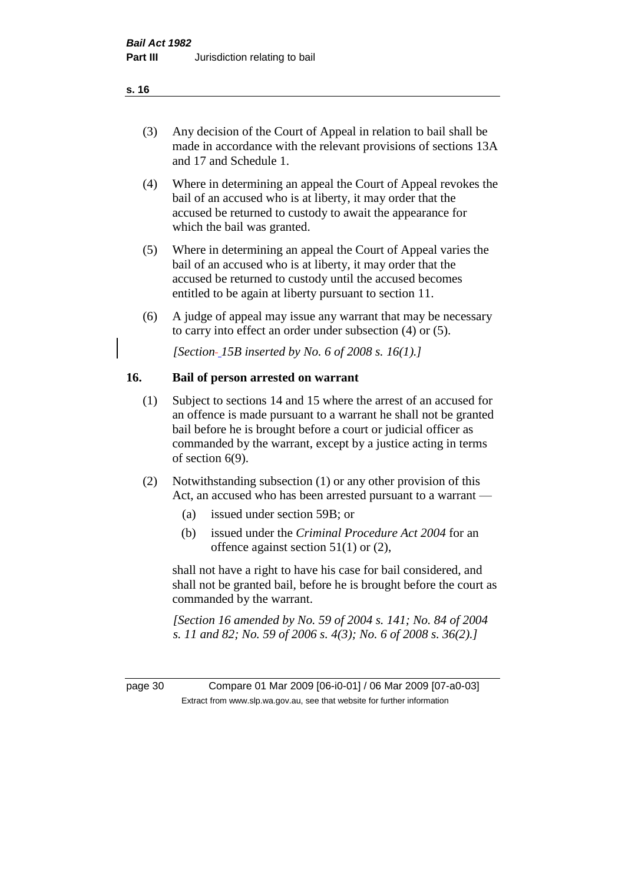(3) Any decision of the Court of Appeal in relation to bail shall be made in accordance with the relevant provisions of sections 13A and 17 and Schedule 1.

(4) Where in determining an appeal the Court of Appeal revokes the bail of an accused who is at liberty, it may order that the accused be returned to custody to await the appearance for which the bail was granted.

(5) Where in determining an appeal the Court of Appeal varies the bail of an accused who is at liberty, it may order that the accused be returned to custody until the accused becomes entitled to be again at liberty pursuant to section 11.

(6) A judge of appeal may issue any warrant that may be necessary to carry into effect an order under subsection (4) or (5).

*[Section 15B inserted by No. 6 of 2008 s. 16(1).]*

## 16. Bail of person arrested on warrant

(1) Subject to sections 14 and 15 where the arrest of an accused for an offence is made pursuant to a warrant he shall not be granted bail before he is brought before a court or judicial officer as commanded by the warrant, except by a justice acting in terms of section 6(9).

(2) Notwithstanding subsection (1) or any other provision of this Act, an accused who has been arrested pursuant to a warrant —

(a) issued under section 59B; or

(b) issued under the *Criminal Procedure Act 2004* for an offence against section 51(1) or (2),

shall not have a right to have his case for bail considered, and shall not be granted bail, before he is brought before the court as commanded by the warrant.

*[Section 16 amended by No. 59 of 2004 s. 141; No. 84 of 2004 s. 11 and 82; No. 59 of 2006 s. 4(3); No. 6 of 2008 s. 36(2).]*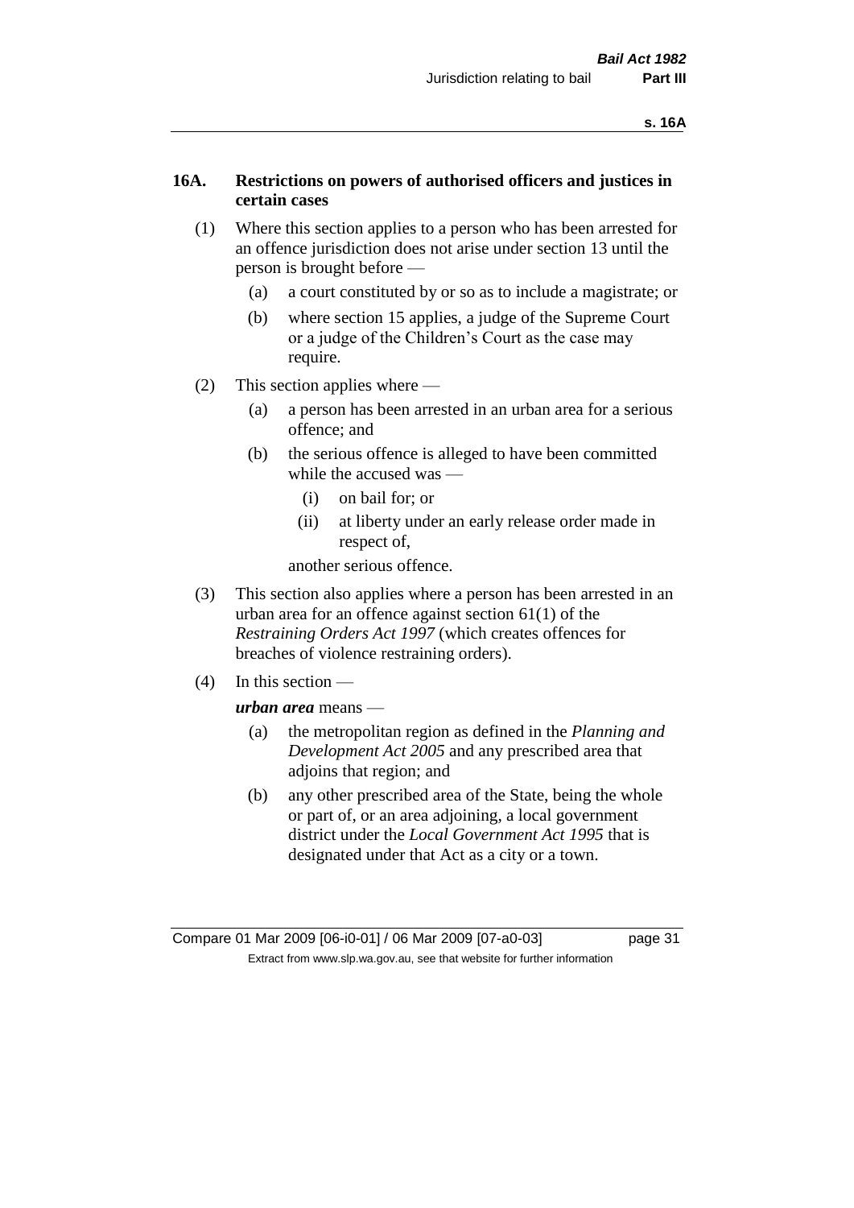## 16A. Restrictions on powers of authorised officers and justices in certain cases

(1) Where this section applies to a person who has been arrested for an offence jurisdiction does not arise under section 13 until the person is brought before —

- (a) a court constituted by or so as to include a magistrate; or
- (b) where section 15 applies, a judge of the Supreme Court or a judge of the Children's Court as the case may require.

(2) This section applies where —

- (a) a person has been arrested in an urban area for a serious offence; and
- (b) the serious offence is alleged to have been committed while the accused was —
  - (i) on bail for; or
  - (ii) at liberty under an early release order made in respect of,

  another serious offence.

(3) This section also applies where a person has been arrested in an urban area for an offence against section 61(1) of the *Restraining Orders Act 1997* (which creates offences for breaches of violence restraining orders).

(4) In this section —

***urban area*** means —

- (a) the metropolitan region as defined in the *Planning and Development Act 2005* and any prescribed area that adjoins that region; and
- (b) any other prescribed area of the State, being the whole or part of, or an area adjoining, a local government district under the *Local Government Act 1995* that is designated under that Act as a city or a town.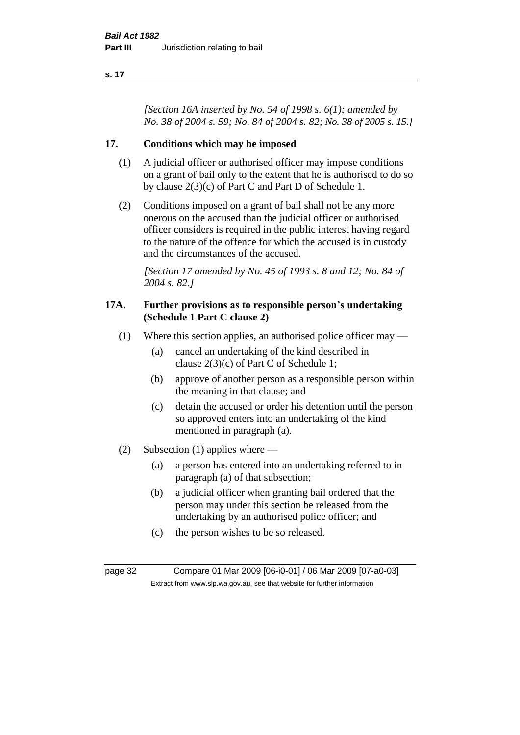*[Section 16A inserted by No. 54 of 1998 s. 6(1); amended by No. 38 of 2004 s. 59; No. 84 of 2004 s. 82; No. 38 of 2005 s. 15.]*

## 17. Conditions which may be imposed

(1) A judicial officer or authorised officer may impose conditions on a grant of bail only to the extent that he is authorised to do so by clause 2(3)(c) of Part C and Part D of Schedule 1.

(2) Conditions imposed on a grant of bail shall not be any more onerous on the accused than the judicial officer or authorised officer considers is required in the public interest having regard to the nature of the offence for which the accused is in custody and the circumstances of the accused.

*[Section 17 amended by No. 45 of 1993 s. 8 and 12; No. 84 of 2004 s. 82.]*

## 17A. Further provisions as to responsible person's undertaking (Schedule 1 Part C clause 2)

(1) Where this section applies, an authorised police officer may —

- (a) cancel an undertaking of the kind described in clause 2(3)(c) of Part C of Schedule 1;
- (b) approve of another person as a responsible person within the meaning in that clause; and
- (c) detain the accused or order his detention until the person so approved enters into an undertaking of the kind mentioned in paragraph (a).

(2) Subsection (1) applies where —

- (a) a person has entered into an undertaking referred to in paragraph (a) of that subsection;
- (b) a judicial officer when granting bail ordered that the person may under this section be released from the undertaking by an authorised police officer; and
- (c) the person wishes to be so released.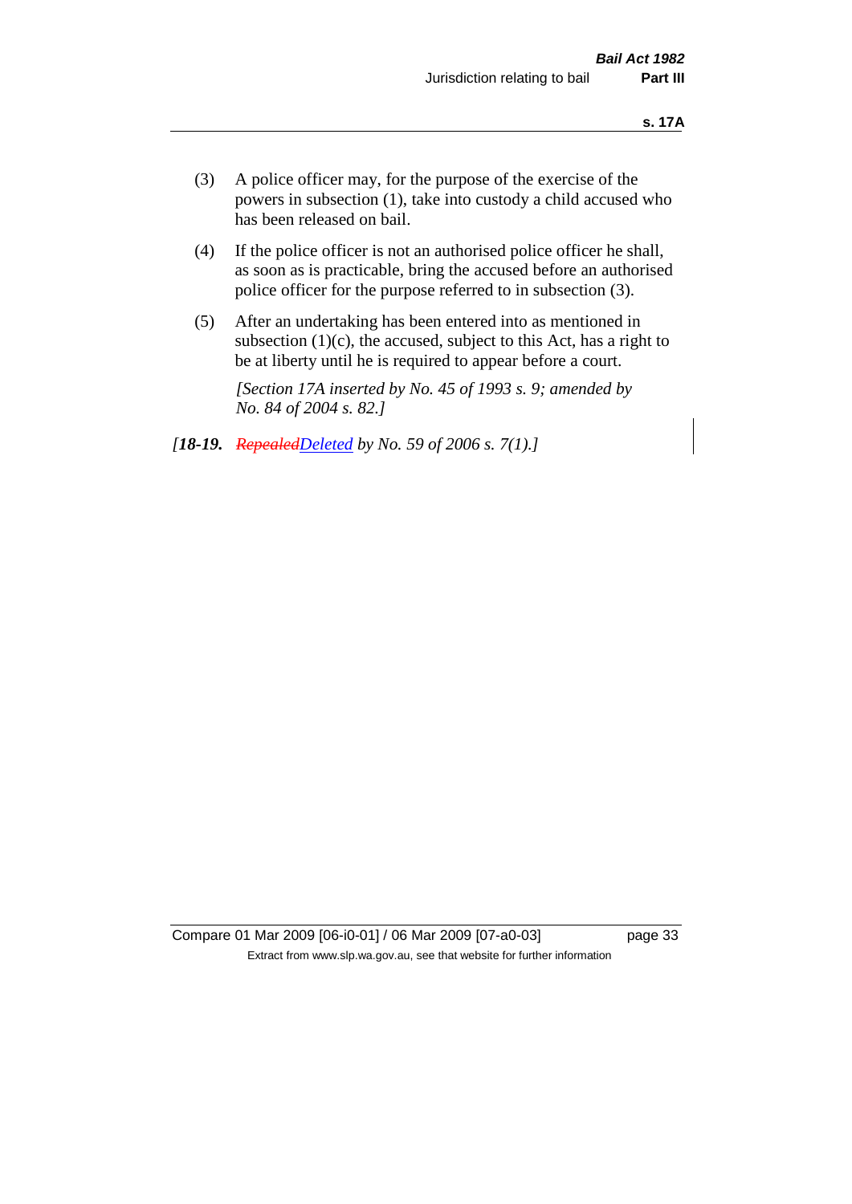(3) A police officer may, for the purpose of the exercise of the powers in subsection (1), take into custody a child accused who has been released on bail.

(4) If the police officer is not an authorised police officer he shall, as soon as is practicable, bring the accused before an authorised police officer for the purpose referred to in subsection (3).

(5) After an undertaking has been entered into as mentioned in subsection (1)(c), the accused, subject to this Act, has a right to be at liberty until he is required to appear before a court.

*[Section 17A inserted by No. 45 of 1993 s. 9; amended by No. 84 of 2004 s. 82.]*

*[**18-19.** ~~Repealed~~Deleted by No. 59 of 2006 s. 7(1).]*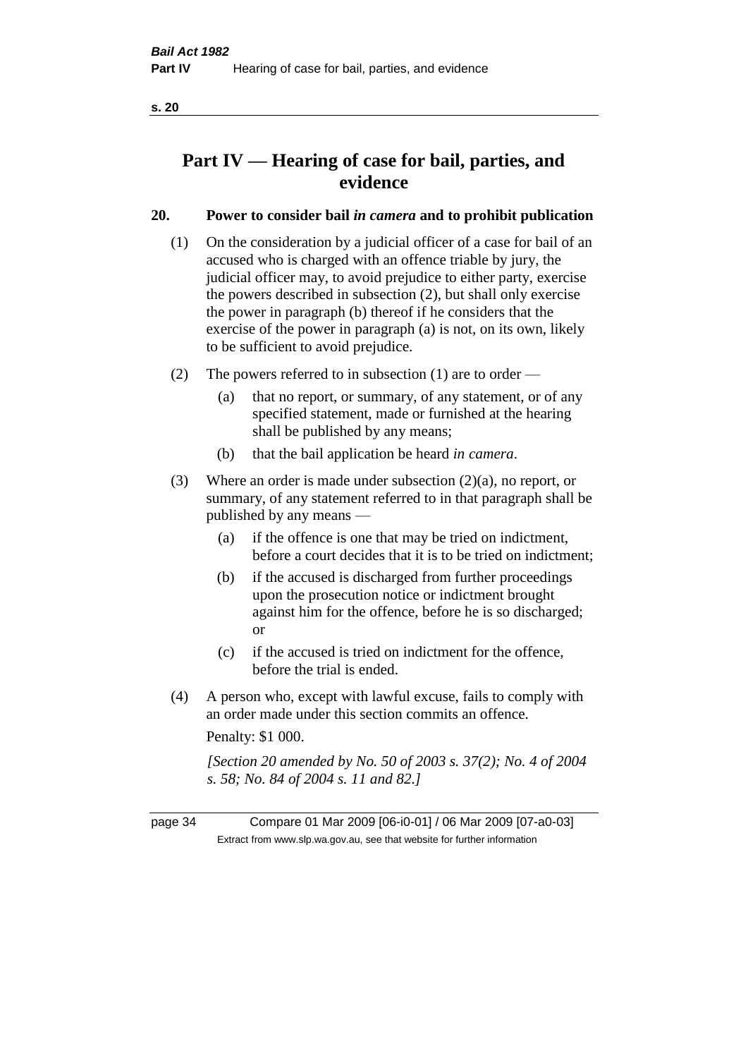# Part IV — Hearing of case for bail, parties, and evidence

## 20. Power to consider bail *in camera* and to prohibit publication

(1) On the consideration by a judicial officer of a case for bail of an accused who is charged with an offence triable by jury, the judicial officer may, to avoid prejudice to either party, exercise the powers described in subsection (2), but shall only exercise the power in paragraph (b) thereof if he considers that the exercise of the power in paragraph (a) is not, on its own, likely to be sufficient to avoid prejudice.

(2) The powers referred to in subsection (1) are to order —

- (a) that no report, or summary, of any statement, or of any specified statement, made or furnished at the hearing shall be published by any means;
- (b) that the bail application be heard *in camera*.

(3) Where an order is made under subsection (2)(a), no report, or summary, of any statement referred to in that paragraph shall be published by any means —

- (a) if the offence is one that may be tried on indictment, before a court decides that it is to be tried on indictment;
- (b) if the accused is discharged from further proceedings upon the prosecution notice or indictment brought against him for the offence, before he is so discharged; or
- (c) if the accused is tried on indictment for the offence, before the trial is ended.

(4) A person who, except with lawful excuse, fails to comply with an order made under this section commits an offence.

Penalty: $1 000.

*[Section 20 amended by No. 50 of 2003 s. 37(2); No. 4 of 2004 s. 58; No. 84 of 2004 s. 11 and 82.]*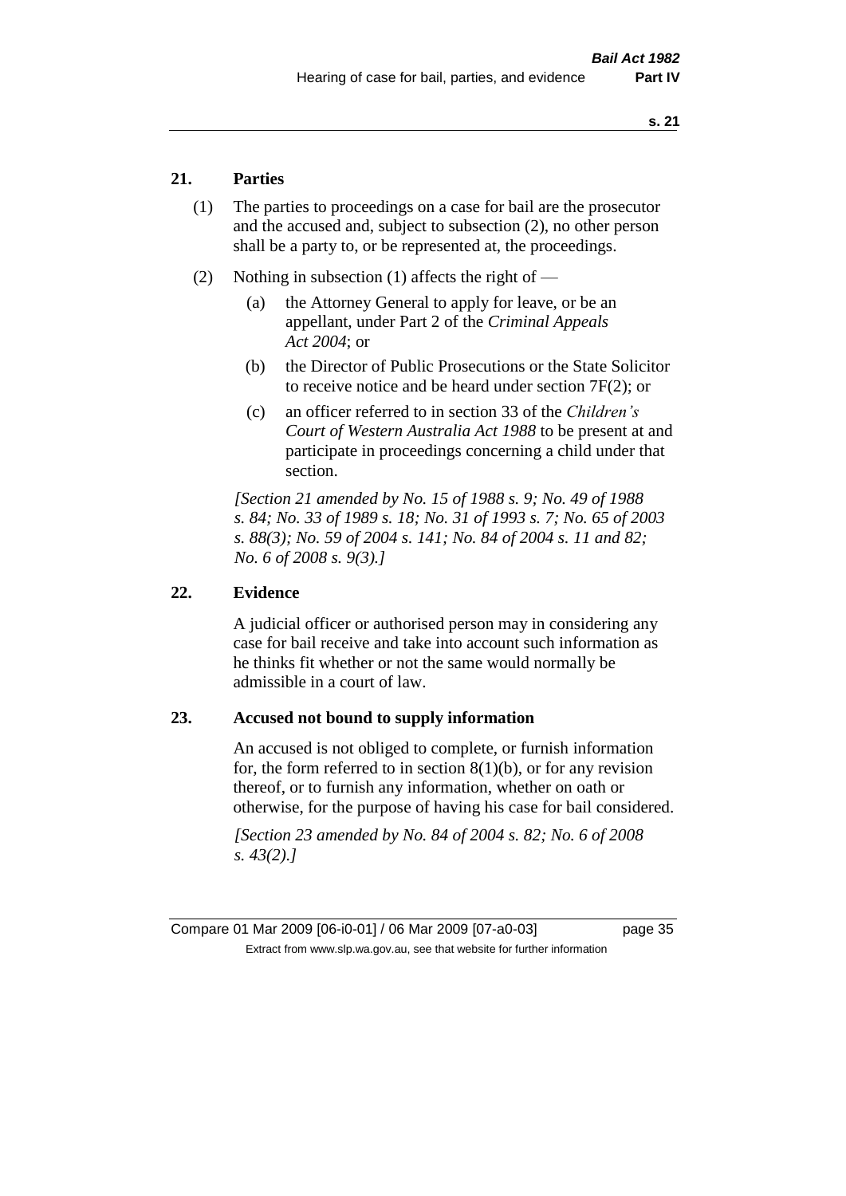## 21. Parties

(1) The parties to proceedings on a case for bail are the prosecutor and the accused and, subject to subsection (2), no other person shall be a party to, or be represented at, the proceedings.

(2) Nothing in subsection (1) affects the right of —

(a) the Attorney General to apply for leave, or be an appellant, under Part 2 of the *Criminal Appeals Act 2004*; or

(b) the Director of Public Prosecutions or the State Solicitor to receive notice and be heard under section 7F(2); or

(c) an officer referred to in section 33 of the *Children's Court of Western Australia Act 1988* to be present at and participate in proceedings concerning a child under that section.

*[Section 21 amended by No. 15 of 1988 s. 9; No. 49 of 1988 s. 84; No. 33 of 1989 s. 18; No. 31 of 1993 s. 7; No. 65 of 2003 s. 88(3); No. 59 of 2004 s. 141; No. 84 of 2004 s. 11 and 82; No. 6 of 2008 s. 9(3).]*

## 22. Evidence

A judicial officer or authorised person may in considering any case for bail receive and take into account such information as he thinks fit whether or not the same would normally be admissible in a court of law.

## 23. Accused not bound to supply information

An accused is not obliged to complete, or furnish information for, the form referred to in section 8(1)(b), or for any revision thereof, or to furnish any information, whether on oath or otherwise, for the purpose of having his case for bail considered.

*[Section 23 amended by No. 84 of 2004 s. 82; No. 6 of 2008 s. 43(2).]*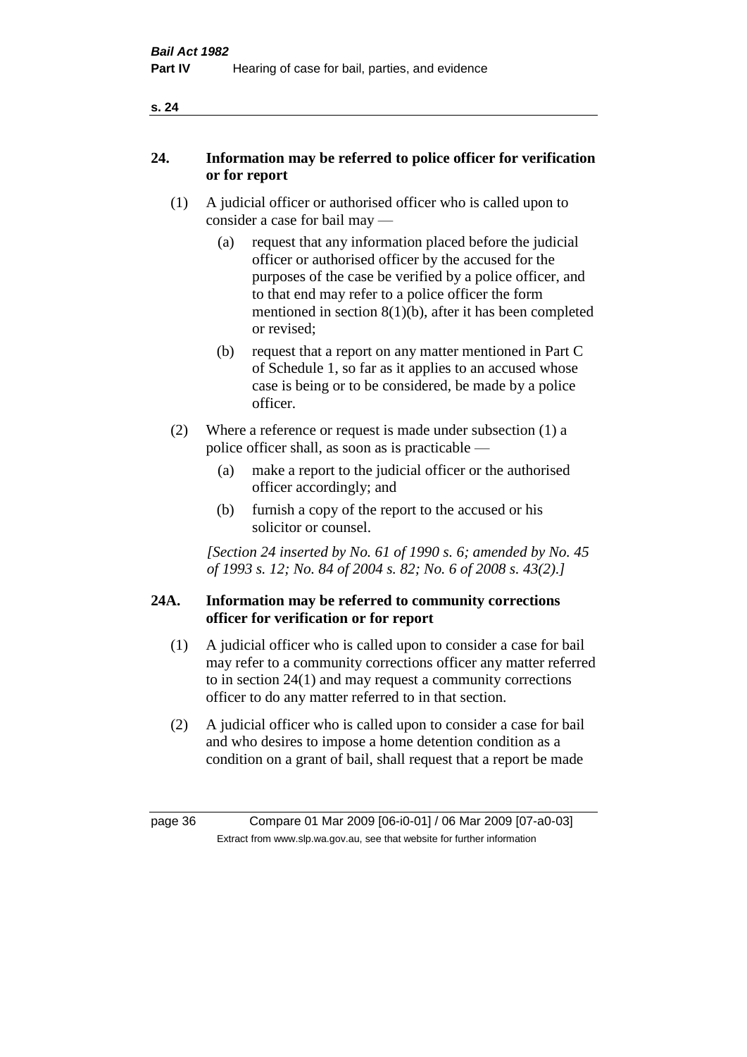## 24. Information may be referred to police officer for verification or for report

(1) A judicial officer or authorised officer who is called upon to consider a case for bail may —

(a) request that any information placed before the judicial officer or authorised officer by the accused for the purposes of the case be verified by a police officer, and to that end may refer to a police officer the form mentioned in section 8(1)(b), after it has been completed or revised;

(b) request that a report on any matter mentioned in Part C of Schedule 1, so far as it applies to an accused whose case is being or to be considered, be made by a police officer.

(2) Where a reference or request is made under subsection (1) a police officer shall, as soon as is practicable —

(a) make a report to the judicial officer or the authorised officer accordingly; and

(b) furnish a copy of the report to the accused or his solicitor or counsel.

*[Section 24 inserted by No. 61 of 1990 s. 6; amended by No. 45 of 1993 s. 12; No. 84 of 2004 s. 82; No. 6 of 2008 s. 43(2).]*

## 24A. Information may be referred to community corrections officer for verification or for report

(1) A judicial officer who is called upon to consider a case for bail may refer to a community corrections officer any matter referred to in section 24(1) and may request a community corrections officer to do any matter referred to in that section.

(2) A judicial officer who is called upon to consider a case for bail and who desires to impose a home detention condition as a condition on a grant of bail, shall request that a report be made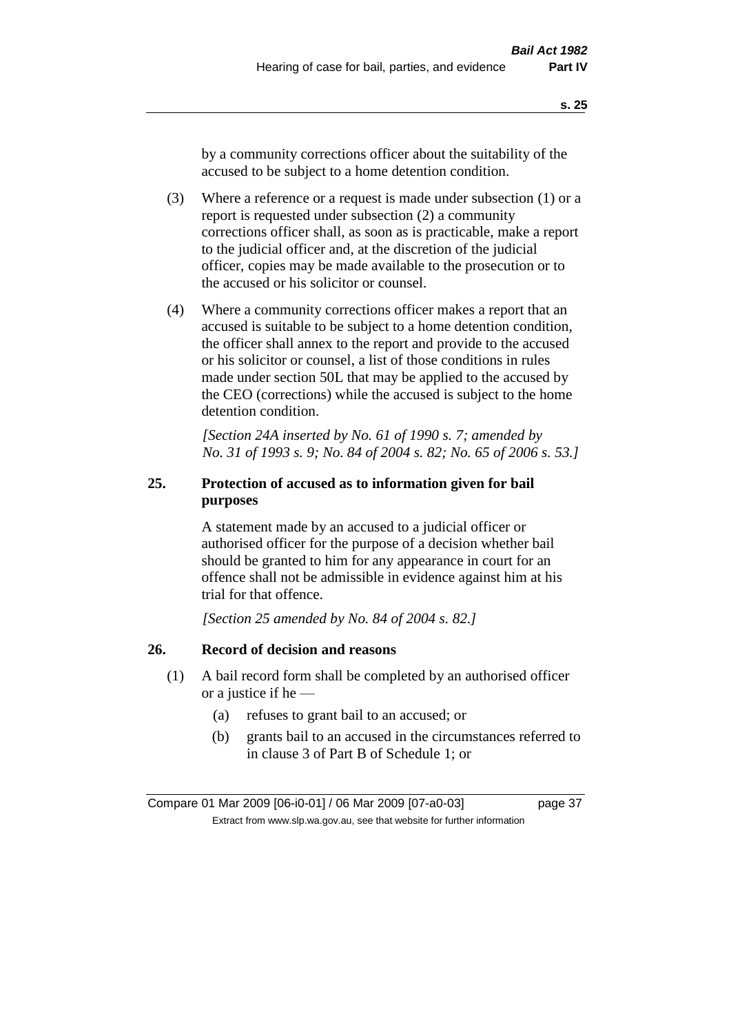by a community corrections officer about the suitability of the accused to be subject to a home detention condition.

(3) Where a reference or a request is made under subsection (1) or a report is requested under subsection (2) a community corrections officer shall, as soon as is practicable, make a report to the judicial officer and, at the discretion of the judicial officer, copies may be made available to the prosecution or to the accused or his solicitor or counsel.

(4) Where a community corrections officer makes a report that an accused is suitable to be subject to a home detention condition, the officer shall annex to the report and provide to the accused or his solicitor or counsel, a list of those conditions in rules made under section 50L that may be applied to the accused by the CEO (corrections) while the accused is subject to the home detention condition.

*[Section 24A inserted by No. 61 of 1990 s. 7; amended by No. 31 of 1993 s. 9; No. 84 of 2004 s. 82; No. 65 of 2006 s. 53.]*

### 25. Protection of accused as to information given for bail purposes

A statement made by an accused to a judicial officer or authorised officer for the purpose of a decision whether bail should be granted to him for any appearance in court for an offence shall not be admissible in evidence against him at his trial for that offence.

*[Section 25 amended by No. 84 of 2004 s. 82.]*

### 26. Record of decision and reasons

(1) A bail record form shall be completed by an authorised officer or a justice if he —

(a) refuses to grant bail to an accused; or

(b) grants bail to an accused in the circumstances referred to in clause 3 of Part B of Schedule 1; or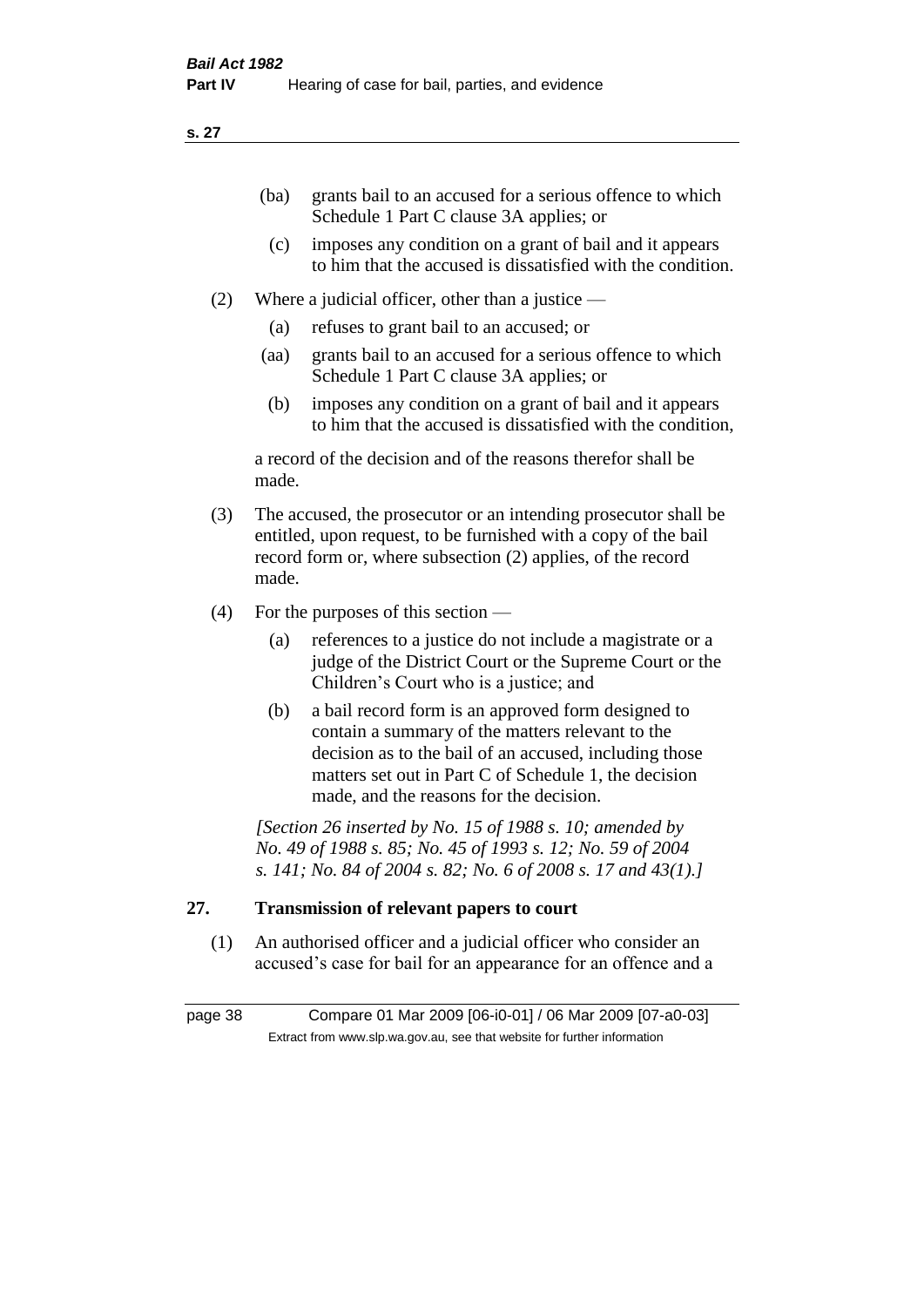(ba) grants bail to an accused for a serious offence to which Schedule 1 Part C clause 3A applies; or

(c) imposes any condition on a grant of bail and it appears to him that the accused is dissatisfied with the condition.

(2) Where a judicial officer, other than a justice —

(a) refuses to grant bail to an accused; or

(aa) grants bail to an accused for a serious offence to which Schedule 1 Part C clause 3A applies; or

(b) imposes any condition on a grant of bail and it appears to him that the accused is dissatisfied with the condition,

a record of the decision and of the reasons therefor shall be made.

(3) The accused, the prosecutor or an intending prosecutor shall be entitled, upon request, to be furnished with a copy of the bail record form or, where subsection (2) applies, of the record made.

(4) For the purposes of this section —

(a) references to a justice do not include a magistrate or a judge of the District Court or the Supreme Court or the Children's Court who is a justice; and

(b) a bail record form is an approved form designed to contain a summary of the matters relevant to the decision as to the bail of an accused, including those matters set out in Part C of Schedule 1, the decision made, and the reasons for the decision.

*[Section 26 inserted by No. 15 of 1988 s. 10; amended by No. 49 of 1988 s. 85; No. 45 of 1993 s. 12; No. 59 of 2004 s. 141; No. 84 of 2004 s. 82; No. 6 of 2008 s. 17 and 43(1).]*

## 27. Transmission of relevant papers to court

(1) An authorised officer and a judicial officer who consider an accused's case for bail for an appearance for an offence and a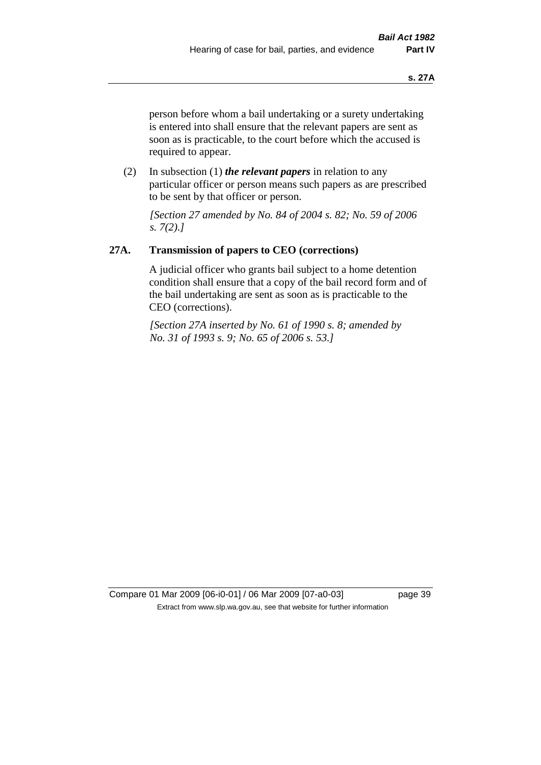person before whom a bail undertaking or a surety undertaking is entered into shall ensure that the relevant papers are sent as soon as is practicable, to the court before which the accused is required to appear.

(2) In subsection (1) ***the relevant papers*** in relation to any particular officer or person means such papers as are prescribed to be sent by that officer or person.

*[Section 27 amended by No. 84 of 2004 s. 82; No. 59 of 2006 s. 7(2).]*

## 27A. Transmission of papers to CEO (corrections)

A judicial officer who grants bail subject to a home detention condition shall ensure that a copy of the bail record form and of the bail undertaking are sent as soon as is practicable to the CEO (corrections).

*[Section 27A inserted by No. 61 of 1990 s. 8; amended by No. 31 of 1993 s. 9; No. 65 of 2006 s. 53.]*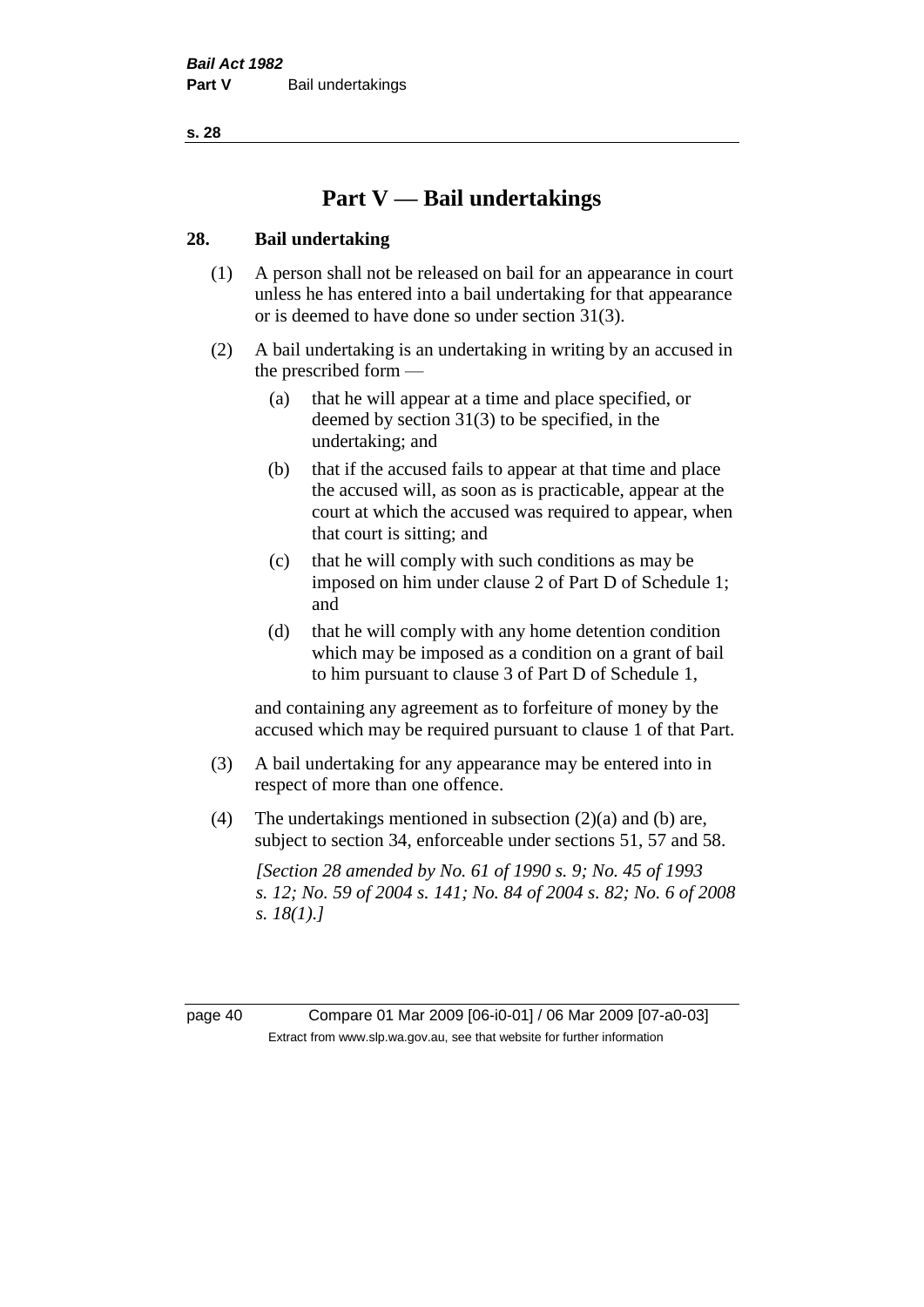# Part V — Bail undertakings

## 28. Bail undertaking

(1) A person shall not be released on bail for an appearance in court unless he has entered into a bail undertaking for that appearance or is deemed to have done so under section 31(3).

(2) A bail undertaking is an undertaking in writing by an accused in the prescribed form —

(a) that he will appear at a time and place specified, or deemed by section 31(3) to be specified, in the undertaking; and

(b) that if the accused fails to appear at that time and place the accused will, as soon as is practicable, appear at the court at which the accused was required to appear, when that court is sitting; and

(c) that he will comply with such conditions as may be imposed on him under clause 2 of Part D of Schedule 1; and

(d) that he will comply with any home detention condition which may be imposed as a condition on a grant of bail to him pursuant to clause 3 of Part D of Schedule 1,

and containing any agreement as to forfeiture of money by the accused which may be required pursuant to clause 1 of that Part.

(3) A bail undertaking for any appearance may be entered into in respect of more than one offence.

(4) The undertakings mentioned in subsection (2)(a) and (b) are, subject to section 34, enforceable under sections 51, 57 and 58.

*[Section 28 amended by No. 61 of 1990 s. 9; No. 45 of 1993 s. 12; No. 59 of 2004 s. 141; No. 84 of 2004 s. 82; No. 6 of 2008 s. 18(1).]*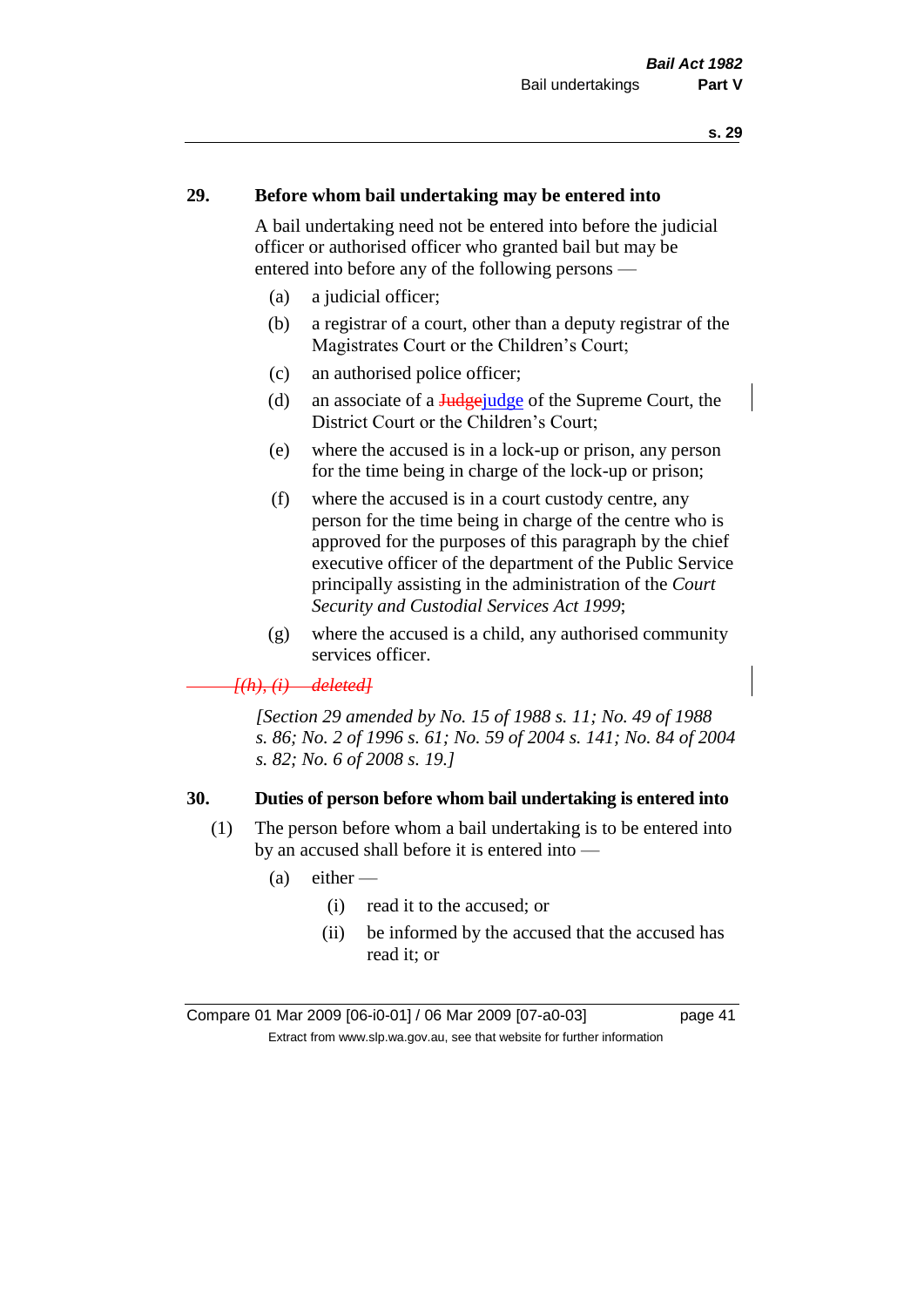## 29. Before whom bail undertaking may be entered into

A bail undertaking need not be entered into before the judicial officer or authorised officer who granted bail but may be entered into before any of the following persons —

(a) a judicial officer;

(b) a registrar of a court, other than a deputy registrar of the Magistrates Court or the Children's Court;

(c) an authorised police officer;

(d) an associate of a ~~Judge~~judge of the Supreme Court, the District Court or the Children's Court;

(e) where the accused is in a lock-up or prison, any person for the time being in charge of the lock-up or prison;

(f) where the accused is in a court custody centre, any person for the time being in charge of the centre who is approved for the purposes of this paragraph by the chief executive officer of the department of the Public Service principally assisting in the administration of the *Court Security and Custodial Services Act 1999*;

(g) where the accused is a child, any authorised community services officer.

~~*[(h), (i) deleted]*~~

*[Section 29 amended by No. 15 of 1988 s. 11; No. 49 of 1988 s. 86; No. 2 of 1996 s. 61; No. 59 of 2004 s. 141; No. 84 of 2004 s. 82; No. 6 of 2008 s. 19.]*

## 30. Duties of person before whom bail undertaking is entered into

(1) The person before whom a bail undertaking is to be entered into by an accused shall before it is entered into —

(a) either —

(i) read it to the accused; or

(ii) be informed by the accused that the accused has read it; or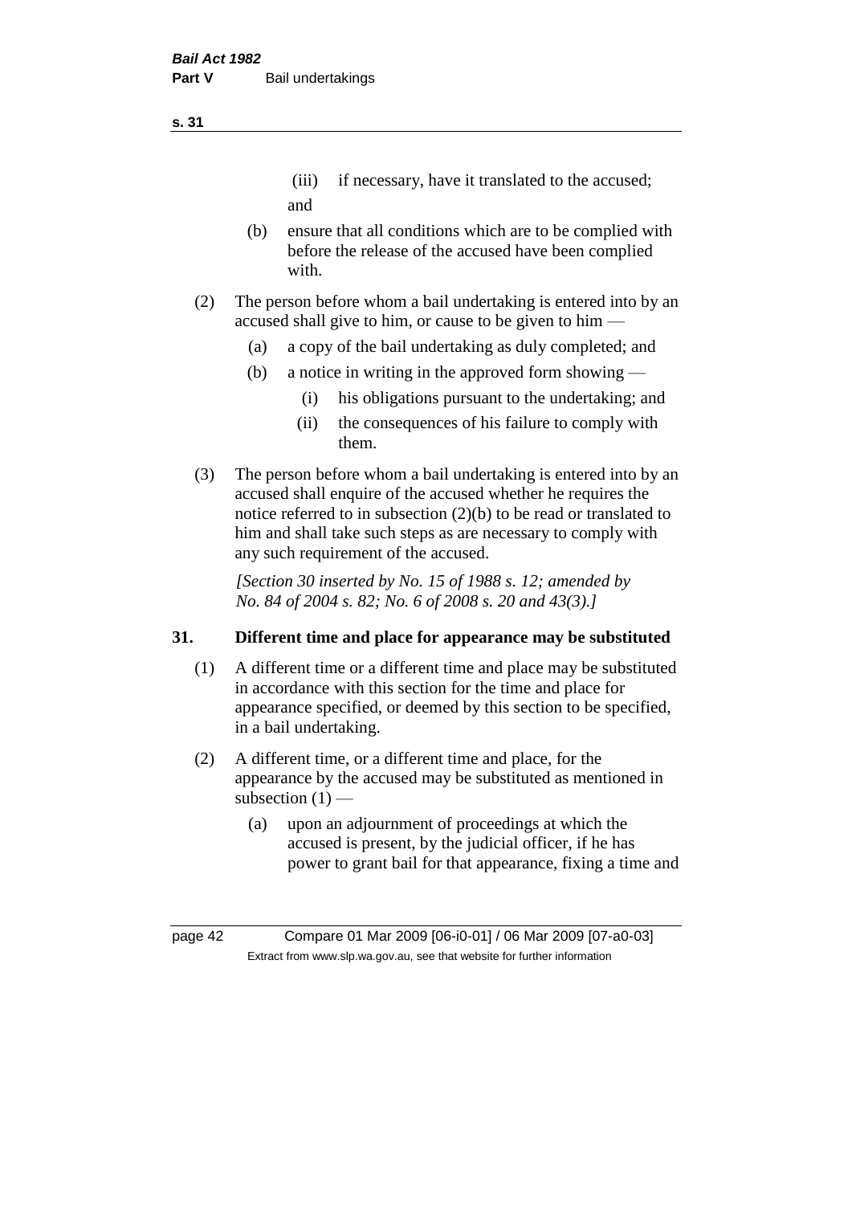(iii) if necessary, have it translated to the accused; and

(b) ensure that all conditions which are to be complied with before the release of the accused have been complied with.

(2) The person before whom a bail undertaking is entered into by an accused shall give to him, or cause to be given to him —

(a) a copy of the bail undertaking as duly completed; and

(b) a notice in writing in the approved form showing —

(i) his obligations pursuant to the undertaking; and

(ii) the consequences of his failure to comply with them.

(3) The person before whom a bail undertaking is entered into by an accused shall enquire of the accused whether he requires the notice referred to in subsection (2)(b) to be read or translated to him and shall take such steps as are necessary to comply with any such requirement of the accused.

*[Section 30 inserted by No. 15 of 1988 s. 12; amended by No. 84 of 2004 s. 82; No. 6 of 2008 s. 20 and 43(3).]*

## 31. Different time and place for appearance may be substituted

(1) A different time or a different time and place may be substituted in accordance with this section for the time and place for appearance specified, or deemed by this section to be specified, in a bail undertaking.

(2) A different time, or a different time and place, for the appearance by the accused may be substituted as mentioned in subsection (1) —

(a) upon an adjournment of proceedings at which the accused is present, by the judicial officer, if he has power to grant bail for that appearance, fixing a time and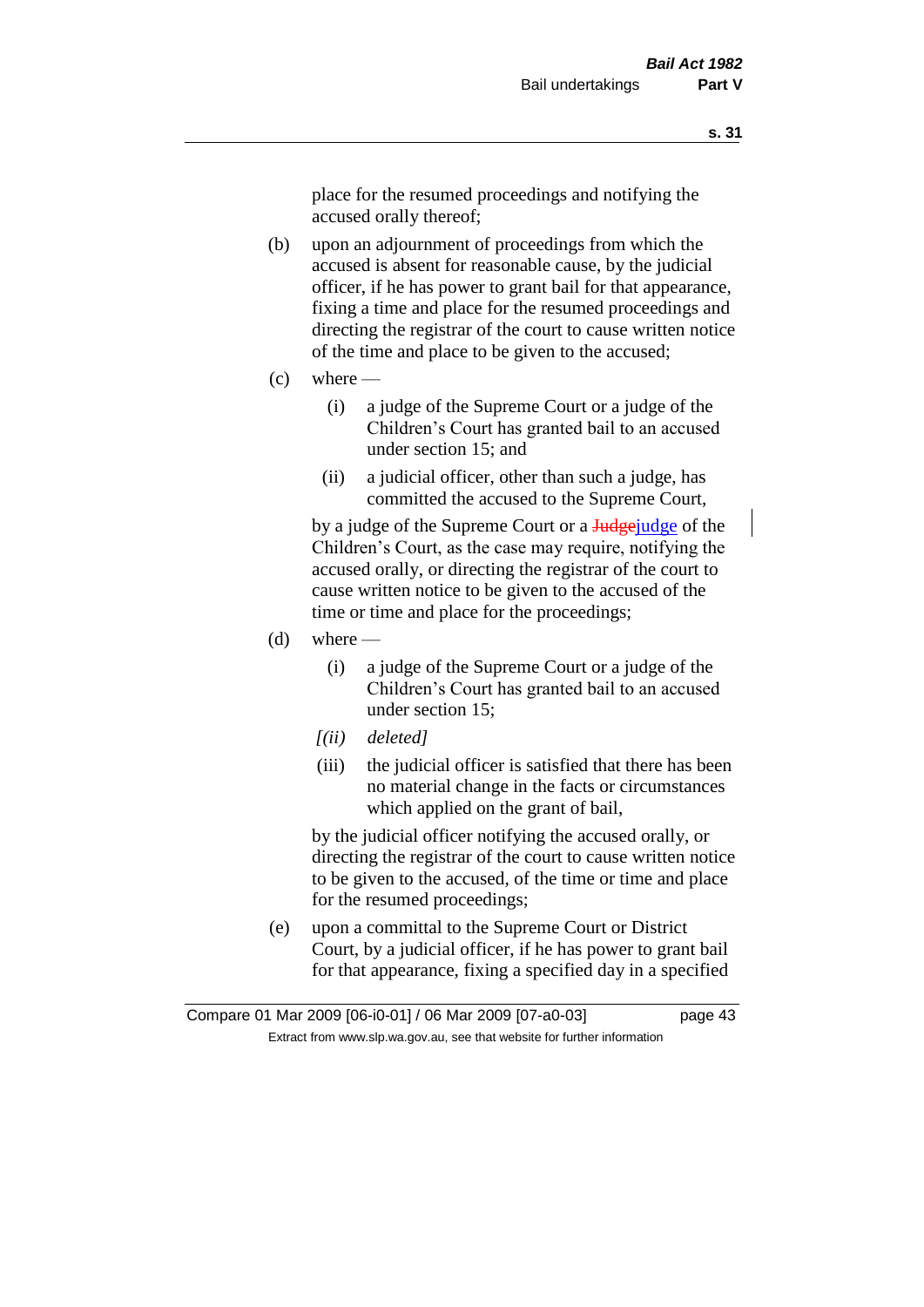place for the resumed proceedings and notifying the accused orally thereof;

(b) upon an adjournment of proceedings from which the accused is absent for reasonable cause, by the judicial officer, if he has power to grant bail for that appearance, fixing a time and place for the resumed proceedings and directing the registrar of the court to cause written notice of the time and place to be given to the accused;

(c) where —

  (i) a judge of the Supreme Court or a judge of the Children's Court has granted bail to an accused under section 15; and

  (ii) a judicial officer, other than such a judge, has committed the accused to the Supreme Court,

by a judge of the Supreme Court or a ~~Judge~~judge of the Children's Court, as the case may require, notifying the accused orally, or directing the registrar of the court to cause written notice to be given to the accused of the time or time and place for the proceedings;

(d) where —

  (i) a judge of the Supreme Court or a judge of the Children's Court has granted bail to an accused under section 15;

  *[(ii) deleted]*

  (iii) the judicial officer is satisfied that there has been no material change in the facts or circumstances which applied on the grant of bail,

by the judicial officer notifying the accused orally, or directing the registrar of the court to cause written notice to be given to the accused, of the time or time and place for the resumed proceedings;

(e) upon a committal to the Supreme Court or District Court, by a judicial officer, if he has power to grant bail for that appearance, fixing a specified day in a specified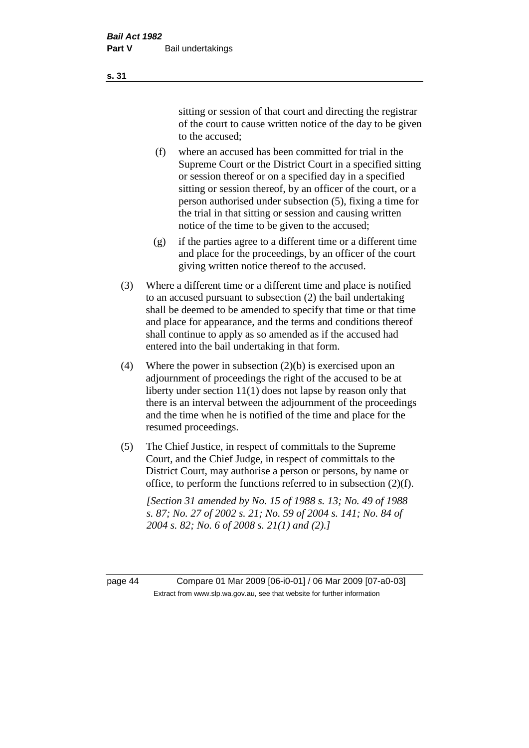sitting or session of that court and directing the registrar of the court to cause written notice of the day to be given to the accused;

(f) where an accused has been committed for trial in the Supreme Court or the District Court in a specified sitting or session thereof or on a specified day in a specified sitting or session thereof, by an officer of the court, or a person authorised under subsection (5), fixing a time for the trial in that sitting or session and causing written notice of the time to be given to the accused;

(g) if the parties agree to a different time or a different time and place for the proceedings, by an officer of the court giving written notice thereof to the accused.

(3) Where a different time or a different time and place is notified to an accused pursuant to subsection (2) the bail undertaking shall be deemed to be amended to specify that time or that time and place for appearance, and the terms and conditions thereof shall continue to apply as so amended as if the accused had entered into the bail undertaking in that form.

(4) Where the power in subsection (2)(b) is exercised upon an adjournment of proceedings the right of the accused to be at liberty under section 11(1) does not lapse by reason only that there is an interval between the adjournment of the proceedings and the time when he is notified of the time and place for the resumed proceedings.

(5) The Chief Justice, in respect of committals to the Supreme Court, and the Chief Judge, in respect of committals to the District Court, may authorise a person or persons, by name or office, to perform the functions referred to in subsection (2)(f).

*[Section 31 amended by No. 15 of 1988 s. 13; No. 49 of 1988 s. 87; No. 27 of 2002 s. 21; No. 59 of 2004 s. 141; No. 84 of 2004 s. 82; No. 6 of 2008 s. 21(1) and (2).]*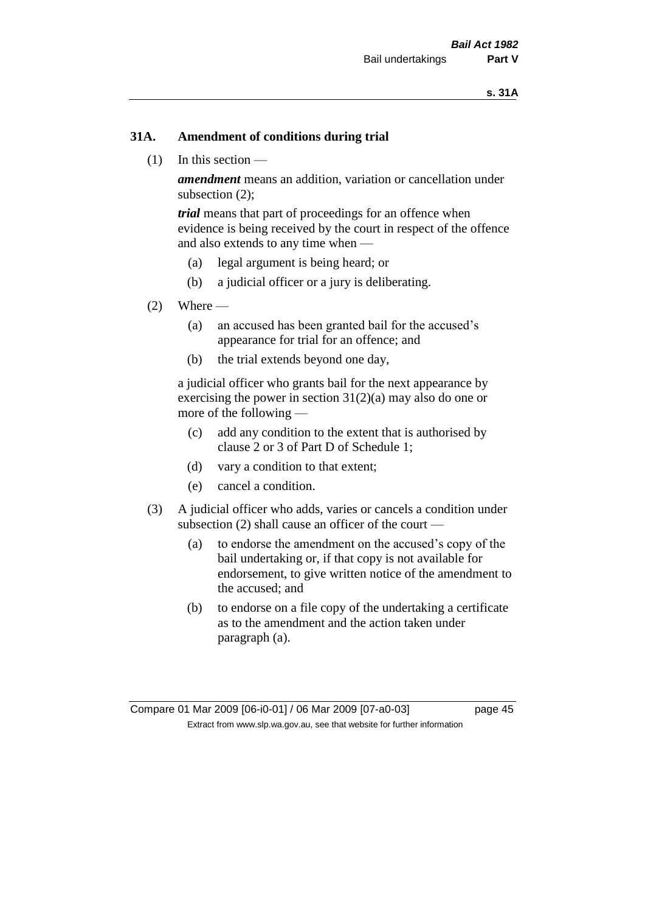### 31A. Amendment of conditions during trial

(1) In this section —

***amendment*** means an addition, variation or cancellation under subsection (2);

***trial*** means that part of proceedings for an offence when evidence is being received by the court in respect of the offence and also extends to any time when —

- (a) legal argument is being heard; or
- (b) a judicial officer or a jury is deliberating.

(2) Where —

- (a) an accused has been granted bail for the accused's appearance for trial for an offence; and
- (b) the trial extends beyond one day,

a judicial officer who grants bail for the next appearance by exercising the power in section 31(2)(a) may also do one or more of the following —

- (c) add any condition to the extent that is authorised by clause 2 or 3 of Part D of Schedule 1;
- (d) vary a condition to that extent;
- (e) cancel a condition.

(3) A judicial officer who adds, varies or cancels a condition under subsection (2) shall cause an officer of the court —

- (a) to endorse the amendment on the accused's copy of the bail undertaking or, if that copy is not available for endorsement, to give written notice of the amendment to the accused; and
- (b) to endorse on a file copy of the undertaking a certificate as to the amendment and the action taken under paragraph (a).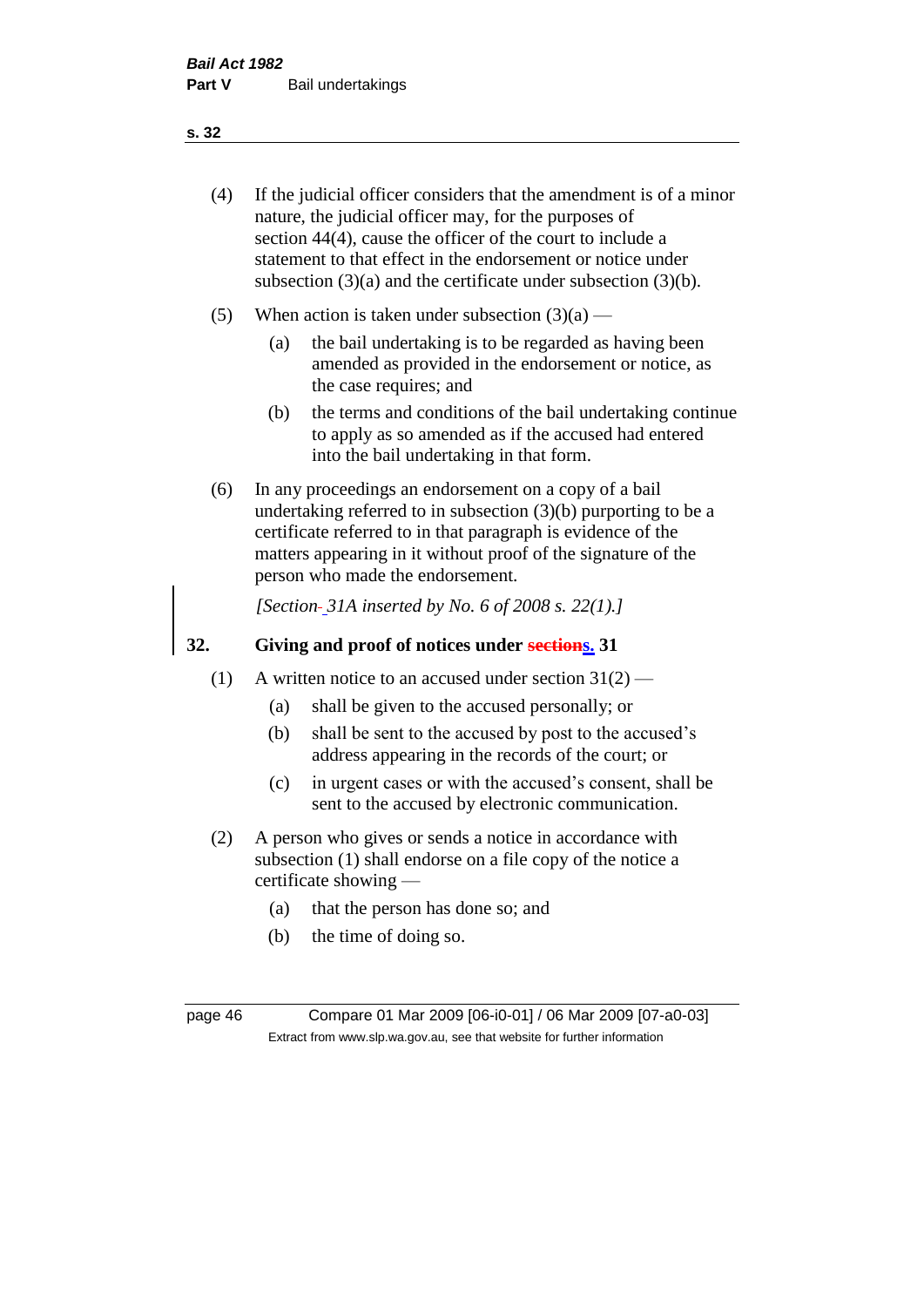(4) If the judicial officer considers that the amendment is of a minor nature, the judicial officer may, for the purposes of section 44(4), cause the officer of the court to include a statement to that effect in the endorsement or notice under subsection (3)(a) and the certificate under subsection (3)(b).

(5) When action is taken under subsection (3)(a) —

(a) the bail undertaking is to be regarded as having been amended as provided in the endorsement or notice, as the case requires; and

(b) the terms and conditions of the bail undertaking continue to apply as so amended as if the accused had entered into the bail undertaking in that form.

(6) In any proceedings an endorsement on a copy of a bail undertaking referred to in subsection (3)(b) purporting to be a certificate referred to in that paragraph is evidence of the matters appearing in it without proof of the signature of the person who made the endorsement.

*[Section 31A inserted by No. 6 of 2008 s. 22(1).]*

## 32. Giving and proof of notices under ~~sections~~s. 31

(1) A written notice to an accused under section 31(2) —

(a) shall be given to the accused personally; or

(b) shall be sent to the accused by post to the accused's address appearing in the records of the court; or

(c) in urgent cases or with the accused's consent, shall be sent to the accused by electronic communication.

(2) A person who gives or sends a notice in accordance with subsection (1) shall endorse on a file copy of the notice a certificate showing —

(a) that the person has done so; and

(b) the time of doing so.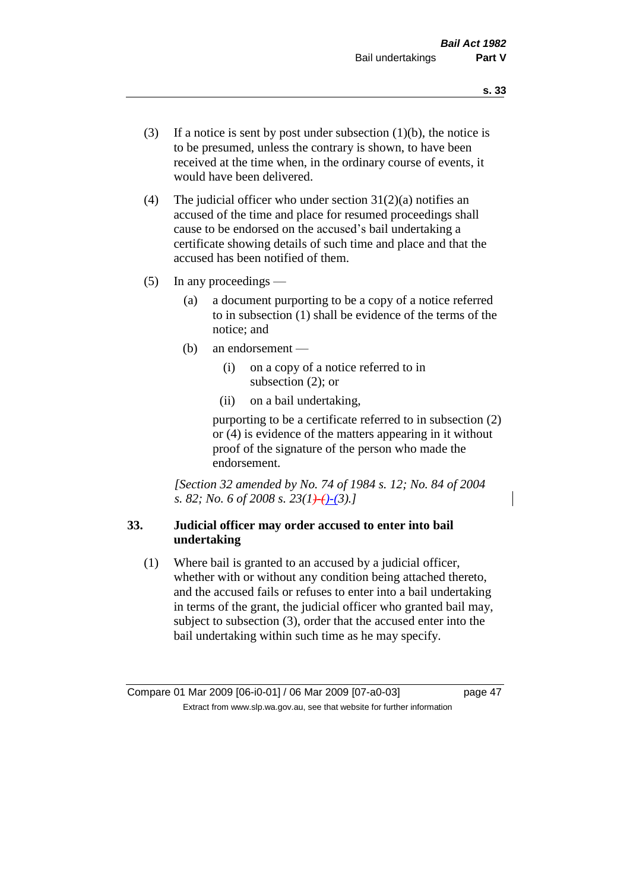(3) If a notice is sent by post under subsection (1)(b), the notice is to be presumed, unless the contrary is shown, to have been received at the time when, in the ordinary course of events, it would have been delivered.

(4) The judicial officer who under section 31(2)(a) notifies an accused of the time and place for resumed proceedings shall cause to be endorsed on the accused's bail undertaking a certificate showing details of such time and place and that the accused has been notified of them.

(5) In any proceedings —

  (a) a document purporting to be a copy of a notice referred to in subsection (1) shall be evidence of the terms of the notice; and

  (b) an endorsement —

    (i) on a copy of a notice referred to in subsection (2); or

    (ii) on a bail undertaking,

  purporting to be a certificate referred to in subsection (2) or (4) is evidence of the matters appearing in it without proof of the signature of the person who made the endorsement.

*[Section 32 amended by No. 74 of 1984 s. 12; No. 84 of 2004 s. 82; No. 6 of 2008 s. 23(1)-()-(3).]*

### 33. Judicial officer may order accused to enter into bail undertaking

(1) Where bail is granted to an accused by a judicial officer, whether with or without any condition being attached thereto, and the accused fails or refuses to enter into a bail undertaking in terms of the grant, the judicial officer who granted bail may, subject to subsection (3), order that the accused enter into the bail undertaking within such time as he may specify.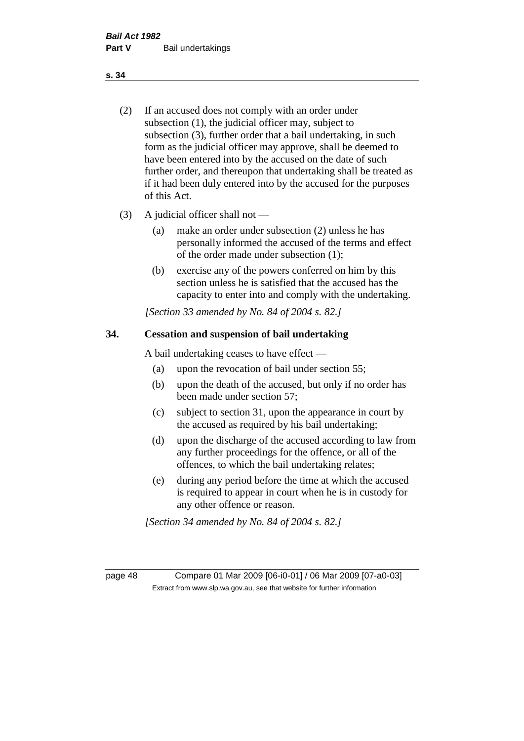(2) If an accused does not comply with an order under subsection (1), the judicial officer may, subject to subsection (3), further order that a bail undertaking, in such form as the judicial officer may approve, shall be deemed to have been entered into by the accused on the date of such further order, and thereupon that undertaking shall be treated as if it had been duly entered into by the accused for the purposes of this Act.

(3) A judicial officer shall not —

  (a) make an order under subsection (2) unless he has personally informed the accused of the terms and effect of the order made under subsection (1);

  (b) exercise any of the powers conferred on him by this section unless he is satisfied that the accused has the capacity to enter into and comply with the undertaking.

*[Section 33 amended by No. 84 of 2004 s. 82.]*

## 34. Cessation and suspension of bail undertaking

A bail undertaking ceases to have effect —

  (a) upon the revocation of bail under section 55;

  (b) upon the death of the accused, but only if no order has been made under section 57;

  (c) subject to section 31, upon the appearance in court by the accused as required by his bail undertaking;

  (d) upon the discharge of the accused according to law from any further proceedings for the offence, or all of the offences, to which the bail undertaking relates;

  (e) during any period before the time at which the accused is required to appear in court when he is in custody for any other offence or reason.

*[Section 34 amended by No. 84 of 2004 s. 82.]*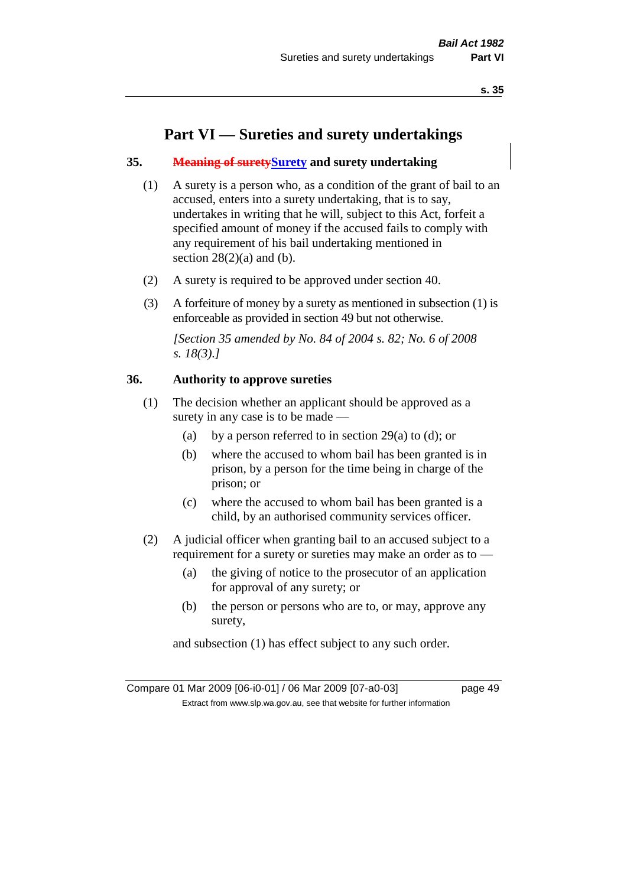# Part VI — Sureties and surety undertakings

## 35. ~~Meaning of surety~~Surety and surety undertaking

(1) A surety is a person who, as a condition of the grant of bail to an accused, enters into a surety undertaking, that is to say, undertakes in writing that he will, subject to this Act, forfeit a specified amount of money if the accused fails to comply with any requirement of his bail undertaking mentioned in section 28(2)(a) and (b).

(2) A surety is required to be approved under section 40.

(3) A forfeiture of money by a surety as mentioned in subsection (1) is enforceable as provided in section 49 but not otherwise.

*[Section 35 amended by No. 84 of 2004 s. 82; No. 6 of 2008 s. 18(3).]*

## 36. Authority to approve sureties

(1) The decision whether an applicant should be approved as a surety in any case is to be made —

- (a) by a person referred to in section 29(a) to (d); or
- (b) where the accused to whom bail has been granted is in prison, by a person for the time being in charge of the prison; or
- (c) where the accused to whom bail has been granted is a child, by an authorised community services officer.

(2) A judicial officer when granting bail to an accused subject to a requirement for a surety or sureties may make an order as to —

- (a) the giving of notice to the prosecutor of an application for approval of any surety; or
- (b) the person or persons who are to, or may, approve any surety,

and subsection (1) has effect subject to any such order.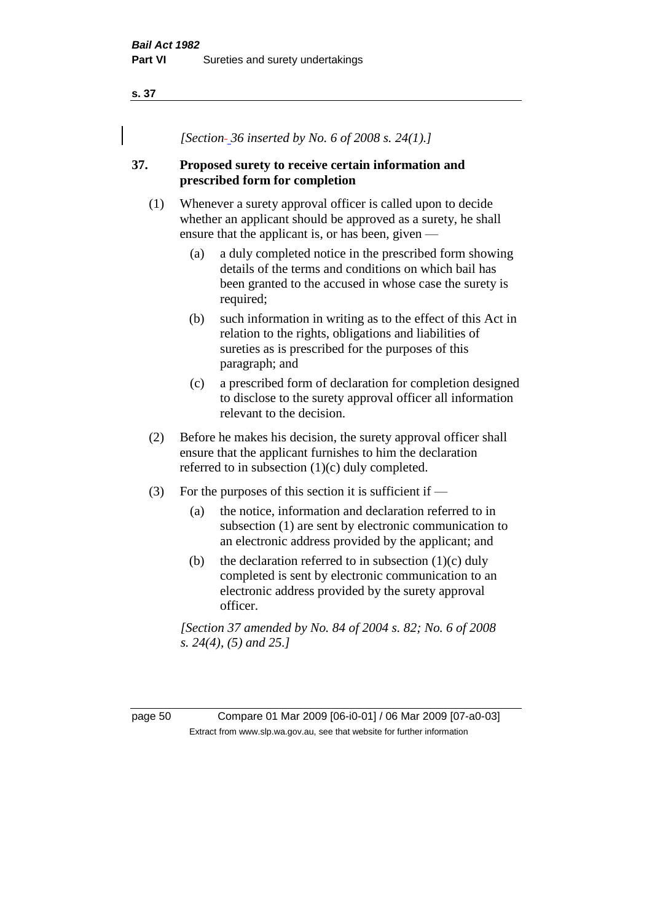*[Section 36 inserted by No. 6 of 2008 s. 24(1).]*

## 37. Proposed surety to receive certain information and prescribed form for completion

(1) Whenever a surety approval officer is called upon to decide whether an applicant should be approved as a surety, he shall ensure that the applicant is, or has been, given —

  (a) a duly completed notice in the prescribed form showing details of the terms and conditions on which bail has been granted to the accused in whose case the surety is required;

  (b) such information in writing as to the effect of this Act in relation to the rights, obligations and liabilities of sureties as is prescribed for the purposes of this paragraph; and

  (c) a prescribed form of declaration for completion designed to disclose to the surety approval officer all information relevant to the decision.

(2) Before he makes his decision, the surety approval officer shall ensure that the applicant furnishes to him the declaration referred to in subsection (1)(c) duly completed.

(3) For the purposes of this section it is sufficient if —

  (a) the notice, information and declaration referred to in subsection (1) are sent by electronic communication to an electronic address provided by the applicant; and

  (b) the declaration referred to in subsection (1)(c) duly completed is sent by electronic communication to an electronic address provided by the surety approval officer.

*[Section 37 amended by No. 84 of 2004 s. 82; No. 6 of 2008 s. 24(4), (5) and 25.]*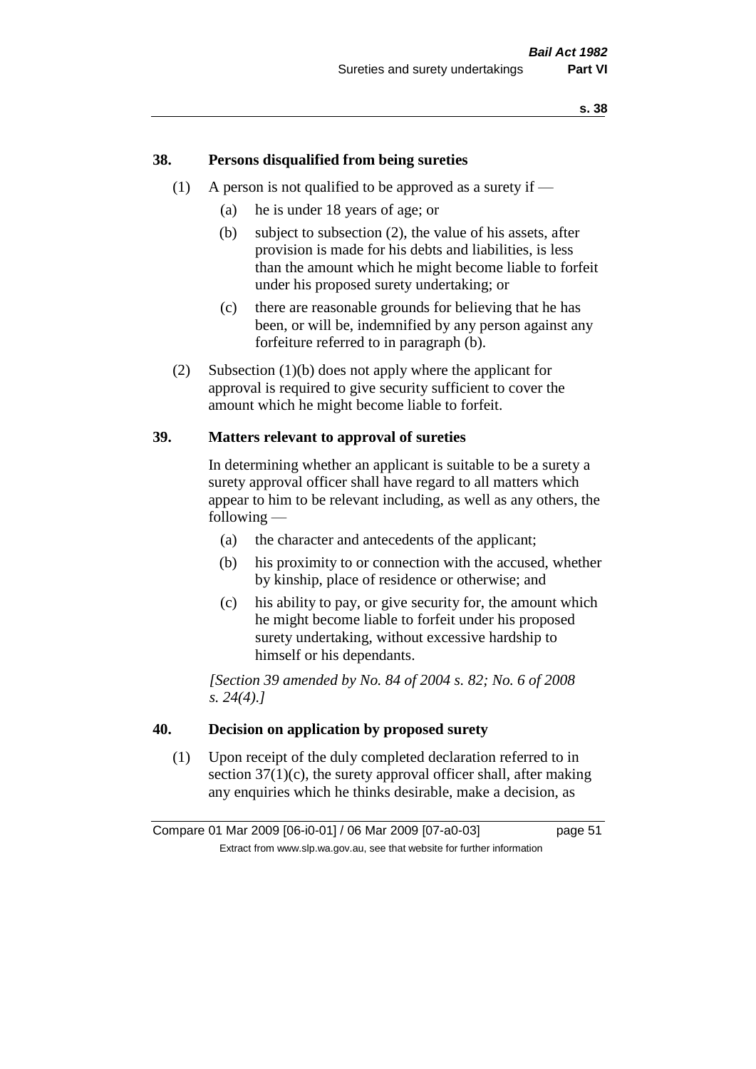## 38. Persons disqualified from being sureties

(1) A person is not qualified to be approved as a surety if —

(a) he is under 18 years of age; or

(b) subject to subsection (2), the value of his assets, after provision is made for his debts and liabilities, is less than the amount which he might become liable to forfeit under his proposed surety undertaking; or

(c) there are reasonable grounds for believing that he has been, or will be, indemnified by any person against any forfeiture referred to in paragraph (b).

(2) Subsection (1)(b) does not apply where the applicant for approval is required to give security sufficient to cover the amount which he might become liable to forfeit.

## 39. Matters relevant to approval of sureties

In determining whether an applicant is suitable to be a surety a surety approval officer shall have regard to all matters which appear to him to be relevant including, as well as any others, the following —

(a) the character and antecedents of the applicant;

(b) his proximity to or connection with the accused, whether by kinship, place of residence or otherwise; and

(c) his ability to pay, or give security for, the amount which he might become liable to forfeit under his proposed surety undertaking, without excessive hardship to himself or his dependants.

*[Section 39 amended by No. 84 of 2004 s. 82; No. 6 of 2008 s. 24(4).]*

## 40. Decision on application by proposed surety

(1) Upon receipt of the duly completed declaration referred to in section 37(1)(c), the surety approval officer shall, after making any enquiries which he thinks desirable, make a decision, as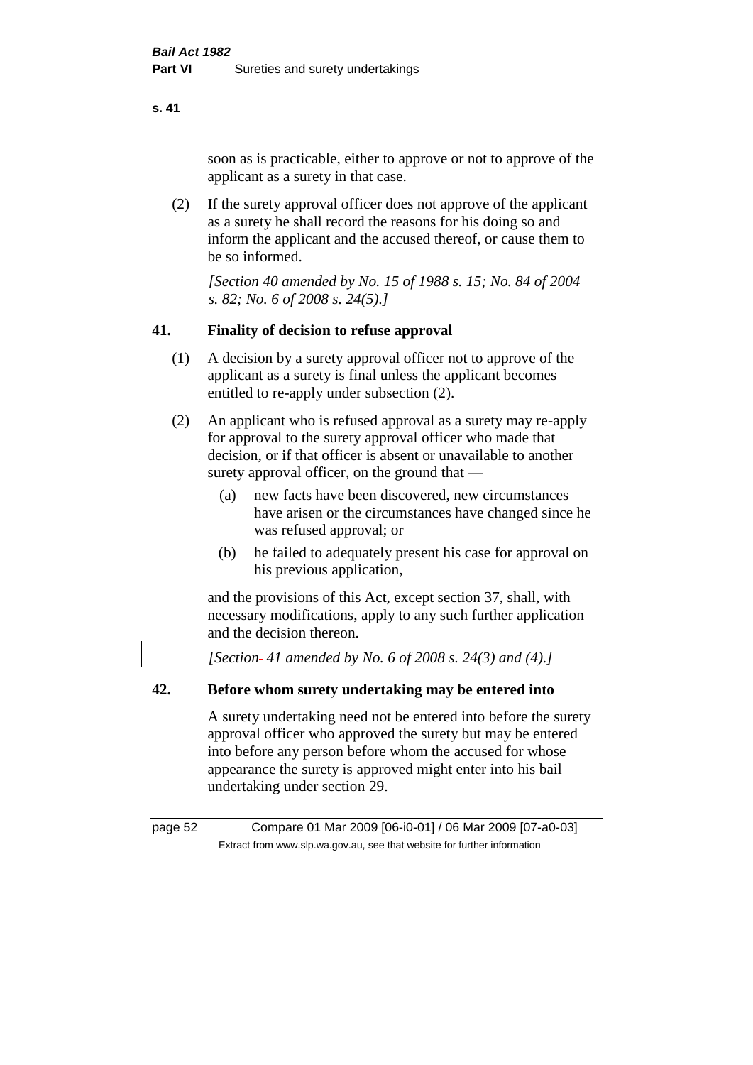soon as is practicable, either to approve or not to approve of the applicant as a surety in that case.

(2) If the surety approval officer does not approve of the applicant as a surety he shall record the reasons for his doing so and inform the applicant and the accused thereof, or cause them to be so informed.

*[Section 40 amended by No. 15 of 1988 s. 15; No. 84 of 2004 s. 82; No. 6 of 2008 s. 24(5).]*

## 41. Finality of decision to refuse approval

(1) A decision by a surety approval officer not to approve of the applicant as a surety is final unless the applicant becomes entitled to re-apply under subsection (2).

(2) An applicant who is refused approval as a surety may re-apply for approval to the surety approval officer who made that decision, or if that officer is absent or unavailable to another surety approval officer, on the ground that —

- (a) new facts have been discovered, new circumstances have arisen or the circumstances have changed since he was refused approval; or
- (b) he failed to adequately present his case for approval on his previous application,

and the provisions of this Act, except section 37, shall, with necessary modifications, apply to any such further application and the decision thereon.

*[Section 41 amended by No. 6 of 2008 s. 24(3) and (4).]*

## 42. Before whom surety undertaking may be entered into

A surety undertaking need not be entered into before the surety approval officer who approved the surety but may be entered into before any person before whom the accused for whose appearance the surety is approved might enter into his bail undertaking under section 29.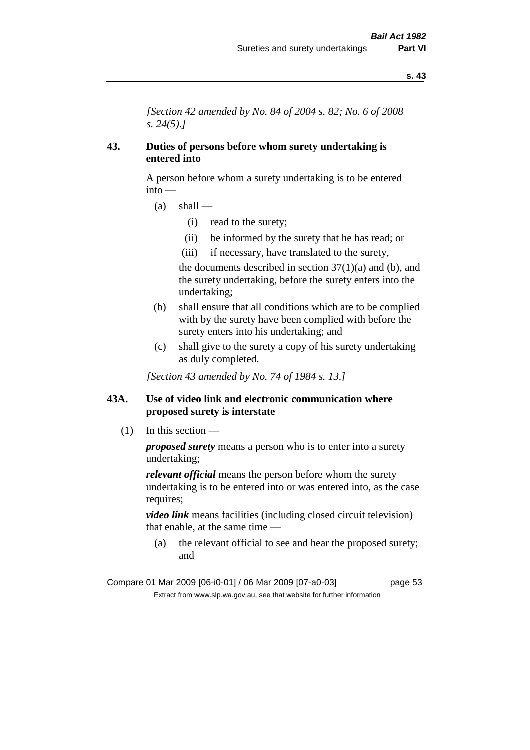*[Section 42 amended by No. 84 of 2004 s. 82; No. 6 of 2008 s. 24(5).]*

## 43. Duties of persons before whom surety undertaking is entered into

A person before whom a surety undertaking is to be entered into —

- (a) shall —
  - (i) read to the surety;
  - (ii) be informed by the surety that he has read; or
  - (iii) if necessary, have translated to the surety,

  the documents described in section 37(1)(a) and (b), and the surety undertaking, before the surety enters into the undertaking;
- (b) shall ensure that all conditions which are to be complied with by the surety have been complied with before the surety enters into his undertaking; and
- (c) shall give to the surety a copy of his surety undertaking as duly completed.

*[Section 43 amended by No. 74 of 1984 s. 13.]*

## 43A. Use of video link and electronic communication where proposed surety is interstate

(1) In this section —

***proposed surety*** means a person who is to enter into a surety undertaking;

***relevant official*** means the person before whom the surety undertaking is to be entered into or was entered into, as the case requires;

***video link*** means facilities (including closed circuit television) that enable, at the same time —

- (a) the relevant official to see and hear the proposed surety; and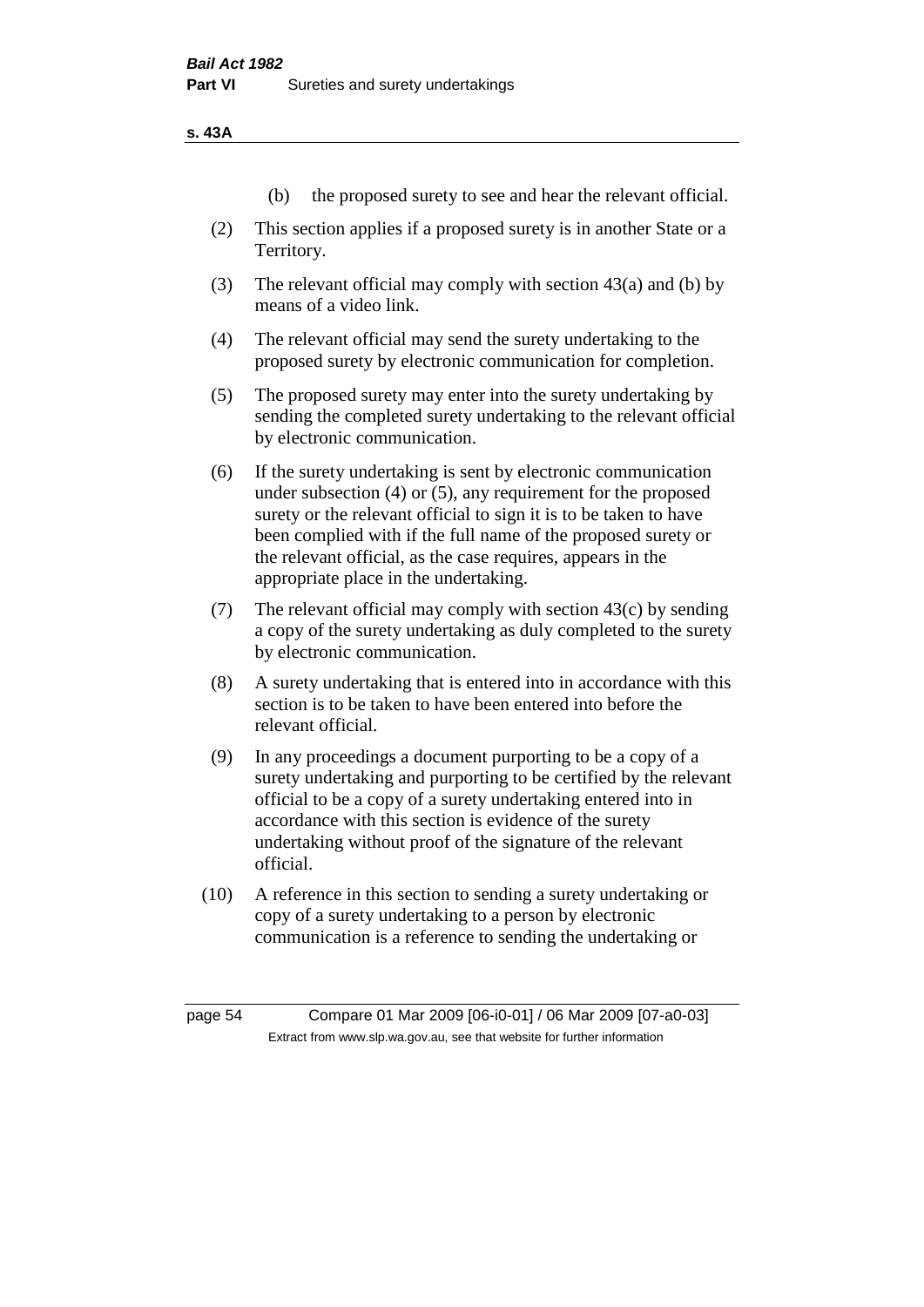(b) the proposed surety to see and hear the relevant official.

(2) This section applies if a proposed surety is in another State or a Territory.

(3) The relevant official may comply with section 43(a) and (b) by means of a video link.

(4) The relevant official may send the surety undertaking to the proposed surety by electronic communication for completion.

(5) The proposed surety may enter into the surety undertaking by sending the completed surety undertaking to the relevant official by electronic communication.

(6) If the surety undertaking is sent by electronic communication under subsection (4) or (5), any requirement for the proposed surety or the relevant official to sign it is to be taken to have been complied with if the full name of the proposed surety or the relevant official, as the case requires, appears in the appropriate place in the undertaking.

(7) The relevant official may comply with section 43(c) by sending a copy of the surety undertaking as duly completed to the surety by electronic communication.

(8) A surety undertaking that is entered into in accordance with this section is to be taken to have been entered into before the relevant official.

(9) In any proceedings a document purporting to be a copy of a surety undertaking and purporting to be certified by the relevant official to be a copy of a surety undertaking entered into in accordance with this section is evidence of the surety undertaking without proof of the signature of the relevant official.

(10) A reference in this section to sending a surety undertaking or copy of a surety undertaking to a person by electronic communication is a reference to sending the undertaking or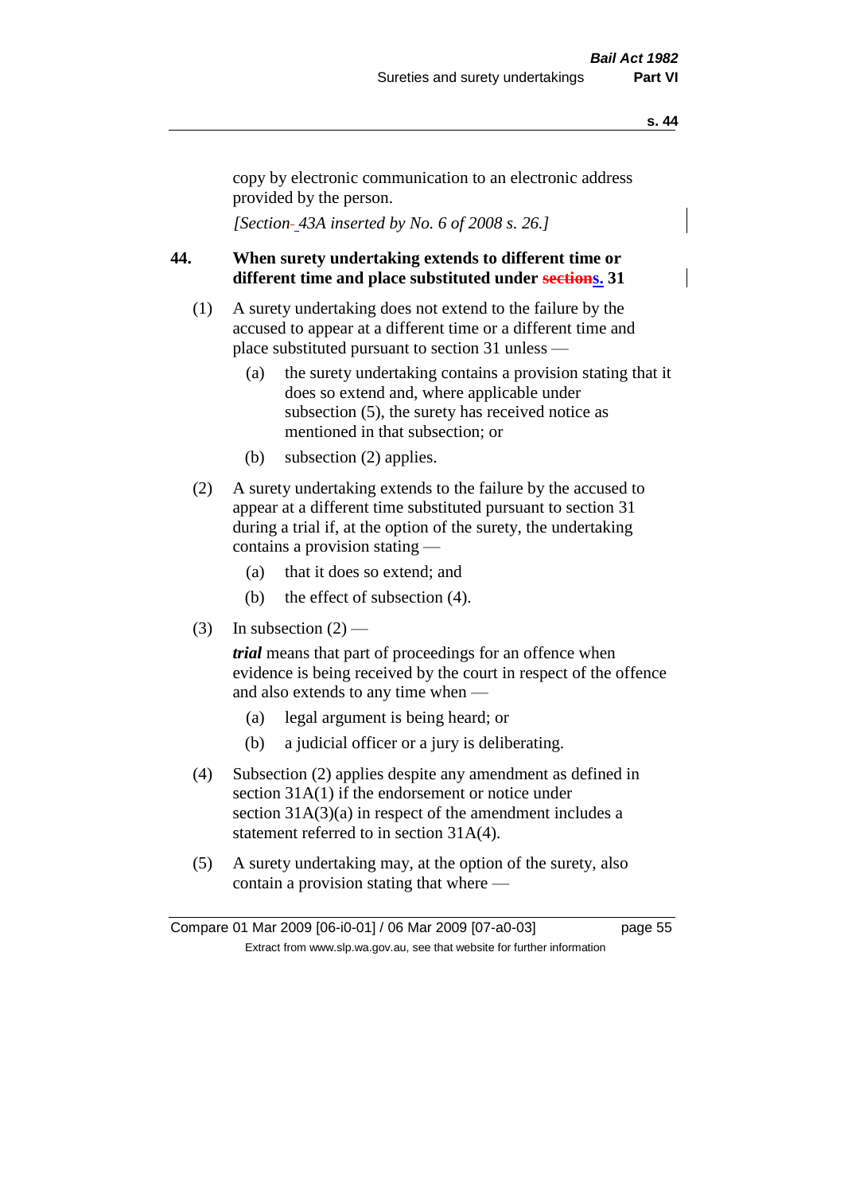copy by electronic communication to an electronic address provided by the person.

*[Section 43A inserted by No. 6 of 2008 s. 26.]*

### 44. When surety undertaking extends to different time or different time and place substituted under s. 31

(1) A surety undertaking does not extend to the failure by the accused to appear at a different time or a different time and place substituted pursuant to section 31 unless —

  (a) the surety undertaking contains a provision stating that it does so extend and, where applicable under subsection (5), the surety has received notice as mentioned in that subsection; or

  (b) subsection (2) applies.

(2) A surety undertaking extends to the failure by the accused to appear at a different time substituted pursuant to section 31 during a trial if, at the option of the surety, the undertaking contains a provision stating —

  (a) that it does so extend; and

  (b) the effect of subsection (4).

(3) In subsection (2) —

***trial*** means that part of proceedings for an offence when evidence is being received by the court in respect of the offence and also extends to any time when —

  (a) legal argument is being heard; or

  (b) a judicial officer or a jury is deliberating.

(4) Subsection (2) applies despite any amendment as defined in section 31A(1) if the endorsement or notice under section 31A(3)(a) in respect of the amendment includes a statement referred to in section 31A(4).

(5) A surety undertaking may, at the option of the surety, also contain a provision stating that where —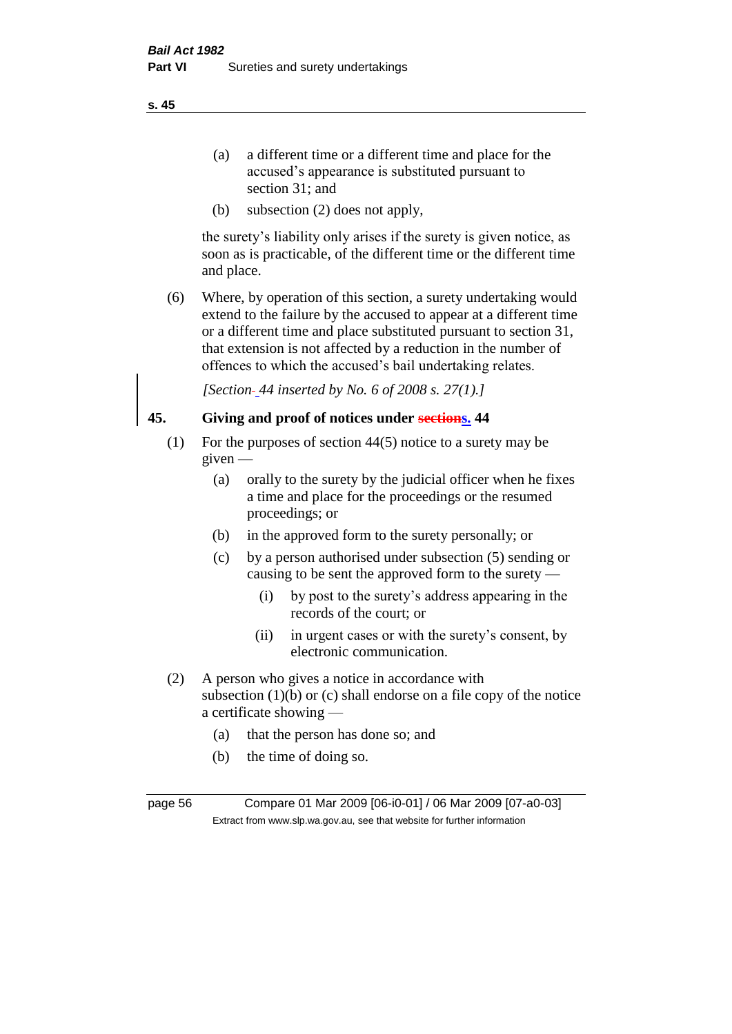(a) a different time or a different time and place for the accused's appearance is substituted pursuant to section 31; and

(b) subsection (2) does not apply,

the surety's liability only arises if the surety is given notice, as soon as is practicable, of the different time or the different time and place.

(6) Where, by operation of this section, a surety undertaking would extend to the failure by the accused to appear at a different time or a different time and place substituted pursuant to section 31, that extension is not affected by a reduction in the number of offences to which the accused's bail undertaking relates.

*[Section 44 inserted by No. 6 of 2008 s. 27(1).]*

## 45. Giving and proof of notices under ~~sections~~s. 44

(1) For the purposes of section 44(5) notice to a surety may be given —

(a) orally to the surety by the judicial officer when he fixes a time and place for the proceedings or the resumed proceedings; or

(b) in the approved form to the surety personally; or

(c) by a person authorised under subsection (5) sending or causing to be sent the approved form to the surety —

(i) by post to the surety's address appearing in the records of the court; or

(ii) in urgent cases or with the surety's consent, by electronic communication.

(2) A person who gives a notice in accordance with subsection (1)(b) or (c) shall endorse on a file copy of the notice a certificate showing —

(a) that the person has done so; and

(b) the time of doing so.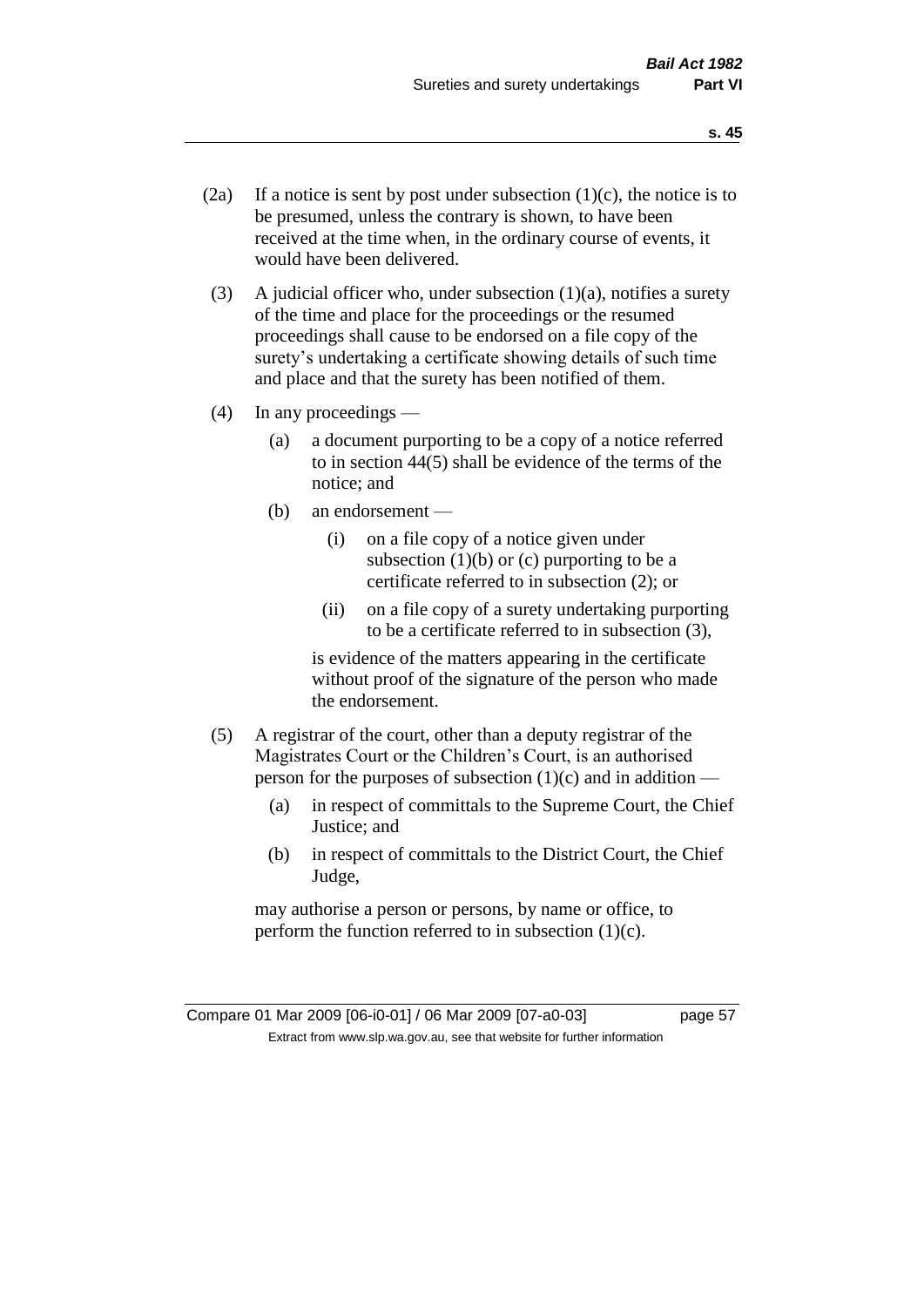(2a) If a notice is sent by post under subsection (1)(c), the notice is to be presumed, unless the contrary is shown, to have been received at the time when, in the ordinary course of events, it would have been delivered.

(3) A judicial officer who, under subsection (1)(a), notifies a surety of the time and place for the proceedings or the resumed proceedings shall cause to be endorsed on a file copy of the surety's undertaking a certificate showing details of such time and place and that the surety has been notified of them.

(4) In any proceedings —

  (a) a document purporting to be a copy of a notice referred to in section 44(5) shall be evidence of the terms of the notice; and

  (b) an endorsement —

    (i) on a file copy of a notice given under subsection (1)(b) or (c) purporting to be a certificate referred to in subsection (2); or

    (ii) on a file copy of a surety undertaking purporting to be a certificate referred to in subsection (3),

  is evidence of the matters appearing in the certificate without proof of the signature of the person who made the endorsement.

(5) A registrar of the court, other than a deputy registrar of the Magistrates Court or the Children's Court, is an authorised person for the purposes of subsection (1)(c) and in addition —

  (a) in respect of committals to the Supreme Court, the Chief Justice; and

  (b) in respect of committals to the District Court, the Chief Judge,

may authorise a person or persons, by name or office, to perform the function referred to in subsection (1)(c).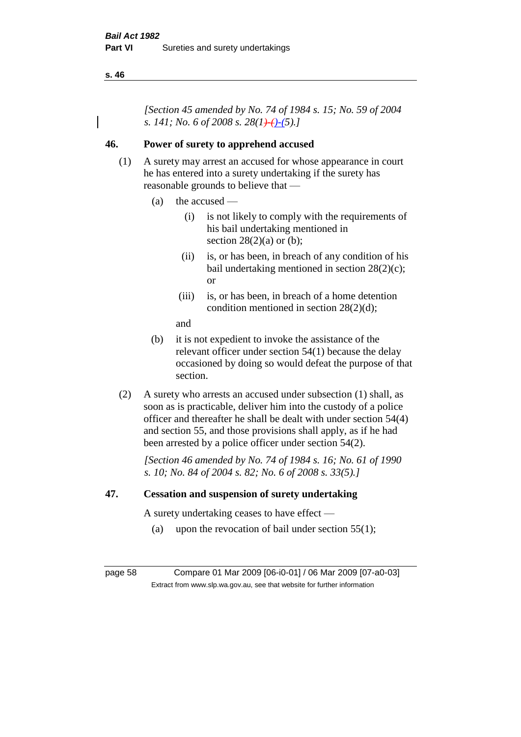*[Section 45 amended by No. 74 of 1984 s. 15; No. 59 of 2004 s. 141; No. 6 of 2008 s. 28(1)-(5).]*

## 46. Power of surety to apprehend accused

(1) A surety may arrest an accused for whose appearance in court he has entered into a surety undertaking if the surety has reasonable grounds to believe that —

- (a) the accused —
  - (i) is not likely to comply with the requirements of his bail undertaking mentioned in section 28(2)(a) or (b);
  - (ii) is, or has been, in breach of any condition of his bail undertaking mentioned in section 28(2)(c); or
  - (iii) is, or has been, in breach of a home detention condition mentioned in section 28(2)(d);

  and
- (b) it is not expedient to invoke the assistance of the relevant officer under section 54(1) because the delay occasioned by doing so would defeat the purpose of that section.

(2) A surety who arrests an accused under subsection (1) shall, as soon as is practicable, deliver him into the custody of a police officer and thereafter he shall be dealt with under section 54(4) and section 55, and those provisions shall apply, as if he had been arrested by a police officer under section 54(2).

*[Section 46 amended by No. 74 of 1984 s. 16; No. 61 of 1990 s. 10; No. 84 of 2004 s. 82; No. 6 of 2008 s. 33(5).]*

## 47. Cessation and suspension of surety undertaking

A surety undertaking ceases to have effect —

- (a) upon the revocation of bail under section 55(1);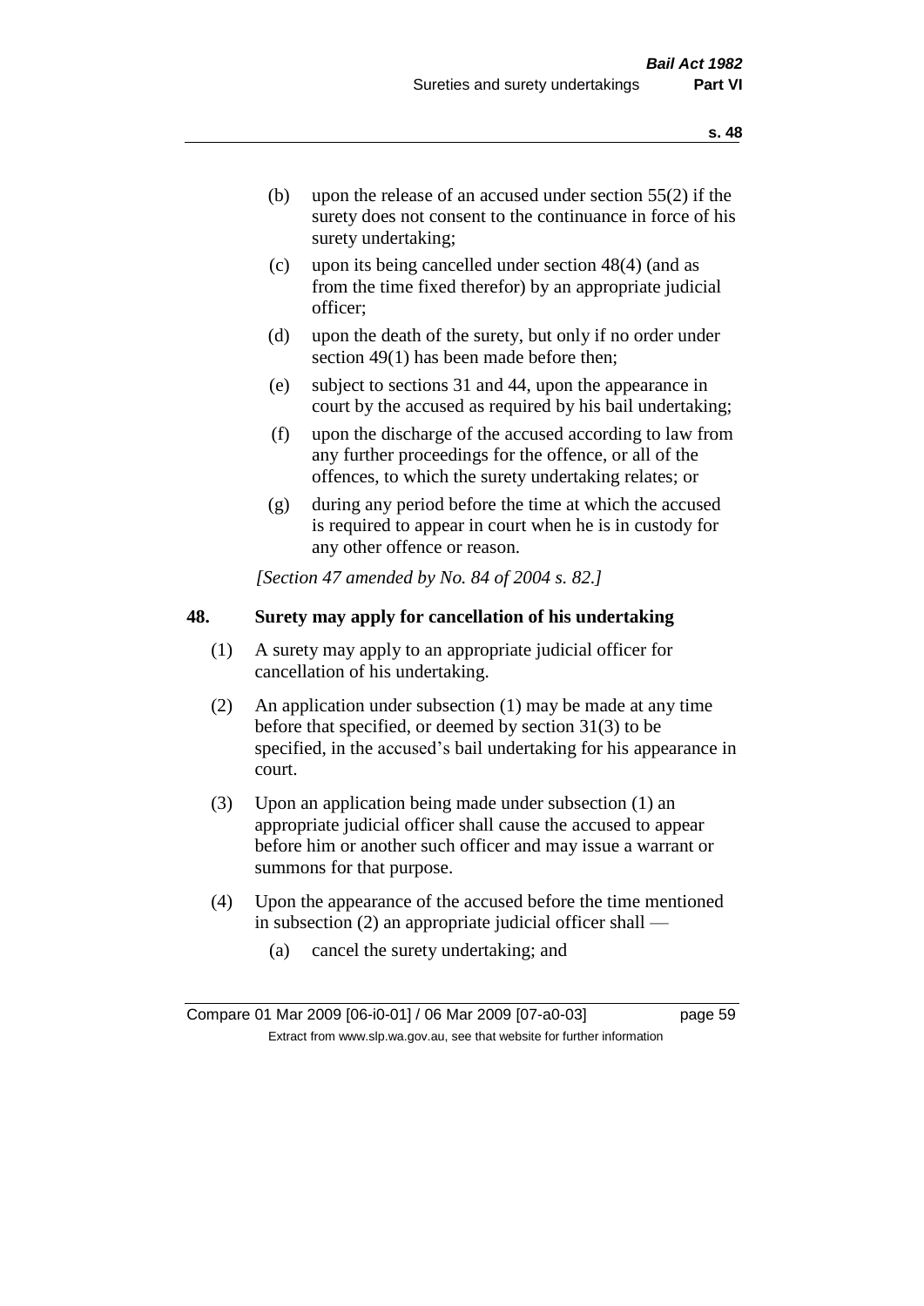(b) upon the release of an accused under section 55(2) if the surety does not consent to the continuance in force of his surety undertaking;

(c) upon its being cancelled under section 48(4) (and as from the time fixed therefor) by an appropriate judicial officer;

(d) upon the death of the surety, but only if no order under section 49(1) has been made before then;

(e) subject to sections 31 and 44, upon the appearance in court by the accused as required by his bail undertaking;

(f) upon the discharge of the accused according to law from any further proceedings for the offence, or all of the offences, to which the surety undertaking relates; or

(g) during any period before the time at which the accused is required to appear in court when he is in custody for any other offence or reason.

*[Section 47 amended by No. 84 of 2004 s. 82.]*

## 48. Surety may apply for cancellation of his undertaking

(1) A surety may apply to an appropriate judicial officer for cancellation of his undertaking.

(2) An application under subsection (1) may be made at any time before that specified, or deemed by section 31(3) to be specified, in the accused's bail undertaking for his appearance in court.

(3) Upon an application being made under subsection (1) an appropriate judicial officer shall cause the accused to appear before him or another such officer and may issue a warrant or summons for that purpose.

(4) Upon the appearance of the accused before the time mentioned in subsection (2) an appropriate judicial officer shall —

(a) cancel the surety undertaking; and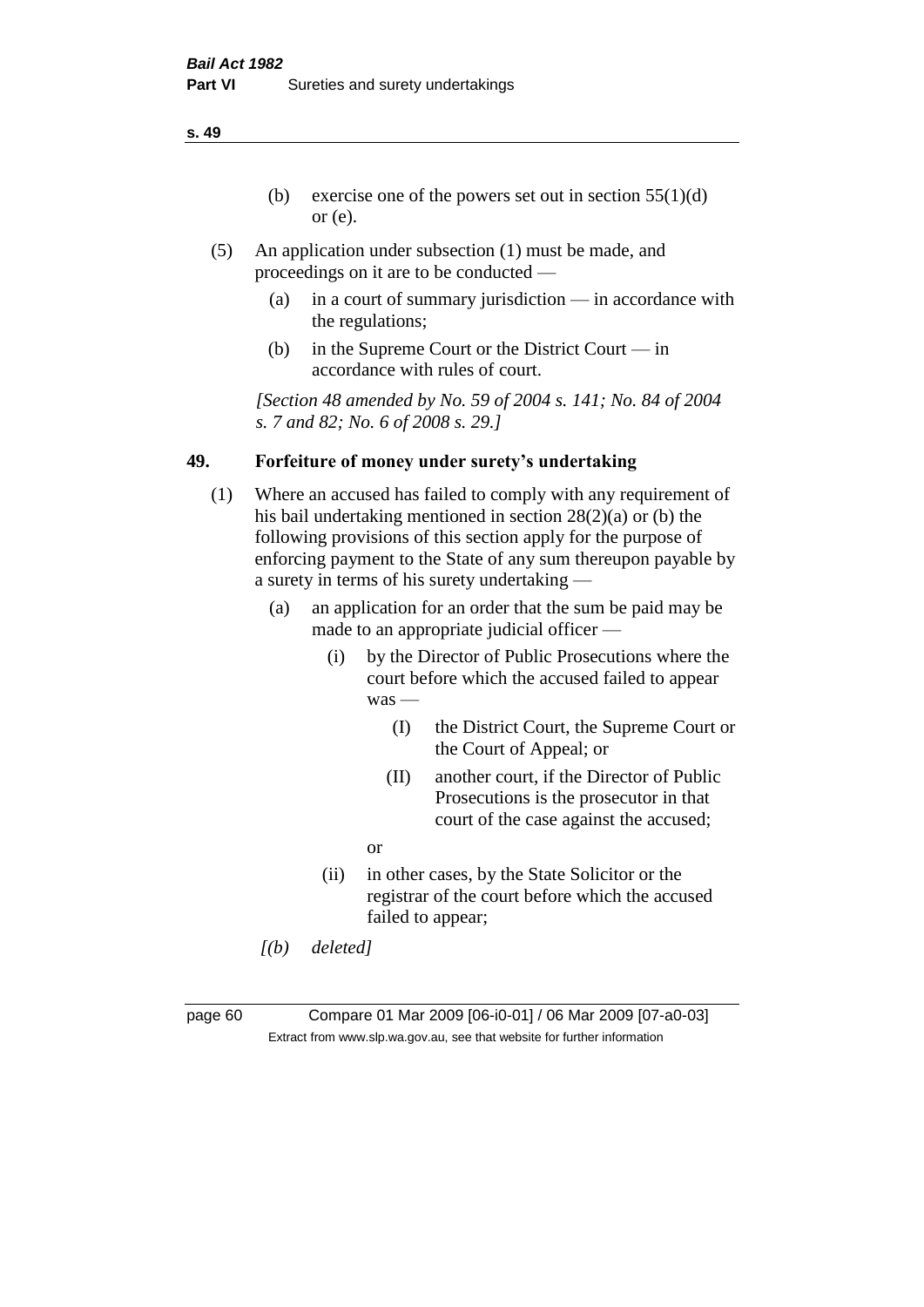(b) exercise one of the powers set out in section 55(1)(d) or (e).

(5) An application under subsection (1) must be made, and proceedings on it are to be conducted —

(a) in a court of summary jurisdiction — in accordance with the regulations;

(b) in the Supreme Court or the District Court — in accordance with rules of court.

*[Section 48 amended by No. 59 of 2004 s. 141; No. 84 of 2004 s. 7 and 82; No. 6 of 2008 s. 29.]*

## 49. Forfeiture of money under surety's undertaking

(1) Where an accused has failed to comply with any requirement of his bail undertaking mentioned in section 28(2)(a) or (b) the following provisions of this section apply for the purpose of enforcing payment to the State of any sum thereupon payable by a surety in terms of his surety undertaking —

(a) an application for an order that the sum be paid may be made to an appropriate judicial officer —

(i) by the Director of Public Prosecutions where the court before which the accused failed to appear was —

(I) the District Court, the Supreme Court or the Court of Appeal; or

(II) another court, if the Director of Public Prosecutions is the prosecutor in that court of the case against the accused;

or

(ii) in other cases, by the State Solicitor or the registrar of the court before which the accused failed to appear;

*[(b) deleted]*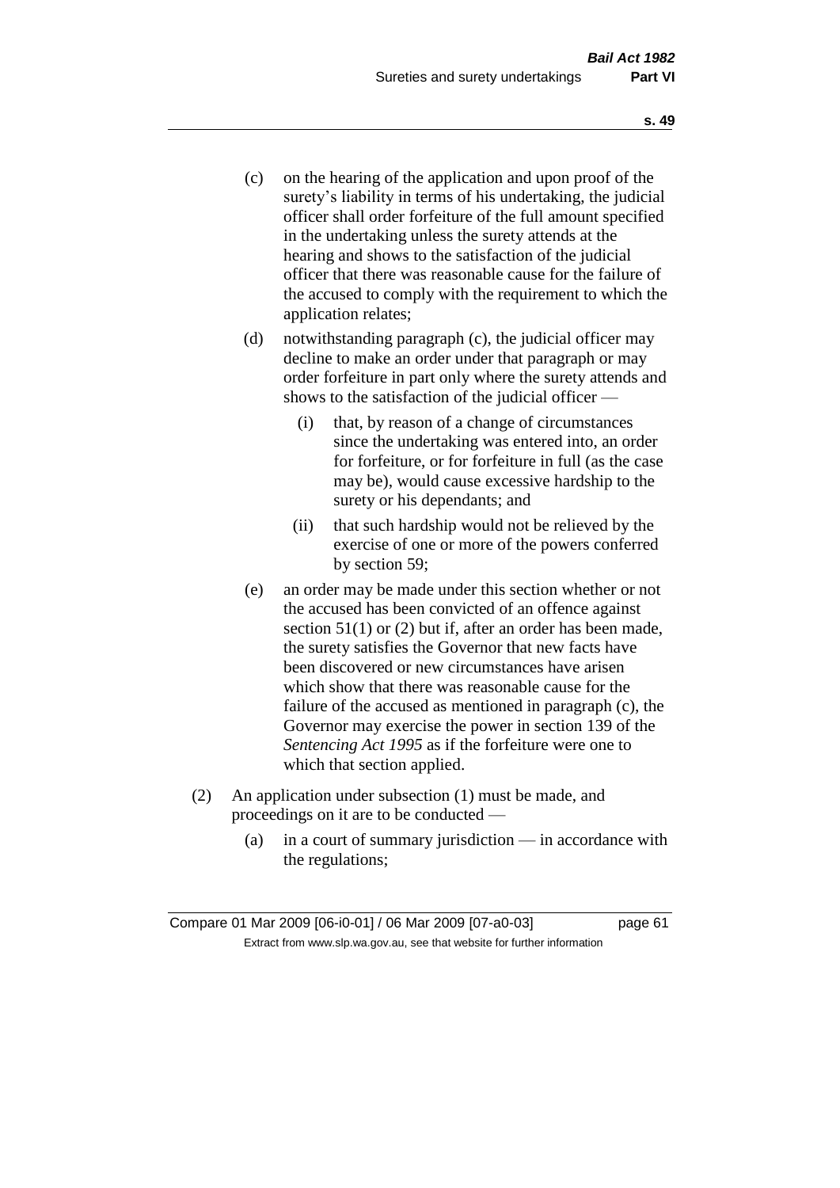(c) on the hearing of the application and upon proof of the surety's liability in terms of his undertaking, the judicial officer shall order forfeiture of the full amount specified in the undertaking unless the surety attends at the hearing and shows to the satisfaction of the judicial officer that there was reasonable cause for the failure of the accused to comply with the requirement to which the application relates;

(d) notwithstanding paragraph (c), the judicial officer may decline to make an order under that paragraph or may order forfeiture in part only where the surety attends and shows to the satisfaction of the judicial officer —

  (i) that, by reason of a change of circumstances since the undertaking was entered into, an order for forfeiture, or for forfeiture in full (as the case may be), would cause excessive hardship to the surety or his dependants; and

  (ii) that such hardship would not be relieved by the exercise of one or more of the powers conferred by section 59;

(e) an order may be made under this section whether or not the accused has been convicted of an offence against section 51(1) or (2) but if, after an order has been made, the surety satisfies the Governor that new facts have been discovered or new circumstances have arisen which show that there was reasonable cause for the failure of the accused as mentioned in paragraph (c), the Governor may exercise the power in section 139 of the *Sentencing Act 1995* as if the forfeiture were one to which that section applied.

(2) An application under subsection (1) must be made, and proceedings on it are to be conducted —

  (a) in a court of summary jurisdiction — in accordance with the regulations;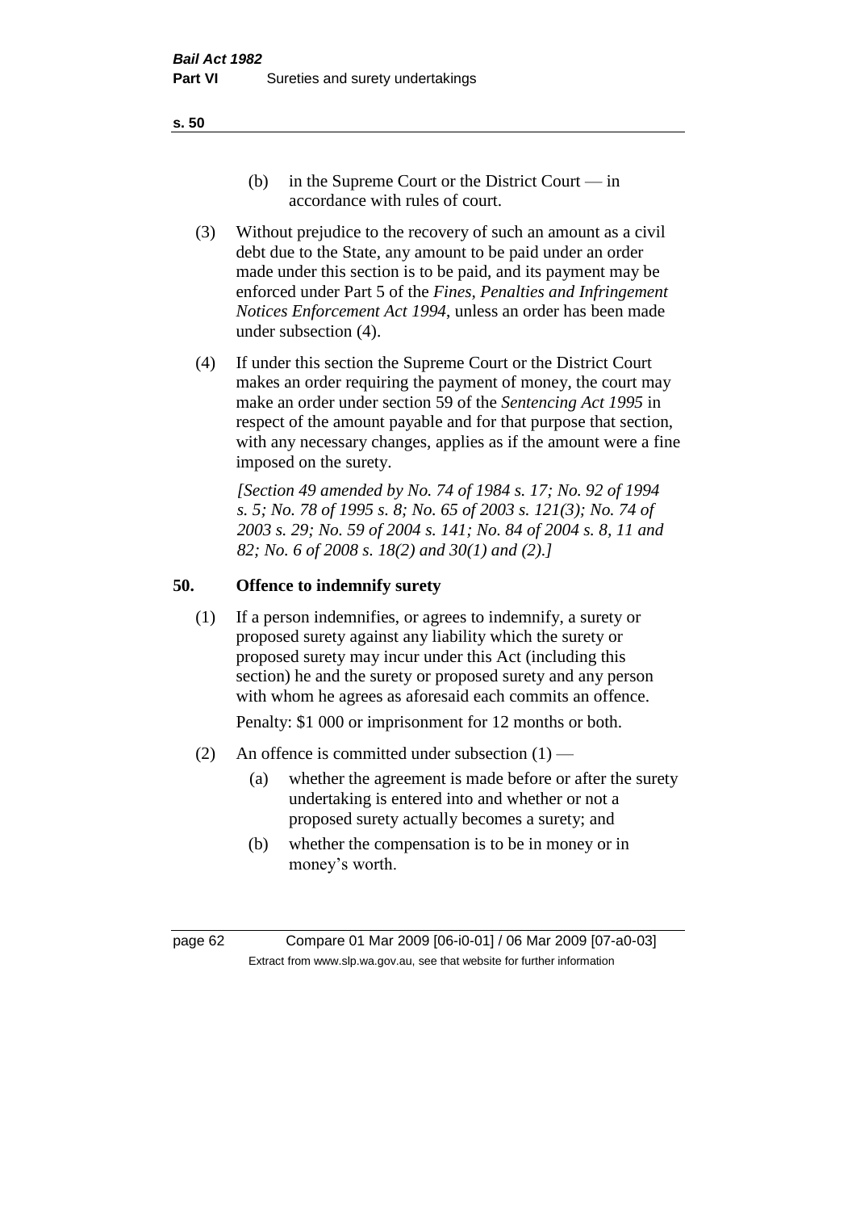(b) in the Supreme Court or the District Court — in accordance with rules of court.

(3) Without prejudice to the recovery of such an amount as a civil debt due to the State, any amount to be paid under an order made under this section is to be paid, and its payment may be enforced under Part 5 of the *Fines, Penalties and Infringement Notices Enforcement Act 1994*, unless an order has been made under subsection (4).

(4) If under this section the Supreme Court or the District Court makes an order requiring the payment of money, the court may make an order under section 59 of the *Sentencing Act 1995* in respect of the amount payable and for that purpose that section, with any necessary changes, applies as if the amount were a fine imposed on the surety.

*[Section 49 amended by No. 74 of 1984 s. 17; No. 92 of 1994 s. 5; No. 78 of 1995 s. 8; No. 65 of 2003 s. 121(3); No. 74 of 2003 s. 29; No. 59 of 2004 s. 141; No. 84 of 2004 s. 8, 11 and 82; No. 6 of 2008 s. 18(2) and 30(1) and (2).]*

## 50. Offence to indemnify surety

(1) If a person indemnifies, or agrees to indemnify, a surety or proposed surety against any liability which the surety or proposed surety may incur under this Act (including this section) he and the surety or proposed surety and any person with whom he agrees as aforesaid each commits an offence.

Penalty: $1 000 or imprisonment for 12 months or both.

(2) An offence is committed under subsection (1) —

(a) whether the agreement is made before or after the surety undertaking is entered into and whether or not a proposed surety actually becomes a surety; and

(b) whether the compensation is to be in money or in money's worth.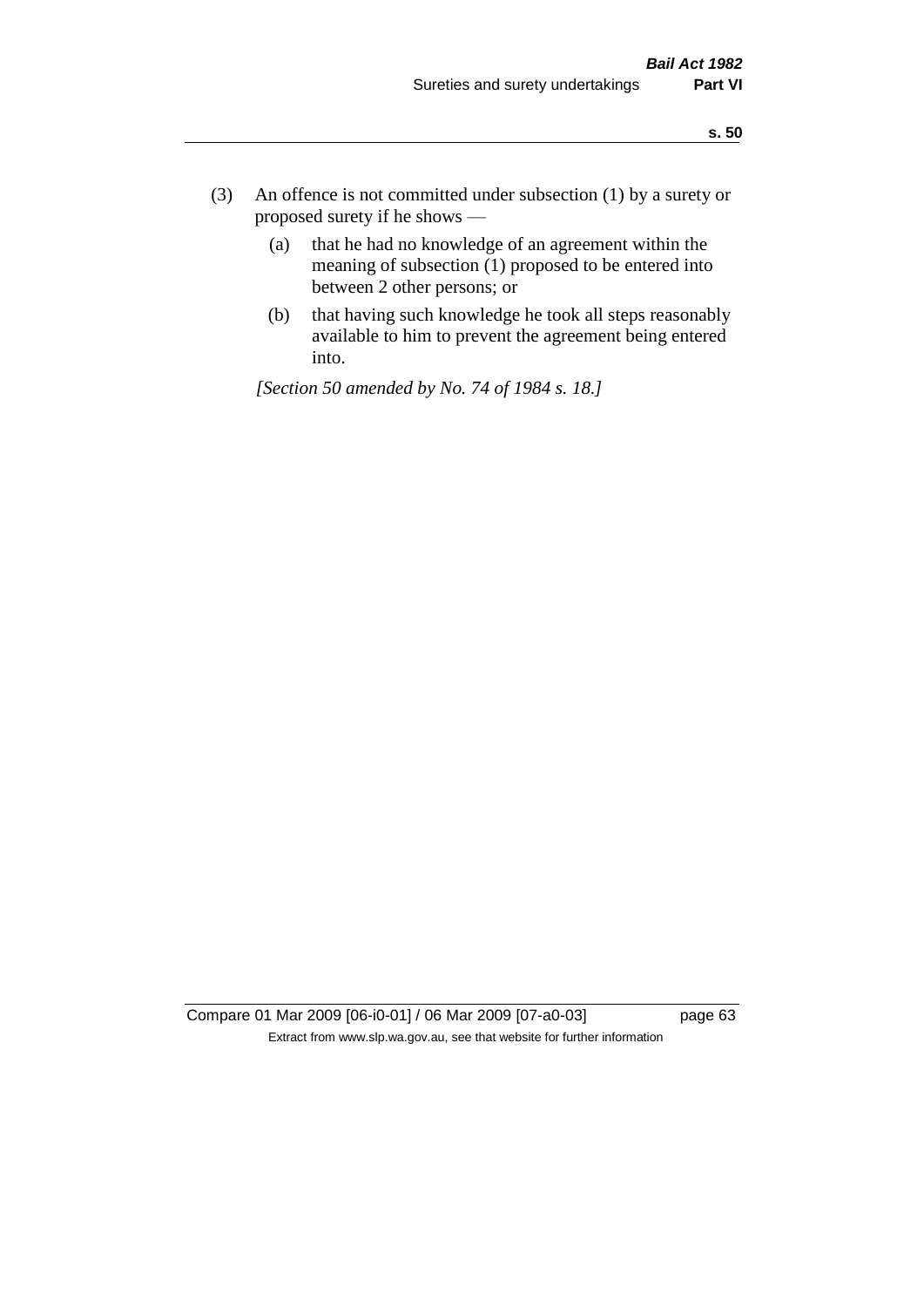(3) An offence is not committed under subsection (1) by a surety or proposed surety if he shows —

  (a) that he had no knowledge of an agreement within the meaning of subsection (1) proposed to be entered into between 2 other persons; or

  (b) that having such knowledge he took all steps reasonably available to him to prevent the agreement being entered into.

*[Section 50 amended by No. 74 of 1984 s. 18.]*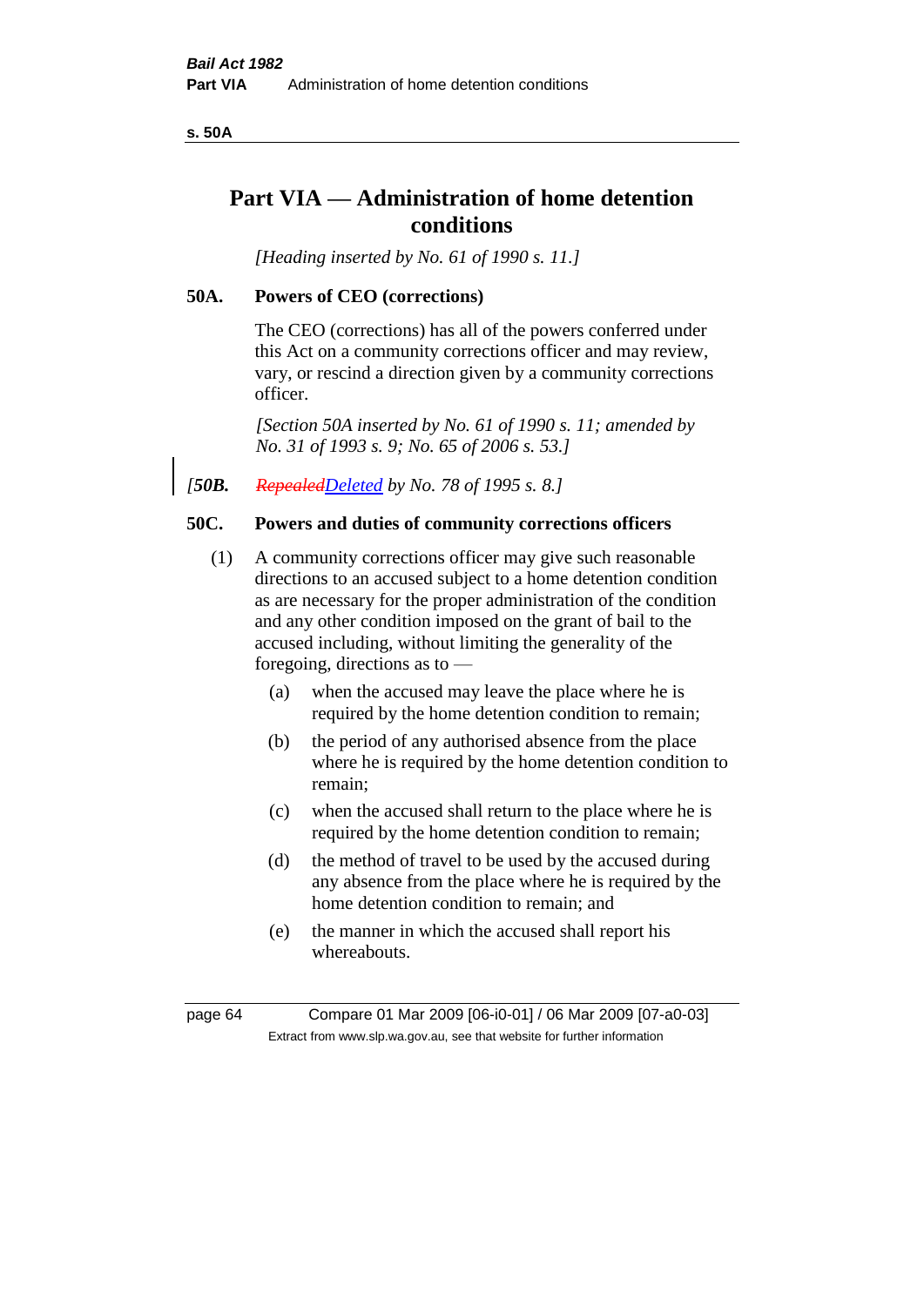# Part VIA — Administration of home detention conditions

*[Heading inserted by No. 61 of 1990 s. 11.]*

### 50A. Powers of CEO (corrections)

The CEO (corrections) has all of the powers conferred under this Act on a community corrections officer and may review, vary, or rescind a direction given by a community corrections officer.

*[Section 50A inserted by No. 61 of 1990 s. 11; amended by No. 31 of 1993 s. 9; No. 65 of 2006 s. 53.]*

*[**50B.** ~~Repealed~~Deleted by No. 78 of 1995 s. 8.]*

### 50C. Powers and duties of community corrections officers

(1) A community corrections officer may give such reasonable directions to an accused subject to a home detention condition as are necessary for the proper administration of the condition and any other condition imposed on the grant of bail to the accused including, without limiting the generality of the foregoing, directions as to —

- (a) when the accused may leave the place where he is required by the home detention condition to remain;
- (b) the period of any authorised absence from the place where he is required by the home detention condition to remain;
- (c) when the accused shall return to the place where he is required by the home detention condition to remain;
- (d) the method of travel to be used by the accused during any absence from the place where he is required by the home detention condition to remain; and
- (e) the manner in which the accused shall report his whereabouts.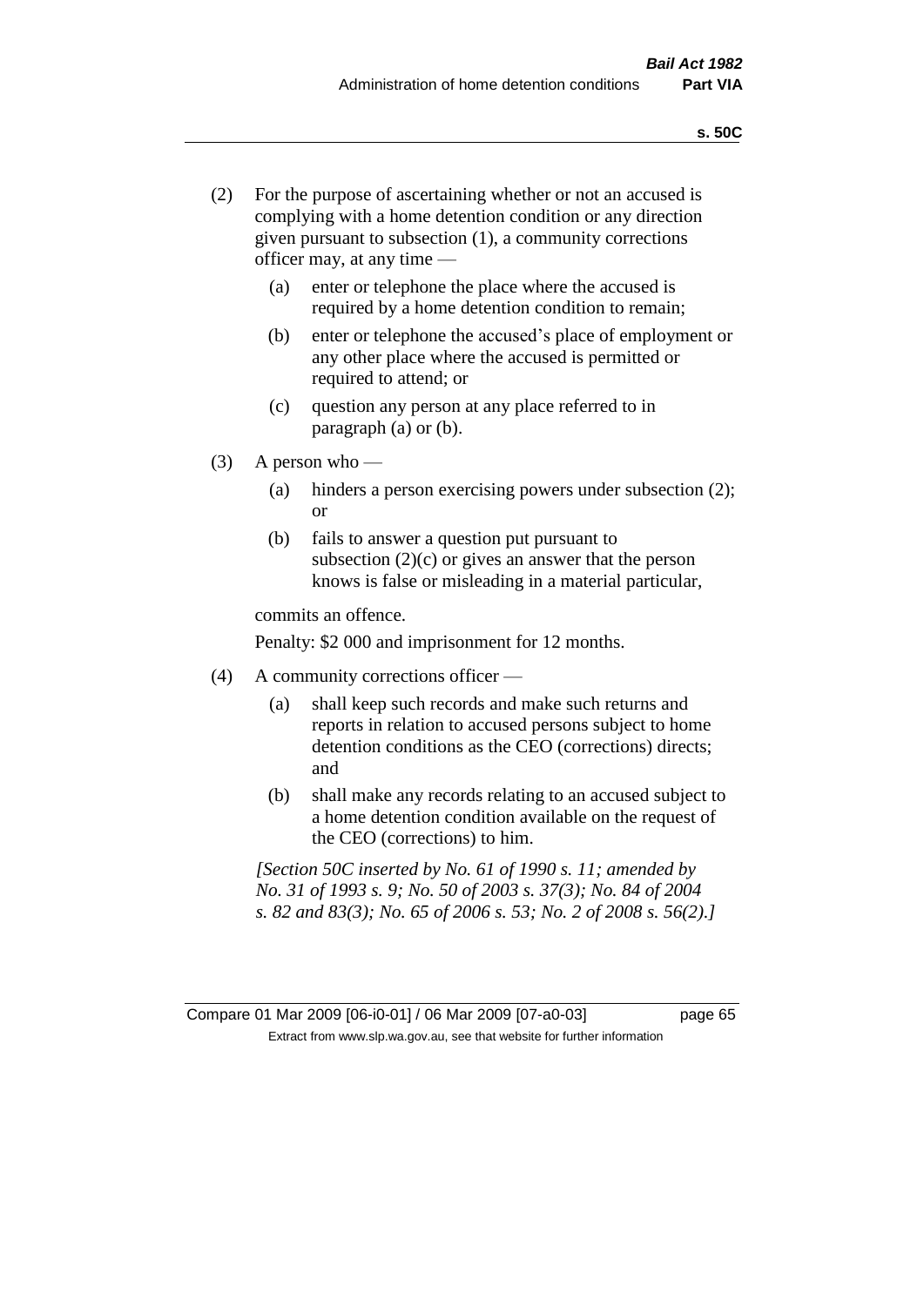(2) For the purpose of ascertaining whether or not an accused is complying with a home detention condition or any direction given pursuant to subsection (1), a community corrections officer may, at any time —

   (a) enter or telephone the place where the accused is required by a home detention condition to remain;

   (b) enter or telephone the accused's place of employment or any other place where the accused is permitted or required to attend; or

   (c) question any person at any place referred to in paragraph (a) or (b).

(3) A person who —

   (a) hinders a person exercising powers under subsection (2); or

   (b) fails to answer a question put pursuant to subsection (2)(c) or gives an answer that the person knows is false or misleading in a material particular,

   commits an offence.

   Penalty: $2 000 and imprisonment for 12 months.

(4) A community corrections officer —

   (a) shall keep such records and make such returns and reports in relation to accused persons subject to home detention conditions as the CEO (corrections) directs; and

   (b) shall make any records relating to an accused subject to a home detention condition available on the request of the CEO (corrections) to him.

*[Section 50C inserted by No. 61 of 1990 s. 11; amended by No. 31 of 1993 s. 9; No. 50 of 2003 s. 37(3); No. 84 of 2004 s. 82 and 83(3); No. 65 of 2006 s. 53; No. 2 of 2008 s. 56(2).]*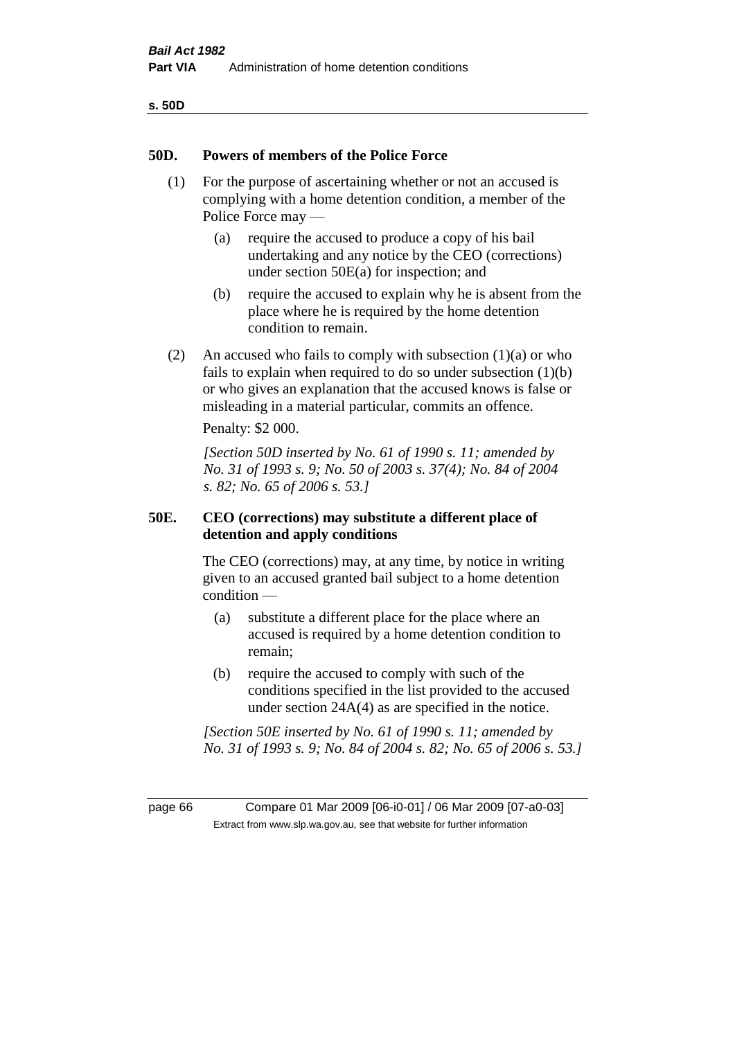## 50D. Powers of members of the Police Force

(1) For the purpose of ascertaining whether or not an accused is complying with a home detention condition, a member of the Police Force may —

(a) require the accused to produce a copy of his bail undertaking and any notice by the CEO (corrections) under section 50E(a) for inspection; and

(b) require the accused to explain why he is absent from the place where he is required by the home detention condition to remain.

(2) An accused who fails to comply with subsection (1)(a) or who fails to explain when required to do so under subsection (1)(b) or who gives an explanation that the accused knows is false or misleading in a material particular, commits an offence.

Penalty: $2 000.

*[Section 50D inserted by No. 61 of 1990 s. 11; amended by No. 31 of 1993 s. 9; No. 50 of 2003 s. 37(4); No. 84 of 2004 s. 82; No. 65 of 2006 s. 53.]*

## 50E. CEO (corrections) may substitute a different place of detention and apply conditions

The CEO (corrections) may, at any time, by notice in writing given to an accused granted bail subject to a home detention condition —

(a) substitute a different place for the place where an accused is required by a home detention condition to remain;

(b) require the accused to comply with such of the conditions specified in the list provided to the accused under section 24A(4) as are specified in the notice.

*[Section 50E inserted by No. 61 of 1990 s. 11; amended by No. 31 of 1993 s. 9; No. 84 of 2004 s. 82; No. 65 of 2006 s. 53.]*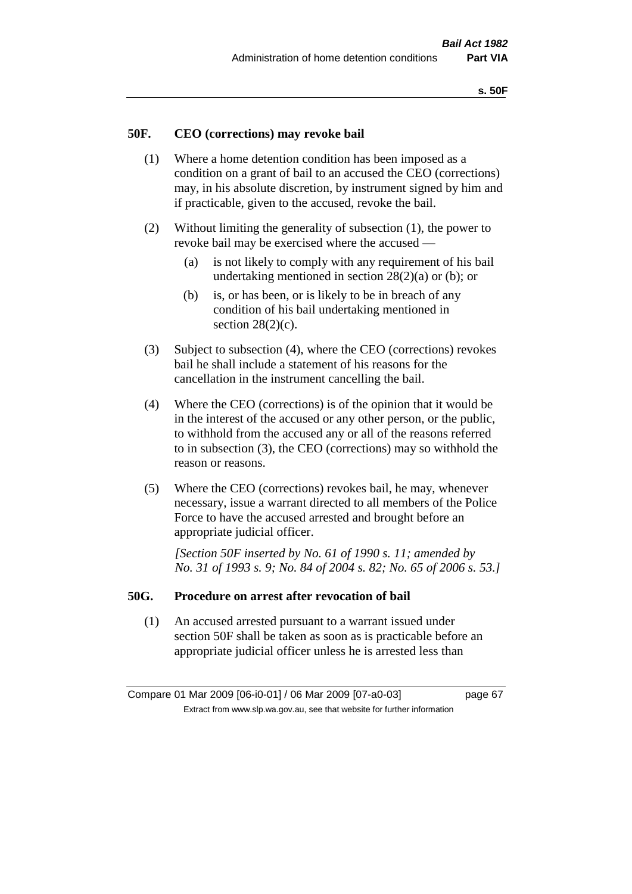## 50F. CEO (corrections) may revoke bail

(1) Where a home detention condition has been imposed as a condition on a grant of bail to an accused the CEO (corrections) may, in his absolute discretion, by instrument signed by him and if practicable, given to the accused, revoke the bail.

(2) Without limiting the generality of subsection (1), the power to revoke bail may be exercised where the accused —

- (a) is not likely to comply with any requirement of his bail undertaking mentioned in section 28(2)(a) or (b); or
- (b) is, or has been, or is likely to be in breach of any condition of his bail undertaking mentioned in section 28(2)(c).

(3) Subject to subsection (4), where the CEO (corrections) revokes bail he shall include a statement of his reasons for the cancellation in the instrument cancelling the bail.

(4) Where the CEO (corrections) is of the opinion that it would be in the interest of the accused or any other person, or the public, to withhold from the accused any or all of the reasons referred to in subsection (3), the CEO (corrections) may so withhold the reason or reasons.

(5) Where the CEO (corrections) revokes bail, he may, whenever necessary, issue a warrant directed to all members of the Police Force to have the accused arrested and brought before an appropriate judicial officer.

*[Section 50F inserted by No. 61 of 1990 s. 11; amended by No. 31 of 1993 s. 9; No. 84 of 2004 s. 82; No. 65 of 2006 s. 53.]*

## 50G. Procedure on arrest after revocation of bail

(1) An accused arrested pursuant to a warrant issued under section 50F shall be taken as soon as is practicable before an appropriate judicial officer unless he is arrested less than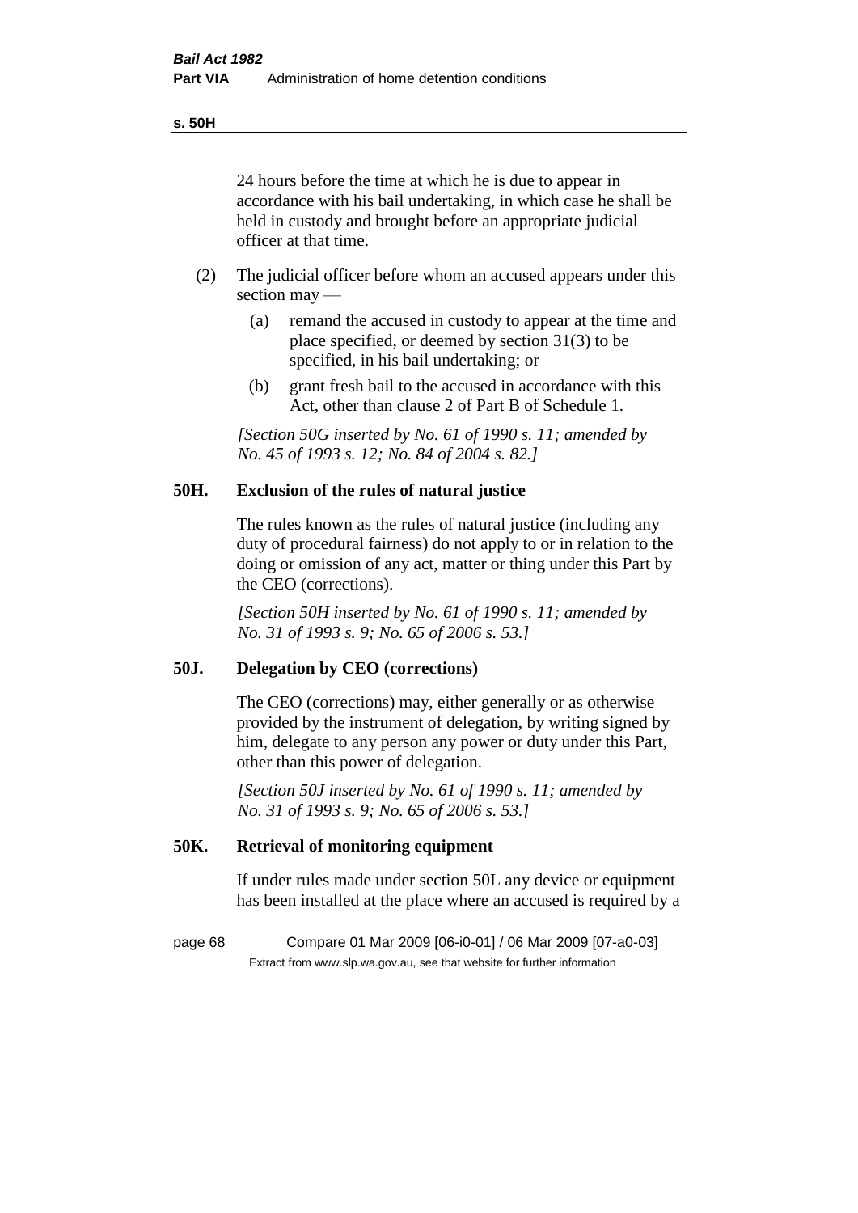24 hours before the time at which he is due to appear in accordance with his bail undertaking, in which case he shall be held in custody and brought before an appropriate judicial officer at that time.

(2) The judicial officer before whom an accused appears under this section may —

(a) remand the accused in custody to appear at the time and place specified, or deemed by section 31(3) to be specified, in his bail undertaking; or

(b) grant fresh bail to the accused in accordance with this Act, other than clause 2 of Part B of Schedule 1.

*[Section 50G inserted by No. 61 of 1990 s. 11; amended by No. 45 of 1993 s. 12; No. 84 of 2004 s. 82.]*

### 50H. Exclusion of the rules of natural justice

The rules known as the rules of natural justice (including any duty of procedural fairness) do not apply to or in relation to the doing or omission of any act, matter or thing under this Part by the CEO (corrections).

*[Section 50H inserted by No. 61 of 1990 s. 11; amended by No. 31 of 1993 s. 9; No. 65 of 2006 s. 53.]*

### 50J. Delegation by CEO (corrections)

The CEO (corrections) may, either generally or as otherwise provided by the instrument of delegation, by writing signed by him, delegate to any person any power or duty under this Part, other than this power of delegation.

*[Section 50J inserted by No. 61 of 1990 s. 11; amended by No. 31 of 1993 s. 9; No. 65 of 2006 s. 53.]*

### 50K. Retrieval of monitoring equipment

If under rules made under section 50L any device or equipment has been installed at the place where an accused is required by a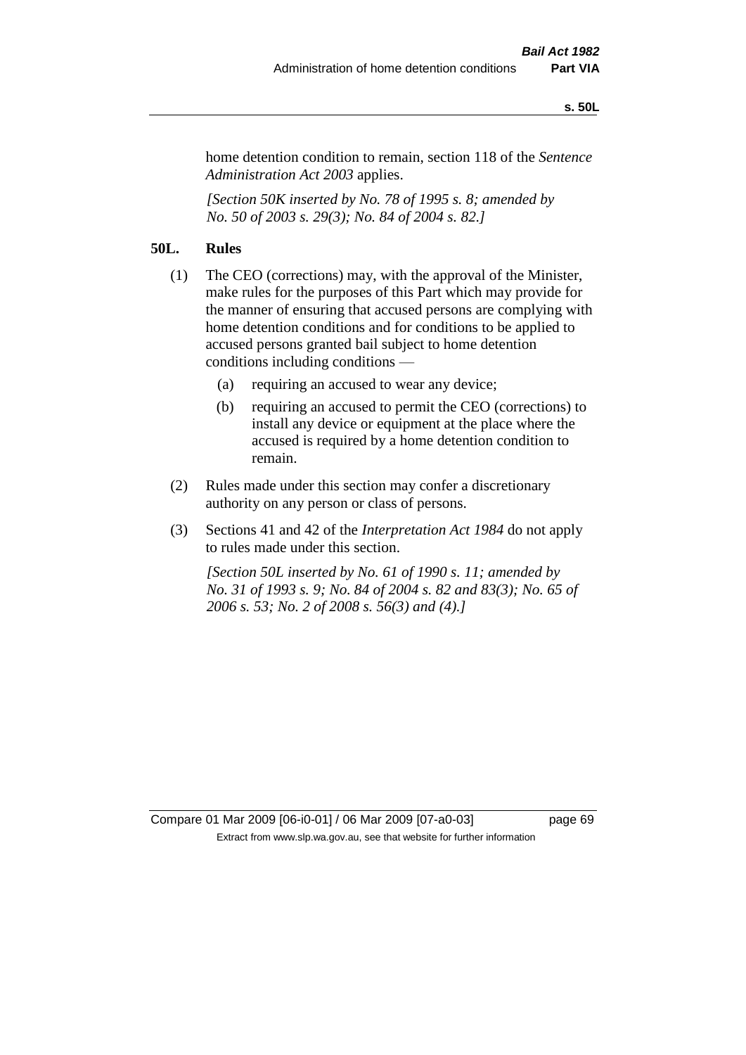home detention condition to remain, section 118 of the *Sentence Administration Act 2003* applies.

*[Section 50K inserted by No. 78 of 1995 s. 8; amended by No. 50 of 2003 s. 29(3); No. 84 of 2004 s. 82.]*

**50L. Rules**

(1) The CEO (corrections) may, with the approval of the Minister, make rules for the purposes of this Part which may provide for the manner of ensuring that accused persons are complying with home detention conditions and for conditions to be applied to accused persons granted bail subject to home detention conditions including conditions —

   (a) requiring an accused to wear any device;

   (b) requiring an accused to permit the CEO (corrections) to install any device or equipment at the place where the accused is required by a home detention condition to remain.

(2) Rules made under this section may confer a discretionary authority on any person or class of persons.

(3) Sections 41 and 42 of the *Interpretation Act 1984* do not apply to rules made under this section.

*[Section 50L inserted by No. 61 of 1990 s. 11; amended by No. 31 of 1993 s. 9; No. 84 of 2004 s. 82 and 83(3); No. 65 of 2006 s. 53; No. 2 of 2008 s. 56(3) and (4).]*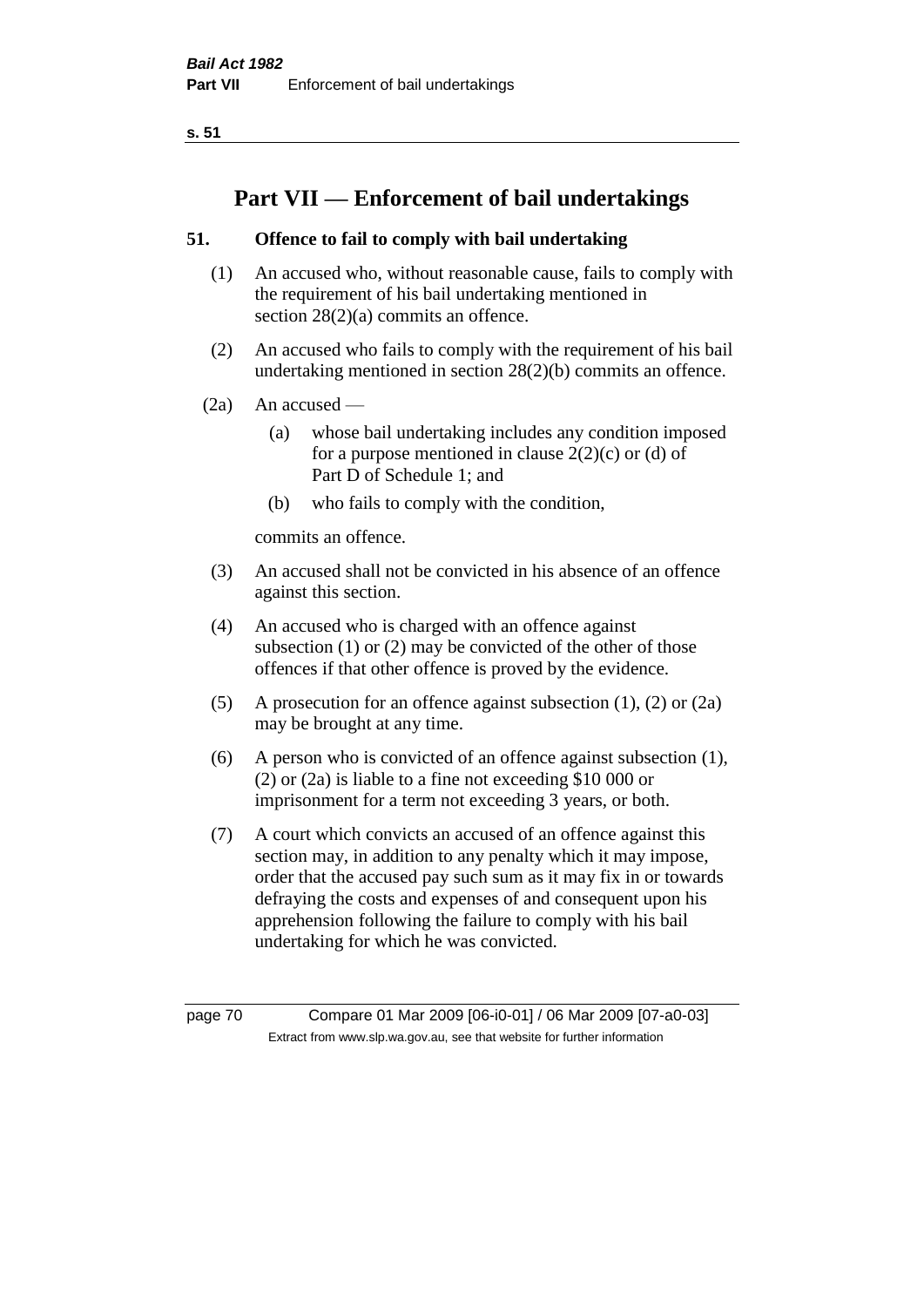# Part VII — Enforcement of bail undertakings

## 51. Offence to fail to comply with bail undertaking

(1) An accused who, without reasonable cause, fails to comply with the requirement of his bail undertaking mentioned in section 28(2)(a) commits an offence.

(2) An accused who fails to comply with the requirement of his bail undertaking mentioned in section 28(2)(b) commits an offence.

(2a) An accused —

(a) whose bail undertaking includes any condition imposed for a purpose mentioned in clause 2(2)(c) or (d) of Part D of Schedule 1; and

(b) who fails to comply with the condition,

commits an offence.

(3) An accused shall not be convicted in his absence of an offence against this section.

(4) An accused who is charged with an offence against subsection (1) or (2) may be convicted of the other of those offences if that other offence is proved by the evidence.

(5) A prosecution for an offence against subsection (1), (2) or (2a) may be brought at any time.

(6) A person who is convicted of an offence against subsection (1), (2) or (2a) is liable to a fine not exceeding $10 000 or imprisonment for a term not exceeding 3 years, or both.

(7) A court which convicts an accused of an offence against this section may, in addition to any penalty which it may impose, order that the accused pay such sum as it may fix in or towards defraying the costs and expenses of and consequent upon his apprehension following the failure to comply with his bail undertaking for which he was convicted.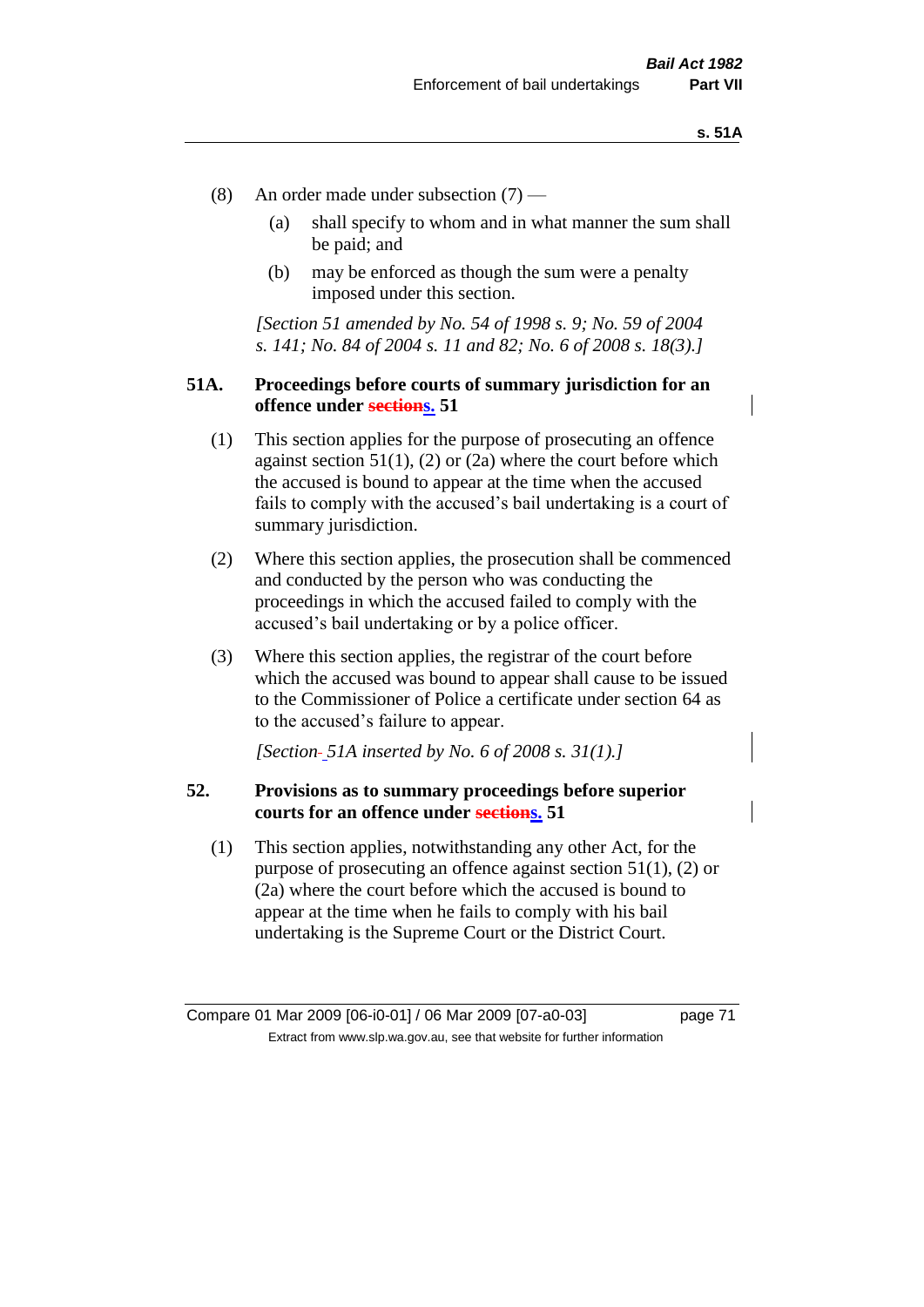(8) An order made under subsection (7) —

(a) shall specify to whom and in what manner the sum shall be paid; and

(b) may be enforced as though the sum were a penalty imposed under this section.

*[Section 51 amended by No. 54 of 1998 s. 9; No. 59 of 2004 s. 141; No. 84 of 2004 s. 11 and 82; No. 6 of 2008 s. 18(3).]*

## 51A. Proceedings before courts of summary jurisdiction for an offence under ~~sections~~s. 51

(1) This section applies for the purpose of prosecuting an offence against section 51(1), (2) or (2a) where the court before which the accused is bound to appear at the time when the accused fails to comply with the accused's bail undertaking is a court of summary jurisdiction.

(2) Where this section applies, the prosecution shall be commenced and conducted by the person who was conducting the proceedings in which the accused failed to comply with the accused's bail undertaking or by a police officer.

(3) Where this section applies, the registrar of the court before which the accused was bound to appear shall cause to be issued to the Commissioner of Police a certificate under section 64 as to the accused's failure to appear.

*[Section 51A inserted by No. 6 of 2008 s. 31(1).]*

## 52. Provisions as to summary proceedings before superior courts for an offence under ~~sections~~s. 51

(1) This section applies, notwithstanding any other Act, for the purpose of prosecuting an offence against section 51(1), (2) or (2a) where the court before which the accused is bound to appear at the time when he fails to comply with his bail undertaking is the Supreme Court or the District Court.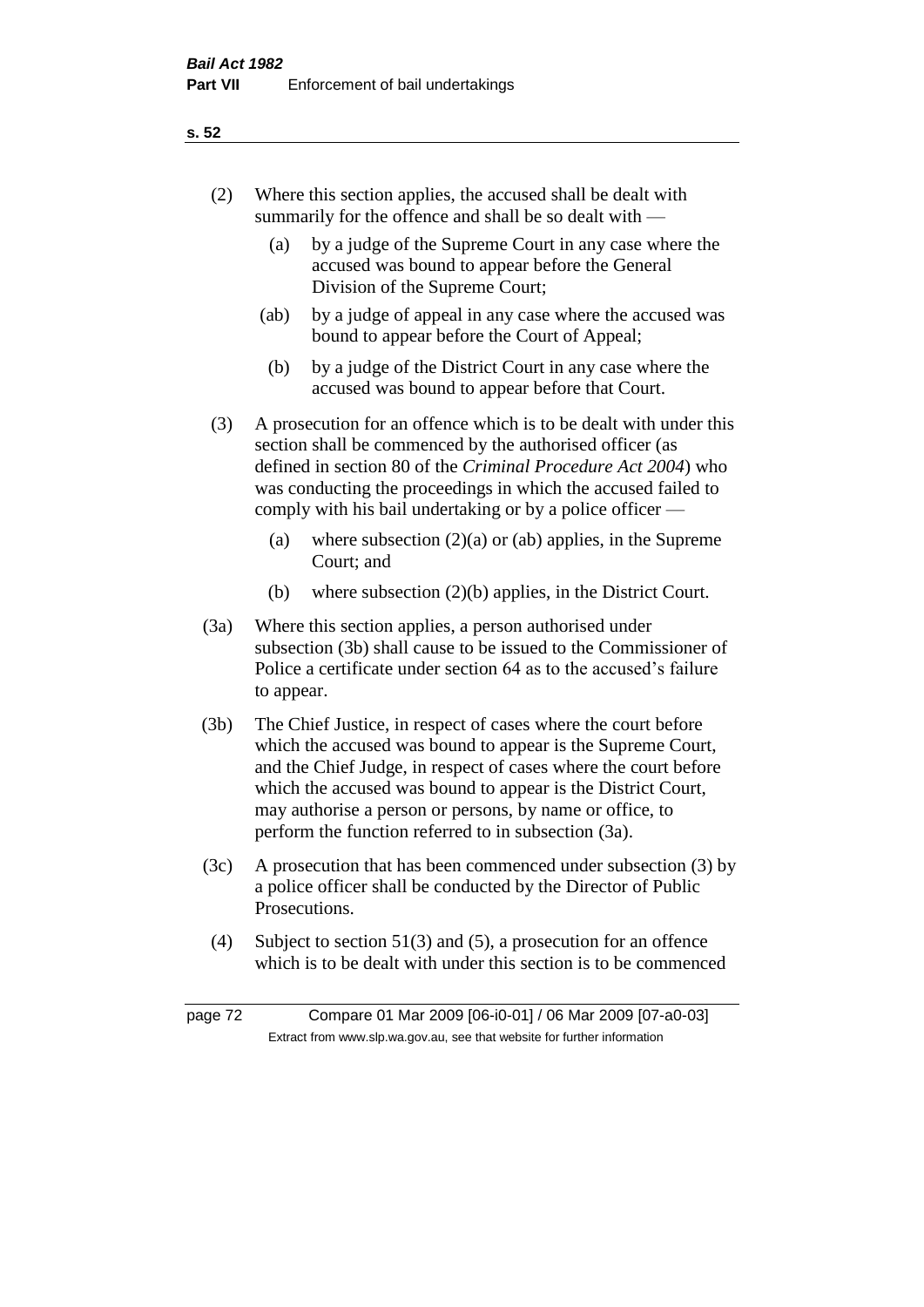(2) Where this section applies, the accused shall be dealt with summarily for the offence and shall be so dealt with —

(a) by a judge of the Supreme Court in any case where the accused was bound to appear before the General Division of the Supreme Court;

(ab) by a judge of appeal in any case where the accused was bound to appear before the Court of Appeal;

(b) by a judge of the District Court in any case where the accused was bound to appear before that Court.

(3) A prosecution for an offence which is to be dealt with under this section shall be commenced by the authorised officer (as defined in section 80 of the *Criminal Procedure Act 2004*) who was conducting the proceedings in which the accused failed to comply with his bail undertaking or by a police officer —

(a) where subsection (2)(a) or (ab) applies, in the Supreme Court; and

(b) where subsection (2)(b) applies, in the District Court.

(3a) Where this section applies, a person authorised under subsection (3b) shall cause to be issued to the Commissioner of Police a certificate under section 64 as to the accused's failure to appear.

(3b) The Chief Justice, in respect of cases where the court before which the accused was bound to appear is the Supreme Court, and the Chief Judge, in respect of cases where the court before which the accused was bound to appear is the District Court, may authorise a person or persons, by name or office, to perform the function referred to in subsection (3a).

(3c) A prosecution that has been commenced under subsection (3) by a police officer shall be conducted by the Director of Public Prosecutions.

(4) Subject to section 51(3) and (5), a prosecution for an offence which is to be dealt with under this section is to be commenced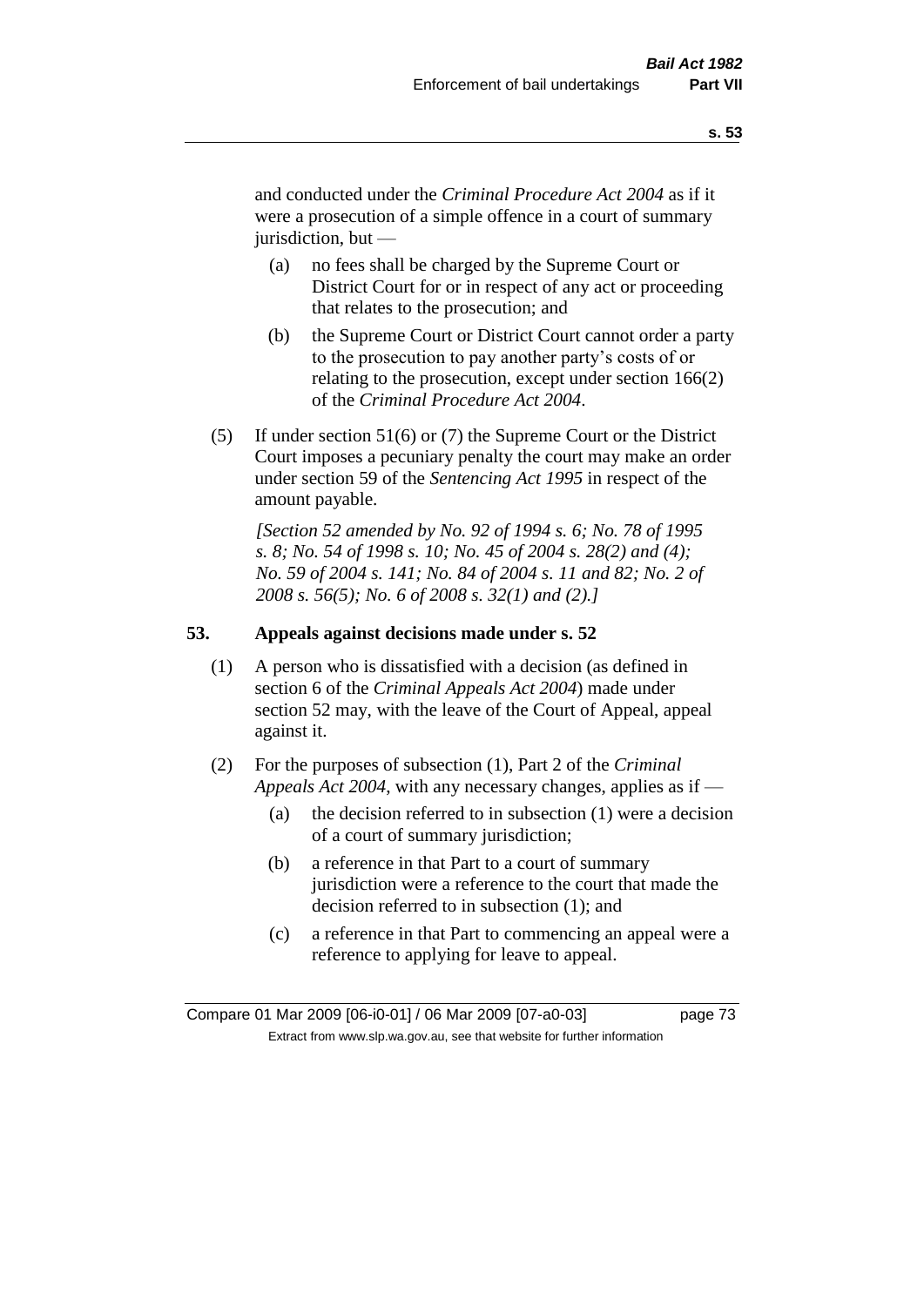and conducted under the *Criminal Procedure Act 2004* as if it were a prosecution of a simple offence in a court of summary jurisdiction, but —

- (a) no fees shall be charged by the Supreme Court or District Court for or in respect of any act or proceeding that relates to the prosecution; and
- (b) the Supreme Court or District Court cannot order a party to the prosecution to pay another party's costs of or relating to the prosecution, except under section 166(2) of the *Criminal Procedure Act 2004*.

(5) If under section 51(6) or (7) the Supreme Court or the District Court imposes a pecuniary penalty the court may make an order under section 59 of the *Sentencing Act 1995* in respect of the amount payable.

*[Section 52 amended by No. 92 of 1994 s. 6; No. 78 of 1995 s. 8; No. 54 of 1998 s. 10; No. 45 of 2004 s. 28(2) and (4); No. 59 of 2004 s. 141; No. 84 of 2004 s. 11 and 82; No. 2 of 2008 s. 56(5); No. 6 of 2008 s. 32(1) and (2).]*

## 53. Appeals against decisions made under s. 52

(1) A person who is dissatisfied with a decision (as defined in section 6 of the *Criminal Appeals Act 2004*) made under section 52 may, with the leave of the Court of Appeal, appeal against it.

(2) For the purposes of subsection (1), Part 2 of the *Criminal Appeals Act 2004*, with any necessary changes, applies as if —

- (a) the decision referred to in subsection (1) were a decision of a court of summary jurisdiction;
- (b) a reference in that Part to a court of summary jurisdiction were a reference to the court that made the decision referred to in subsection (1); and
- (c) a reference in that Part to commencing an appeal were a reference to applying for leave to appeal.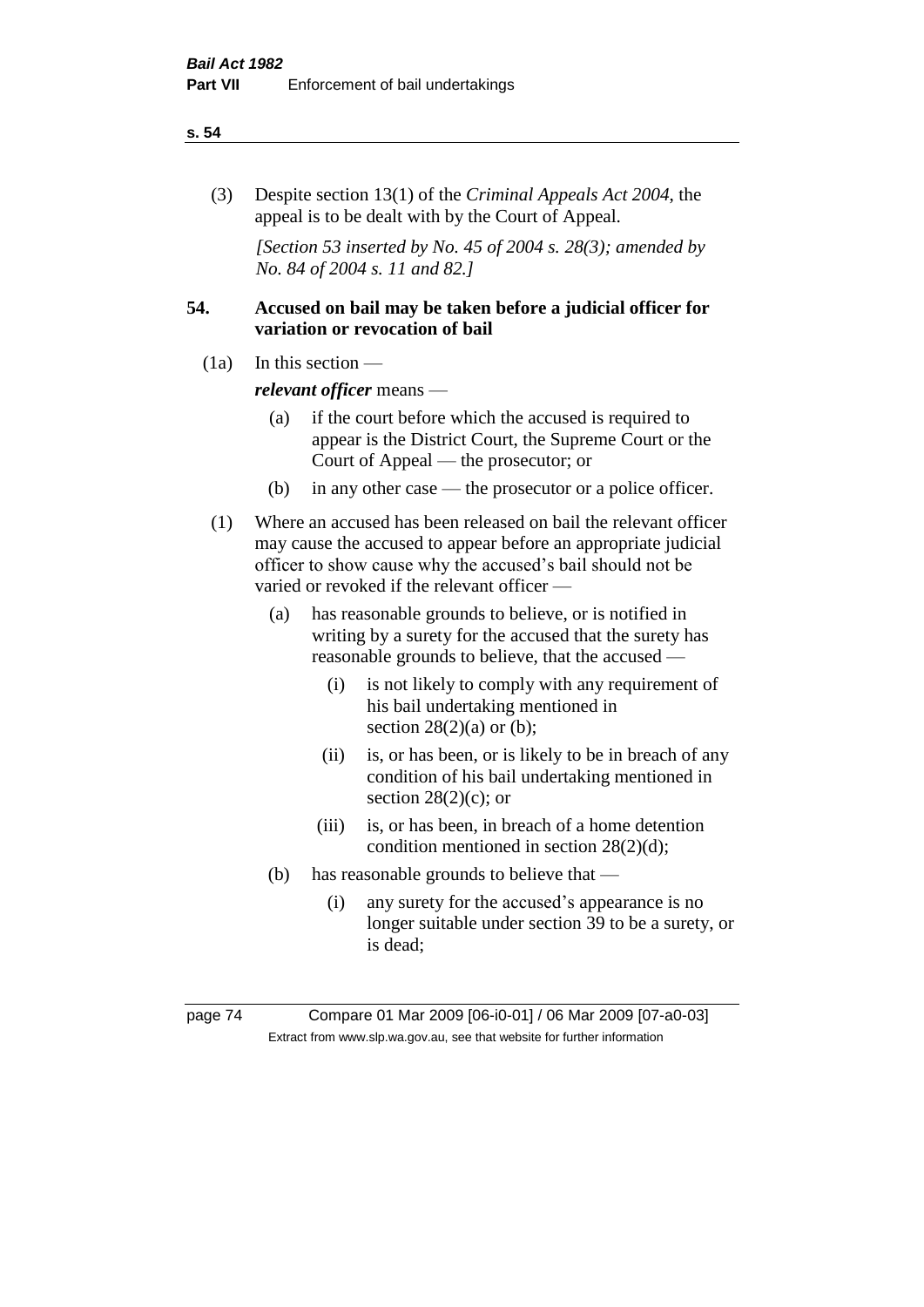(3) Despite section 13(1) of the *Criminal Appeals Act 2004*, the appeal is to be dealt with by the Court of Appeal.

*[Section 53 inserted by No. 45 of 2004 s. 28(3); amended by No. 84 of 2004 s. 11 and 82.]*

## 54. Accused on bail may be taken before a judicial officer for variation or revocation of bail

(1a) In this section —

***relevant officer*** means —

- (a) if the court before which the accused is required to appear is the District Court, the Supreme Court or the Court of Appeal — the prosecutor; or
- (b) in any other case — the prosecutor or a police officer.

(1) Where an accused has been released on bail the relevant officer may cause the accused to appear before an appropriate judicial officer to show cause why the accused's bail should not be varied or revoked if the relevant officer —

- (a) has reasonable grounds to believe, or is notified in writing by a surety for the accused that the surety has reasonable grounds to believe, that the accused —
  - (i) is not likely to comply with any requirement of his bail undertaking mentioned in section 28(2)(a) or (b);
  - (ii) is, or has been, or is likely to be in breach of any condition of his bail undertaking mentioned in section 28(2)(c); or
  - (iii) is, or has been, in breach of a home detention condition mentioned in section 28(2)(d);
- (b) has reasonable grounds to believe that —
  - (i) any surety for the accused's appearance is no longer suitable under section 39 to be a surety, or is dead;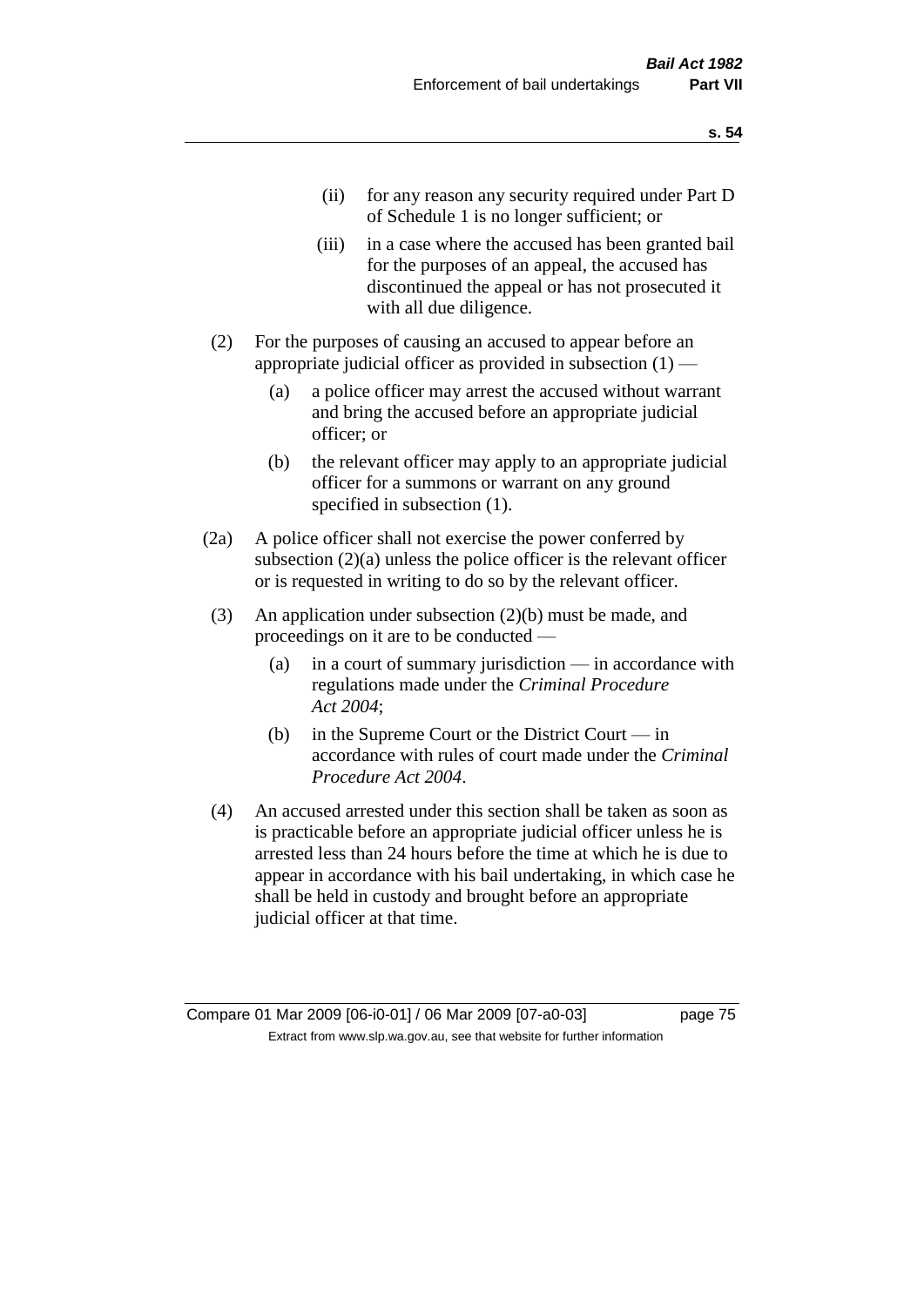(ii) for any reason any security required under Part D of Schedule 1 is no longer sufficient; or

(iii) in a case where the accused has been granted bail for the purposes of an appeal, the accused has discontinued the appeal or has not prosecuted it with all due diligence.

(2) For the purposes of causing an accused to appear before an appropriate judicial officer as provided in subsection (1) —

(a) a police officer may arrest the accused without warrant and bring the accused before an appropriate judicial officer; or

(b) the relevant officer may apply to an appropriate judicial officer for a summons or warrant on any ground specified in subsection (1).

(2a) A police officer shall not exercise the power conferred by subsection (2)(a) unless the police officer is the relevant officer or is requested in writing to do so by the relevant officer.

(3) An application under subsection (2)(b) must be made, and proceedings on it are to be conducted —

(a) in a court of summary jurisdiction — in accordance with regulations made under the *Criminal Procedure Act 2004*;

(b) in the Supreme Court or the District Court — in accordance with rules of court made under the *Criminal Procedure Act 2004*.

(4) An accused arrested under this section shall be taken as soon as is practicable before an appropriate judicial officer unless he is arrested less than 24 hours before the time at which he is due to appear in accordance with his bail undertaking, in which case he shall be held in custody and brought before an appropriate judicial officer at that time.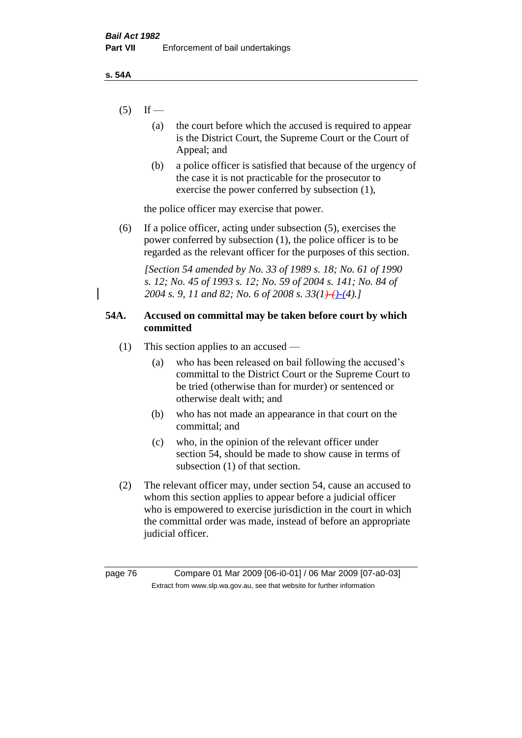(5) If —

(a) the court before which the accused is required to appear is the District Court, the Supreme Court or the Court of Appeal; and

(b) a police officer is satisfied that because of the urgency of the case it is not practicable for the prosecutor to exercise the power conferred by subsection (1),

the police officer may exercise that power.

(6) If a police officer, acting under subsection (5), exercises the power conferred by subsection (1), the police officer is to be regarded as the relevant officer for the purposes of this section.

*[Section 54 amended by No. 33 of 1989 s. 18; No. 61 of 1990 s. 12; No. 45 of 1993 s. 12; No. 59 of 2004 s. 141; No. 84 of 2004 s. 9, 11 and 82; No. 6 of 2008 s. 33(1)-(4).]*

## 54A. Accused on committal may be taken before court by which committed

(1) This section applies to an accused —

(a) who has been released on bail following the accused's committal to the District Court or the Supreme Court to be tried (otherwise than for murder) or sentenced or otherwise dealt with; and

(b) who has not made an appearance in that court on the committal; and

(c) who, in the opinion of the relevant officer under section 54, should be made to show cause in terms of subsection (1) of that section.

(2) The relevant officer may, under section 54, cause an accused to whom this section applies to appear before a judicial officer who is empowered to exercise jurisdiction in the court in which the committal order was made, instead of before an appropriate judicial officer.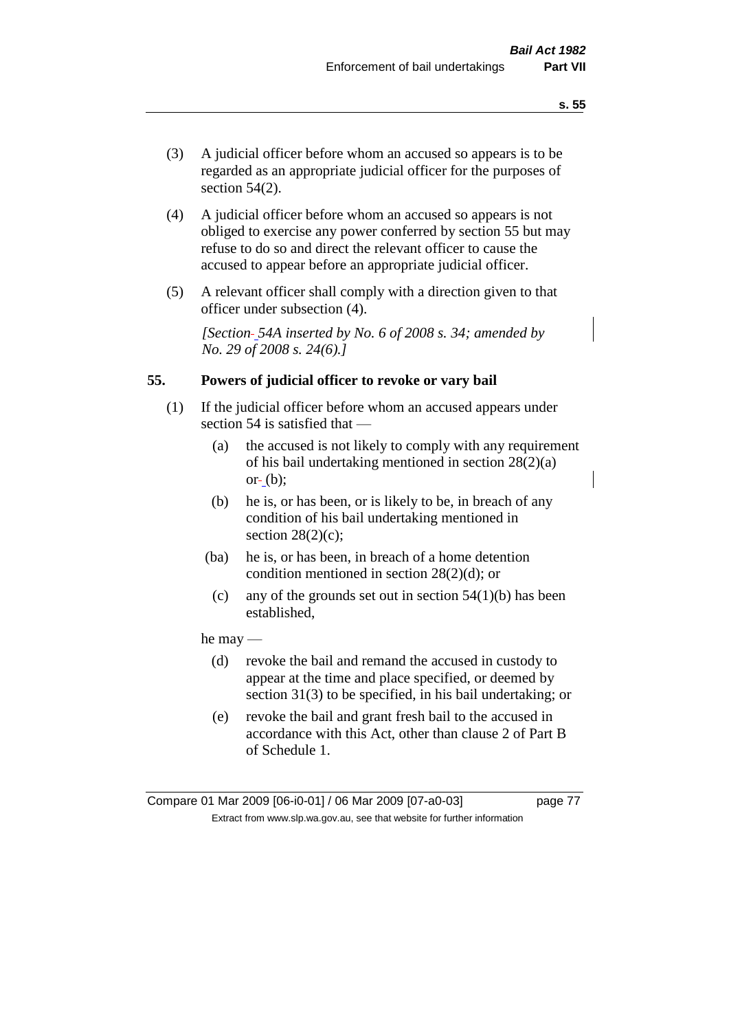(3) A judicial officer before whom an accused so appears is to be regarded as an appropriate judicial officer for the purposes of section 54(2).

(4) A judicial officer before whom an accused so appears is not obliged to exercise any power conferred by section 55 but may refuse to do so and direct the relevant officer to cause the accused to appear before an appropriate judicial officer.

(5) A relevant officer shall comply with a direction given to that officer under subsection (4).

*[Section 54A inserted by No. 6 of 2008 s. 34; amended by No. 29 of 2008 s. 24(6).]*

### 55. Powers of judicial officer to revoke or vary bail

(1) If the judicial officer before whom an accused appears under section 54 is satisfied that —

- (a) the accused is not likely to comply with any requirement of his bail undertaking mentioned in section 28(2)(a) or (b);
- (b) he is, or has been, or is likely to be, in breach of any condition of his bail undertaking mentioned in section 28(2)(c);
- (ba) he is, or has been, in breach of a home detention condition mentioned in section 28(2)(d); or
- (c) any of the grounds set out in section 54(1)(b) has been established,

he may —

- (d) revoke the bail and remand the accused in custody to appear at the time and place specified, or deemed by section 31(3) to be specified, in his bail undertaking; or
- (e) revoke the bail and grant fresh bail to the accused in accordance with this Act, other than clause 2 of Part B of Schedule 1.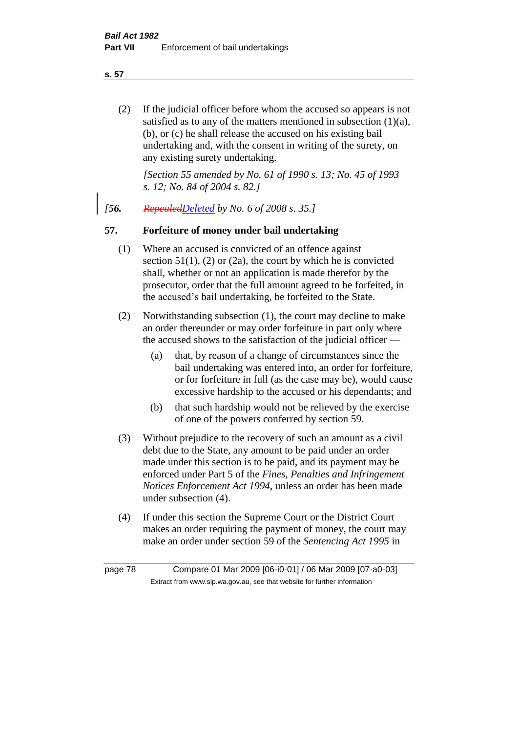(2) If the judicial officer before whom the accused so appears is not satisfied as to any of the matters mentioned in subsection (1)(a), (b), or (c) he shall release the accused on his existing bail undertaking and, with the consent in writing of the surety, on any existing surety undertaking.

*[Section 55 amended by No. 61 of 1990 s. 13; No. 45 of 1993 s. 12; No. 84 of 2004 s. 82.]*

*[**56.** ~~Repealed~~Deleted by No. 6 of 2008 s. 35.]*

**57. Forfeiture of money under bail undertaking**

(1) Where an accused is convicted of an offence against section 51(1), (2) or (2a), the court by which he is convicted shall, whether or not an application is made therefor by the prosecutor, order that the full amount agreed to be forfeited, in the accused's bail undertaking, be forfeited to the State.

(2) Notwithstanding subsection (1), the court may decline to make an order thereunder or may order forfeiture in part only where the accused shows to the satisfaction of the judicial officer —

(a) that, by reason of a change of circumstances since the bail undertaking was entered into, an order for forfeiture, or for forfeiture in full (as the case may be), would cause excessive hardship to the accused or his dependants; and

(b) that such hardship would not be relieved by the exercise of one of the powers conferred by section 59.

(3) Without prejudice to the recovery of such an amount as a civil debt due to the State, any amount to be paid under an order made under this section is to be paid, and its payment may be enforced under Part 5 of the *Fines, Penalties and Infringement Notices Enforcement Act 1994*, unless an order has been made under subsection (4).

(4) If under this section the Supreme Court or the District Court makes an order requiring the payment of money, the court may make an order under section 59 of the *Sentencing Act 1995* in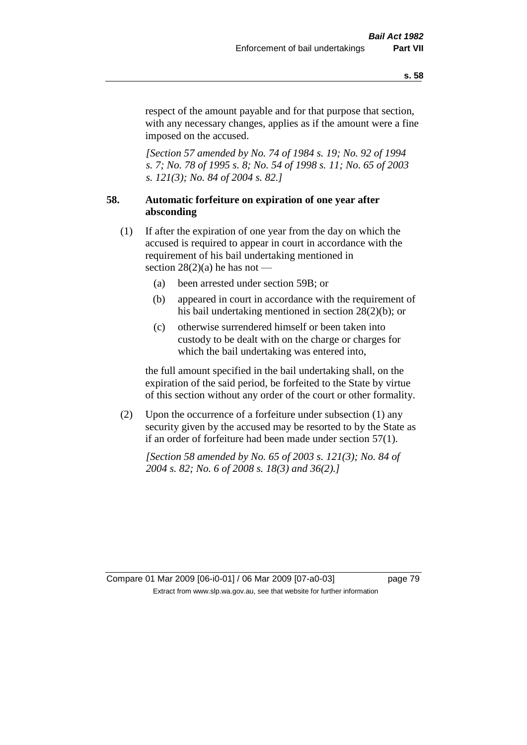respect of the amount payable and for that purpose that section, with any necessary changes, applies as if the amount were a fine imposed on the accused.

*[Section 57 amended by No. 74 of 1984 s. 19; No. 92 of 1994 s. 7; No. 78 of 1995 s. 8; No. 54 of 1998 s. 11; No. 65 of 2003 s. 121(3); No. 84 of 2004 s. 82.]*

### 58. Automatic forfeiture on expiration of one year after absconding

(1) If after the expiration of one year from the day on which the accused is required to appear in court in accordance with the requirement of his bail undertaking mentioned in section 28(2)(a) he has not —

- (a) been arrested under section 59B; or
- (b) appeared in court in accordance with the requirement of his bail undertaking mentioned in section 28(2)(b); or
- (c) otherwise surrendered himself or been taken into custody to be dealt with on the charge or charges for which the bail undertaking was entered into,

the full amount specified in the bail undertaking shall, on the expiration of the said period, be forfeited to the State by virtue of this section without any order of the court or other formality.

(2) Upon the occurrence of a forfeiture under subsection (1) any security given by the accused may be resorted to by the State as if an order of forfeiture had been made under section 57(1).

*[Section 58 amended by No. 65 of 2003 s. 121(3); No. 84 of 2004 s. 82; No. 6 of 2008 s. 18(3) and 36(2).]*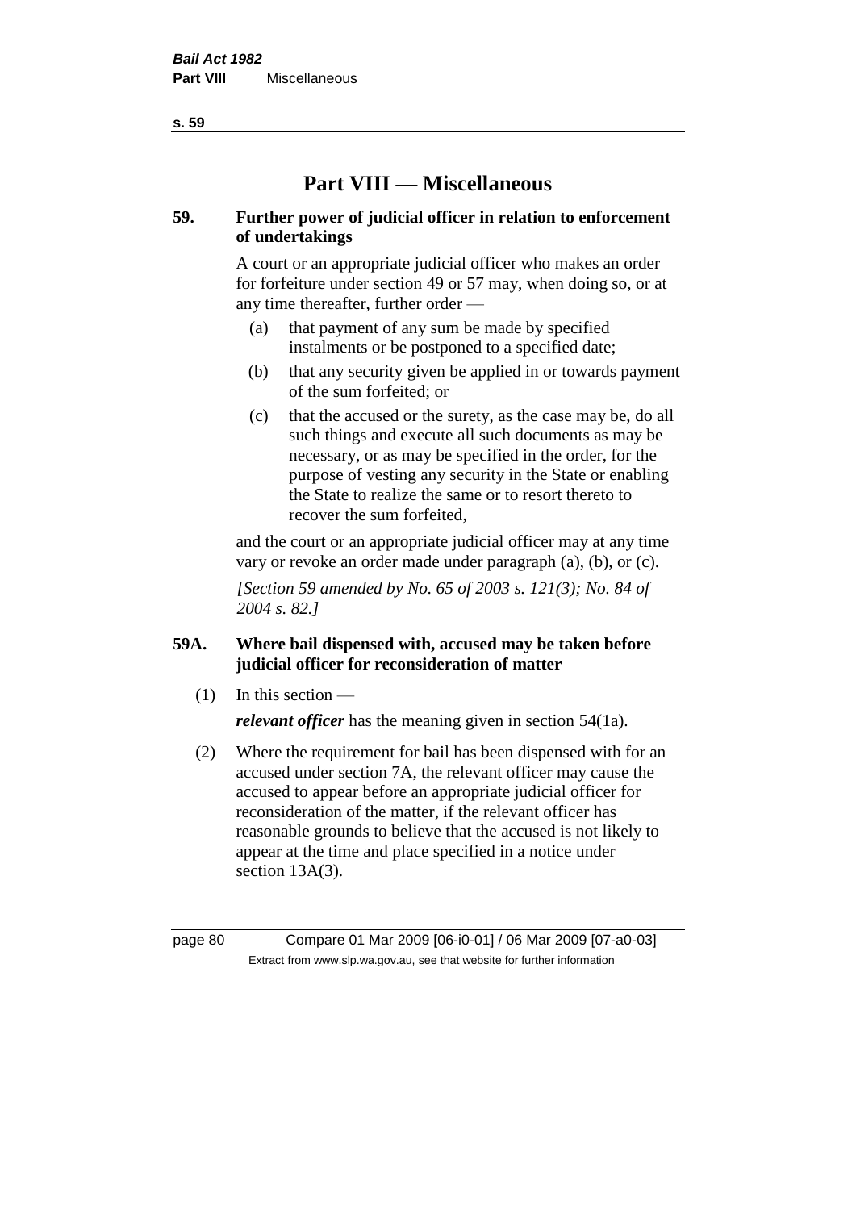# Part VIII — Miscellaneous

### 59. Further power of judicial officer in relation to enforcement of undertakings

A court or an appropriate judicial officer who makes an order for forfeiture under section 49 or 57 may, when doing so, or at any time thereafter, further order —

(a) that payment of any sum be made by specified instalments or be postponed to a specified date;

(b) that any security given be applied in or towards payment of the sum forfeited; or

(c) that the accused or the surety, as the case may be, do all such things and execute all such documents as may be necessary, or as may be specified in the order, for the purpose of vesting any security in the State or enabling the State to realize the same or to resort thereto to recover the sum forfeited,

and the court or an appropriate judicial officer may at any time vary or revoke an order made under paragraph (a), (b), or (c).

*[Section 59 amended by No. 65 of 2003 s. 121(3); No. 84 of 2004 s. 82.]*

### 59A. Where bail dispensed with, accused may be taken before judicial officer for reconsideration of matter

(1) In this section —

***relevant officer*** has the meaning given in section 54(1a).

(2) Where the requirement for bail has been dispensed with for an accused under section 7A, the relevant officer may cause the accused to appear before an appropriate judicial officer for reconsideration of the matter, if the relevant officer has reasonable grounds to believe that the accused is not likely to appear at the time and place specified in a notice under section 13A(3).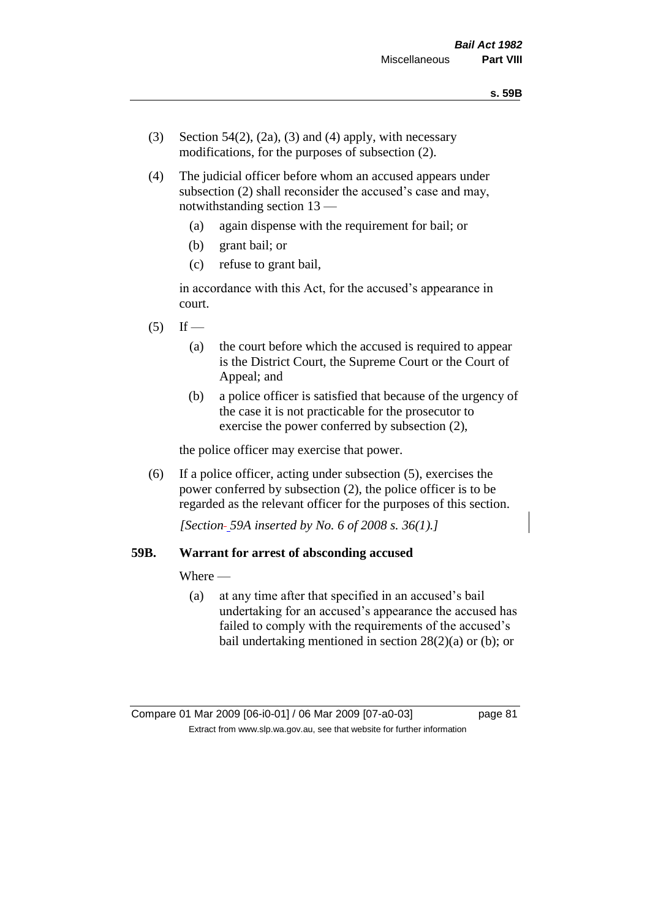(3) Section 54(2), (2a), (3) and (4) apply, with necessary modifications, for the purposes of subsection (2).

(4) The judicial officer before whom an accused appears under subsection (2) shall reconsider the accused's case and may, notwithstanding section 13 —

  (a) again dispense with the requirement for bail; or

  (b) grant bail; or

  (c) refuse to grant bail,

in accordance with this Act, for the accused's appearance in court.

(5) If —

  (a) the court before which the accused is required to appear is the District Court, the Supreme Court or the Court of Appeal; and

  (b) a police officer is satisfied that because of the urgency of the case it is not practicable for the prosecutor to exercise the power conferred by subsection (2),

the police officer may exercise that power.

(6) If a police officer, acting under subsection (5), exercises the power conferred by subsection (2), the police officer is to be regarded as the relevant officer for the purposes of this section.

*[Section 59A inserted by No. 6 of 2008 s. 36(1).]*

**59B. Warrant for arrest of absconding accused**

Where —

  (a) at any time after that specified in an accused's bail undertaking for an accused's appearance the accused has failed to comply with the requirements of the accused's bail undertaking mentioned in section 28(2)(a) or (b); or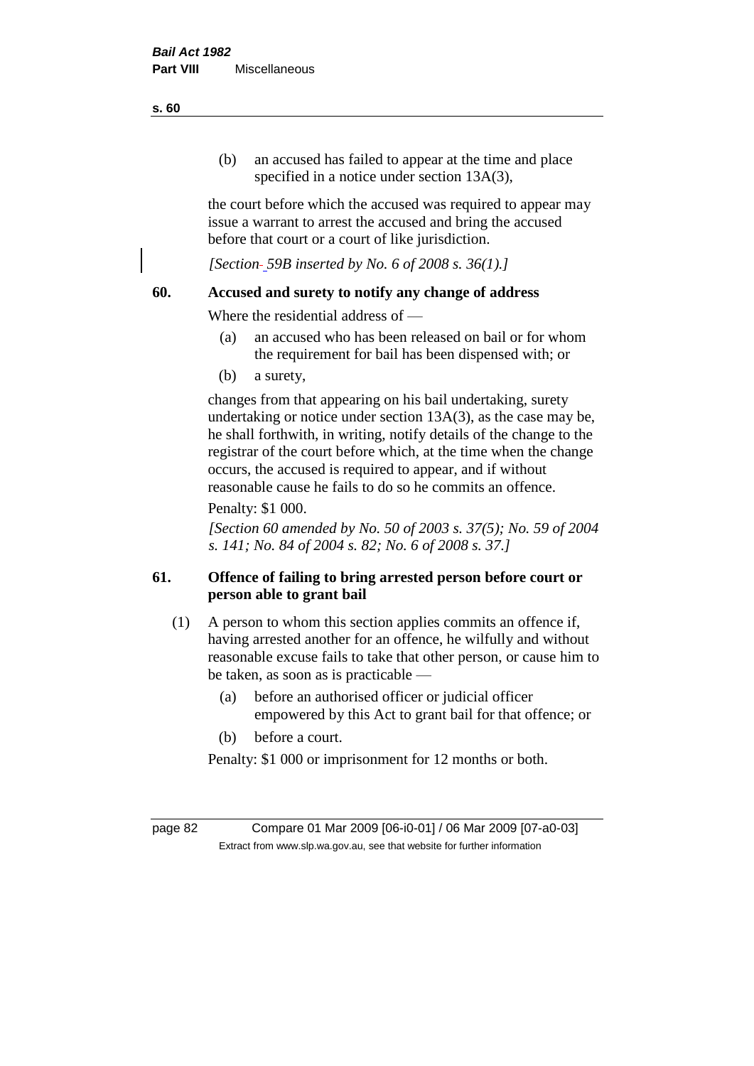(b) an accused has failed to appear at the time and place specified in a notice under section 13A(3),

the court before which the accused was required to appear may issue a warrant to arrest the accused and bring the accused before that court or a court of like jurisdiction.

*[Section 59B inserted by No. 6 of 2008 s. 36(1).]*

## 60. Accused and surety to notify any change of address

Where the residential address of —

(a) an accused who has been released on bail or for whom the requirement for bail has been dispensed with; or

(b) a surety,

changes from that appearing on his bail undertaking, surety undertaking or notice under section 13A(3), as the case may be, he shall forthwith, in writing, notify details of the change to the registrar of the court before which, at the time when the change occurs, the accused is required to appear, and if without reasonable cause he fails to do so he commits an offence.

Penalty: $1 000.

*[Section 60 amended by No. 50 of 2003 s. 37(5); No. 59 of 2004 s. 141; No. 84 of 2004 s. 82; No. 6 of 2008 s. 37.]*

## 61. Offence of failing to bring arrested person before court or person able to grant bail

(1) A person to whom this section applies commits an offence if, having arrested another for an offence, he wilfully and without reasonable excuse fails to take that other person, or cause him to be taken, as soon as is practicable —

(a) before an authorised officer or judicial officer empowered by this Act to grant bail for that offence; or

(b) before a court.

Penalty: $1 000 or imprisonment for 12 months or both.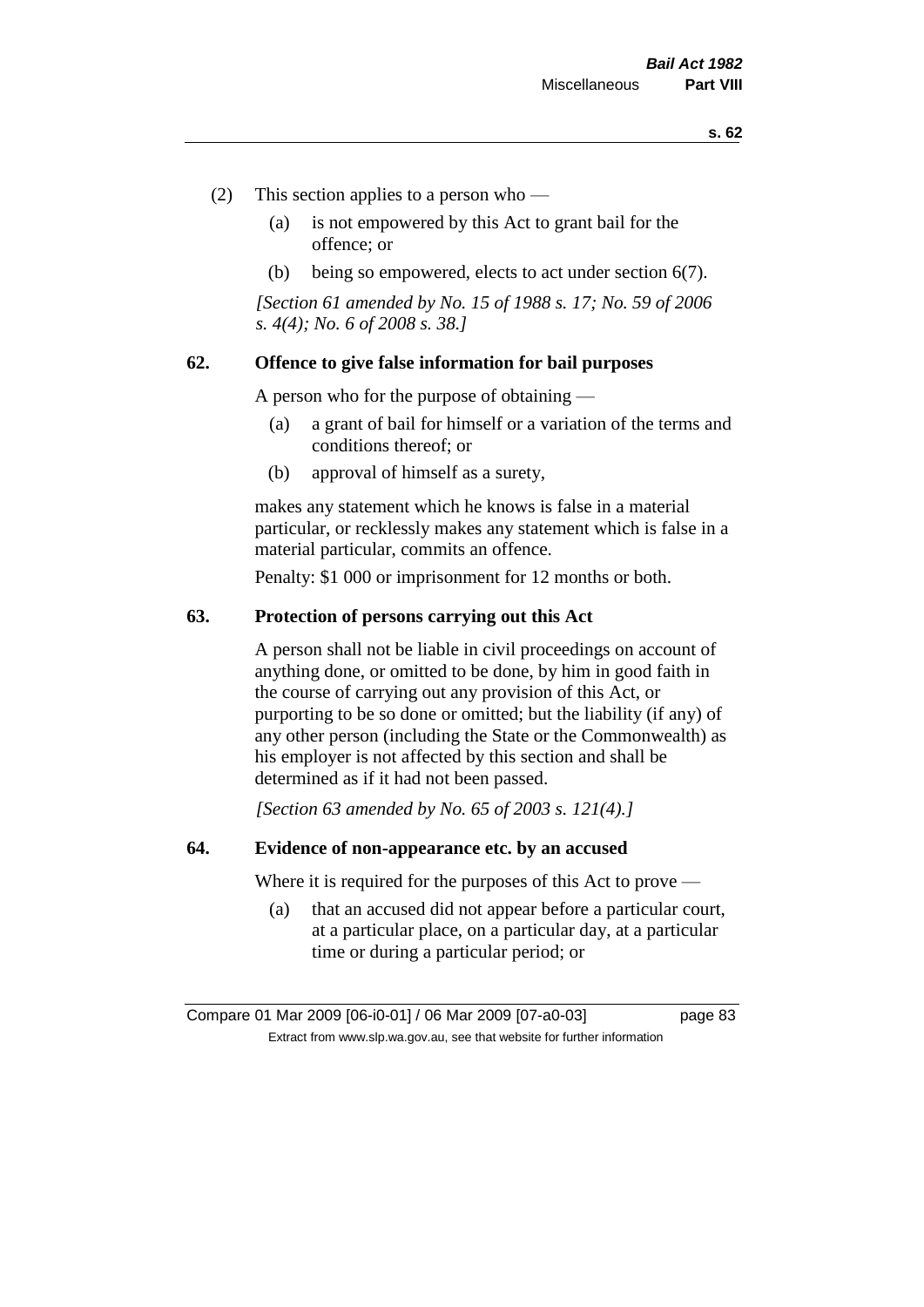(2) This section applies to a person who —

(a) is not empowered by this Act to grant bail for the offence; or

(b) being so empowered, elects to act under section 6(7).

*[Section 61 amended by No. 15 of 1988 s. 17; No. 59 of 2006 s. 4(4); No. 6 of 2008 s. 38.]*

## 62. Offence to give false information for bail purposes

A person who for the purpose of obtaining —

(a) a grant of bail for himself or a variation of the terms and conditions thereof; or

(b) approval of himself as a surety,

makes any statement which he knows is false in a material particular, or recklessly makes any statement which is false in a material particular, commits an offence.

Penalty: $1 000 or imprisonment for 12 months or both.

## 63. Protection of persons carrying out this Act

A person shall not be liable in civil proceedings on account of anything done, or omitted to be done, by him in good faith in the course of carrying out any provision of this Act, or purporting to be so done or omitted; but the liability (if any) of any other person (including the State or the Commonwealth) as his employer is not affected by this section and shall be determined as if it had not been passed.

*[Section 63 amended by No. 65 of 2003 s. 121(4).]*

## 64. Evidence of non-appearance etc. by an accused

Where it is required for the purposes of this Act to prove —

(a) that an accused did not appear before a particular court, at a particular place, on a particular day, at a particular time or during a particular period; or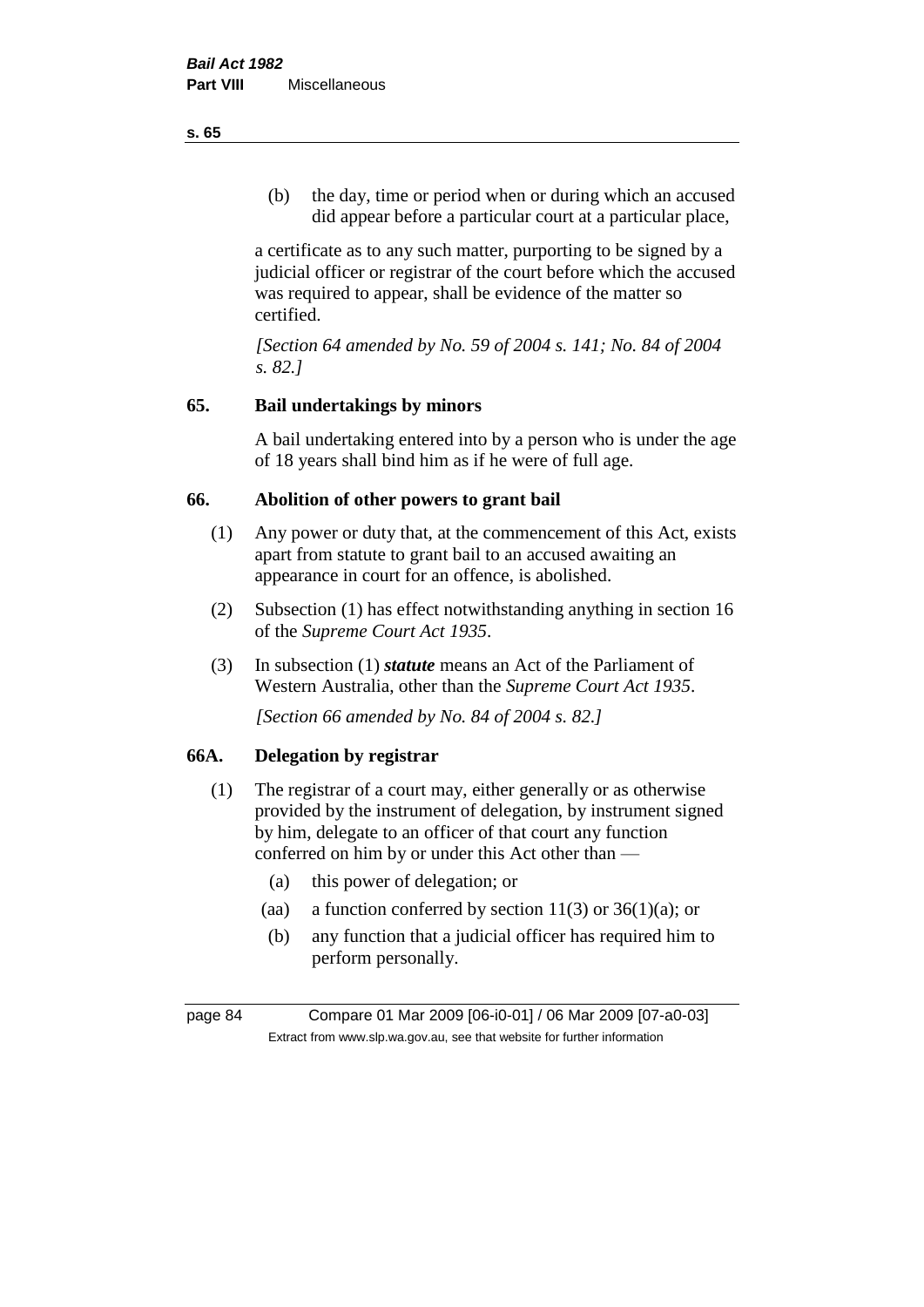(b) the day, time or period when or during which an accused did appear before a particular court at a particular place,

a certificate as to any such matter, purporting to be signed by a judicial officer or registrar of the court before which the accused was required to appear, shall be evidence of the matter so certified.

*[Section 64 amended by No. 59 of 2004 s. 141; No. 84 of 2004 s. 82.]*

## 65. Bail undertakings by minors

A bail undertaking entered into by a person who is under the age of 18 years shall bind him as if he were of full age.

## 66. Abolition of other powers to grant bail

(1) Any power or duty that, at the commencement of this Act, exists apart from statute to grant bail to an accused awaiting an appearance in court for an offence, is abolished.

(2) Subsection (1) has effect notwithstanding anything in section 16 of the *Supreme Court Act 1935*.

(3) In subsection (1) ***statute*** means an Act of the Parliament of Western Australia, other than the *Supreme Court Act 1935*.

*[Section 66 amended by No. 84 of 2004 s. 82.]*

## 66A. Delegation by registrar

(1) The registrar of a court may, either generally or as otherwise provided by the instrument of delegation, by instrument signed by him, delegate to an officer of that court any function conferred on him by or under this Act other than —

(a) this power of delegation; or

(aa) a function conferred by section 11(3) or 36(1)(a); or

(b) any function that a judicial officer has required him to perform personally.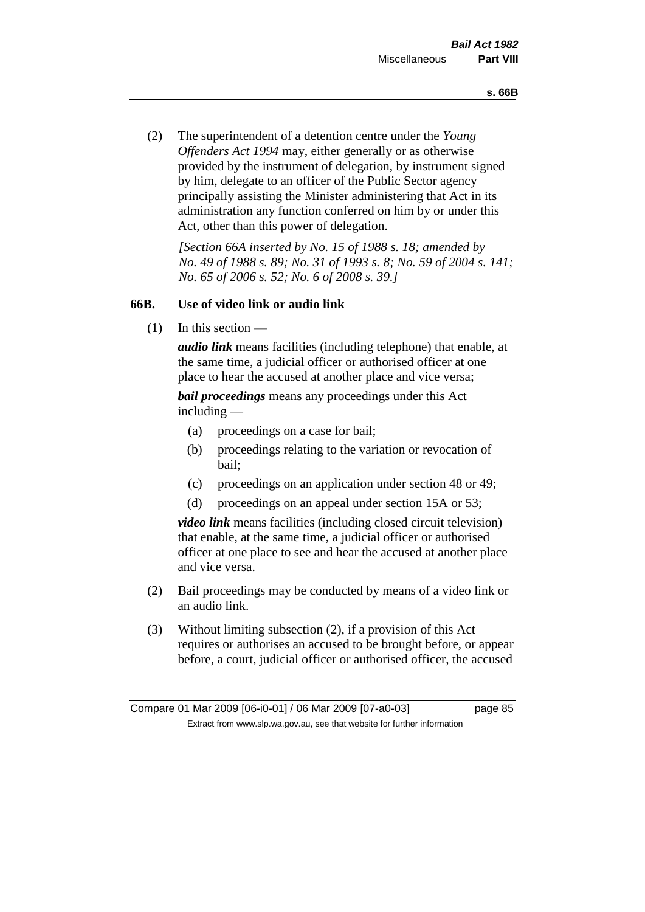(2) The superintendent of a detention centre under the *Young Offenders Act 1994* may, either generally or as otherwise provided by the instrument of delegation, by instrument signed by him, delegate to an officer of the Public Sector agency principally assisting the Minister administering that Act in its administration any function conferred on him by or under this Act, other than this power of delegation.

*[Section 66A inserted by No. 15 of 1988 s. 18; amended by No. 49 of 1988 s. 89; No. 31 of 1993 s. 8; No. 59 of 2004 s. 141; No. 65 of 2006 s. 52; No. 6 of 2008 s. 39.]*

### 66B. Use of video link or audio link

(1) In this section —

***audio link*** means facilities (including telephone) that enable, at the same time, a judicial officer or authorised officer at one place to hear the accused at another place and vice versa;

***bail proceedings*** means any proceedings under this Act including —

- (a) proceedings on a case for bail;
- (b) proceedings relating to the variation or revocation of bail;
- (c) proceedings on an application under section 48 or 49;
- (d) proceedings on an appeal under section 15A or 53;

***video link*** means facilities (including closed circuit television) that enable, at the same time, a judicial officer or authorised officer at one place to see and hear the accused at another place and vice versa.

(2) Bail proceedings may be conducted by means of a video link or an audio link.

(3) Without limiting subsection (2), if a provision of this Act requires or authorises an accused to be brought before, or appear before, a court, judicial officer or authorised officer, the accused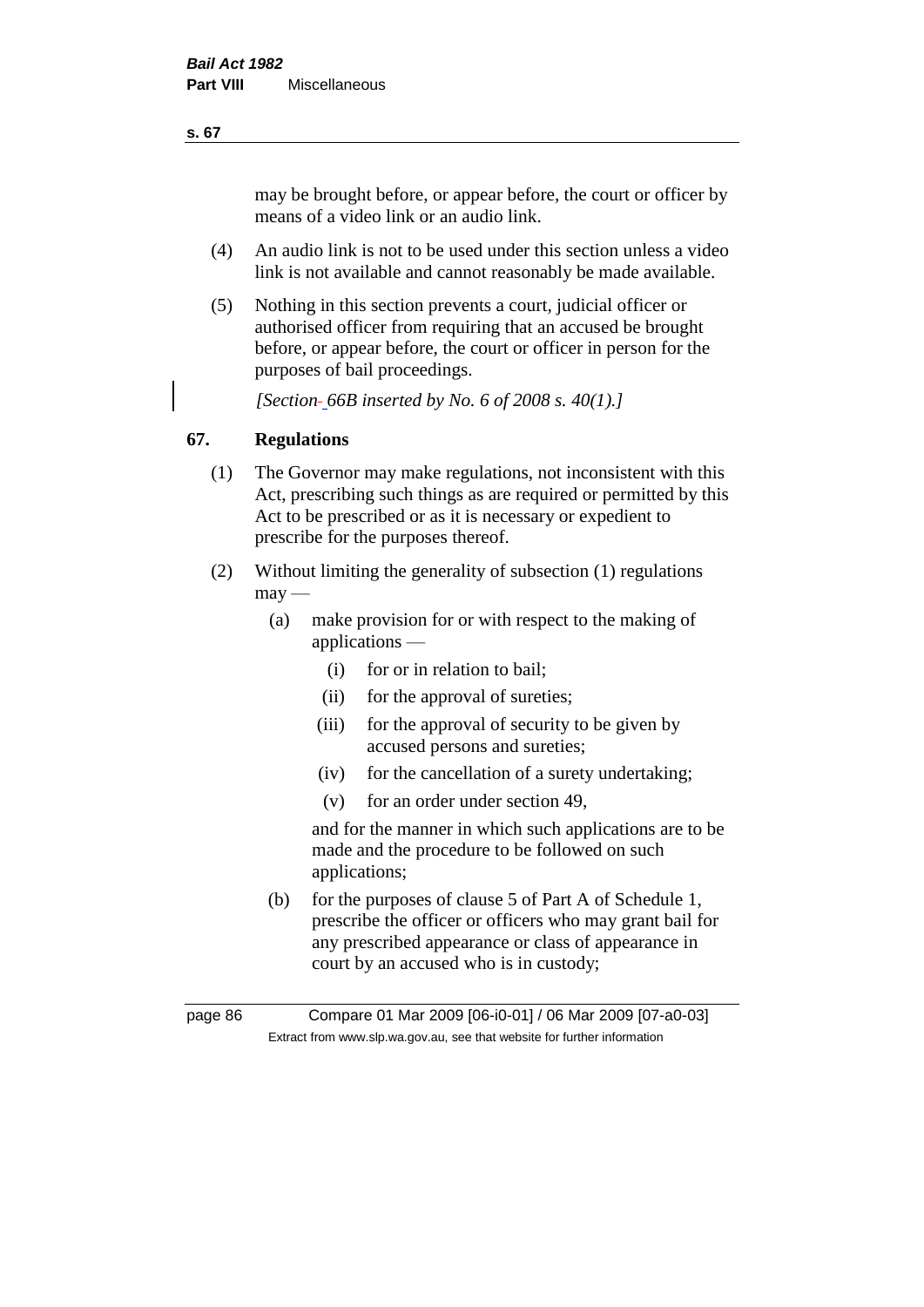may be brought before, or appear before, the court or officer by means of a video link or an audio link.

(4) An audio link is not to be used under this section unless a video link is not available and cannot reasonably be made available.

(5) Nothing in this section prevents a court, judicial officer or authorised officer from requiring that an accused be brought before, or appear before, the court or officer in person for the purposes of bail proceedings.

*[Section 66B inserted by No. 6 of 2008 s. 40(1).]*

## 67. Regulations

(1) The Governor may make regulations, not inconsistent with this Act, prescribing such things as are required or permitted by this Act to be prescribed or as it is necessary or expedient to prescribe for the purposes thereof.

(2) Without limiting the generality of subsection (1) regulations may —

  (a) make provision for or with respect to the making of applications —

    (i) for or in relation to bail;

    (ii) for the approval of sureties;

    (iii) for the approval of security to be given by accused persons and sureties;

    (iv) for the cancellation of a surety undertaking;

    (v) for an order under section 49,

  and for the manner in which such applications are to be made and the procedure to be followed on such applications;

  (b) for the purposes of clause 5 of Part A of Schedule 1, prescribe the officer or officers who may grant bail for any prescribed appearance or class of appearance in court by an accused who is in custody;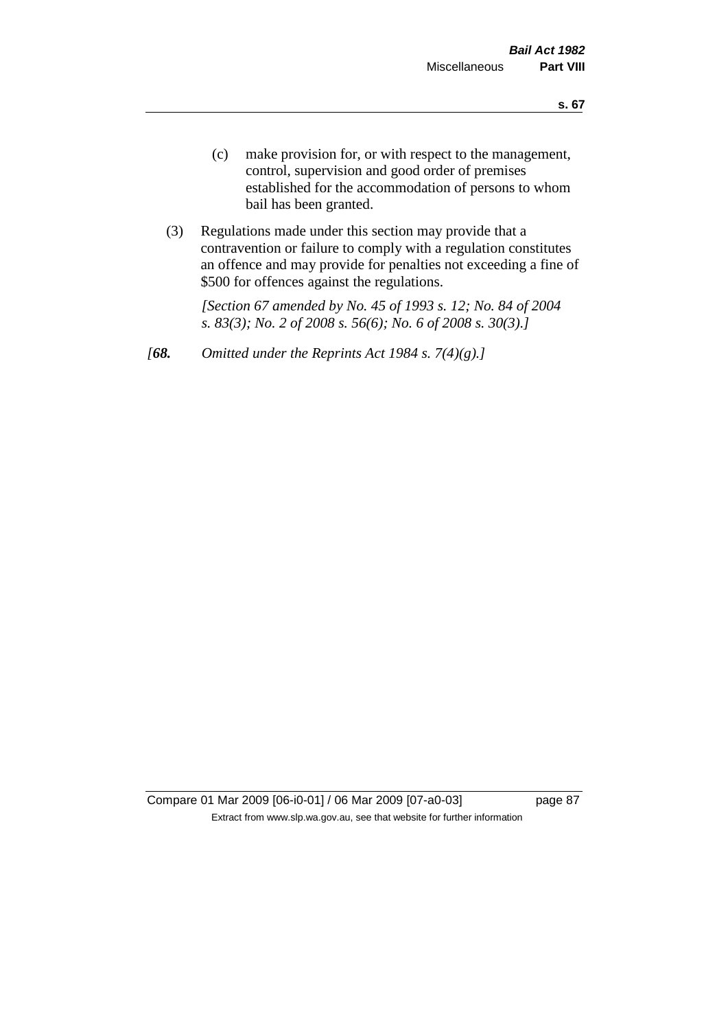(c) make provision for, or with respect to the management, control, supervision and good order of premises established for the accommodation of persons to whom bail has been granted.

(3) Regulations made under this section may provide that a contravention or failure to comply with a regulation constitutes an offence and may provide for penalties not exceeding a fine of $500 for offences against the regulations.

*[Section 67 amended by No. 45 of 1993 s. 12; No. 84 of 2004 s. 83(3); No. 2 of 2008 s. 56(6); No. 6 of 2008 s. 30(3).]*

*[**68.** Omitted under the Reprints Act 1984 s. 7(4)(g).]*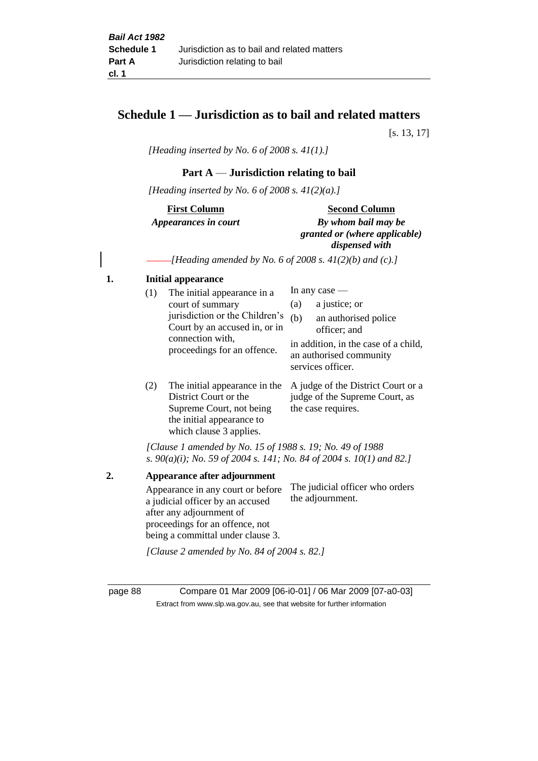# Schedule 1 — Jurisdiction as to bail and related matters

[s. 13, 17]

*[Heading inserted by No. 6 of 2008 s. 41(1).]*

## Part A — Jurisdiction relating to bail

*[Heading inserted by No. 6 of 2008 s. 41(2)(a).]*

| **First Column** *Appearances in court* | **Second Column** *By whom bail may be granted or (where applicable) dispensed with* |
|---|---|

*[Heading amended by No. 6 of 2008 s. 41(2)(b) and (c).]*

**1. Initial appearance**

| | |
|---|---|
| (1) The initial appearance in a court of summary jurisdiction or the Children's Court by an accused in, or in connection with, proceedings for an offence. | In any case — (a) a justice; or (b) an authorised police officer; and in addition, in the case of a child, an authorised community services officer. |
| (2) The initial appearance in the District Court or the Supreme Court, not being the initial appearance to which clause 3 applies. | A judge of the District Court or a judge of the Supreme Court, as the case requires. |

*[Clause 1 amended by No. 15 of 1988 s. 19; No. 49 of 1988 s. 90(a)(i); No. 59 of 2004 s. 141; No. 84 of 2004 s. 10(1) and 82.]*

**2. Appearance after adjournment**

| | |
|---|---|
| Appearance in any court or before a judicial officer by an accused after any adjournment of proceedings for an offence, not being a committal under clause 3. | The judicial officer who orders the adjournment. |

*[Clause 2 amended by No. 84 of 2004 s. 82.]*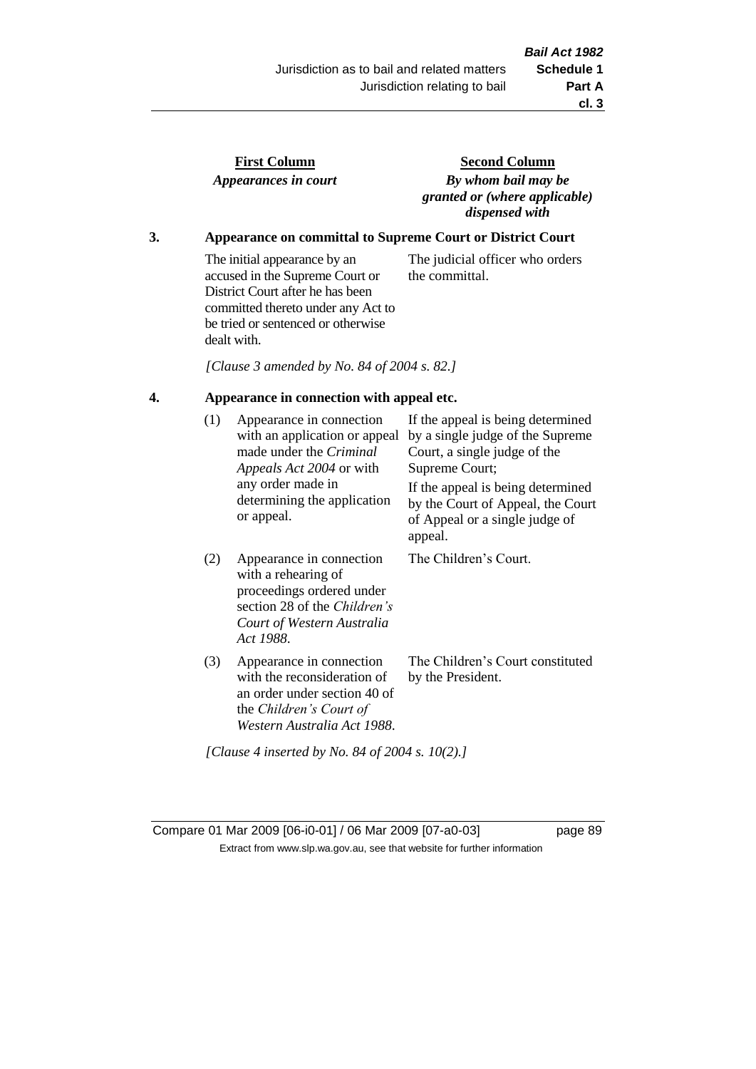| First Column<br>*Appearances in court* | Second Column<br>*By whom bail may be granted or (where applicable) dispensed with* |
|---|---|

**3. Appearance on committal to Supreme Court or District Court**

| | |
|---|---|
| The initial appearance by an accused in the Supreme Court or District Court after he has been committed thereto under any Act to be tried or sentenced or otherwise dealt with. | The judicial officer who orders the committal. |

*[Clause 3 amended by No. 84 of 2004 s. 82.]*

**4. Appearance in connection with appeal etc.**

| | | |
|---|---|---|
| (1) | Appearance in connection with an application or appeal made under the *Criminal Appeals Act 2004* or with any order made in determining the application or appeal. | If the appeal is being determined by a single judge of the Supreme Court, a single judge of the Supreme Court;<br>If the appeal is being determined by the Court of Appeal, the Court of Appeal or a single judge of appeal. |
| (2) | Appearance in connection with a rehearing of proceedings ordered under section 28 of the *Children's Court of Western Australia Act 1988*. | The Children's Court. |
| (3) | Appearance in connection with the reconsideration of an order under section 40 of the *Children's Court of Western Australia Act 1988*. | The Children's Court constituted by the President. |

*[Clause 4 inserted by No. 84 of 2004 s. 10(2).]*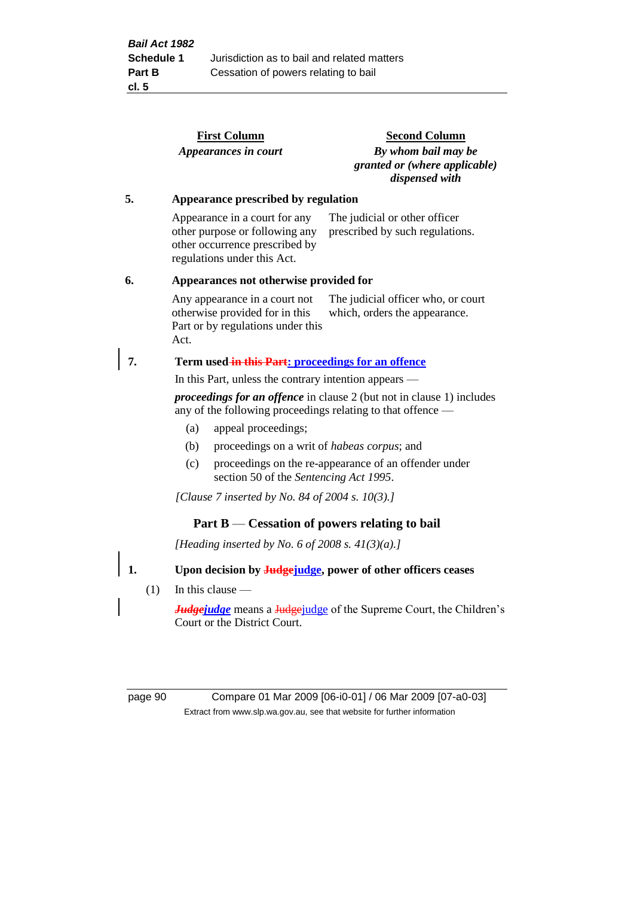| First Column *Appearances in court* | Second Column *By whom bail may be granted or (where applicable) dispensed with* |
|---|---|

**5. Appearance prescribed by regulation**

| | |
|---|---|
| Appearance in a court for any other purpose or following any other occurrence prescribed by regulations under this Act. | The judicial or other officer prescribed by such regulations. |

**6. Appearances not otherwise provided for**

| | |
|---|---|
| Any appearance in a court not otherwise provided for in this Part or by regulations under this Act. | The judicial officer who, or court which, orders the appearance. |

**7. Term used ~~in this Part~~: proceedings for an offence**

In this Part, unless the contrary intention appears —

***proceedings for an offence*** in clause 2 (but not in clause 1) includes any of the following proceedings relating to that offence —

(a) appeal proceedings;

(b) proceedings on a writ of *habeas corpus*; and

(c) proceedings on the re-appearance of an offender under section 50 of the *Sentencing Act 1995*.

*[Clause 7 inserted by No. 84 of 2004 s. 10(3).]*

## Part B — Cessation of powers relating to bail

*[Heading inserted by No. 6 of 2008 s. 41(3)(a).]*

**1. Upon decision by ~~Judge~~judge, power of other officers ceases**

(1) In this clause —

***~~Judge~~judge*** means a ~~Judge~~judge of the Supreme Court, the Children's Court or the District Court.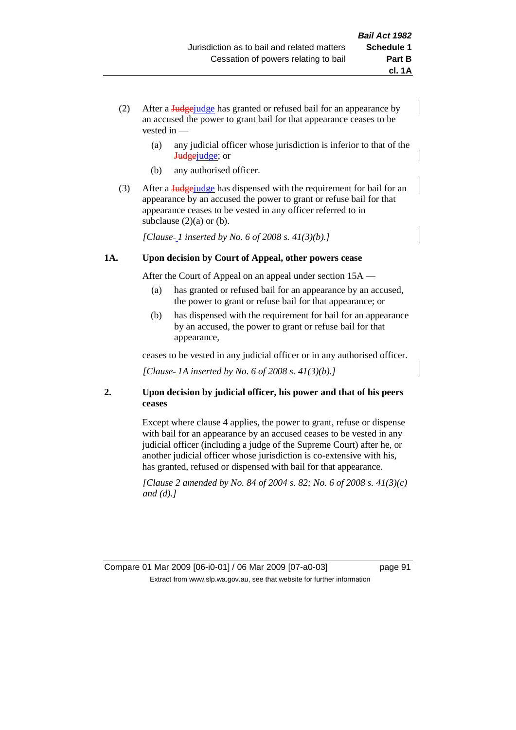(2) After a ~~Judge~~judge has granted or refused bail for an appearance by an accused the power to grant bail for that appearance ceases to be vested in —

  (a) any judicial officer whose jurisdiction is inferior to that of the ~~Judge~~judge; or

  (b) any authorised officer.

(3) After a ~~Judge~~judge has dispensed with the requirement for bail for an appearance by an accused the power to grant or refuse bail for that appearance ceases to be vested in any officer referred to in subclause (2)(a) or (b).

*[Clause 1 inserted by No. 6 of 2008 s. 41(3)(b).]*

### 1A. Upon decision by Court of Appeal, other powers cease

After the Court of Appeal on an appeal under section 15A —

  (a) has granted or refused bail for an appearance by an accused, the power to grant or refuse bail for that appearance; or

  (b) has dispensed with the requirement for bail for an appearance by an accused, the power to grant or refuse bail for that appearance,

ceases to be vested in any judicial officer or in any authorised officer.

*[Clause 1A inserted by No. 6 of 2008 s. 41(3)(b).]*

### 2. Upon decision by judicial officer, his power and that of his peers ceases

Except where clause 4 applies, the power to grant, refuse or dispense with bail for an appearance by an accused ceases to be vested in any judicial officer (including a judge of the Supreme Court) after he, or another judicial officer whose jurisdiction is co-extensive with his, has granted, refused or dispensed with bail for that appearance.

*[Clause 2 amended by No. 84 of 2004 s. 82; No. 6 of 2008 s. 41(3)(c) and (d).]*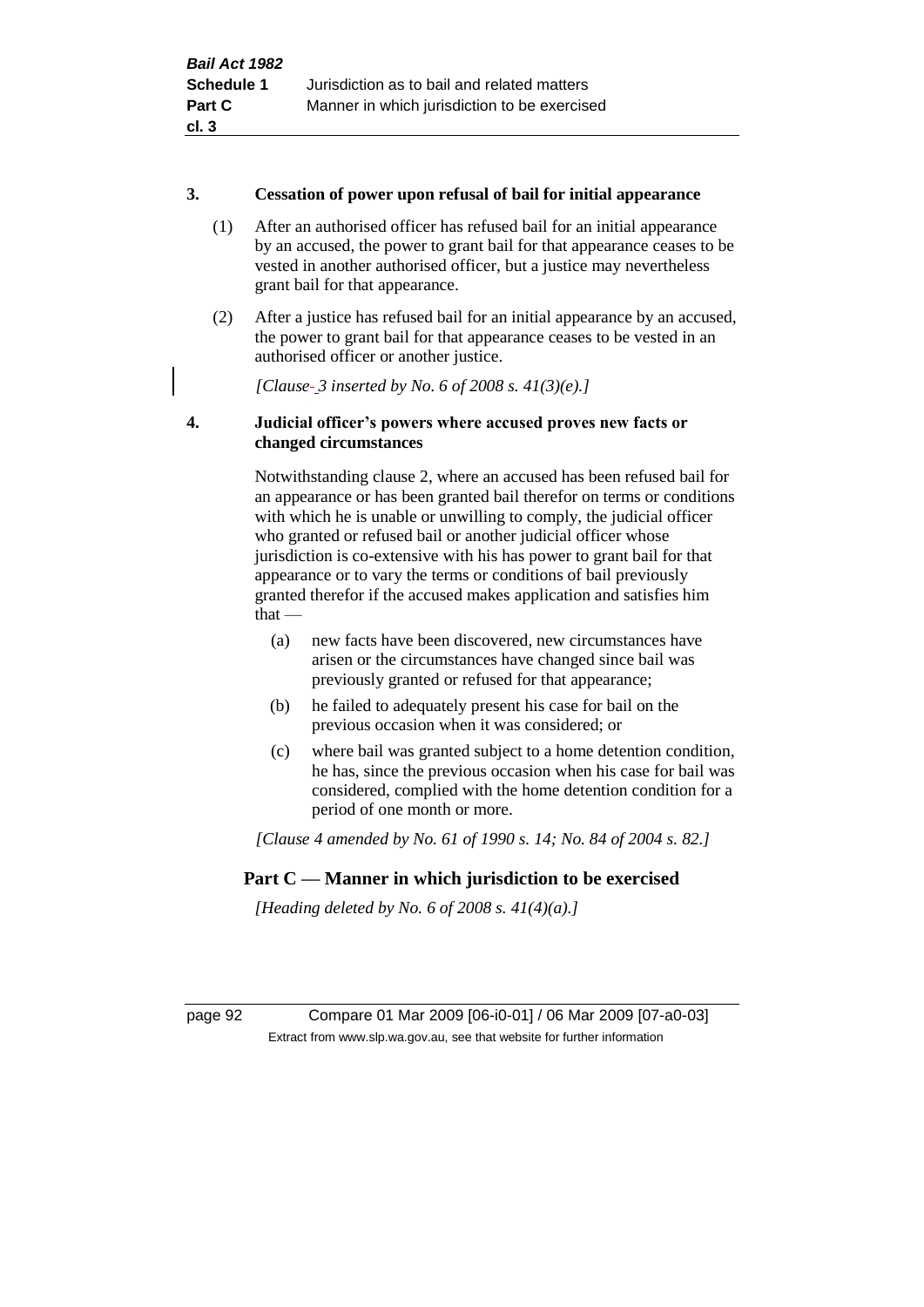### 3. Cessation of power upon refusal of bail for initial appearance

(1) After an authorised officer has refused bail for an initial appearance by an accused, the power to grant bail for that appearance ceases to be vested in another authorised officer, but a justice may nevertheless grant bail for that appearance.

(2) After a justice has refused bail for an initial appearance by an accused, the power to grant bail for that appearance ceases to be vested in an authorised officer or another justice.

*[Clause 3 inserted by No. 6 of 2008 s. 41(3)(e).]*

### 4. Judicial officer's powers where accused proves new facts or changed circumstances

Notwithstanding clause 2, where an accused has been refused bail for an appearance or has been granted bail therefor on terms or conditions with which he is unable or unwilling to comply, the judicial officer who granted or refused bail or another judicial officer whose jurisdiction is co-extensive with his has power to grant bail for that appearance or to vary the terms or conditions of bail previously granted therefor if the accused makes application and satisfies him that —

(a) new facts have been discovered, new circumstances have arisen or the circumstances have changed since bail was previously granted or refused for that appearance;

(b) he failed to adequately present his case for bail on the previous occasion when it was considered; or

(c) where bail was granted subject to a home detention condition, he has, since the previous occasion when his case for bail was considered, complied with the home detention condition for a period of one month or more.

*[Clause 4 amended by No. 61 of 1990 s. 14; No. 84 of 2004 s. 82.]*

## Part C — Manner in which jurisdiction to be exercised

*[Heading deleted by No. 6 of 2008 s. 41(4)(a).]*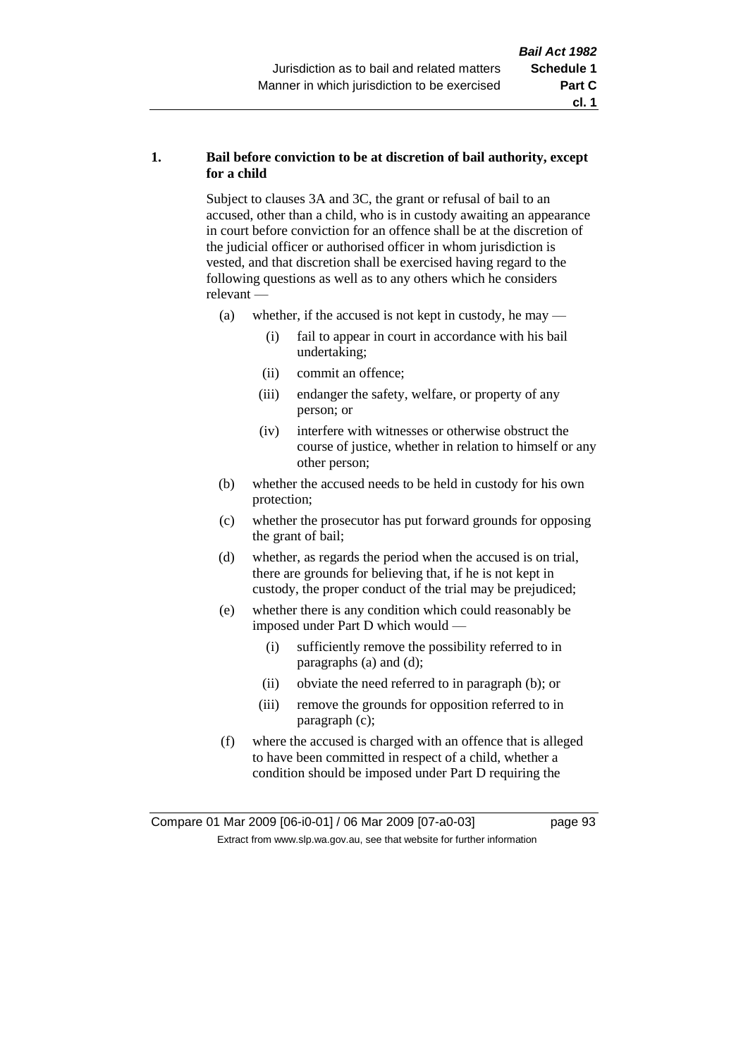**1. Bail before conviction to be at discretion of bail authority, except for a child**

Subject to clauses 3A and 3C, the grant or refusal of bail to an accused, other than a child, who is in custody awaiting an appearance in court before conviction for an offence shall be at the discretion of the judicial officer or authorised officer in whom jurisdiction is vested, and that discretion shall be exercised having regard to the following questions as well as to any others which he considers relevant —

- (a) whether, if the accused is not kept in custody, he may —
  - (i) fail to appear in court in accordance with his bail undertaking;
  - (ii) commit an offence;
  - (iii) endanger the safety, welfare, or property of any person; or
  - (iv) interfere with witnesses or otherwise obstruct the course of justice, whether in relation to himself or any other person;
- (b) whether the accused needs to be held in custody for his own protection;
- (c) whether the prosecutor has put forward grounds for opposing the grant of bail;
- (d) whether, as regards the period when the accused is on trial, there are grounds for believing that, if he is not kept in custody, the proper conduct of the trial may be prejudiced;
- (e) whether there is any condition which could reasonably be imposed under Part D which would —
  - (i) sufficiently remove the possibility referred to in paragraphs (a) and (d);
  - (ii) obviate the need referred to in paragraph (b); or
  - (iii) remove the grounds for opposition referred to in paragraph (c);
- (f) where the accused is charged with an offence that is alleged to have been committed in respect of a child, whether a condition should be imposed under Part D requiring the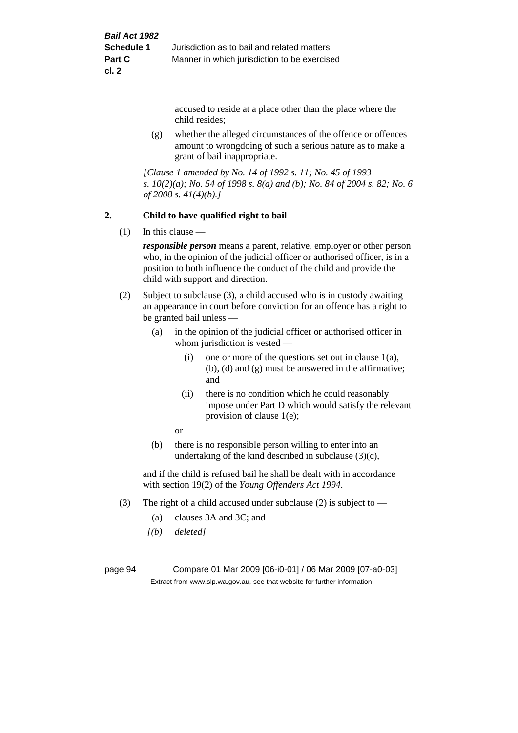accused to reside at a place other than the place where the child resides;

(g) whether the alleged circumstances of the offence or offences amount to wrongdoing of such a serious nature as to make a grant of bail inappropriate.

*[Clause 1 amended by No. 14 of 1992 s. 11; No. 45 of 1993 s. 10(2)(a); No. 54 of 1998 s. 8(a) and (b); No. 84 of 2004 s. 82; No. 6 of 2008 s. 41(4)(b).]*

## 2. Child to have qualified right to bail

(1) In this clause —

***responsible person*** means a parent, relative, employer or other person who, in the opinion of the judicial officer or authorised officer, is in a position to both influence the conduct of the child and provide the child with support and direction.

(2) Subject to subclause (3), a child accused who is in custody awaiting an appearance in court before conviction for an offence has a right to be granted bail unless —

(a) in the opinion of the judicial officer or authorised officer in whom jurisdiction is vested —

(i) one or more of the questions set out in clause 1(a), (b), (d) and (g) must be answered in the affirmative; and

(ii) there is no condition which he could reasonably impose under Part D which would satisfy the relevant provision of clause 1(e);

or

(b) there is no responsible person willing to enter into an undertaking of the kind described in subclause (3)(c),

and if the child is refused bail he shall be dealt with in accordance with section 19(2) of the *Young Offenders Act 1994*.

(3) The right of a child accused under subclause (2) is subject to —

(a) clauses 3A and 3C; and

*[(b) deleted]*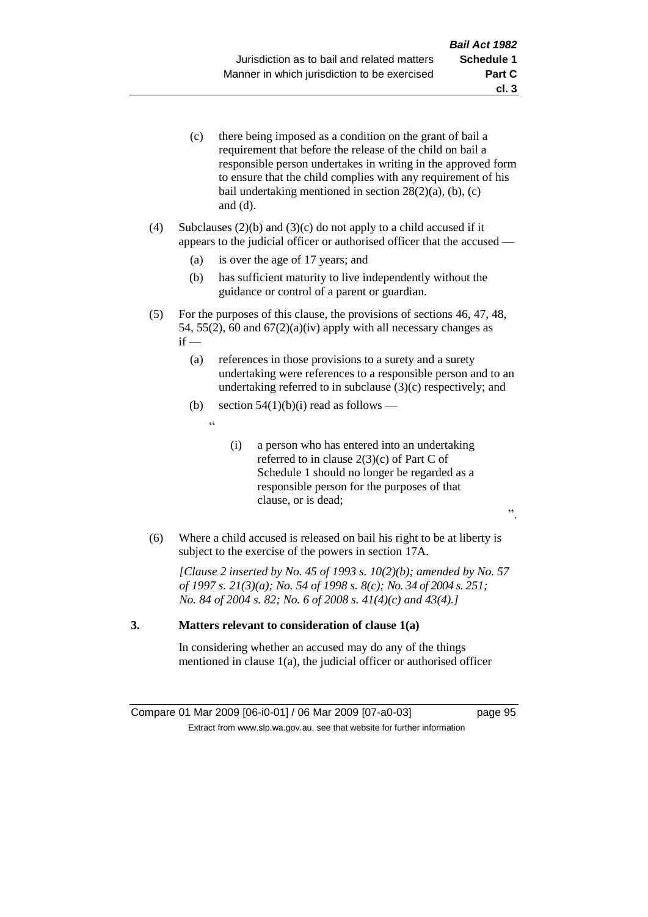(c) there being imposed as a condition on the grant of bail a requirement that before the release of the child on bail a responsible person undertakes in writing in the approved form to ensure that the child complies with any requirement of his bail undertaking mentioned in section 28(2)(a), (b), (c) and (d).

(4) Subclauses (2)(b) and (3)(c) do not apply to a child accused if it appears to the judicial officer or authorised officer that the accused —

(a) is over the age of 17 years; and

(b) has sufficient maturity to live independently without the guidance or control of a parent or guardian.

(5) For the purposes of this clause, the provisions of sections 46, 47, 48, 54, 55(2), 60 and 67(2)(a)(iv) apply with all necessary changes as if —

(a) references in those provisions to a surety and a surety undertaking were references to a responsible person and to an undertaking referred to in subclause (3)(c) respectively; and

(b) section 54(1)(b)(i) read as follows —

"

(i) a person who has entered into an undertaking referred to in clause 2(3)(c) of Part C of Schedule 1 should no longer be regarded as a responsible person for the purposes of that clause, or is dead;

".

(6) Where a child accused is released on bail his right to be at liberty is subject to the exercise of the powers in section 17A.

*[Clause 2 inserted by No. 45 of 1993 s. 10(2)(b); amended by No. 57 of 1997 s. 21(3)(a); No. 54 of 1998 s. 8(c); No. 34 of 2004 s. 251; No. 84 of 2004 s. 82; No. 6 of 2008 s. 41(4)(c) and 43(4).]*

**3. Matters relevant to consideration of clause 1(a)**

In considering whether an accused may do any of the things mentioned in clause 1(a), the judicial officer or authorised officer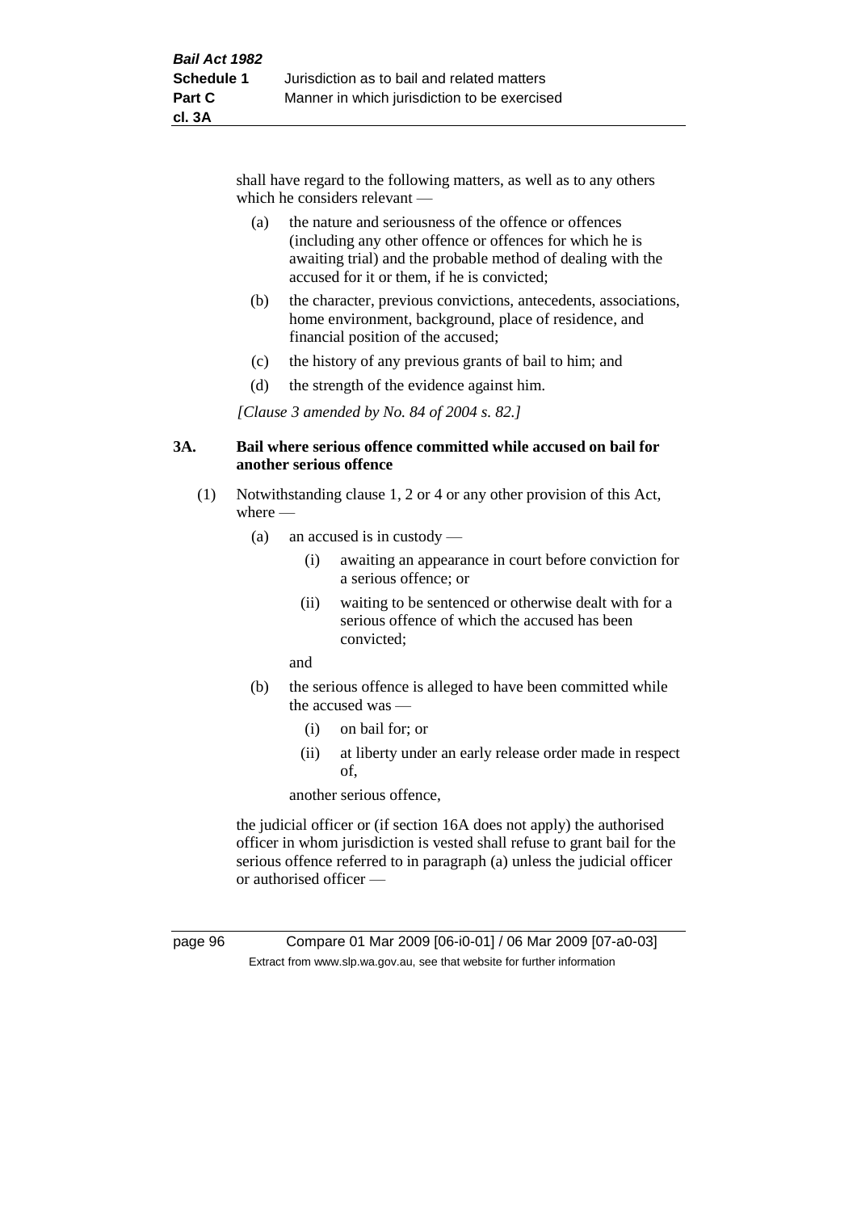shall have regard to the following matters, as well as to any others which he considers relevant —

(a) the nature and seriousness of the offence or offences (including any other offence or offences for which he is awaiting trial) and the probable method of dealing with the accused for it or them, if he is convicted;

(b) the character, previous convictions, antecedents, associations, home environment, background, place of residence, and financial position of the accused;

(c) the history of any previous grants of bail to him; and

(d) the strength of the evidence against him.

*[Clause 3 amended by No. 84 of 2004 s. 82.]*

### 3A. Bail where serious offence committed while accused on bail for another serious offence

(1) Notwithstanding clause 1, 2 or 4 or any other provision of this Act, where —

(a) an accused is in custody —

(i) awaiting an appearance in court before conviction for a serious offence; or

(ii) waiting to be sentenced or otherwise dealt with for a serious offence of which the accused has been convicted;

and

(b) the serious offence is alleged to have been committed while the accused was —

(i) on bail for; or

(ii) at liberty under an early release order made in respect of,

another serious offence,

the judicial officer or (if section 16A does not apply) the authorised officer in whom jurisdiction is vested shall refuse to grant bail for the serious offence referred to in paragraph (a) unless the judicial officer or authorised officer —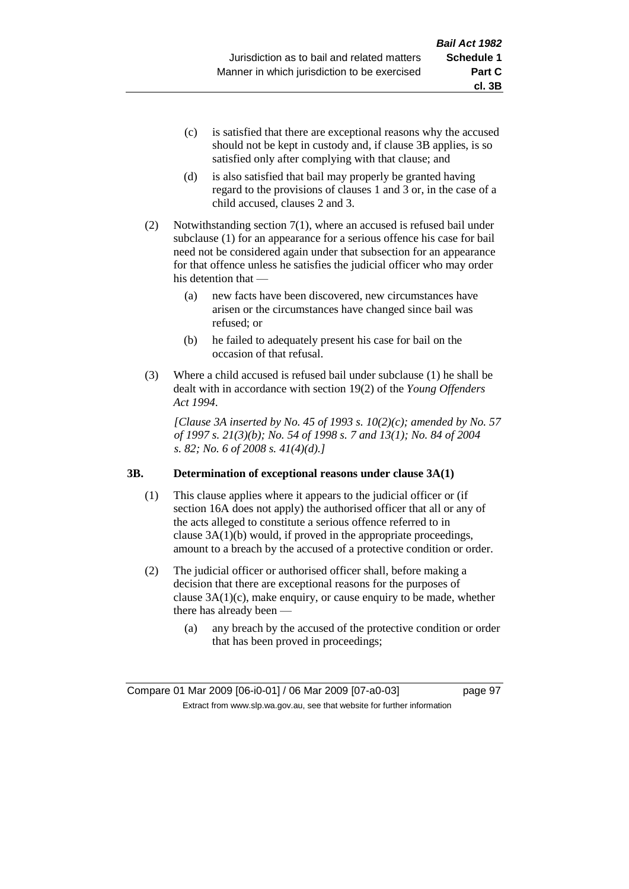(c) is satisfied that there are exceptional reasons why the accused should not be kept in custody and, if clause 3B applies, is so satisfied only after complying with that clause; and

(d) is also satisfied that bail may properly be granted having regard to the provisions of clauses 1 and 3 or, in the case of a child accused, clauses 2 and 3.

(2) Notwithstanding section 7(1), where an accused is refused bail under subclause (1) for an appearance for a serious offence his case for bail need not be considered again under that subsection for an appearance for that offence unless he satisfies the judicial officer who may order his detention that —

(a) new facts have been discovered, new circumstances have arisen or the circumstances have changed since bail was refused; or

(b) he failed to adequately present his case for bail on the occasion of that refusal.

(3) Where a child accused is refused bail under subclause (1) he shall be dealt with in accordance with section 19(2) of the *Young Offenders Act 1994*.

*[Clause 3A inserted by No. 45 of 1993 s. 10(2)(c); amended by No. 57 of 1997 s. 21(3)(b); No. 54 of 1998 s. 7 and 13(1); No. 84 of 2004 s. 82; No. 6 of 2008 s. 41(4)(d).]*

### 3B. Determination of exceptional reasons under clause 3A(1)

(1) This clause applies where it appears to the judicial officer or (if section 16A does not apply) the authorised officer that all or any of the acts alleged to constitute a serious offence referred to in clause 3A(1)(b) would, if proved in the appropriate proceedings, amount to a breach by the accused of a protective condition or order.

(2) The judicial officer or authorised officer shall, before making a decision that there are exceptional reasons for the purposes of clause 3A(1)(c), make enquiry, or cause enquiry to be made, whether there has already been —

(a) any breach by the accused of the protective condition or order that has been proved in proceedings;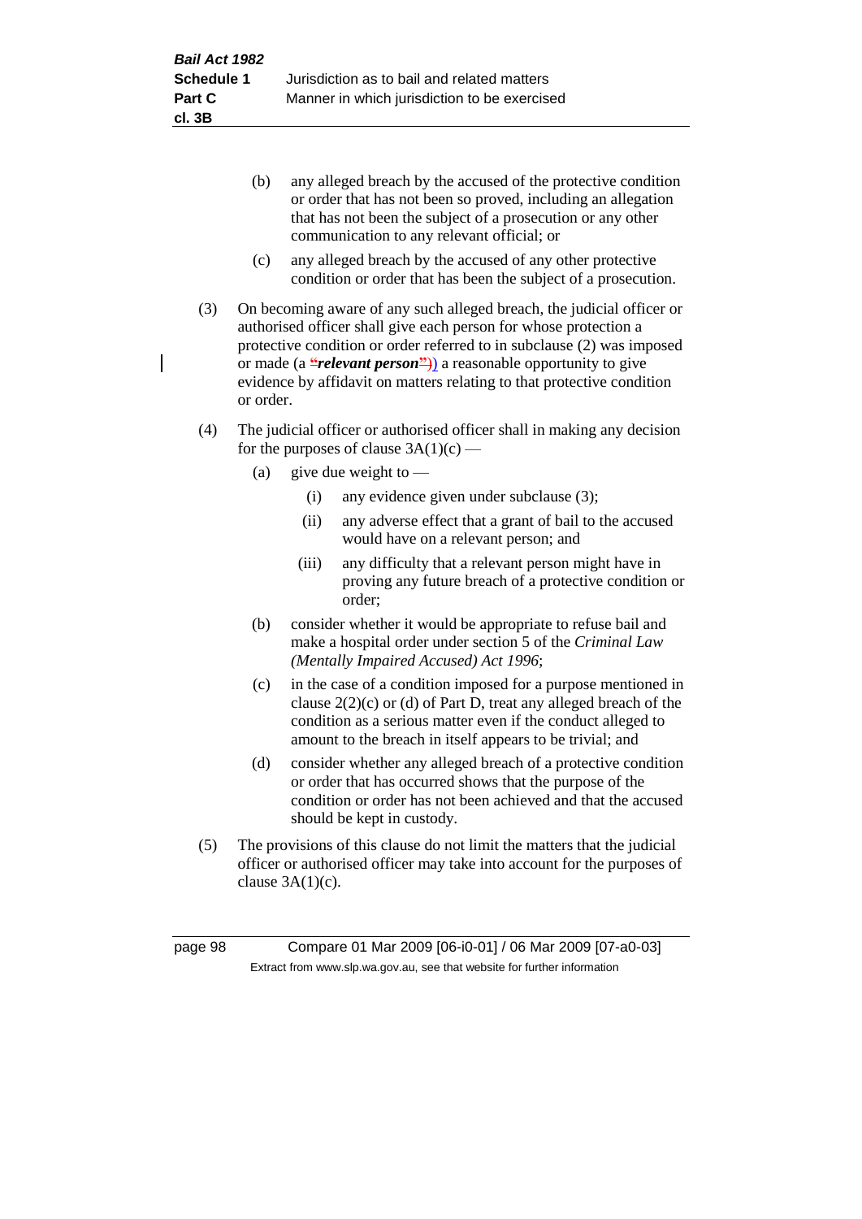(b) any alleged breach by the accused of the protective condition or order that has not been so proved, including an allegation that has not been the subject of a prosecution or any other communication to any relevant official; or

(c) any alleged breach by the accused of any other protective condition or order that has been the subject of a prosecution.

(3) On becoming aware of any such alleged breach, the judicial officer or authorised officer shall give each person for whose protection a protective condition or order referred to in subclause (2) was imposed or made (a "***relevant person***")) a reasonable opportunity to give evidence by affidavit on matters relating to that protective condition or order.

(4) The judicial officer or authorised officer shall in making any decision for the purposes of clause 3A(1)(c) —

(a) give due weight to —

(i) any evidence given under subclause (3);

(ii) any adverse effect that a grant of bail to the accused would have on a relevant person; and

(iii) any difficulty that a relevant person might have in proving any future breach of a protective condition or order;

(b) consider whether it would be appropriate to refuse bail and make a hospital order under section 5 of the *Criminal Law (Mentally Impaired Accused) Act 1996*;

(c) in the case of a condition imposed for a purpose mentioned in clause 2(2)(c) or (d) of Part D, treat any alleged breach of the condition as a serious matter even if the conduct alleged to amount to the breach in itself appears to be trivial; and

(d) consider whether any alleged breach of a protective condition or order that has occurred shows that the purpose of the condition or order has not been achieved and that the accused should be kept in custody.

(5) The provisions of this clause do not limit the matters that the judicial officer or authorised officer may take into account for the purposes of clause 3A(1)(c).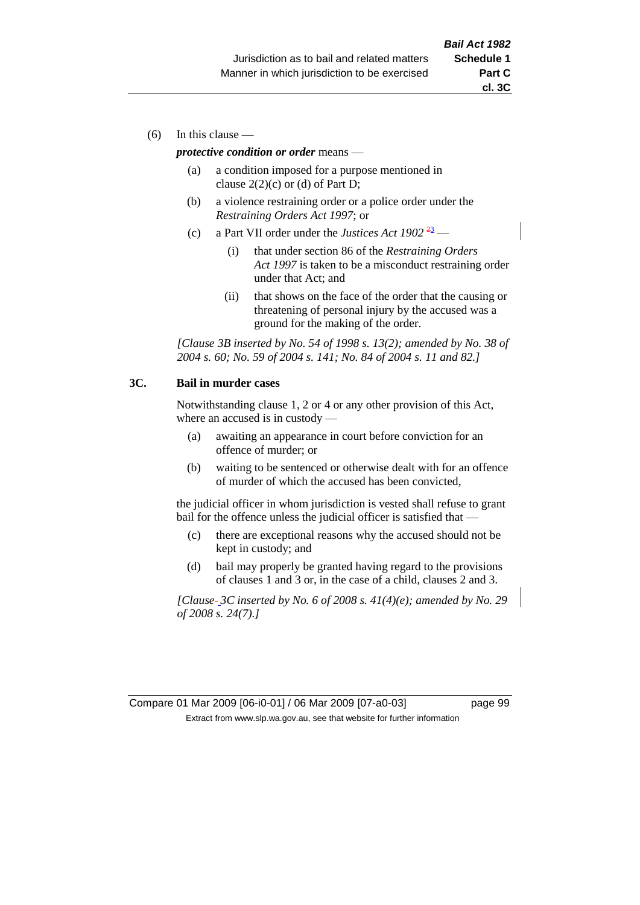(6) In this clause —

***protective condition or order*** means —

(a) a condition imposed for a purpose mentioned in clause 2(2)(c) or (d) of Part D;

(b) a violence restraining order or a police order under the *Restraining Orders Act 1997*; or

(c) a Part VII order under the *Justices Act 1902* [23] —

(i) that under section 86 of the *Restraining Orders Act 1997* is taken to be a misconduct restraining order under that Act; and

(ii) that shows on the face of the order that the causing or threatening of personal injury by the accused was a ground for the making of the order.

*[Clause 3B inserted by No. 54 of 1998 s. 13(2); amended by No. 38 of 2004 s. 60; No. 59 of 2004 s. 141; No. 84 of 2004 s. 11 and 82.]*

**3C. Bail in murder cases**

Notwithstanding clause 1, 2 or 4 or any other provision of this Act, where an accused is in custody —

(a) awaiting an appearance in court before conviction for an offence of murder; or

(b) waiting to be sentenced or otherwise dealt with for an offence of murder of which the accused has been convicted,

the judicial officer in whom jurisdiction is vested shall refuse to grant bail for the offence unless the judicial officer is satisfied that —

(c) there are exceptional reasons why the accused should not be kept in custody; and

(d) bail may properly be granted having regard to the provisions of clauses 1 and 3 or, in the case of a child, clauses 2 and 3.

*[Clause 3C inserted by No. 6 of 2008 s. 41(4)(e); amended by No. 29 of 2008 s. 24(7).]*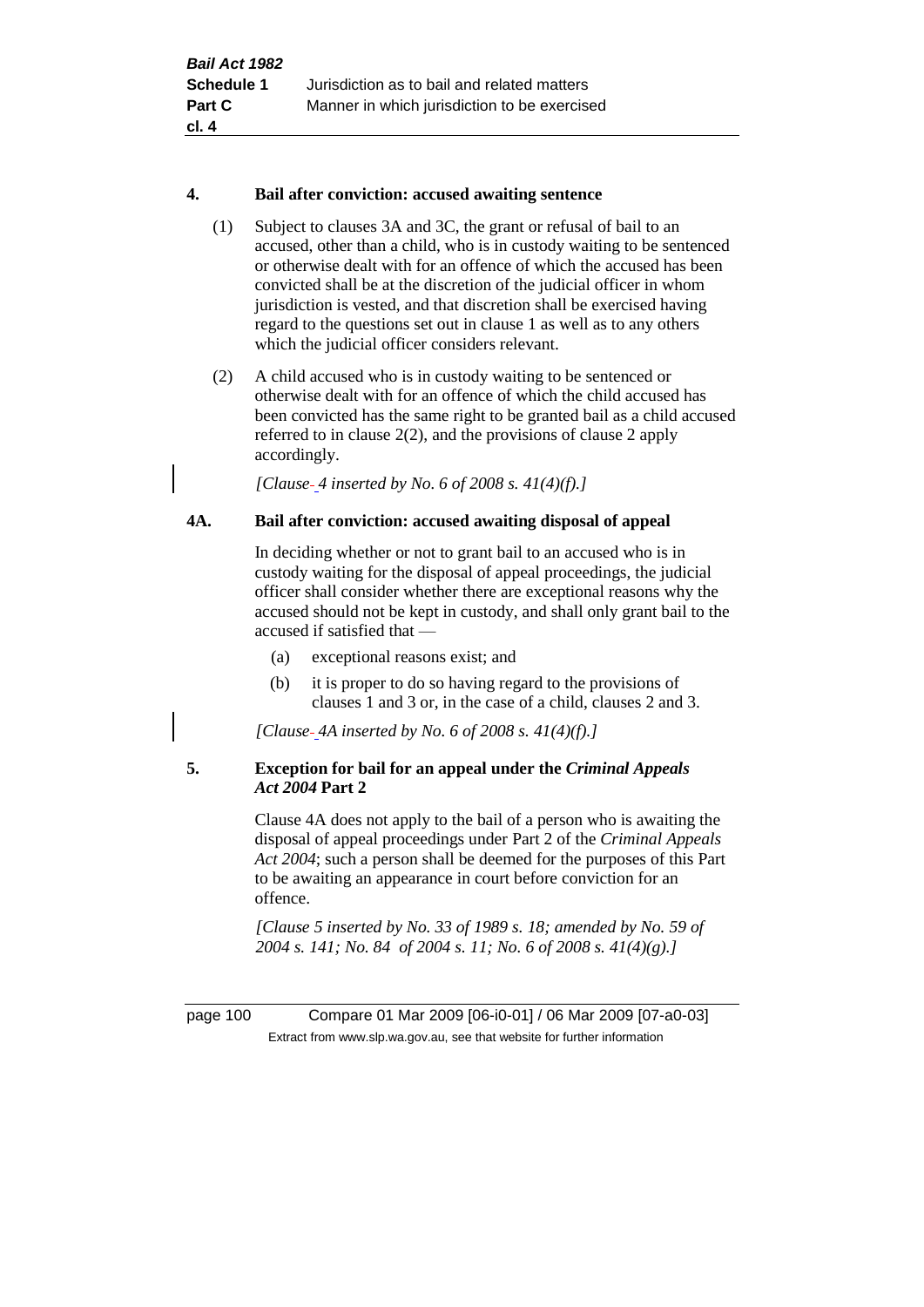#### 4. Bail after conviction: accused awaiting sentence

(1) Subject to clauses 3A and 3C, the grant or refusal of bail to an accused, other than a child, who is in custody waiting to be sentenced or otherwise dealt with for an offence of which the accused has been convicted shall be at the discretion of the judicial officer in whom jurisdiction is vested, and that discretion shall be exercised having regard to the questions set out in clause 1 as well as to any others which the judicial officer considers relevant.

(2) A child accused who is in custody waiting to be sentenced or otherwise dealt with for an offence of which the child accused has been convicted has the same right to be granted bail as a child accused referred to in clause 2(2), and the provisions of clause 2 apply accordingly.

*[Clause 4 inserted by No. 6 of 2008 s. 41(4)(f).]*

#### 4A. Bail after conviction: accused awaiting disposal of appeal

In deciding whether or not to grant bail to an accused who is in custody waiting for the disposal of appeal proceedings, the judicial officer shall consider whether there are exceptional reasons why the accused should not be kept in custody, and shall only grant bail to the accused if satisfied that —

(a) exceptional reasons exist; and

(b) it is proper to do so having regard to the provisions of clauses 1 and 3 or, in the case of a child, clauses 2 and 3.

*[Clause 4A inserted by No. 6 of 2008 s. 41(4)(f).]*

#### 5. Exception for bail for an appeal under the *Criminal Appeals Act 2004* Part 2

Clause 4A does not apply to the bail of a person who is awaiting the disposal of appeal proceedings under Part 2 of the *Criminal Appeals Act 2004*; such a person shall be deemed for the purposes of this Part to be awaiting an appearance in court before conviction for an offence.

*[Clause 5 inserted by No. 33 of 1989 s. 18; amended by No. 59 of 2004 s. 141; No. 84 of 2004 s. 11; No. 6 of 2008 s. 41(4)(g).]*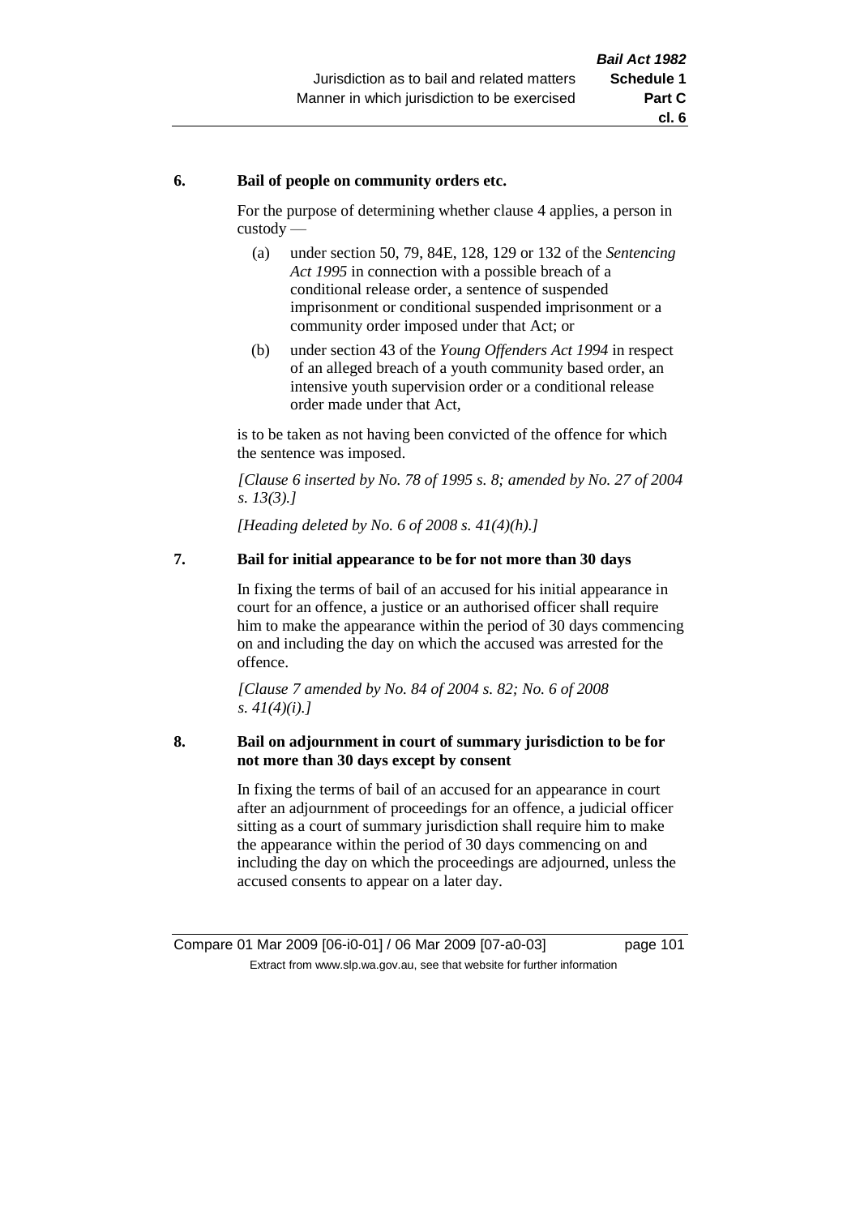### 6. Bail of people on community orders etc.

For the purpose of determining whether clause 4 applies, a person in custody —

(a) under section 50, 79, 84E, 128, 129 or 132 of the *Sentencing Act 1995* in connection with a possible breach of a conditional release order, a sentence of suspended imprisonment or conditional suspended imprisonment or a community order imposed under that Act; or

(b) under section 43 of the *Young Offenders Act 1994* in respect of an alleged breach of a youth community based order, an intensive youth supervision order or a conditional release order made under that Act,

is to be taken as not having been convicted of the offence for which the sentence was imposed.

*[Clause 6 inserted by No. 78 of 1995 s. 8; amended by No. 27 of 2004 s. 13(3).]*

*[Heading deleted by No. 6 of 2008 s. 41(4)(h).]*

### 7. Bail for initial appearance to be for not more than 30 days

In fixing the terms of bail of an accused for his initial appearance in court for an offence, a justice or an authorised officer shall require him to make the appearance within the period of 30 days commencing on and including the day on which the accused was arrested for the offence.

*[Clause 7 amended by No. 84 of 2004 s. 82; No. 6 of 2008 s. 41(4)(i).]*

### 8. Bail on adjournment in court of summary jurisdiction to be for not more than 30 days except by consent

In fixing the terms of bail of an accused for an appearance in court after an adjournment of proceedings for an offence, a judicial officer sitting as a court of summary jurisdiction shall require him to make the appearance within the period of 30 days commencing on and including the day on which the proceedings are adjourned, unless the accused consents to appear on a later day.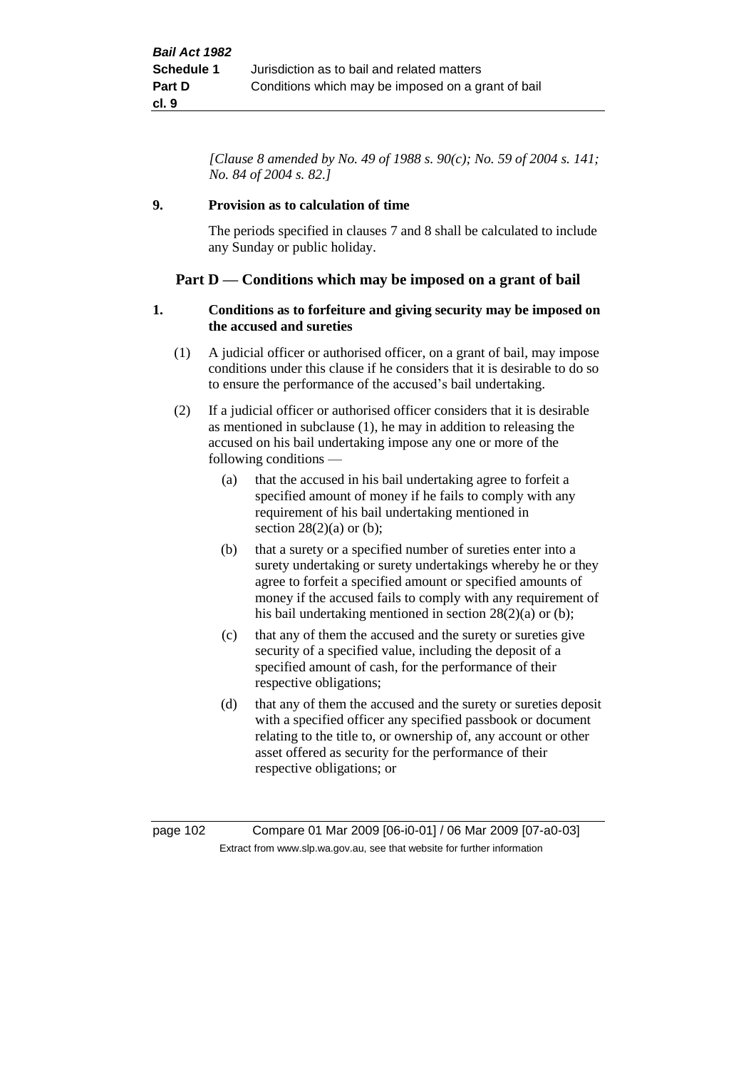*[Clause 8 amended by No. 49 of 1988 s. 90(c); No. 59 of 2004 s. 141; No. 84 of 2004 s. 82.]*

**9. Provision as to calculation of time**

The periods specified in clauses 7 and 8 shall be calculated to include any Sunday or public holiday.

## Part D — Conditions which may be imposed on a grant of bail

**1. Conditions as to forfeiture and giving security may be imposed on the accused and sureties**

(1) A judicial officer or authorised officer, on a grant of bail, may impose conditions under this clause if he considers that it is desirable to do so to ensure the performance of the accused's bail undertaking.

(2) If a judicial officer or authorised officer considers that it is desirable as mentioned in subclause (1), he may in addition to releasing the accused on his bail undertaking impose any one or more of the following conditions —

(a) that the accused in his bail undertaking agree to forfeit a specified amount of money if he fails to comply with any requirement of his bail undertaking mentioned in section 28(2)(a) or (b);

(b) that a surety or a specified number of sureties enter into a surety undertaking or surety undertakings whereby he or they agree to forfeit a specified amount or specified amounts of money if the accused fails to comply with any requirement of his bail undertaking mentioned in section 28(2)(a) or (b);

(c) that any of them the accused and the surety or sureties give security of a specified value, including the deposit of a specified amount of cash, for the performance of their respective obligations;

(d) that any of them the accused and the surety or sureties deposit with a specified officer any specified passbook or document relating to the title to, or ownership of, any account or other asset offered as security for the performance of their respective obligations; or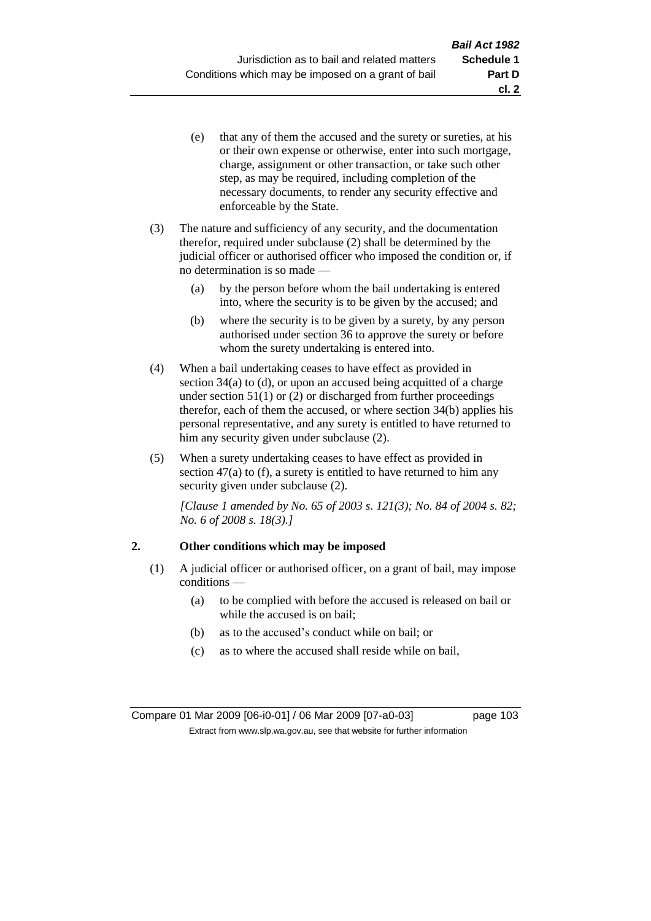(e) that any of them the accused and the surety or sureties, at his or their own expense or otherwise, enter into such mortgage, charge, assignment or other transaction, or take such other step, as may be required, including completion of the necessary documents, to render any security effective and enforceable by the State.

(3) The nature and sufficiency of any security, and the documentation therefor, required under subclause (2) shall be determined by the judicial officer or authorised officer who imposed the condition or, if no determination is so made —

(a) by the person before whom the bail undertaking is entered into, where the security is to be given by the accused; and

(b) where the security is to be given by a surety, by any person authorised under section 36 to approve the surety or before whom the surety undertaking is entered into.

(4) When a bail undertaking ceases to have effect as provided in section 34(a) to (d), or upon an accused being acquitted of a charge under section 51(1) or (2) or discharged from further proceedings therefor, each of them the accused, or where section 34(b) applies his personal representative, and any surety is entitled to have returned to him any security given under subclause (2).

(5) When a surety undertaking ceases to have effect as provided in section 47(a) to (f), a surety is entitled to have returned to him any security given under subclause (2).

*[Clause 1 amended by No. 65 of 2003 s. 121(3); No. 84 of 2004 s. 82; No. 6 of 2008 s. 18(3).]*

## 2. Other conditions which may be imposed

(1) A judicial officer or authorised officer, on a grant of bail, may impose conditions —

(a) to be complied with before the accused is released on bail or while the accused is on bail;

(b) as to the accused's conduct while on bail; or

(c) as to where the accused shall reside while on bail,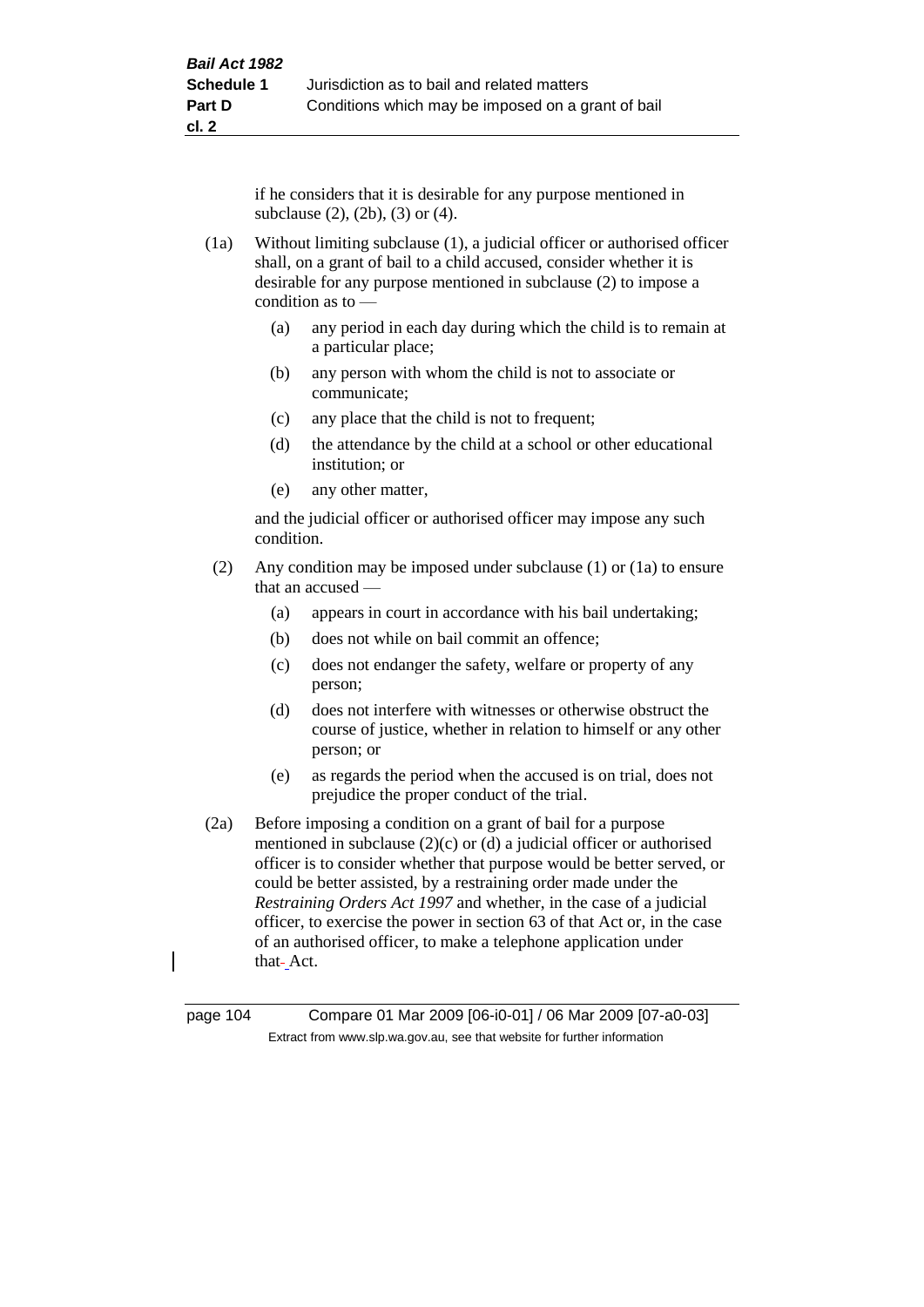if he considers that it is desirable for any purpose mentioned in subclause (2), (2b), (3) or (4).

(1a) Without limiting subclause (1), a judicial officer or authorised officer shall, on a grant of bail to a child accused, consider whether it is desirable for any purpose mentioned in subclause (2) to impose a condition as to —

(a) any period in each day during which the child is to remain at a particular place;

(b) any person with whom the child is not to associate or communicate;

(c) any place that the child is not to frequent;

(d) the attendance by the child at a school or other educational institution; or

(e) any other matter,

and the judicial officer or authorised officer may impose any such condition.

(2) Any condition may be imposed under subclause (1) or (1a) to ensure that an accused —

(a) appears in court in accordance with his bail undertaking;

(b) does not while on bail commit an offence;

(c) does not endanger the safety, welfare or property of any person;

(d) does not interfere with witnesses or otherwise obstruct the course of justice, whether in relation to himself or any other person; or

(e) as regards the period when the accused is on trial, does not prejudice the proper conduct of the trial.

(2a) Before imposing a condition on a grant of bail for a purpose mentioned in subclause (2)(c) or (d) a judicial officer or authorised officer is to consider whether that purpose would be better served, or could be better assisted, by a restraining order made under the *Restraining Orders Act 1997* and whether, in the case of a judicial officer, to exercise the power in section 63 of that Act or, in the case of an authorised officer, to make a telephone application under that Act.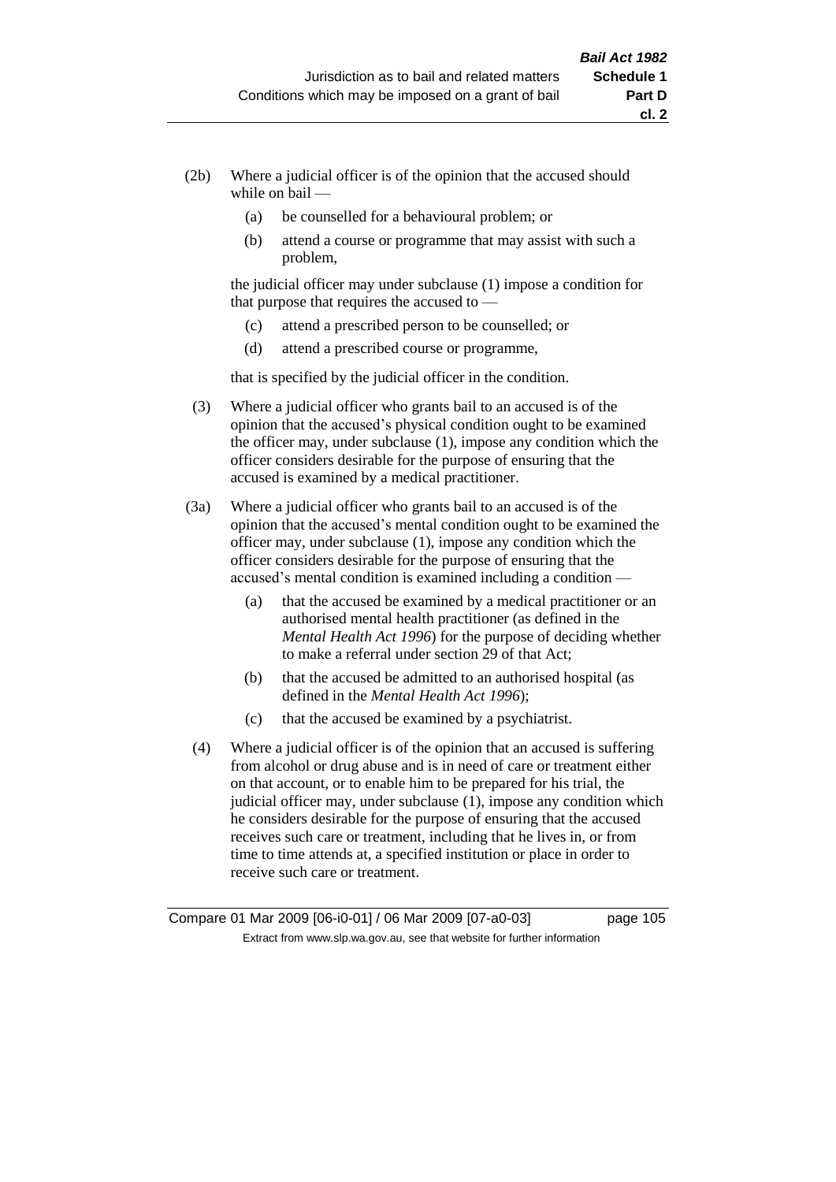(2b) Where a judicial officer is of the opinion that the accused should while on bail —

   (a) be counselled for a behavioural problem; or

   (b) attend a course or programme that may assist with such a problem,

   the judicial officer may under subclause (1) impose a condition for that purpose that requires the accused to —

   (c) attend a prescribed person to be counselled; or

   (d) attend a prescribed course or programme,

   that is specified by the judicial officer in the condition.

(3) Where a judicial officer who grants bail to an accused is of the opinion that the accused's physical condition ought to be examined the officer may, under subclause (1), impose any condition which the officer considers desirable for the purpose of ensuring that the accused is examined by a medical practitioner.

(3a) Where a judicial officer who grants bail to an accused is of the opinion that the accused's mental condition ought to be examined the officer may, under subclause (1), impose any condition which the officer considers desirable for the purpose of ensuring that the accused's mental condition is examined including a condition —

   (a) that the accused be examined by a medical practitioner or an authorised mental health practitioner (as defined in the *Mental Health Act 1996*) for the purpose of deciding whether to make a referral under section 29 of that Act;

   (b) that the accused be admitted to an authorised hospital (as defined in the *Mental Health Act 1996*);

   (c) that the accused be examined by a psychiatrist.

(4) Where a judicial officer is of the opinion that an accused is suffering from alcohol or drug abuse and is in need of care or treatment either on that account, or to enable him to be prepared for his trial, the judicial officer may, under subclause (1), impose any condition which he considers desirable for the purpose of ensuring that the accused receives such care or treatment, including that he lives in, or from time to time attends at, a specified institution or place in order to receive such care or treatment.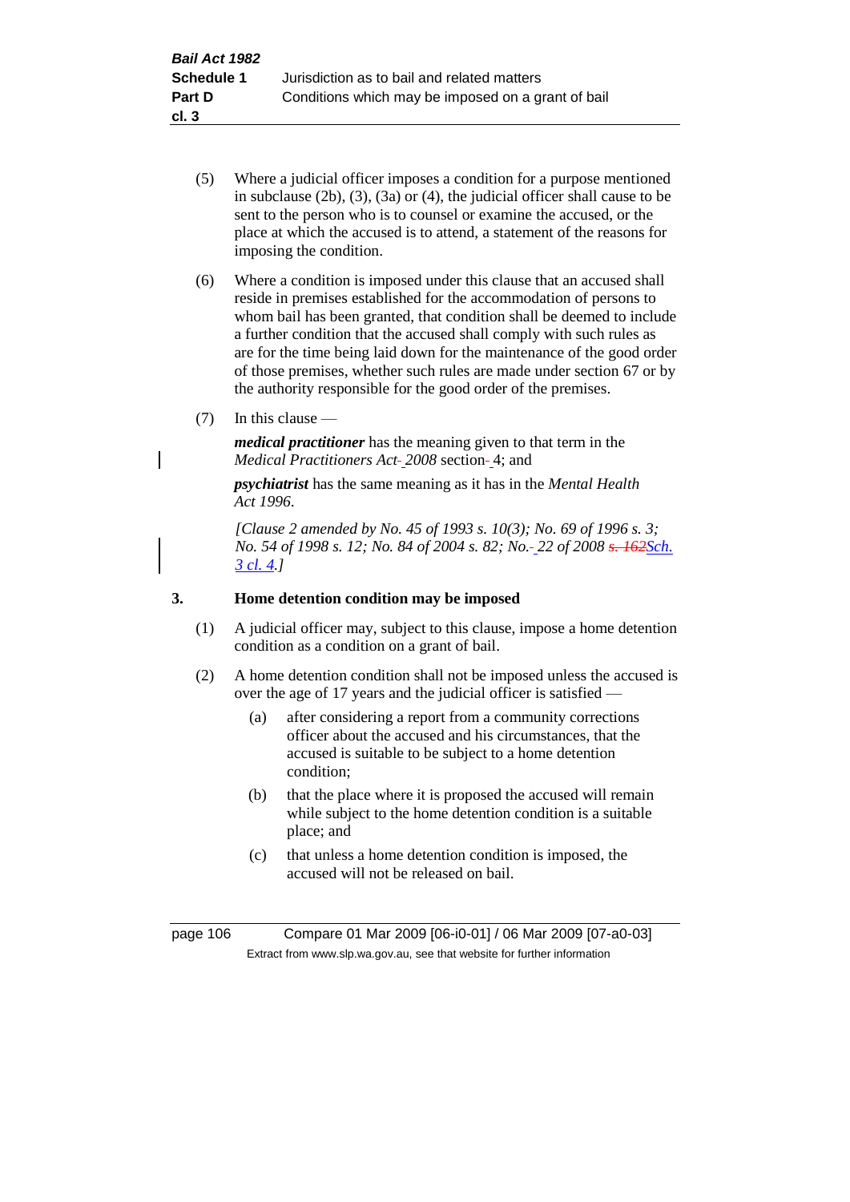(5) Where a judicial officer imposes a condition for a purpose mentioned in subclause (2b), (3), (3a) or (4), the judicial officer shall cause to be sent to the person who is to counsel or examine the accused, or the place at which the accused is to attend, a statement of the reasons for imposing the condition.

(6) Where a condition is imposed under this clause that an accused shall reside in premises established for the accommodation of persons to whom bail has been granted, that condition shall be deemed to include a further condition that the accused shall comply with such rules as are for the time being laid down for the maintenance of the good order of those premises, whether such rules are made under section 67 or by the authority responsible for the good order of the premises.

(7) In this clause —

***medical practitioner*** has the meaning given to that term in the *Medical Practitioners Act 2008* section 4; and

***psychiatrist*** has the same meaning as it has in the *Mental Health Act 1996*.

*[Clause 2 amended by No. 45 of 1993 s. 10(3); No. 69 of 1996 s. 3; No. 54 of 1998 s. 12; No. 84 of 2004 s. 82; No. 22 of 2008 ~~s. 162~~Sch. 3 cl. 4.]*

## 3. Home detention condition may be imposed

(1) A judicial officer may, subject to this clause, impose a home detention condition as a condition on a grant of bail.

(2) A home detention condition shall not be imposed unless the accused is over the age of 17 years and the judicial officer is satisfied —

(a) after considering a report from a community corrections officer about the accused and his circumstances, that the accused is suitable to be subject to a home detention condition;

(b) that the place where it is proposed the accused will remain while subject to the home detention condition is a suitable place; and

(c) that unless a home detention condition is imposed, the accused will not be released on bail.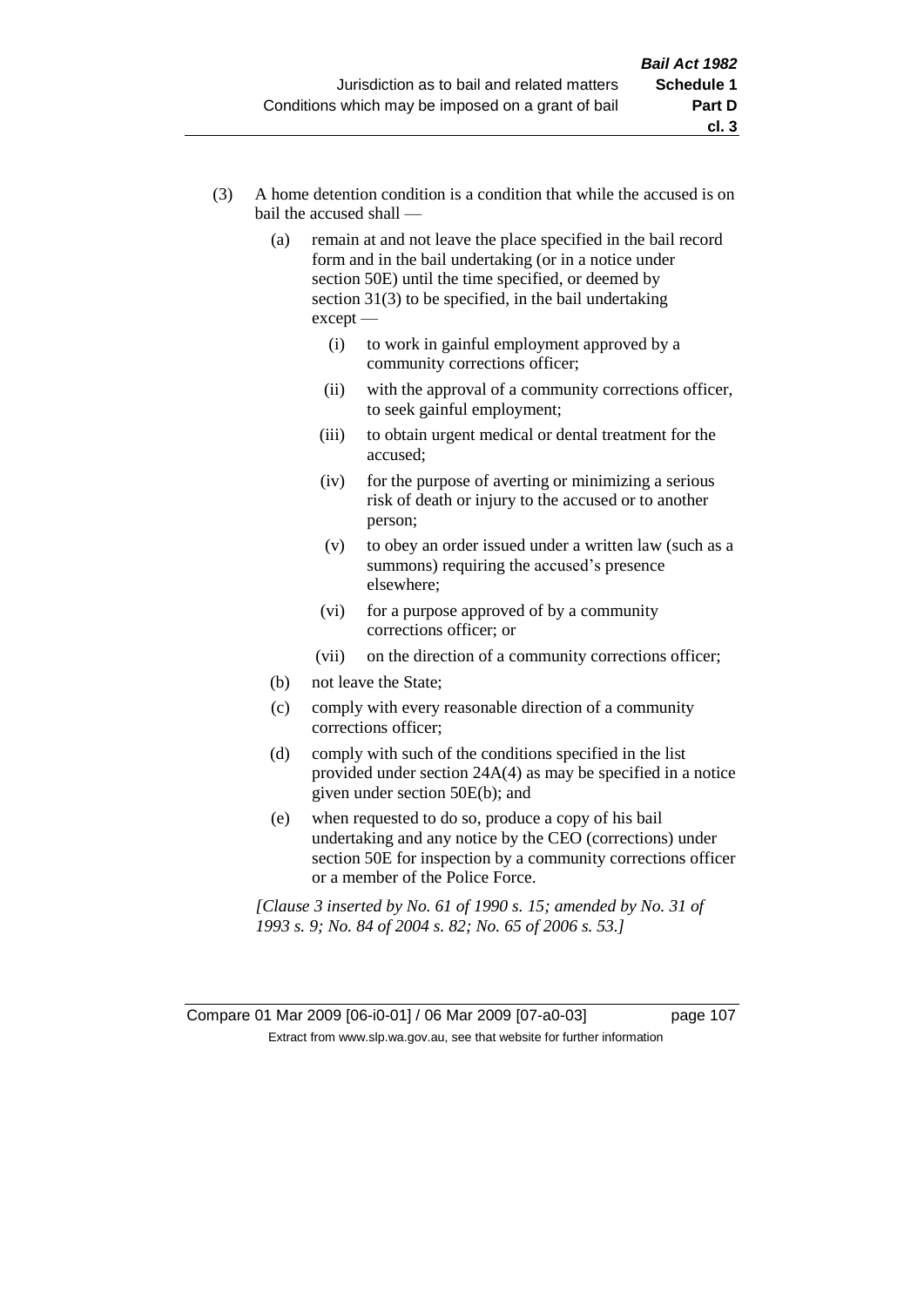(3) A home detention condition is a condition that while the accused is on bail the accused shall —

  (a) remain at and not leave the place specified in the bail record form and in the bail undertaking (or in a notice under section 50E) until the time specified, or deemed by section 31(3) to be specified, in the bail undertaking except —

    (i) to work in gainful employment approved by a community corrections officer;

    (ii) with the approval of a community corrections officer, to seek gainful employment;

    (iii) to obtain urgent medical or dental treatment for the accused;

    (iv) for the purpose of averting or minimizing a serious risk of death or injury to the accused or to another person;

    (v) to obey an order issued under a written law (such as a summons) requiring the accused's presence elsewhere;

    (vi) for a purpose approved of by a community corrections officer; or

    (vii) on the direction of a community corrections officer;

  (b) not leave the State;

  (c) comply with every reasonable direction of a community corrections officer;

  (d) comply with such of the conditions specified in the list provided under section 24A(4) as may be specified in a notice given under section 50E(b); and

  (e) when requested to do so, produce a copy of his bail undertaking and any notice by the CEO (corrections) under section 50E for inspection by a community corrections officer or a member of the Police Force.

*[Clause 3 inserted by No. 61 of 1990 s. 15; amended by No. 31 of 1993 s. 9; No. 84 of 2004 s. 82; No. 65 of 2006 s. 53.]*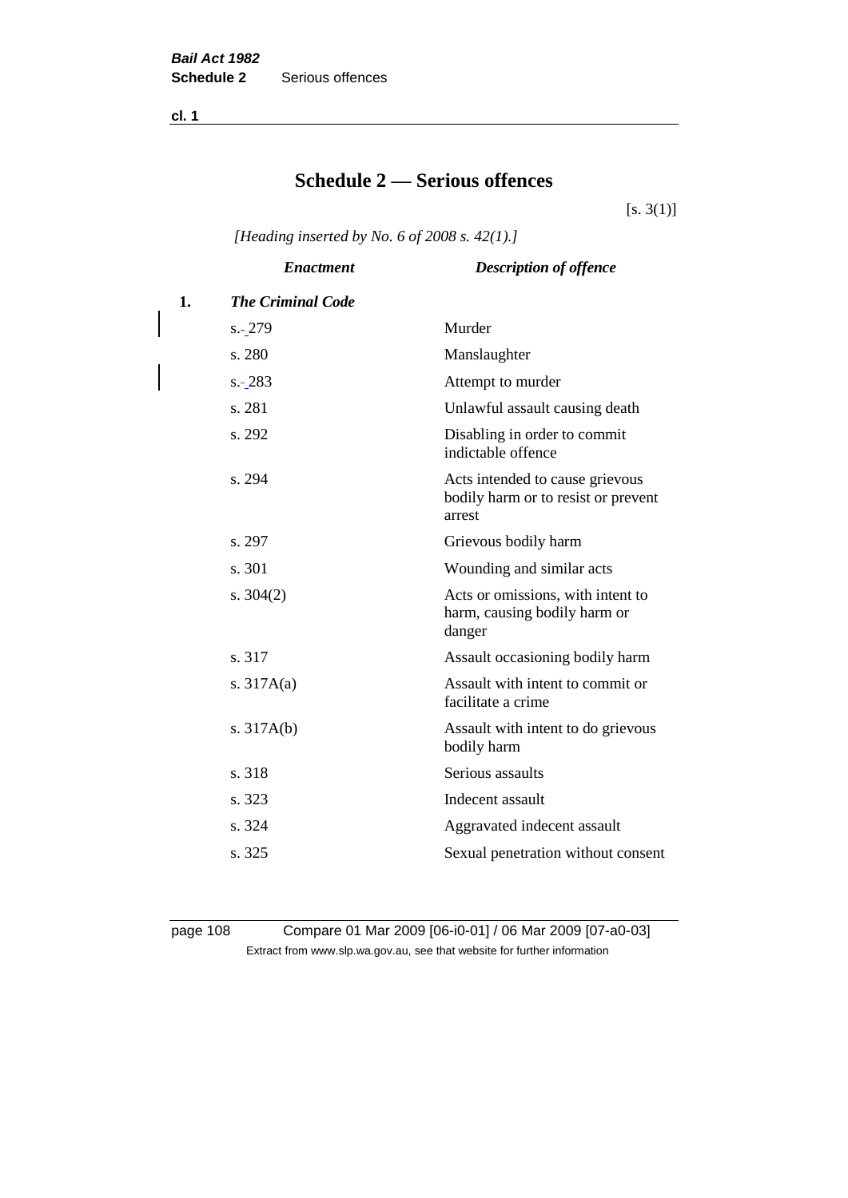# Schedule 2 — Serious offences

[s. 3(1)]

*[Heading inserted by No. 6 of 2008 s. 42(1).]*

| | *Enactment* | *Description of offence* |
|---|---|---|
| **1.** | ***The Criminal Code*** | |
| | s. 279 | Murder |
| | s. 280 | Manslaughter |
| | s. 283 | Attempt to murder |
| | s. 281 | Unlawful assault causing death |
| | s. 292 | Disabling in order to commit indictable offence |
| | s. 294 | Acts intended to cause grievous bodily harm or to resist or prevent arrest |
| | s. 297 | Grievous bodily harm |
| | s. 301 | Wounding and similar acts |
| | s. 304(2) | Acts or omissions, with intent to harm, causing bodily harm or danger |
| | s. 317 | Assault occasioning bodily harm |
| | s. 317A(a) | Assault with intent to commit or facilitate a crime |
| | s. 317A(b) | Assault with intent to do grievous bodily harm |
| | s. 318 | Serious assaults |
| | s. 323 | Indecent assault |
| | s. 324 | Aggravated indecent assault |
| | s. 325 | Sexual penetration without consent |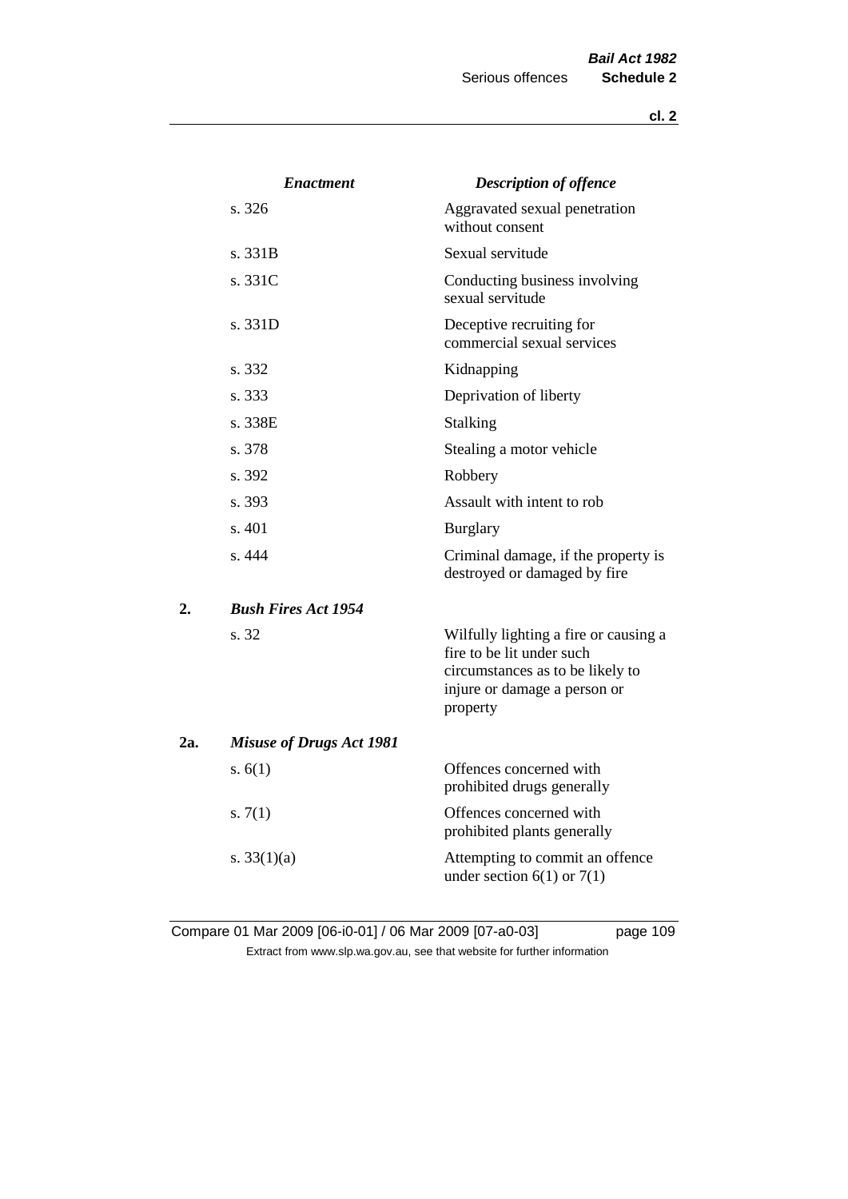| Enactment | Description of offence |
|---|---|
| s. 326 | Aggravated sexual penetration without consent |
| s. 331B | Sexual servitude |
| s. 331C | Conducting business involving sexual servitude |
| s. 331D | Deceptive recruiting for commercial sexual services |
| s. 332 | Kidnapping |
| s. 333 | Deprivation of liberty |
| s. 338E | Stalking |
| s. 378 | Stealing a motor vehicle |
| s. 392 | Robbery |
| s. 393 | Assault with intent to rob |
| s. 401 | Burglary |
| s. 444 | Criminal damage, if the property is destroyed or damaged by fire |

**2. *Bush Fires Act 1954***

| | |
|---|---|
| s. 32 | Wilfully lighting a fire or causing a fire to be lit under such circumstances as to be likely to injure or damage a person or property |

**2a. *Misuse of Drugs Act 1981***

| | |
|---|---|
| s. 6(1) | Offences concerned with prohibited drugs generally |
| s. 7(1) | Offences concerned with prohibited plants generally |
| s. 33(1)(a) | Attempting to commit an offence under section 6(1) or 7(1) |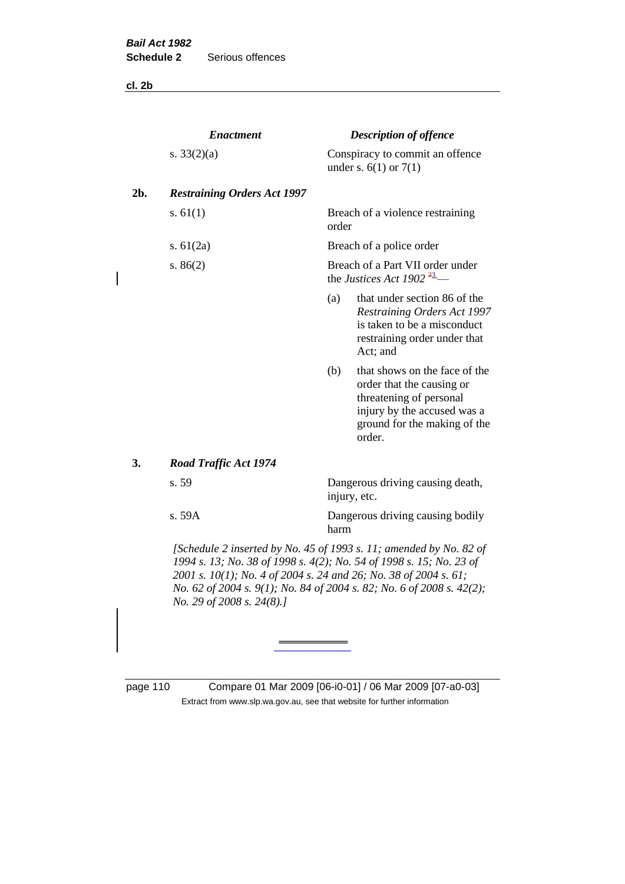| | *Enactment* | *Description of offence* |
|---|---|---|
| | s. 33(2)(a) | Conspiracy to commit an offence under s. 6(1) or 7(1) |
| **2b.** | ***Restraining Orders Act 1997*** | |
| | s. 61(1) | Breach of a violence restraining order |
| | s. 61(2a) | Breach of a police order |
| | s. 86(2) | Breach of a Part VII order under the *Justices Act 1902* [3] — (a) that under section 86 of the *Restraining Orders Act 1997* is taken to be a misconduct restraining order under that Act; and (b) that shows on the face of the order that the causing or threatening of personal injury by the accused was a ground for the making of the order. |
| **3.** | ***Road Traffic Act 1974*** | |
| | s. 59 | Dangerous driving causing death, injury, etc. |
| | s. 59A | Dangerous driving causing bodily harm |

*[Schedule 2 inserted by No. 45 of 1993 s. 11; amended by No. 82 of 1994 s. 13; No. 38 of 1998 s. 4(2); No. 54 of 1998 s. 15; No. 23 of 2001 s. 10(1); No. 4 of 2004 s. 24 and 26; No. 38 of 2004 s. 61; No. 62 of 2004 s. 9(1); No. 84 of 2004 s. 82; No. 6 of 2008 s. 42(2); No. 29 of 2008 s. 24(8).]*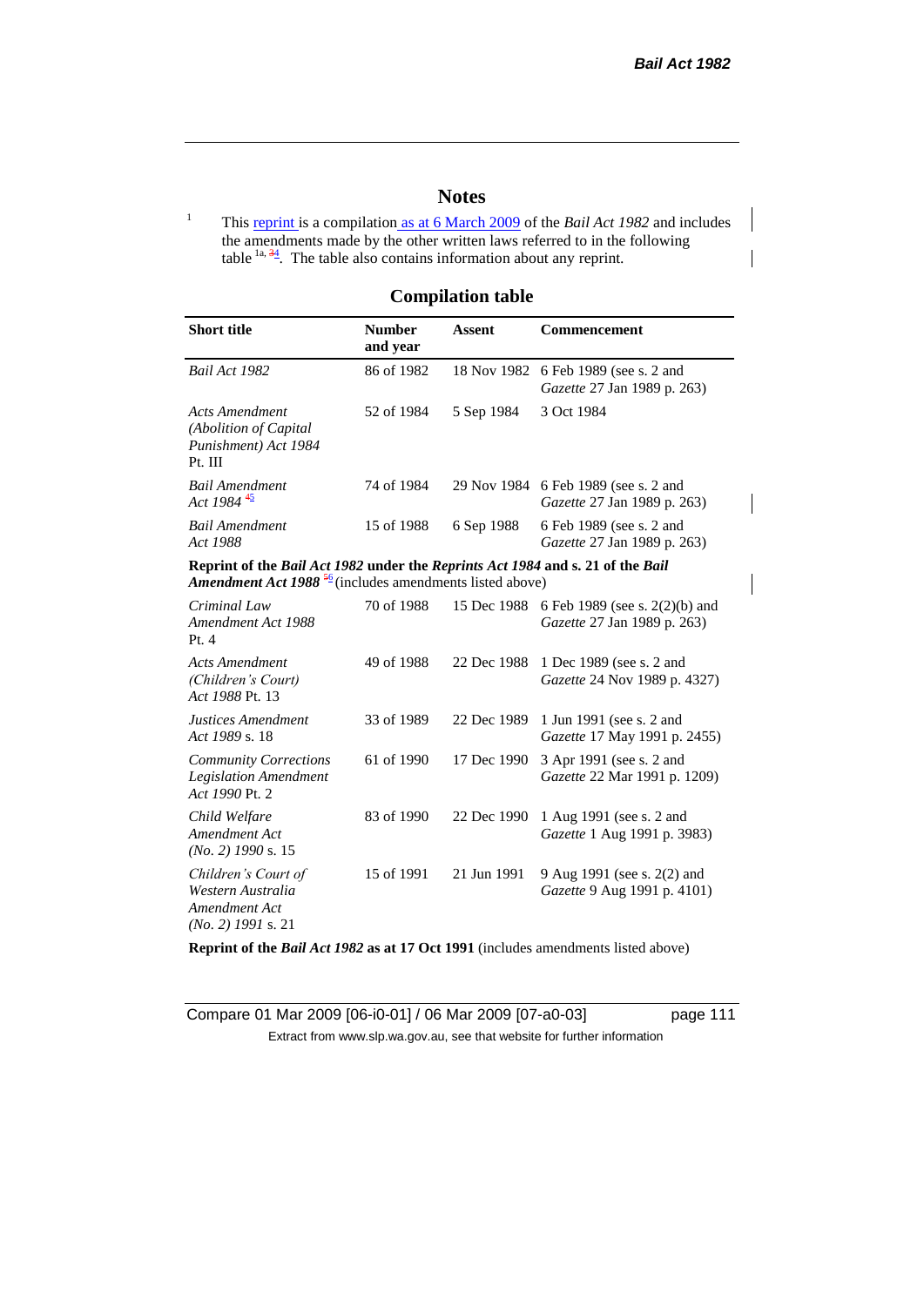# Notes

[1] This reprint is a compilation as at 6 March 2009 of the *Bail Act 1982* and includes the amendments made by the other written laws referred to in the following table [1a, 4]. The table also contains information about any reprint.

## Compilation table

| Short title | Number and year | Assent | Commencement |
|---|---|---|---|
| *Bail Act 1982* | 86 of 1982 | 18 Nov 1982 | 6 Feb 1989 (see s. 2 and *Gazette* 27 Jan 1989 p. 263) |
| *Acts Amendment (Abolition of Capital Punishment) Act 1984* Pt. III | 52 of 1984 | 5 Sep 1984 | 3 Oct 1984 |
| *Bail Amendment Act 1984* [5] | 74 of 1984 | 29 Nov 1984 | 6 Feb 1989 (see s. 2 and *Gazette* 27 Jan 1989 p. 263) |
| *Bail Amendment Act 1988* | 15 of 1988 | 6 Sep 1988 | 6 Feb 1989 (see s. 2 and *Gazette* 27 Jan 1989 p. 263) |
| **Reprint of the *Bail Act 1982* under the *Reprints Act 1984* and s. 21 of the *Bail Amendment Act 1988* [6] (includes amendments listed above)** | | | |
| *Criminal Law Amendment Act 1988* Pt. 4 | 70 of 1988 | 15 Dec 1988 | 6 Feb 1989 (see s. 2(2)(b) and *Gazette* 27 Jan 1989 p. 263) |
| *Acts Amendment (Children's Court) Act 1988* Pt. 13 | 49 of 1988 | 22 Dec 1988 | 1 Dec 1989 (see s. 2 and *Gazette* 24 Nov 1989 p. 4327) |
| *Justices Amendment Act 1989* s. 18 | 33 of 1989 | 22 Dec 1989 | 1 Jun 1991 (see s. 2 and *Gazette* 17 May 1991 p. 2455) |
| *Community Corrections Legislation Amendment Act 1990* Pt. 2 | 61 of 1990 | 17 Dec 1990 | 3 Apr 1991 (see s. 2 and *Gazette* 22 Mar 1991 p. 1209) |
| *Child Welfare Amendment Act (No. 2) 1990* s. 15 | 83 of 1990 | 22 Dec 1990 | 1 Aug 1991 (see s. 2 and *Gazette* 1 Aug 1991 p. 3983) |
| *Children's Court of Western Australia Amendment Act (No. 2) 1991* s. 21 | 15 of 1991 | 21 Jun 1991 | 9 Aug 1991 (see s. 2(2) and *Gazette* 9 Aug 1991 p. 4101) |
| **Reprint of the *Bail Act 1982* as at 17 Oct 1991** (includes amendments listed above) | | | |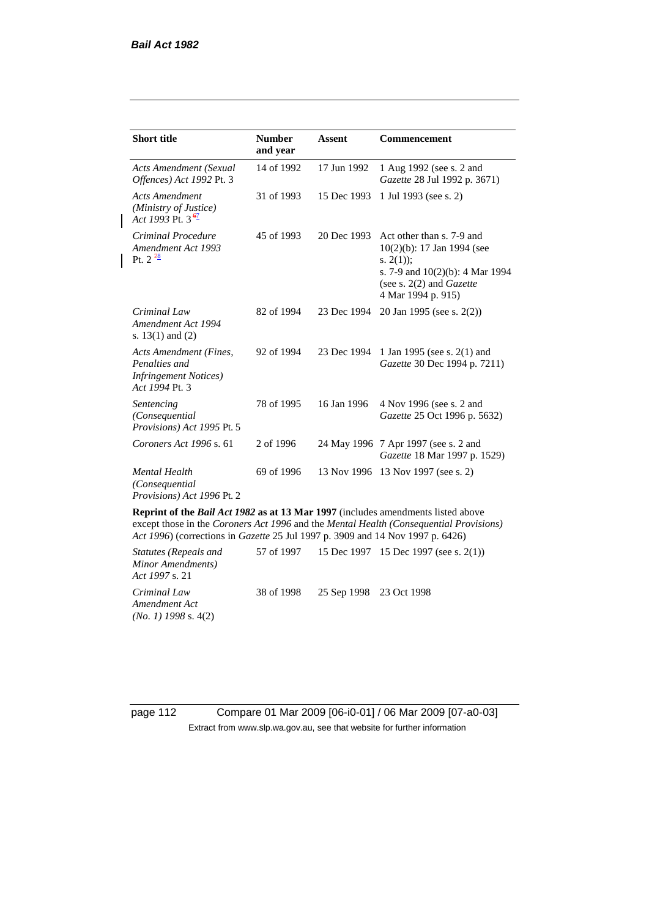| Short title | Number and year | Assent | Commencement |
|---|---|---|---|
| *Acts Amendment (Sexual Offences) Act 1992* Pt. 3 | 14 of 1992 | 17 Jun 1992 | 1 Aug 1992 (see s. 2 and *Gazette* 28 Jul 1992 p. 3671) |
| *Acts Amendment (Ministry of Justice) Act 1993* Pt. 3 [67] | 31 of 1993 | 15 Dec 1993 | 1 Jul 1993 (see s. 2) |
| *Criminal Procedure Amendment Act 1993* Pt. 2 [78] | 45 of 1993 | 20 Dec 1993 | Act other than s. 7-9 and 10(2)(b): 17 Jan 1994 (see s. 2(1)); s. 7-9 and 10(2)(b): 4 Mar 1994 (see s. 2(2) and *Gazette* 4 Mar 1994 p. 915) |
| *Criminal Law Amendment Act 1994* s. 13(1) and (2) | 82 of 1994 | 23 Dec 1994 | 20 Jan 1995 (see s. 2(2)) |
| *Acts Amendment (Fines, Penalties and Infringement Notices) Act 1994* Pt. 3 | 92 of 1994 | 23 Dec 1994 | 1 Jan 1995 (see s. 2(1) and *Gazette* 30 Dec 1994 p. 7211) |
| *Sentencing (Consequential Provisions) Act 1995* Pt. 5 | 78 of 1995 | 16 Jan 1996 | 4 Nov 1996 (see s. 2 and *Gazette* 25 Oct 1996 p. 5632) |
| *Coroners Act 1996* s. 61 | 2 of 1996 | 24 May 1996 | 7 Apr 1997 (see s. 2 and *Gazette* 18 Mar 1997 p. 1529) |
| *Mental Health (Consequential Provisions) Act 1996* Pt. 2 | 69 of 1996 | 13 Nov 1996 | 13 Nov 1997 (see s. 2) |
| **Reprint of the *Bail Act 1982* as at 13 Mar 1997** (includes amendments listed above except those in the *Coroners Act 1996* and the *Mental Health (Consequential Provisions) Act 1996*) (corrections in *Gazette* 25 Jul 1997 p. 3909 and 14 Nov 1997 p. 6426) | | | |
| *Statutes (Repeals and Minor Amendments) Act 1997* s. 21 | 57 of 1997 | 15 Dec 1997 | 15 Dec 1997 (see s. 2(1)) |
| *Criminal Law Amendment Act (No. 1) 1998* s. 4(2) | 38 of 1998 | 25 Sep 1998 | 23 Oct 1998 |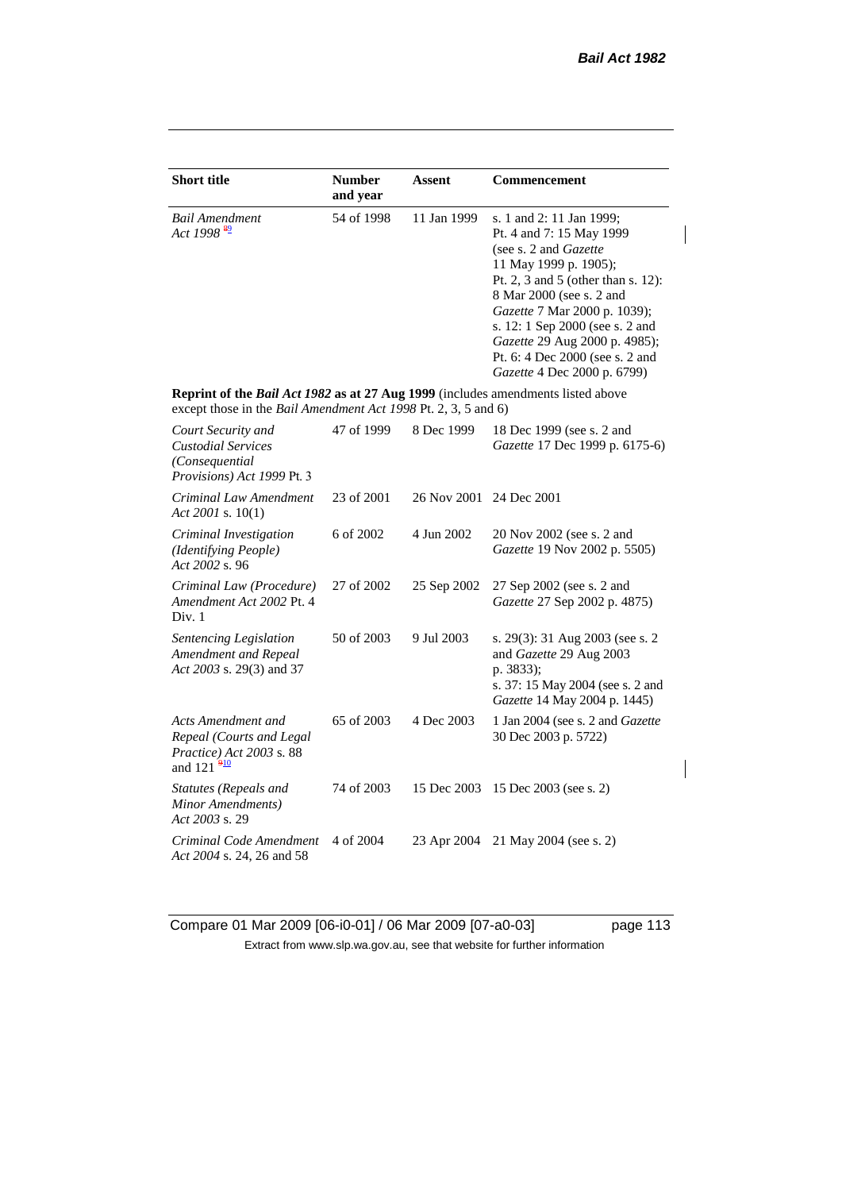| Short title | Number and year | Assent | Commencement |
|---|---|---|---|
| *Bail Amendment Act 1998* [8 9] | 54 of 1998 | 11 Jan 1999 | s. 1 and 2: 11 Jan 1999; Pt. 4 and 7: 15 May 1999 (see s. 2 and *Gazette* 11 May 1999 p. 1905); Pt. 2, 3 and 5 (other than s. 12): 8 Mar 2000 (see s. 2 and *Gazette* 7 Mar 2000 p. 1039); s. 12: 1 Sep 2000 (see s. 2 and *Gazette* 29 Aug 2000 p. 4985); Pt. 6: 4 Dec 2000 (see s. 2 and *Gazette* 4 Dec 2000 p. 6799) |
| **Reprint of the *Bail Act 1982* as at 27 Aug 1999** (includes amendments listed above except those in the *Bail Amendment Act 1998* Pt. 2, 3, 5 and 6) | | | |
| *Court Security and Custodial Services (Consequential Provisions) Act 1999* Pt. 3 | 47 of 1999 | 8 Dec 1999 | 18 Dec 1999 (see s. 2 and *Gazette* 17 Dec 1999 p. 6175-6) |
| *Criminal Law Amendment Act 2001* s. 10(1) | 23 of 2001 | 26 Nov 2001 | 24 Dec 2001 |
| *Criminal Investigation (Identifying People) Act 2002* s. 96 | 6 of 2002 | 4 Jun 2002 | 20 Nov 2002 (see s. 2 and *Gazette* 19 Nov 2002 p. 5505) |
| *Criminal Law (Procedure) Amendment Act 2002* Pt. 4 Div. 1 | 27 of 2002 | 25 Sep 2002 | 27 Sep 2002 (see s. 2 and *Gazette* 27 Sep 2002 p. 4875) |
| *Sentencing Legislation Amendment and Repeal Act 2003* s. 29(3) and 37 | 50 of 2003 | 9 Jul 2003 | s. 29(3): 31 Aug 2003 (see s. 2 and *Gazette* 29 Aug 2003 p. 3833); s. 37: 15 May 2004 (see s. 2 and *Gazette* 14 May 2004 p. 1445) |
| *Acts Amendment and Repeal (Courts and Legal Practice) Act 2003* s. 88 and 121 [9 10] | 65 of 2003 | 4 Dec 2003 | 1 Jan 2004 (see s. 2 and *Gazette* 30 Dec 2003 p. 5722) |
| *Statutes (Repeals and Minor Amendments) Act 2003* s. 29 | 74 of 2003 | 15 Dec 2003 | 15 Dec 2003 (see s. 2) |
| *Criminal Code Amendment Act 2004* s. 24, 26 and 58 | 4 of 2004 | 23 Apr 2004 | 21 May 2004 (see s. 2) |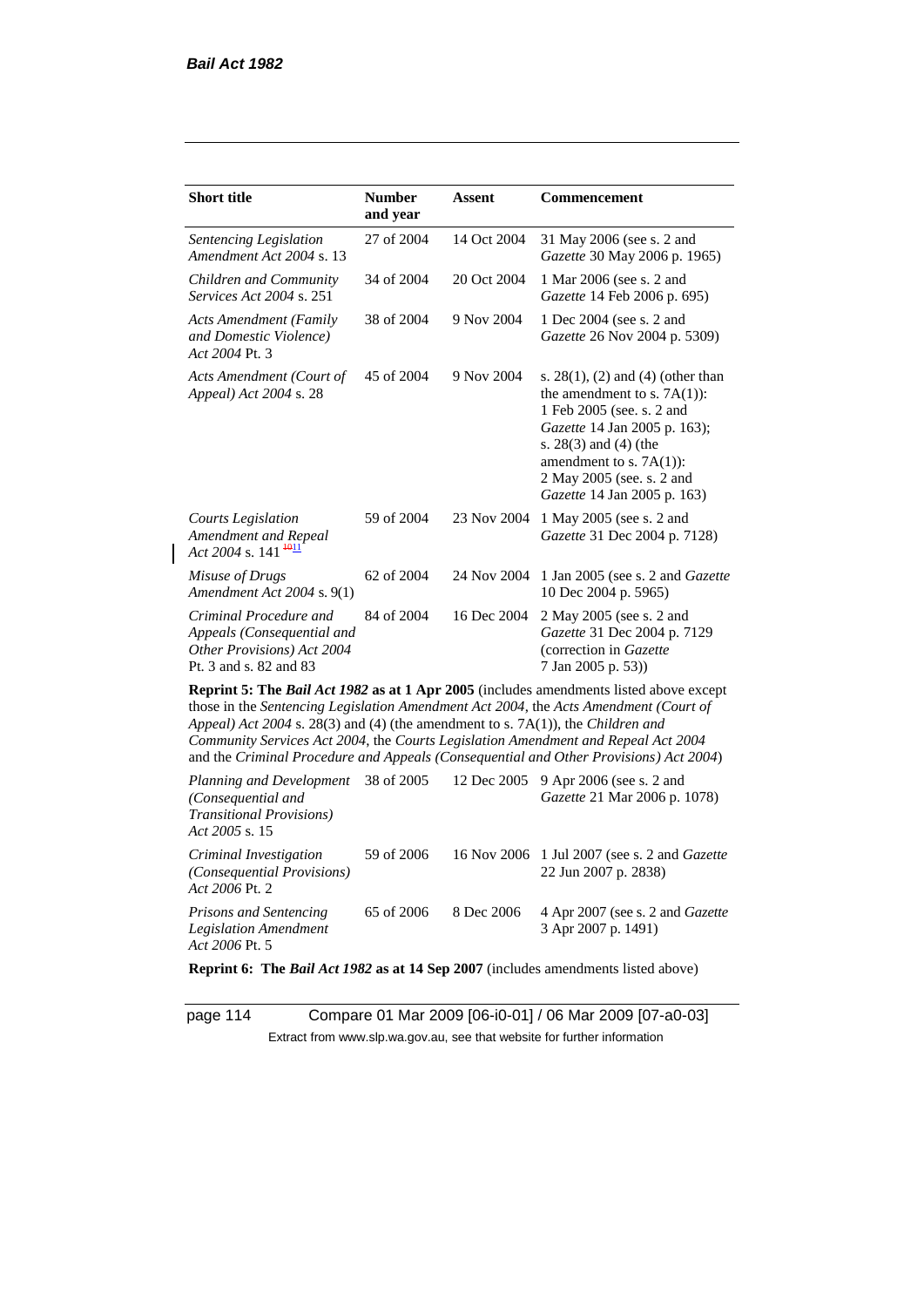| Short title | Number and year | Assent | Commencement |
|---|---|---|---|
| *Sentencing Legislation Amendment Act 2004* s. 13 | 27 of 2004 | 14 Oct 2004 | 31 May 2006 (see s. 2 and *Gazette* 30 May 2006 p. 1965) |
| *Children and Community Services Act 2004* s. 251 | 34 of 2004 | 20 Oct 2004 | 1 Mar 2006 (see s. 2 and *Gazette* 14 Feb 2006 p. 695) |
| *Acts Amendment (Family and Domestic Violence) Act 2004* Pt. 3 | 38 of 2004 | 9 Nov 2004 | 1 Dec 2004 (see s. 2 and *Gazette* 26 Nov 2004 p. 5309) |
| *Acts Amendment (Court of Appeal) Act 2004* s. 28 | 45 of 2004 | 9 Nov 2004 | s. 28(1), (2) and (4) (other than the amendment to s. 7A(1)): 1 Feb 2005 (see. s. 2 and *Gazette* 14 Jan 2005 p. 163); s. 28(3) and (4) (the amendment to s. 7A(1)): 2 May 2005 (see. s. 2 and *Gazette* 14 Jan 2005 p. 163) |
| *Courts Legislation Amendment and Repeal Act 2004* s. 141 [10 11] | 59 of 2004 | 23 Nov 2004 | 1 May 2005 (see s. 2 and *Gazette* 31 Dec 2004 p. 7128) |
| *Misuse of Drugs Amendment Act 2004* s. 9(1) | 62 of 2004 | 24 Nov 2004 | 1 Jan 2005 (see s. 2 and *Gazette* 10 Dec 2004 p. 5965) |
| *Criminal Procedure and Appeals (Consequential and Other Provisions) Act 2004* Pt. 3 and s. 82 and 83 | 84 of 2004 | 16 Dec 2004 | 2 May 2005 (see s. 2 and *Gazette* 31 Dec 2004 p. 7129 (correction in *Gazette* 7 Jan 2005 p. 53)) |
| **Reprint 5: The *Bail Act 1982* as at 1 Apr 2005** (includes amendments listed above except those in the *Sentencing Legislation Amendment Act 2004*, the *Acts Amendment (Court of Appeal) Act 2004* s. 28(3) and (4) (the amendment to s. 7A(1)), the *Children and Community Services Act 2004*, the *Courts Legislation Amendment and Repeal Act 2004* and the *Criminal Procedure and Appeals (Consequential and Other Provisions) Act 2004*) | | | |
| *Planning and Development (Consequential and Transitional Provisions) Act 2005* s. 15 | 38 of 2005 | 12 Dec 2005 | 9 Apr 2006 (see s. 2 and *Gazette* 21 Mar 2006 p. 1078) |
| *Criminal Investigation (Consequential Provisions) Act 2006* Pt. 2 | 59 of 2006 | 16 Nov 2006 | 1 Jul 2007 (see s. 2 and *Gazette* 22 Jun 2007 p. 2838) |
| *Prisons and Sentencing Legislation Amendment Act 2006* Pt. 5 | 65 of 2006 | 8 Dec 2006 | 4 Apr 2007 (see s. 2 and *Gazette* 3 Apr 2007 p. 1491) |
| **Reprint 6: The *Bail Act 1982* as at 14 Sep 2007** (includes amendments listed above) | | | |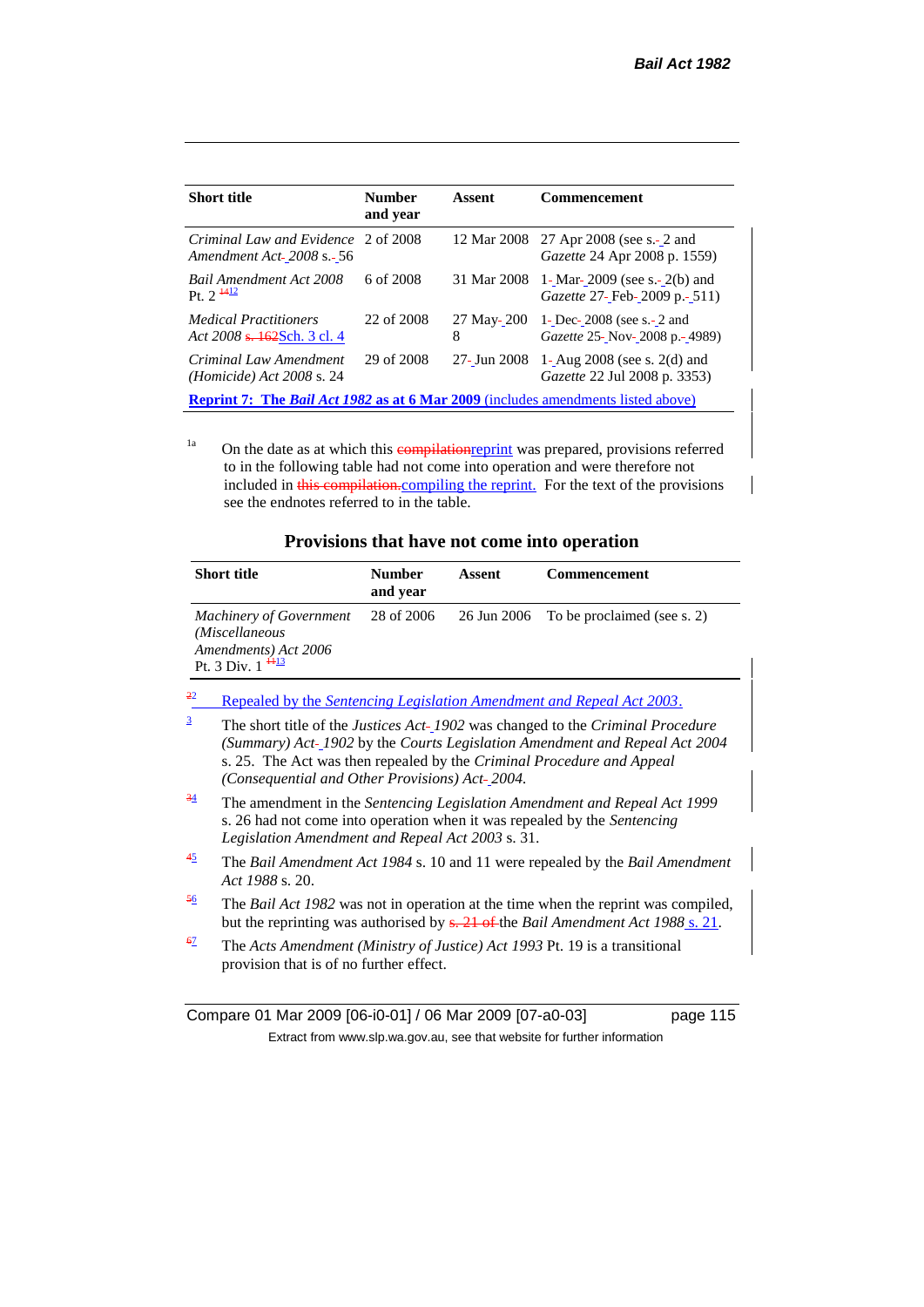| Short title | Number and year | Assent | Commencement |
|---|---|---|---|
| *Criminal Law and Evidence Amendment Act 2008* s. 56 | 2 of 2008 | 12 Mar 2008 | 27 Apr 2008 (see s. 2 and *Gazette* 24 Apr 2008 p. 1559) |
| *Bail Amendment Act 2008* Pt. 2 [1112] | 6 of 2008 | 31 Mar 2008 | 1 Mar 2009 (see s. 2(b) and *Gazette* 27 Feb 2009 p. 511) |
| *Medical Practitioners Act 2008* s. 162Sch. 3 cl. 4 | 22 of 2008 | 27 May 2008 | 1 Dec 2008 (see s. 2 and *Gazette* 25 Nov 2008 p. 4989) |
| *Criminal Law Amendment (Homicide) Act 2008* s. 24 | 29 of 2008 | 27 Jun 2008 | 1 Aug 2008 (see s. 2(d) and *Gazette* 22 Jul 2008 p. 3353) |
| **Reprint 7: The *Bail Act 1982* as at 6 Mar 2009** (includes amendments listed above) | | | |

[1a] On the date as at which this compilationreprint was prepared, provisions referred to in the following table had not come into operation and were therefore not included in this compilation.compiling the reprint. For the text of the provisions see the endnotes referred to in the table.

**Provisions that have not come into operation**

| Short title | Number and year | Assent | Commencement |
|---|---|---|---|
| *Machinery of Government (Miscellaneous Amendments) Act 2006* Pt. 3 Div. 1 [1113] | 28 of 2006 | 26 Jun 2006 | To be proclaimed (see s. 2) |

[22] Repealed by the *Sentencing Legislation Amendment and Repeal Act 2003*.

[3] The short title of the *Justices Act 1902* was changed to the *Criminal Procedure (Summary) Act 1902* by the *Courts Legislation Amendment and Repeal Act 2004* s. 25. The Act was then repealed by the *Criminal Procedure and Appeal (Consequential and Other Provisions) Act 2004*.

[34] The amendment in the *Sentencing Legislation Amendment and Repeal Act 1999* s. 26 had not come into operation when it was repealed by the *Sentencing Legislation Amendment and Repeal Act 2003* s. 31.

[45] The *Bail Amendment Act 1984* s. 10 and 11 were repealed by the *Bail Amendment Act 1988* s. 20.

[56] The *Bail Act 1982* was not in operation at the time when the reprint was compiled, but the reprinting was authorised by s. 21 of the *Bail Amendment Act 1988* s. 21.

[67] The *Acts Amendment (Ministry of Justice) Act 1993* Pt. 19 is a transitional provision that is of no further effect.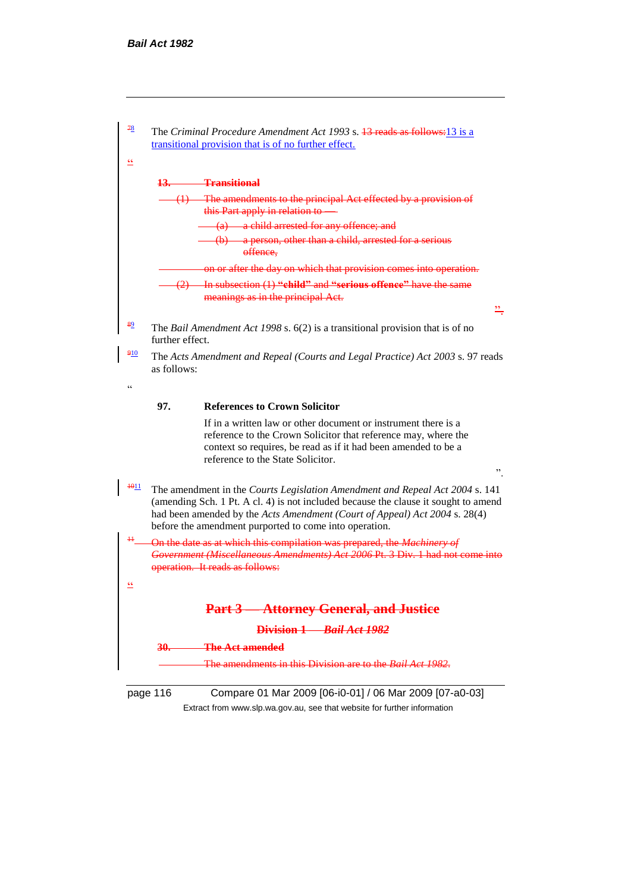[7][8] The *Criminal Procedure Amendment Act 1993* s. ~~13 reads as follows:~~13 is a transitional provision that is of no further effect.

~~"~~

~~**13. Transitional**~~

~~(1) The amendments to the principal Act effected by a provision of this Part apply in relation to —~~

~~(a) a child arrested for any offence; and~~

~~(b) a person, other than a child, arrested for a serious offence,~~

~~on or after the day on which that provision comes into operation.~~

~~(2) In subsection (1) **"child"** and **"serious offence"** have the same meanings as in the principal Act.~~

~~".~~

[8][9] The *Bail Amendment Act 1998* s. 6(2) is a transitional provision that is of no further effect.

[9][10] The *Acts Amendment and Repeal (Courts and Legal Practice) Act 2003* s. 97 reads as follows:

"

**97. References to Crown Solicitor**

If in a written law or other document or instrument there is a reference to the Crown Solicitor that reference may, where the context so requires, be read as if it had been amended to be a reference to the State Solicitor.

".

[10][11] The amendment in the *Courts Legislation Amendment and Repeal Act 2004* s. 141 (amending Sch. 1 Pt. A cl. 4) is not included because the clause it sought to amend had been amended by the *Acts Amendment (Court of Appeal) Act 2004* s. 28(4) before the amendment purported to come into operation.

~~[11] On the date as at which this compilation was prepared, the *Machinery of Government (Miscellaneous Amendments) Act 2006* Pt. 3 Div. 1 had not come into operation. It reads as follows:~~

~~"~~

~~**Part 3 — Attorney General, and Justice**~~

~~**Division 1 — *Bail Act 1982***~~

~~**30. The Act amended**~~

~~The amendments in this Division are to the *Bail Act 1982*.~~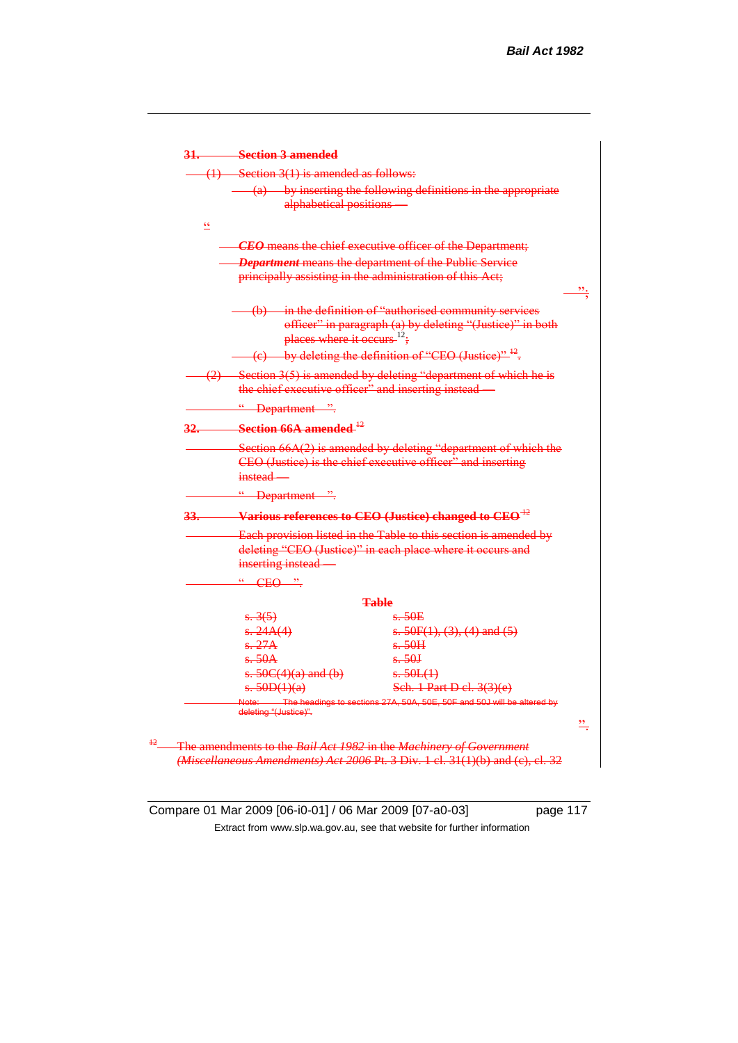**31. Section 3 amended**

(1) Section 3(1) is amended as follows:

(a) by inserting the following definitions in the appropriate alphabetical positions —

"

***CEO*** means the chief executive officer of the Department;

***Department*** means the department of the Public Service principally assisting in the administration of this Act;

";

(b) in the definition of "authorised community services officer" in paragraph (a) by deleting "(Justice)" in both places where it occurs [12];

(c) by deleting the definition of "CEO (Justice)" [12].

(2) Section 3(5) is amended by deleting "department of which he is the chief executive officer" and inserting instead —

" Department ".

**32. Section 66A amended** [12]

Section 66A(2) is amended by deleting "department of which the CEO (Justice) is the chief executive officer" and inserting instead —

" Department ".

**33. Various references to CEO (Justice) changed to CEO** [12]

Each provision listed in the Table to this section is amended by deleting "CEO (Justice)" in each place where it occurs and inserting instead —

" CEO ".

**Table**

| | |
|---|---|
| s. 3(5) | s. 50E |
| s. 24A(4) | s. 50F(1), (3), (4) and (5) |
| s. 27A | s. 50H |
| s. 50A | s. 50J |
| s. 50C(4)(a) and (b) | s. 50L(1) |
| s. 50D(1)(a) | Sch. 1 Part D cl. 3(3)(e) |

Note: The headings to sections 27A, 50A, 50E, 50F and 50J will be altered by deleting "(Justice)".

".

[12] The amendments to the *Bail Act 1982* in the *Machinery of Government (Miscellaneous Amendments) Act 2006* Pt. 3 Div. 1 cl. 31(1)(b) and (c), cl. 32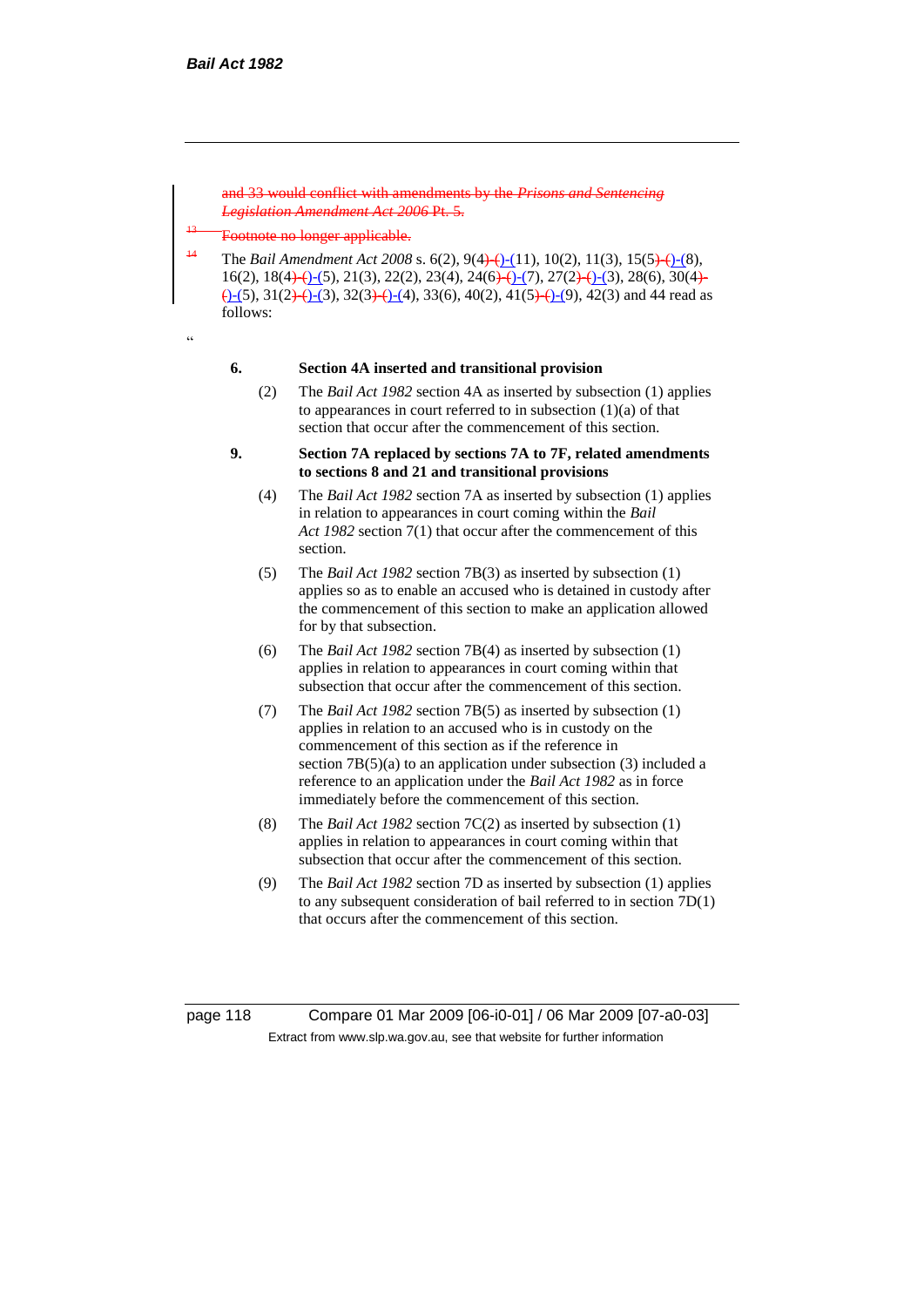and 33 would conflict with amendments by the *Prisons and Sentencing Legislation Amendment Act 2006* Pt. 5.

[13] Footnote no longer applicable.

[14] The *Bail Amendment Act 2008* s. 6(2), 9(4)-()-(11), 10(2), 11(3), 15(5)-()-(8), 16(2), 18(4)-()-(5), 21(3), 22(2), 23(4), 24(6)-()-(7), 27(2)-()-(3), 28(6), 30(4)-()-(5), 31(2)-()-(3), 32(3)-()-(4), 33(6), 40(2), 41(5)-()-(9), 42(3) and 44 read as follows:

"

**6. Section 4A inserted and transitional provision**

(2) The *Bail Act 1982* section 4A as inserted by subsection (1) applies to appearances in court referred to in subsection (1)(a) of that section that occur after the commencement of this section.

**9. Section 7A replaced by sections 7A to 7F, related amendments to sections 8 and 21 and transitional provisions**

(4) The *Bail Act 1982* section 7A as inserted by subsection (1) applies in relation to appearances in court coming within the *Bail Act 1982* section 7(1) that occur after the commencement of this section.

(5) The *Bail Act 1982* section 7B(3) as inserted by subsection (1) applies so as to enable an accused who is detained in custody after the commencement of this section to make an application allowed for by that subsection.

(6) The *Bail Act 1982* section 7B(4) as inserted by subsection (1) applies in relation to appearances in court coming within that subsection that occur after the commencement of this section.

(7) The *Bail Act 1982* section 7B(5) as inserted by subsection (1) applies in relation to an accused who is in custody on the commencement of this section as if the reference in section 7B(5)(a) to an application under subsection (3) included a reference to an application under the *Bail Act 1982* as in force immediately before the commencement of this section.

(8) The *Bail Act 1982* section 7C(2) as inserted by subsection (1) applies in relation to appearances in court coming within that subsection that occur after the commencement of this section.

(9) The *Bail Act 1982* section 7D as inserted by subsection (1) applies to any subsequent consideration of bail referred to in section 7D(1) that occurs after the commencement of this section.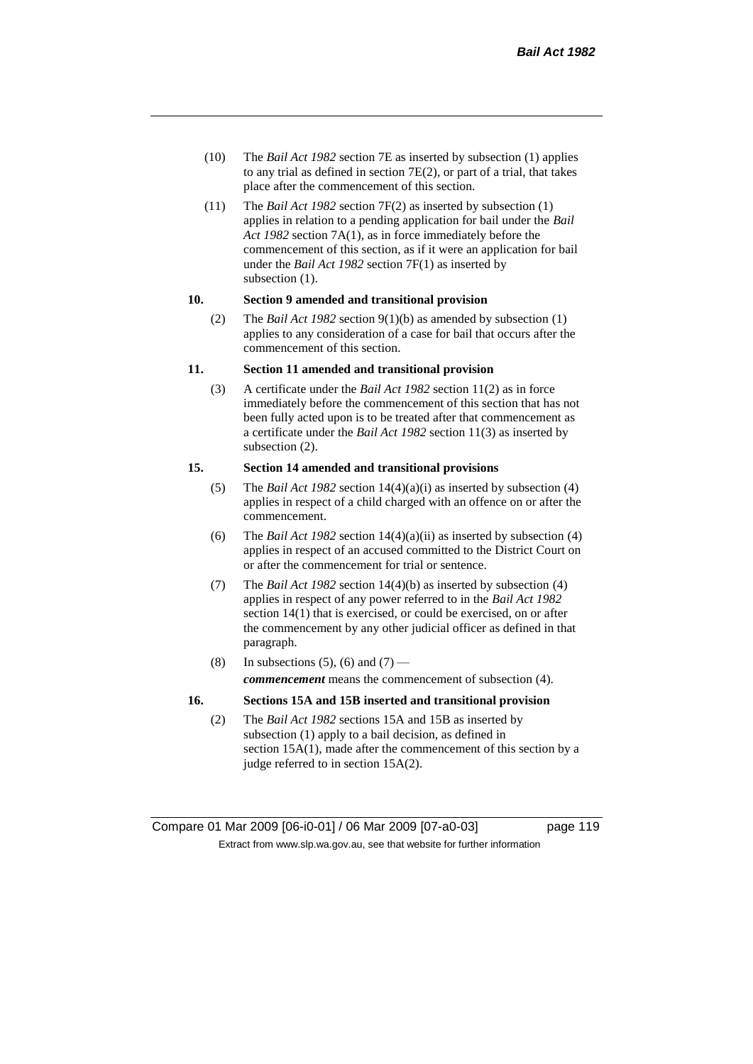(10) The *Bail Act 1982* section 7E as inserted by subsection (1) applies to any trial as defined in section 7E(2), or part of a trial, that takes place after the commencement of this section.

(11) The *Bail Act 1982* section 7F(2) as inserted by subsection (1) applies in relation to a pending application for bail under the *Bail Act 1982* section 7A(1), as in force immediately before the commencement of this section, as if it were an application for bail under the *Bail Act 1982* section 7F(1) as inserted by subsection (1).

**10. Section 9 amended and transitional provision**

(2) The *Bail Act 1982* section 9(1)(b) as amended by subsection (1) applies to any consideration of a case for bail that occurs after the commencement of this section.

**11. Section 11 amended and transitional provision**

(3) A certificate under the *Bail Act 1982* section 11(2) as in force immediately before the commencement of this section that has not been fully acted upon is to be treated after that commencement as a certificate under the *Bail Act 1982* section 11(3) as inserted by subsection (2).

**15. Section 14 amended and transitional provisions**

(5) The *Bail Act 1982* section 14(4)(a)(i) as inserted by subsection (4) applies in respect of a child charged with an offence on or after the commencement.

(6) The *Bail Act 1982* section 14(4)(a)(ii) as inserted by subsection (4) applies in respect of an accused committed to the District Court on or after the commencement for trial or sentence.

(7) The *Bail Act 1982* section 14(4)(b) as inserted by subsection (4) applies in respect of any power referred to in the *Bail Act 1982* section 14(1) that is exercised, or could be exercised, on or after the commencement by any other judicial officer as defined in that paragraph.

(8) In subsections (5), (6) and (7) —

***commencement*** means the commencement of subsection (4).

**16. Sections 15A and 15B inserted and transitional provision**

(2) The *Bail Act 1982* sections 15A and 15B as inserted by subsection (1) apply to a bail decision, as defined in section 15A(1), made after the commencement of this section by a judge referred to in section 15A(2).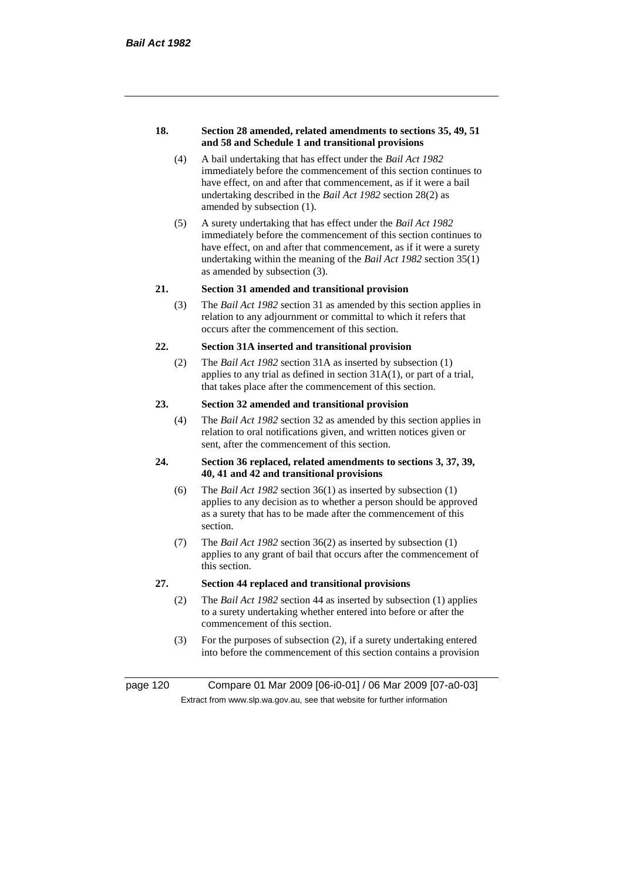**18. Section 28 amended, related amendments to sections 35, 49, 51 and 58 and Schedule 1 and transitional provisions**

(4) A bail undertaking that has effect under the *Bail Act 1982* immediately before the commencement of this section continues to have effect, on and after that commencement, as if it were a bail undertaking described in the *Bail Act 1982* section 28(2) as amended by subsection (1).

(5) A surety undertaking that has effect under the *Bail Act 1982* immediately before the commencement of this section continues to have effect, on and after that commencement, as if it were a surety undertaking within the meaning of the *Bail Act 1982* section 35(1) as amended by subsection (3).

**21. Section 31 amended and transitional provision**

(3) The *Bail Act 1982* section 31 as amended by this section applies in relation to any adjournment or committal to which it refers that occurs after the commencement of this section.

**22. Section 31A inserted and transitional provision**

(2) The *Bail Act 1982* section 31A as inserted by subsection (1) applies to any trial as defined in section 31A(1), or part of a trial, that takes place after the commencement of this section.

**23. Section 32 amended and transitional provision**

(4) The *Bail Act 1982* section 32 as amended by this section applies in relation to oral notifications given, and written notices given or sent, after the commencement of this section.

**24. Section 36 replaced, related amendments to sections 3, 37, 39, 40, 41 and 42 and transitional provisions**

(6) The *Bail Act 1982* section 36(1) as inserted by subsection (1) applies to any decision as to whether a person should be approved as a surety that has to be made after the commencement of this section.

(7) The *Bail Act 1982* section 36(2) as inserted by subsection (1) applies to any grant of bail that occurs after the commencement of this section.

**27. Section 44 replaced and transitional provisions**

(2) The *Bail Act 1982* section 44 as inserted by subsection (1) applies to a surety undertaking whether entered into before or after the commencement of this section.

(3) For the purposes of subsection (2), if a surety undertaking entered into before the commencement of this section contains a provision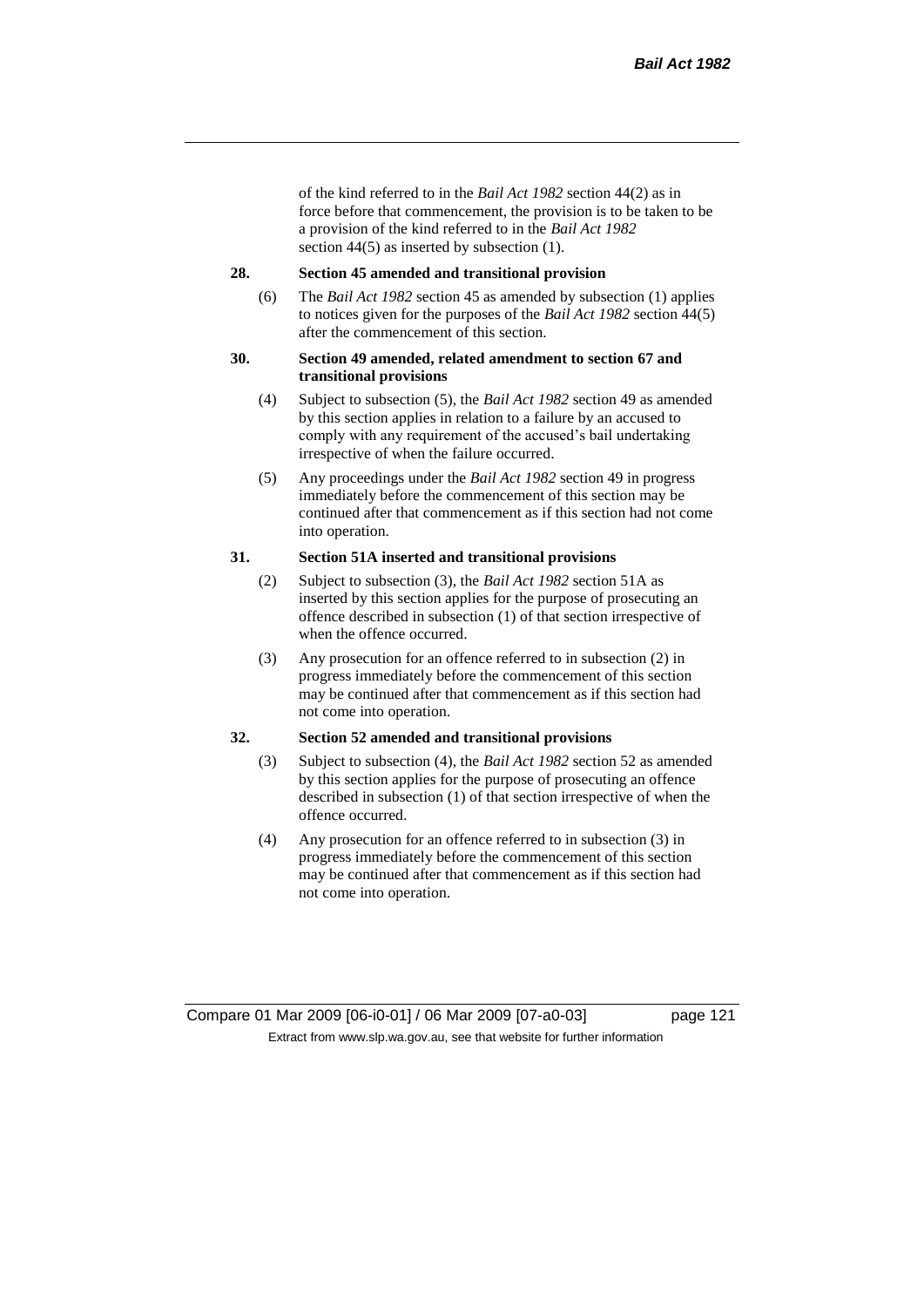of the kind referred to in the *Bail Act 1982* section 44(2) as in force before that commencement, the provision is to be taken to be a provision of the kind referred to in the *Bail Act 1982* section 44(5) as inserted by subsection (1).

**28. Section 45 amended and transitional provision**

(6) The *Bail Act 1982* section 45 as amended by subsection (1) applies to notices given for the purposes of the *Bail Act 1982* section 44(5) after the commencement of this section.

**30. Section 49 amended, related amendment to section 67 and transitional provisions**

(4) Subject to subsection (5), the *Bail Act 1982* section 49 as amended by this section applies in relation to a failure by an accused to comply with any requirement of the accused's bail undertaking irrespective of when the failure occurred.

(5) Any proceedings under the *Bail Act 1982* section 49 in progress immediately before the commencement of this section may be continued after that commencement as if this section had not come into operation.

**31. Section 51A inserted and transitional provisions**

(2) Subject to subsection (3), the *Bail Act 1982* section 51A as inserted by this section applies for the purpose of prosecuting an offence described in subsection (1) of that section irrespective of when the offence occurred.

(3) Any prosecution for an offence referred to in subsection (2) in progress immediately before the commencement of this section may be continued after that commencement as if this section had not come into operation.

**32. Section 52 amended and transitional provisions**

(3) Subject to subsection (4), the *Bail Act 1982* section 52 as amended by this section applies for the purpose of prosecuting an offence described in subsection (1) of that section irrespective of when the offence occurred.

(4) Any prosecution for an offence referred to in subsection (3) in progress immediately before the commencement of this section may be continued after that commencement as if this section had not come into operation.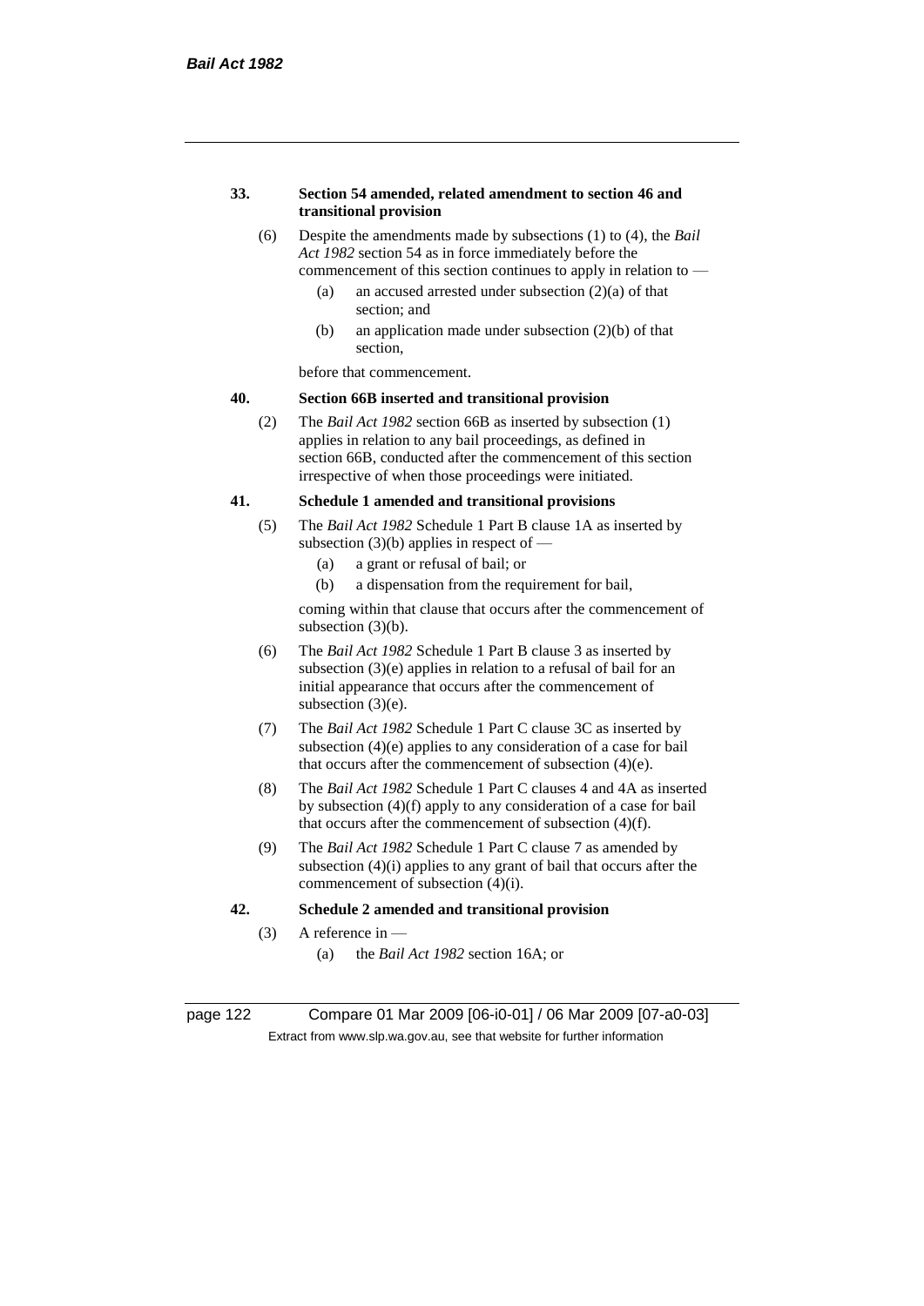**33. Section 54 amended, related amendment to section 46 and transitional provision**

(6) Despite the amendments made by subsections (1) to (4), the *Bail Act 1982* section 54 as in force immediately before the commencement of this section continues to apply in relation to —

(a) an accused arrested under subsection (2)(a) of that section; and

(b) an application made under subsection (2)(b) of that section,

before that commencement.

**40. Section 66B inserted and transitional provision**

(2) The *Bail Act 1982* section 66B as inserted by subsection (1) applies in relation to any bail proceedings, as defined in section 66B, conducted after the commencement of this section irrespective of when those proceedings were initiated.

**41. Schedule 1 amended and transitional provisions**

(5) The *Bail Act 1982* Schedule 1 Part B clause 1A as inserted by subsection (3)(b) applies in respect of —

(a) a grant or refusal of bail; or

(b) a dispensation from the requirement for bail,

coming within that clause that occurs after the commencement of subsection (3)(b).

(6) The *Bail Act 1982* Schedule 1 Part B clause 3 as inserted by subsection (3)(e) applies in relation to a refusal of bail for an initial appearance that occurs after the commencement of subsection (3)(e).

(7) The *Bail Act 1982* Schedule 1 Part C clause 3C as inserted by subsection (4)(e) applies to any consideration of a case for bail that occurs after the commencement of subsection (4)(e).

(8) The *Bail Act 1982* Schedule 1 Part C clauses 4 and 4A as inserted by subsection (4)(f) apply to any consideration of a case for bail that occurs after the commencement of subsection (4)(f).

(9) The *Bail Act 1982* Schedule 1 Part C clause 7 as amended by subsection (4)(i) applies to any grant of bail that occurs after the commencement of subsection (4)(i).

**42. Schedule 2 amended and transitional provision**

(3) A reference in —

(a) the *Bail Act 1982* section 16A; or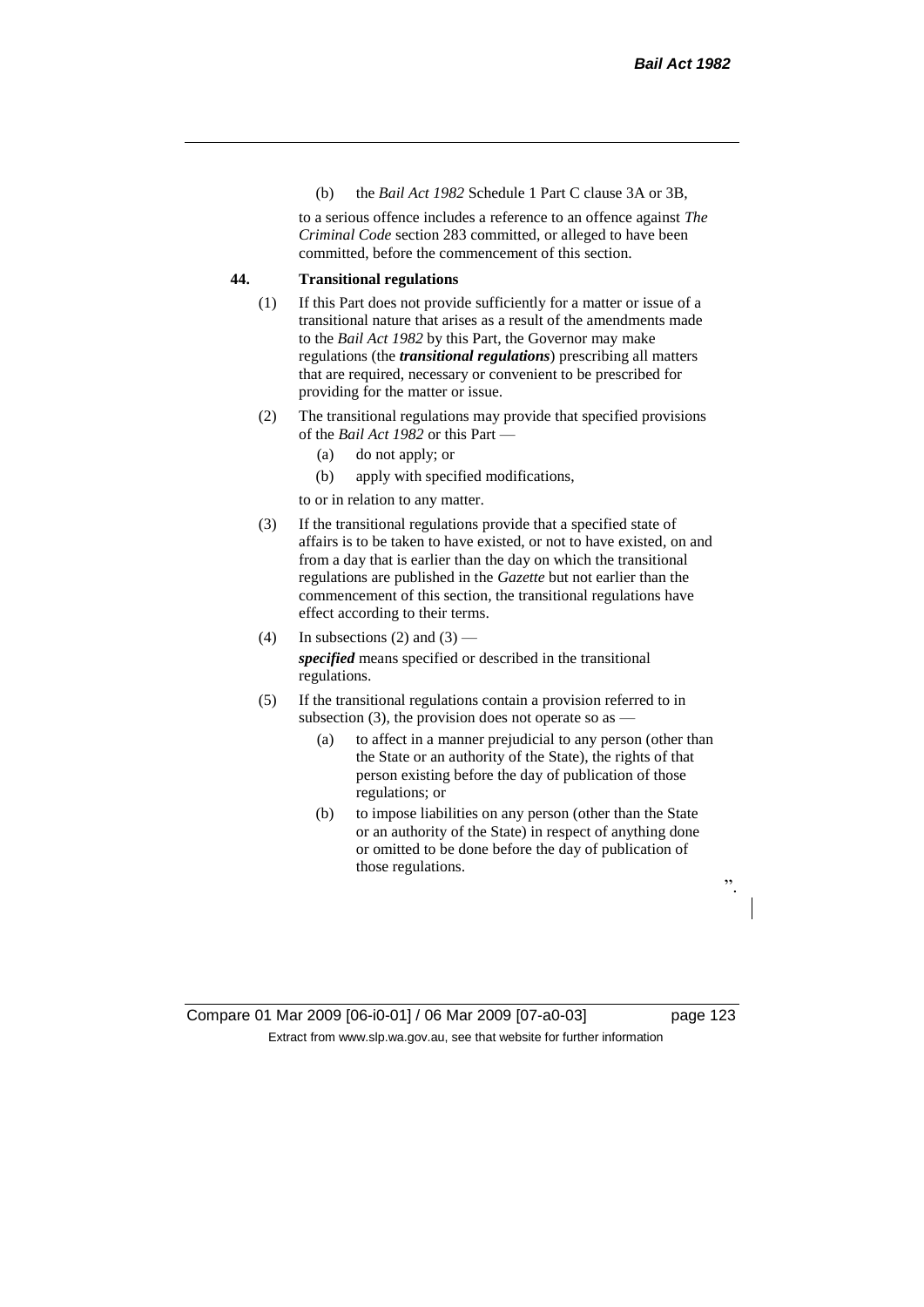(b) the *Bail Act 1982* Schedule 1 Part C clause 3A or 3B,

to a serious offence includes a reference to an offence against *The Criminal Code* section 283 committed, or alleged to have been committed, before the commencement of this section.

**44. Transitional regulations**

(1) If this Part does not provide sufficiently for a matter or issue of a transitional nature that arises as a result of the amendments made to the *Bail Act 1982* by this Part, the Governor may make regulations (the ***transitional regulations***) prescribing all matters that are required, necessary or convenient to be prescribed for providing for the matter or issue.

(2) The transitional regulations may provide that specified provisions of the *Bail Act 1982* or this Part —

(a) do not apply; or

(b) apply with specified modifications,

to or in relation to any matter.

(3) If the transitional regulations provide that a specified state of affairs is to be taken to have existed, or not to have existed, on and from a day that is earlier than the day on which the transitional regulations are published in the *Gazette* but not earlier than the commencement of this section, the transitional regulations have effect according to their terms.

(4) In subsections (2) and (3) —

***specified*** means specified or described in the transitional regulations.

(5) If the transitional regulations contain a provision referred to in subsection (3), the provision does not operate so as —

(a) to affect in a manner prejudicial to any person (other than the State or an authority of the State), the rights of that person existing before the day of publication of those regulations; or

(b) to impose liabilities on any person (other than the State or an authority of the State) in respect of anything done or omitted to be done before the day of publication of those regulations.

".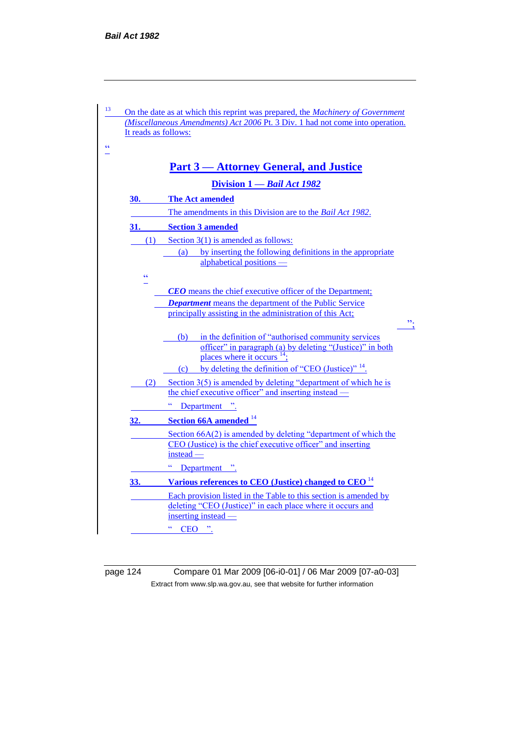[13] On the date as at which this reprint was prepared, the *Machinery of Government (Miscellaneous Amendments) Act 2006* Pt. 3 Div. 1 had not come into operation. It reads as follows:

"

## Part 3 — Attorney General, and Justice

### Division 1 — *Bail Act 1982*

**30. The Act amended**

The amendments in this Division are to the *Bail Act 1982*.

**31. Section 3 amended**

(1) Section 3(1) is amended as follows:

(a) by inserting the following definitions in the appropriate alphabetical positions —

"

***CEO*** means the chief executive officer of the Department;

***Department*** means the department of the Public Service principally assisting in the administration of this Act;

";

(b) in the definition of "authorised community services officer" in paragraph (a) by deleting "(Justice)" in both places where it occurs [14];

(c) by deleting the definition of "CEO (Justice)" [14].

(2) Section 3(5) is amended by deleting "department of which he is the chief executive officer" and inserting instead —

" Department ".

**32. Section 66A amended** [14]

Section 66A(2) is amended by deleting "department of which the CEO (Justice) is the chief executive officer" and inserting instead —

" Department ".

**33. Various references to CEO (Justice) changed to CEO** [14]

Each provision listed in the Table to this section is amended by deleting "CEO (Justice)" in each place where it occurs and inserting instead —

" CEO ".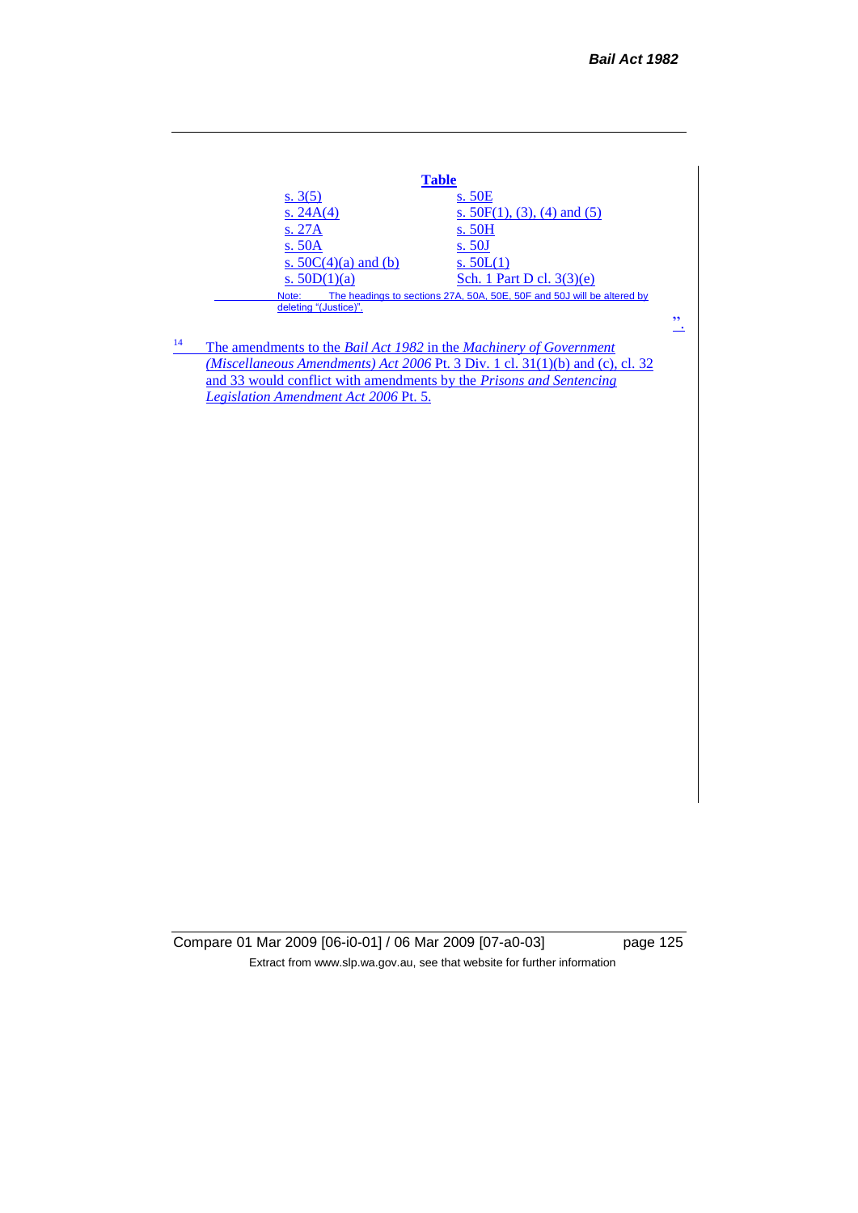**Table**

| | |
|---|---|
| s. 3(5) | s. 50E |
| s. 24A(4) | s. 50F(1), (3), (4) and (5) |
| s. 27A | s. 50H |
| s. 50A | s. 50J |
| s. 50C(4)(a) and (b) | s. 50L(1) |
| s. 50D(1)(a) | Sch. 1 Part D cl. 3(3)(e) |

Note: The headings to sections 27A, 50A, 50E, 50F and 50J will be altered by deleting "(Justice)".

".

[14] The amendments to the *Bail Act 1982* in the *Machinery of Government (Miscellaneous Amendments) Act 2006* Pt. 3 Div. 1 cl. 31(1)(b) and (c), cl. 32 and 33 would conflict with amendments by the *Prisons and Sentencing Legislation Amendment Act 2006* Pt. 5.